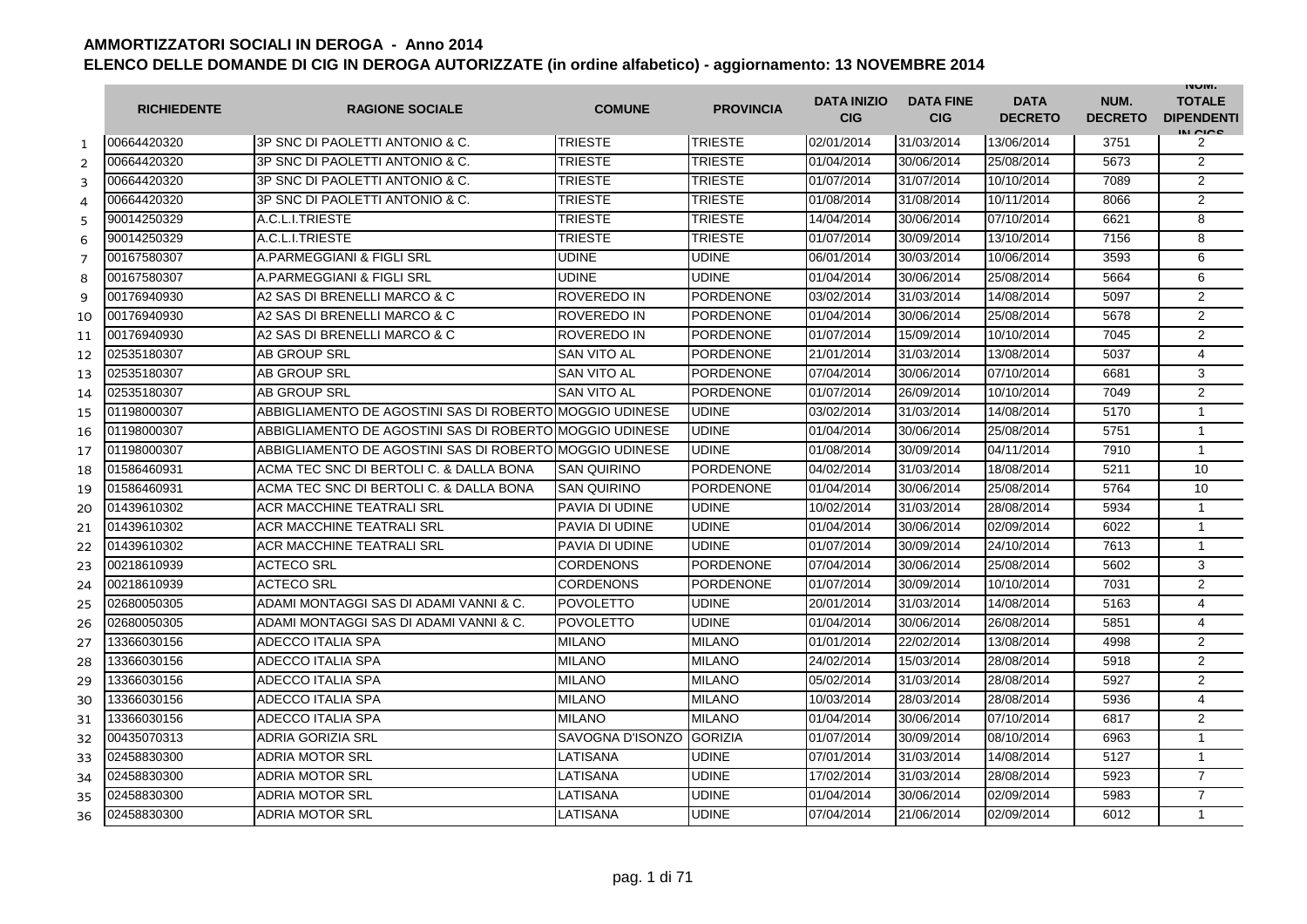# AMMORTIZZATORI SOCIALI IN DEROGA - Anno 2014

## ELENCO DELLE DOMANDE DI CIG IN DEROGA AUTORIZZATE (in ordine alfabetico) - aggiornamento: 13 NOVEMBRE 2014

| | RICHIEDENTE | RAGIONE SOCIALE | COMUNE | PROVINCIA | DATA INIZIO CIG | DATA FINE CIG | DATA DECRETO | NUM. DECRETO | NUM. TOTALE DIPENDENTI IN CIGS |
|---|---|---|---|---|---|---|---|---|---|
| 1 | 00664420320 | 3P SNC DI PAOLETTI ANTONIO & C. | TRIESTE | TRIESTE | 02/01/2014 | 31/03/2014 | 13/06/2014 | 3751 | 2 |
| 2 | 00664420320 | 3P SNC DI PAOLETTI ANTONIO & C. | TRIESTE | TRIESTE | 01/04/2014 | 30/06/2014 | 25/08/2014 | 5673 | 2 |
| 3 | 00664420320 | 3P SNC DI PAOLETTI ANTONIO & C. | TRIESTE | TRIESTE | 01/07/2014 | 31/07/2014 | 10/10/2014 | 7089 | 2 |
| 4 | 00664420320 | 3P SNC DI PAOLETTI ANTONIO & C. | TRIESTE | TRIESTE | 01/08/2014 | 31/08/2014 | 10/11/2014 | 8066 | 2 |
| 5 | 90014250329 | A.C.L.I.TRIESTE | TRIESTE | TRIESTE | 14/04/2014 | 30/06/2014 | 07/10/2014 | 6621 | 8 |
| 6 | 90014250329 | A.C.L.I.TRIESTE | TRIESTE | TRIESTE | 01/07/2014 | 30/09/2014 | 13/10/2014 | 7156 | 8 |
| 7 | 00167580307 | A.PARMEGGIANI & FIGLI SRL | UDINE | UDINE | 06/01/2014 | 30/03/2014 | 10/06/2014 | 3593 | 6 |
| 8 | 00167580307 | A.PARMEGGIANI & FIGLI SRL | UDINE | UDINE | 01/04/2014 | 30/06/2014 | 25/08/2014 | 5664 | 6 |
| 9 | 00176940930 | A2 SAS DI BRENELLI MARCO & C | ROVEREDO IN | PORDENONE | 03/02/2014 | 31/03/2014 | 14/08/2014 | 5097 | 2 |
| 10 | 00176940930 | A2 SAS DI BRENELLI MARCO & C | ROVEREDO IN | PORDENONE | 01/04/2014 | 30/06/2014 | 25/08/2014 | 5678 | 2 |
| 11 | 00176940930 | A2 SAS DI BRENELLI MARCO & C | ROVEREDO IN | PORDENONE | 01/07/2014 | 15/09/2014 | 10/10/2014 | 7045 | 2 |
| 12 | 02535180307 | AB GROUP SRL | SAN VITO AL | PORDENONE | 21/01/2014 | 31/03/2014 | 13/08/2014 | 5037 | 4 |
| 13 | 02535180307 | AB GROUP SRL | SAN VITO AL | PORDENONE | 07/04/2014 | 30/06/2014 | 07/10/2014 | 6681 | 3 |
| 14 | 02535180307 | AB GROUP SRL | SAN VITO AL | PORDENONE | 01/07/2014 | 26/09/2014 | 10/10/2014 | 7049 | 2 |
| 15 | 01198000307 | ABBIGLIAMENTO DE AGOSTINI SAS DI ROBERTO | MOGGIO UDINESE | UDINE | 03/02/2014 | 31/03/2014 | 14/08/2014 | 5170 | 1 |
| 16 | 01198000307 | ABBIGLIAMENTO DE AGOSTINI SAS DI ROBERTO | MOGGIO UDINESE | UDINE | 01/04/2014 | 30/06/2014 | 25/08/2014 | 5751 | 1 |
| 17 | 01198000307 | ABBIGLIAMENTO DE AGOSTINI SAS DI ROBERTO | MOGGIO UDINESE | UDINE | 01/08/2014 | 30/09/2014 | 04/11/2014 | 7910 | 1 |
| 18 | 01586460931 | ACMA TEC SNC DI BERTOLI C. & DALLA BONA | SAN QUIRINO | PORDENONE | 04/02/2014 | 31/03/2014 | 18/08/2014 | 5211 | 10 |
| 19 | 01586460931 | ACMA TEC SNC DI BERTOLI C. & DALLA BONA | SAN QUIRINO | PORDENONE | 01/04/2014 | 30/06/2014 | 25/08/2014 | 5764 | 10 |
| 20 | 01439610302 | ACR MACCHINE TEATRALI SRL | PAVIA DI UDINE | UDINE | 10/02/2014 | 31/03/2014 | 28/08/2014 | 5934 | 1 |
| 21 | 01439610302 | ACR MACCHINE TEATRALI SRL | PAVIA DI UDINE | UDINE | 01/04/2014 | 30/06/2014 | 02/09/2014 | 6022 | 1 |
| 22 | 01439610302 | ACR MACCHINE TEATRALI SRL | PAVIA DI UDINE | UDINE | 01/07/2014 | 30/09/2014 | 24/10/2014 | 7613 | 1 |
| 23 | 00218610939 | ACTECO SRL | CORDENONS | PORDENONE | 07/04/2014 | 30/06/2014 | 25/08/2014 | 5602 | 3 |
| 24 | 00218610939 | ACTECO SRL | CORDENONS | PORDENONE | 01/07/2014 | 30/09/2014 | 10/10/2014 | 7031 | 2 |
| 25 | 02680050305 | ADAMI MONTAGGI SAS DI ADAMI VANNI & C. | POVOLETTO | UDINE | 20/01/2014 | 31/03/2014 | 14/08/2014 | 5163 | 4 |
| 26 | 02680050305 | ADAMI MONTAGGI SAS DI ADAMI VANNI & C. | POVOLETTO | UDINE | 01/04/2014 | 30/06/2014 | 26/08/2014 | 5851 | 4 |
| 27 | 13366030156 | ADECCO ITALIA SPA | MILANO | MILANO | 01/01/2014 | 22/02/2014 | 13/08/2014 | 4998 | 2 |
| 28 | 13366030156 | ADECCO ITALIA SPA | MILANO | MILANO | 24/02/2014 | 15/03/2014 | 28/08/2014 | 5918 | 2 |
| 29 | 13366030156 | ADECCO ITALIA SPA | MILANO | MILANO | 05/02/2014 | 31/03/2014 | 28/08/2014 | 5927 | 2 |
| 30 | 13366030156 | ADECCO ITALIA SPA | MILANO | MILANO | 10/03/2014 | 28/03/2014 | 28/08/2014 | 5936 | 4 |
| 31 | 13366030156 | ADECCO ITALIA SPA | MILANO | MILANO | 01/04/2014 | 30/06/2014 | 07/10/2014 | 6817 | 2 |
| 32 | 00435070313 | ADRIA GORIZIA SRL | SAVOGNA D'ISONZO | GORIZIA | 01/07/2014 | 30/09/2014 | 08/10/2014 | 6963 | 1 |
| 33 | 02458830300 | ADRIA MOTOR SRL | LATISANA | UDINE | 07/01/2014 | 31/03/2014 | 14/08/2014 | 5127 | 1 |
| 34 | 02458830300 | ADRIA MOTOR SRL | LATISANA | UDINE | 17/02/2014 | 31/03/2014 | 28/08/2014 | 5923 | 7 |
| 35 | 02458830300 | ADRIA MOTOR SRL | LATISANA | UDINE | 01/04/2014 | 30/06/2014 | 02/09/2014 | 5983 | 7 |
| 36 | 02458830300 | ADRIA MOTOR SRL | LATISANA | UDINE | 07/04/2014 | 21/06/2014 | 02/09/2014 | 6012 | 1 |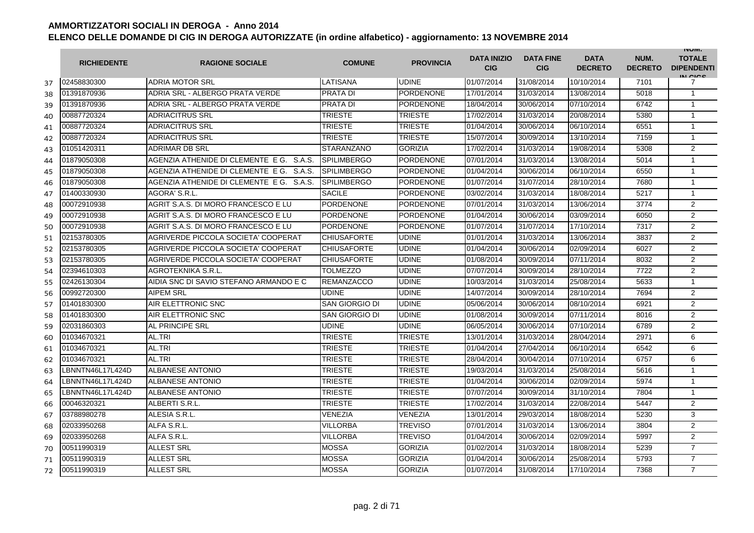# AMMORTIZZATORI SOCIALI IN DEROGA - Anno 2014

## ELENCO DELLE DOMANDE DI CIG IN DEROGA AUTORIZZATE (in ordine alfabetico) - aggiornamento: 13 NOVEMBRE 2014

| | RICHIEDENTE | RAGIONE SOCIALE | COMUNE | PROVINCIA | DATA INIZIO CIG | DATA FINE CIG | DATA DECRETO | NUM. DECRETO | NUM. TOTALE DIPENDENTI IN CIGS |
|---|---|---|---|---|---|---|---|---|---|
| 37 | 02458830300 | ADRIA MOTOR SRL | LATISANA | UDINE | 01/07/2014 | 31/08/2014 | 10/10/2014 | 7101 | 7 |
| 38 | 01391870936 | ADRIA SRL - ALBERGO PRATA VERDE | PRATA DI | PORDENONE | 17/01/2014 | 31/03/2014 | 13/08/2014 | 5018 | 1 |
| 39 | 01391870936 | ADRIA SRL - ALBERGO PRATA VERDE | PRATA DI | PORDENONE | 18/04/2014 | 30/06/2014 | 07/10/2014 | 6742 | 1 |
| 40 | 00887720324 | ADRIACITRUS SRL | TRIESTE | TRIESTE | 17/02/2014 | 31/03/2014 | 20/08/2014 | 5380 | 1 |
| 41 | 00887720324 | ADRIACITRUS SRL | TRIESTE | TRIESTE | 01/04/2014 | 30/06/2014 | 06/10/2014 | 6551 | 1 |
| 42 | 00887720324 | ADRIACITRUS SRL | TRIESTE | TRIESTE | 15/07/2014 | 30/09/2014 | 13/10/2014 | 7159 | 1 |
| 43 | 01051420311 | ADRIMAR DB SRL | STARANZANO | GORIZIA | 17/02/2014 | 31/03/2014 | 19/08/2014 | 5308 | 2 |
| 44 | 01879050308 | AGENZIA ATHENIDE DI CLEMENTE E G. S.A.S. | SPILIMBERGO | PORDENONE | 07/01/2014 | 31/03/2014 | 13/08/2014 | 5014 | 1 |
| 45 | 01879050308 | AGENZIA ATHENIDE DI CLEMENTE E G. S.A.S. | SPILIMBERGO | PORDENONE | 01/04/2014 | 30/06/2014 | 06/10/2014 | 6550 | 1 |
| 46 | 01879050308 | AGENZIA ATHENIDE DI CLEMENTE E G. S.A.S. | SPILIMBERGO | PORDENONE | 01/07/2014 | 31/07/2014 | 28/10/2014 | 7680 | 1 |
| 47 | 01400330930 | AGORA' S.R.L. | SACILE | PORDENONE | 03/02/2014 | 31/03/2014 | 18/08/2014 | 5217 | 1 |
| 48 | 00072910938 | AGRIT S.A.S. DI MORO FRANCESCO E LU | PORDENONE | PORDENONE | 07/01/2014 | 31/03/2014 | 13/06/2014 | 3774 | 2 |
| 49 | 00072910938 | AGRIT S.A.S. DI MORO FRANCESCO E LU | PORDENONE | PORDENONE | 01/04/2014 | 30/06/2014 | 03/09/2014 | 6050 | 2 |
| 50 | 00072910938 | AGRIT S.A.S. DI MORO FRANCESCO E LU | PORDENONE | PORDENONE | 01/07/2014 | 31/07/2014 | 17/10/2014 | 7317 | 2 |
| 51 | 02153780305 | AGRIVERDE PICCOLA SOCIETA' COOPERAT | CHIUSAFORTE | UDINE | 01/01/2014 | 31/03/2014 | 13/06/2014 | 3837 | 2 |
| 52 | 02153780305 | AGRIVERDE PICCOLA SOCIETA' COOPERAT | CHIUSAFORTE | UDINE | 01/04/2014 | 30/06/2014 | 02/09/2014 | 6027 | 2 |
| 53 | 02153780305 | AGRIVERDE PICCOLA SOCIETA' COOPERAT | CHIUSAFORTE | UDINE | 01/08/2014 | 30/09/2014 | 07/11/2014 | 8032 | 2 |
| 54 | 02394610303 | AGROTEKNIKA S.R.L. | TOLMEZZO | UDINE | 07/07/2014 | 30/09/2014 | 28/10/2014 | 7722 | 2 |
| 55 | 02426130304 | AIDIA SNC DI SAVIO STEFANO ARMANDO E C | REMANZACCO | UDINE | 10/03/2014 | 31/03/2014 | 25/08/2014 | 5633 | 1 |
| 56 | 00992720300 | AIPEM SRL | UDINE | UDINE | 14/07/2014 | 30/09/2014 | 28/10/2014 | 7694 | 2 |
| 57 | 01401830300 | AIR ELETTRONIC SNC | SAN GIORGIO DI | UDINE | 05/06/2014 | 30/06/2014 | 08/10/2014 | 6921 | 2 |
| 58 | 01401830300 | AIR ELETTRONIC SNC | SAN GIORGIO DI | UDINE | 01/08/2014 | 30/09/2014 | 07/11/2014 | 8016 | 2 |
| 59 | 02031860303 | AL PRINCIPE SRL | UDINE | UDINE | 06/05/2014 | 30/06/2014 | 07/10/2014 | 6789 | 2 |
| 60 | 01034670321 | AL.TRI | TRIESTE | TRIESTE | 13/01/2014 | 31/03/2014 | 28/04/2014 | 2971 | 6 |
| 61 | 01034670321 | AL.TRI | TRIESTE | TRIESTE | 01/04/2014 | 27/04/2014 | 06/10/2014 | 6542 | 6 |
| 62 | 01034670321 | AL.TRI | TRIESTE | TRIESTE | 28/04/2014 | 30/04/2014 | 07/10/2014 | 6757 | 6 |
| 63 | LBNNTN46L17L424D | ALBANESE ANTONIO | TRIESTE | TRIESTE | 19/03/2014 | 31/03/2014 | 25/08/2014 | 5616 | 1 |
| 64 | LBNNTN46L17L424D | ALBANESE ANTONIO | TRIESTE | TRIESTE | 01/04/2014 | 30/06/2014 | 02/09/2014 | 5974 | 1 |
| 65 | LBNNTN46L17L424D | ALBANESE ANTONIO | TRIESTE | TRIESTE | 07/07/2014 | 30/09/2014 | 31/10/2014 | 7804 | 1 |
| 66 | 00046320321 | ALBERTI S.R.L. | TRIESTE | TRIESTE | 17/02/2014 | 31/03/2014 | 22/08/2014 | 5447 | 2 |
| 67 | 03788980278 | ALESIA S.R.L. | VENEZIA | VENEZIA | 13/01/2014 | 29/03/2014 | 18/08/2014 | 5230 | 3 |
| 68 | 02033950268 | ALFA S.R.L. | VILLORBA | TREVISO | 07/01/2014 | 31/03/2014 | 13/06/2014 | 3804 | 2 |
| 69 | 02033950268 | ALFA S.R.L. | VILLORBA | TREVISO | 01/04/2014 | 30/06/2014 | 02/09/2014 | 5997 | 2 |
| 70 | 00511990319 | ALLEST SRL | MOSSA | GORIZIA | 01/02/2014 | 31/03/2014 | 18/08/2014 | 5239 | 7 |
| 71 | 00511990319 | ALLEST SRL | MOSSA | GORIZIA | 01/04/2014 | 30/06/2014 | 25/08/2014 | 5793 | 7 |
| 72 | 00511990319 | ALLEST SRL | MOSSA | GORIZIA | 01/07/2014 | 31/08/2014 | 17/10/2014 | 7368 | 7 |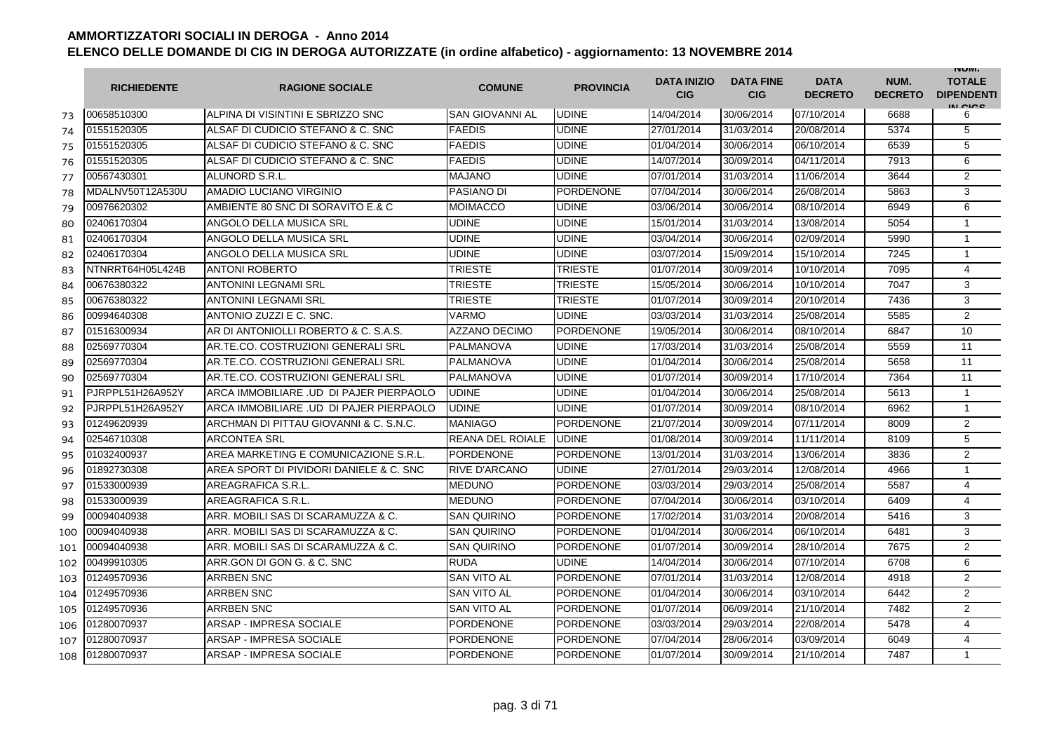## AMMORTIZZATORI SOCIALI IN DEROGA - Anno 2014

## ELENCO DELLE DOMANDE DI CIG IN DEROGA AUTORIZZATE (in ordine alfabetico) - aggiornamento: 13 NOVEMBRE 2014

| | RICHIEDENTE | RAGIONE SOCIALE | COMUNE | PROVINCIA | DATA INIZIO CIG | DATA FINE CIG | DATA DECRETO | NUM. DECRETO | NUM. TOTALE DIPENDENTI IN CIGS |
|---|---|---|---|---|---|---|---|---|---|
| 73 | 00658510300 | ALPINA DI VISINTINI E SBRIZZO SNC | SAN GIOVANNI AL | UDINE | 14/04/2014 | 30/06/2014 | 07/10/2014 | 6688 | 6 |
| 74 | 01551520305 | ALSAF DI CUDICIO STEFANO & C. SNC | FAEDIS | UDINE | 27/01/2014 | 31/03/2014 | 20/08/2014 | 5374 | 5 |
| 75 | 01551520305 | ALSAF DI CUDICIO STEFANO & C. SNC | FAEDIS | UDINE | 01/04/2014 | 30/06/2014 | 06/10/2014 | 6539 | 5 |
| 76 | 01551520305 | ALSAF DI CUDICIO STEFANO & C. SNC | FAEDIS | UDINE | 14/07/2014 | 30/09/2014 | 04/11/2014 | 7913 | 6 |
| 77 | 00567430301 | ALUNORD S.R.L. | MAJANO | UDINE | 07/01/2014 | 31/03/2014 | 11/06/2014 | 3644 | 2 |
| 78 | MDALNV50T12A530U | AMADIO LUCIANO VIRGINIO | PASIANO DI | PORDENONE | 07/04/2014 | 30/06/2014 | 26/08/2014 | 5863 | 3 |
| 79 | 00976620302 | AMBIENTE 80 SNC DI SORAVITO E.& C | MOIMACCO | UDINE | 03/06/2014 | 30/06/2014 | 08/10/2014 | 6949 | 6 |
| 80 | 02406170304 | ANGOLO DELLA MUSICA SRL | UDINE | UDINE | 15/01/2014 | 31/03/2014 | 13/08/2014 | 5054 | 1 |
| 81 | 02406170304 | ANGOLO DELLA MUSICA SRL | UDINE | UDINE | 03/04/2014 | 30/06/2014 | 02/09/2014 | 5990 | 1 |
| 82 | 02406170304 | ANGOLO DELLA MUSICA SRL | UDINE | UDINE | 03/07/2014 | 15/09/2014 | 15/10/2014 | 7245 | 1 |
| 83 | NTNRRT64H05L424B | ANTONI ROBERTO | TRIESTE | TRIESTE | 01/07/2014 | 30/09/2014 | 10/10/2014 | 7095 | 4 |
| 84 | 00676380322 | ANTONINI LEGNAMI SRL | TRIESTE | TRIESTE | 15/05/2014 | 30/06/2014 | 10/10/2014 | 7047 | 3 |
| 85 | 00676380322 | ANTONINI LEGNAMI SRL | TRIESTE | TRIESTE | 01/07/2014 | 30/09/2014 | 20/10/2014 | 7436 | 3 |
| 86 | 00994640308 | ANTONIO ZUZZI E C. SNC. | VARMO | UDINE | 03/03/2014 | 31/03/2014 | 25/08/2014 | 5585 | 2 |
| 87 | 01516300934 | AR DI ANTONIOLLI ROBERTO & C. S.A.S. | AZZANO DECIMO | PORDENONE | 19/05/2014 | 30/06/2014 | 08/10/2014 | 6847 | 10 |
| 88 | 02569770304 | AR.TE.CO. COSTRUZIONI GENERALI SRL | PALMANOVA | UDINE | 17/03/2014 | 31/03/2014 | 25/08/2014 | 5559 | 11 |
| 89 | 02569770304 | AR.TE.CO. COSTRUZIONI GENERALI SRL | PALMANOVA | UDINE | 01/04/2014 | 30/06/2014 | 25/08/2014 | 5658 | 11 |
| 90 | 02569770304 | AR.TE.CO. COSTRUZIONI GENERALI SRL | PALMANOVA | UDINE | 01/07/2014 | 30/09/2014 | 17/10/2014 | 7364 | 11 |
| 91 | PJRPPL51H26A952Y | ARCA IMMOBILIARE .UD DI PAJER PIERPAOLO | UDINE | UDINE | 01/04/2014 | 30/06/2014 | 25/08/2014 | 5613 | 1 |
| 92 | PJRPPL51H26A952Y | ARCA IMMOBILIARE .UD DI PAJER PIERPAOLO | UDINE | UDINE | 01/07/2014 | 30/09/2014 | 08/10/2014 | 6962 | 1 |
| 93 | 01249620939 | ARCHMAN DI PITTAU GIOVANNI & C. S.N.C. | MANIAGO | PORDENONE | 21/07/2014 | 30/09/2014 | 07/11/2014 | 8009 | 2 |
| 94 | 02546710308 | ARCONTEA SRL | REANA DEL ROIALE | UDINE | 01/08/2014 | 30/09/2014 | 11/11/2014 | 8109 | 5 |
| 95 | 01032400937 | AREA MARKETING E COMUNICAZIONE S.R.L. | PORDENONE | PORDENONE | 13/01/2014 | 31/03/2014 | 13/06/2014 | 3836 | 2 |
| 96 | 01892730308 | AREA SPORT DI PIVIDORI DANIELE & C. SNC | RIVE D'ARCANO | UDINE | 27/01/2014 | 29/03/2014 | 12/08/2014 | 4966 | 1 |
| 97 | 01533000939 | AREAGRAFICA S.R.L. | MEDUNO | PORDENONE | 03/03/2014 | 29/03/2014 | 25/08/2014 | 5587 | 4 |
| 98 | 01533000939 | AREAGRAFICA S.R.L. | MEDUNO | PORDENONE | 07/04/2014 | 30/06/2014 | 03/10/2014 | 6409 | 4 |
| 99 | 00094040938 | ARR. MOBILI SAS DI SCARAMUZZA & C. | SAN QUIRINO | PORDENONE | 17/02/2014 | 31/03/2014 | 20/08/2014 | 5416 | 3 |
| 100 | 00094040938 | ARR. MOBILI SAS DI SCARAMUZZA & C. | SAN QUIRINO | PORDENONE | 01/04/2014 | 30/06/2014 | 06/10/2014 | 6481 | 3 |
| 101 | 00094040938 | ARR. MOBILI SAS DI SCARAMUZZA & C. | SAN QUIRINO | PORDENONE | 01/07/2014 | 30/09/2014 | 28/10/2014 | 7675 | 2 |
| 102 | 00499910305 | ARR.GON DI GON G. & C. SNC | RUDA | UDINE | 14/04/2014 | 30/06/2014 | 07/10/2014 | 6708 | 6 |
| 103 | 01249570936 | ARRBEN SNC | SAN VITO AL | PORDENONE | 07/01/2014 | 31/03/2014 | 12/08/2014 | 4918 | 2 |
| 104 | 01249570936 | ARRBEN SNC | SAN VITO AL | PORDENONE | 01/04/2014 | 30/06/2014 | 03/10/2014 | 6442 | 2 |
| 105 | 01249570936 | ARRBEN SNC | SAN VITO AL | PORDENONE | 01/07/2014 | 06/09/2014 | 21/10/2014 | 7482 | 2 |
| 106 | 01280070937 | ARSAP - IMPRESA SOCIALE | PORDENONE | PORDENONE | 03/03/2014 | 29/03/2014 | 22/08/2014 | 5478 | 4 |
| 107 | 01280070937 | ARSAP - IMPRESA SOCIALE | PORDENONE | PORDENONE | 07/04/2014 | 28/06/2014 | 03/09/2014 | 6049 | 4 |
| 108 | 01280070937 | ARSAP - IMPRESA SOCIALE | PORDENONE | PORDENONE | 01/07/2014 | 30/09/2014 | 21/10/2014 | 7487 | 1 |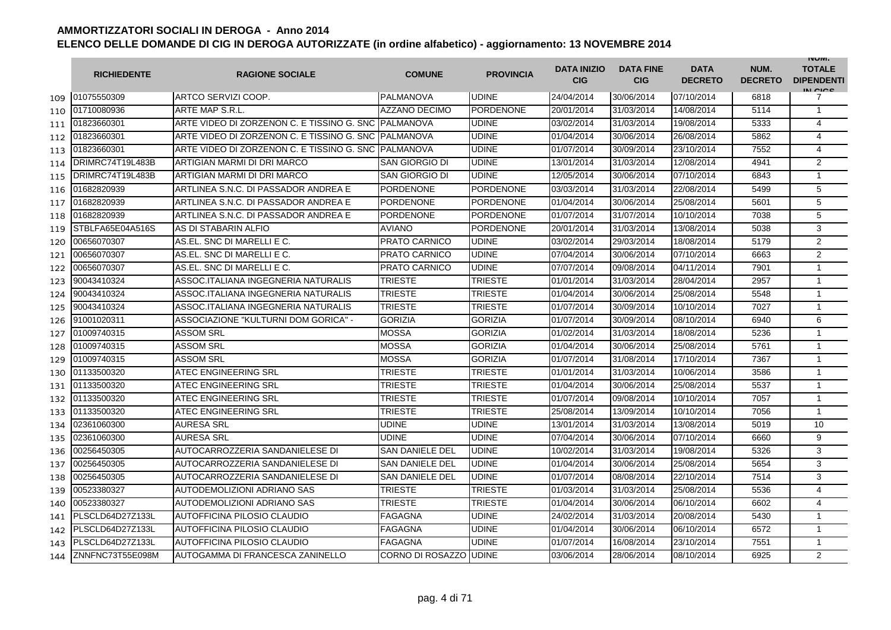**AMMORTIZZATORI SOCIALI IN DEROGA - Anno 2014**

**ELENCO DELLE DOMANDE DI CIG IN DEROGA AUTORIZZATE (in ordine alfabetico) - aggiornamento: 13 NOVEMBRE 2014**

| | RICHIEDENTE | RAGIONE SOCIALE | COMUNE | PROVINCIA | DATA INIZIO CIG | DATA FINE CIG | DATA DECRETO | NUM. DECRETO | NUM. TOTALE DIPENDENTI IN CIGS |
|---|---|---|---|---|---|---|---|---|---|
| 109 | 01075550309 | ARTCO SERVIZI COOP. | PALMANOVA | UDINE | 24/04/2014 | 30/06/2014 | 07/10/2014 | 6818 | 7 |
| 110 | 01710080936 | ARTE MAP S.R.L. | AZZANO DECIMO | PORDENONE | 20/01/2014 | 31/03/2014 | 14/08/2014 | 5114 | 1 |
| 111 | 01823660301 | ARTE VIDEO DI ZORZENON C. E TISSINO G. SNC | PALMANOVA | UDINE | 03/02/2014 | 31/03/2014 | 19/08/2014 | 5333 | 4 |
| 112 | 01823660301 | ARTE VIDEO DI ZORZENON C. E TISSINO G. SNC | PALMANOVA | UDINE | 01/04/2014 | 30/06/2014 | 26/08/2014 | 5862 | 4 |
| 113 | 01823660301 | ARTE VIDEO DI ZORZENON C. E TISSINO G. SNC | PALMANOVA | UDINE | 01/07/2014 | 30/09/2014 | 23/10/2014 | 7552 | 4 |
| 114 | DRIMRC74T19L483B | ARTIGIAN MARMI DI DRI MARCO | SAN GIORGIO DI | UDINE | 13/01/2014 | 31/03/2014 | 12/08/2014 | 4941 | 2 |
| 115 | DRIMRC74T19L483B | ARTIGIAN MARMI DI DRI MARCO | SAN GIORGIO DI | UDINE | 12/05/2014 | 30/06/2014 | 07/10/2014 | 6843 | 1 |
| 116 | 01682820939 | ARTLINEA S.N.C. DI PASSADOR ANDREA E | PORDENONE | PORDENONE | 03/03/2014 | 31/03/2014 | 22/08/2014 | 5499 | 5 |
| 117 | 01682820939 | ARTLINEA S.N.C. DI PASSADOR ANDREA E | PORDENONE | PORDENONE | 01/04/2014 | 30/06/2014 | 25/08/2014 | 5601 | 5 |
| 118 | 01682820939 | ARTLINEA S.N.C. DI PASSADOR ANDREA E | PORDENONE | PORDENONE | 01/07/2014 | 31/07/2014 | 10/10/2014 | 7038 | 5 |
| 119 | STBLFA65E04A516S | AS DI STABARIN ALFIO | AVIANO | PORDENONE | 20/01/2014 | 31/03/2014 | 13/08/2014 | 5038 | 3 |
| 120 | 00656070307 | AS.EL. SNC DI MARELLI E C. | PRATO CARNICO | UDINE | 03/02/2014 | 29/03/2014 | 18/08/2014 | 5179 | 2 |
| 121 | 00656070307 | AS.EL. SNC DI MARELLI E C. | PRATO CARNICO | UDINE | 07/04/2014 | 30/06/2014 | 07/10/2014 | 6663 | 2 |
| 122 | 00656070307 | AS.EL. SNC DI MARELLI E C. | PRATO CARNICO | UDINE | 07/07/2014 | 09/08/2014 | 04/11/2014 | 7901 | 1 |
| 123 | 90043410324 | ASSOC.ITALIANA INGEGNERIA NATURALIS | TRIESTE | TRIESTE | 01/01/2014 | 31/03/2014 | 28/04/2014 | 2957 | 1 |
| 124 | 90043410324 | ASSOC.ITALIANA INGEGNERIA NATURALIS | TRIESTE | TRIESTE | 01/04/2014 | 30/06/2014 | 25/08/2014 | 5548 | 1 |
| 125 | 90043410324 | ASSOC.ITALIANA INGEGNERIA NATURALIS | TRIESTE | TRIESTE | 01/07/2014 | 30/09/2014 | 10/10/2014 | 7027 | 1 |
| 126 | 91001020311 | ASSOCIAZIONE "KULTURNI DOM GORICA" - | GORIZIA | GORIZIA | 01/07/2014 | 30/09/2014 | 08/10/2014 | 6940 | 6 |
| 127 | 01009740315 | ASSOM SRL | MOSSA | GORIZIA | 01/02/2014 | 31/03/2014 | 18/08/2014 | 5236 | 1 |
| 128 | 01009740315 | ASSOM SRL | MOSSA | GORIZIA | 01/04/2014 | 30/06/2014 | 25/08/2014 | 5761 | 1 |
| 129 | 01009740315 | ASSOM SRL | MOSSA | GORIZIA | 01/07/2014 | 31/08/2014 | 17/10/2014 | 7367 | 1 |
| 130 | 01133500320 | ATEC ENGINEERING SRL | TRIESTE | TRIESTE | 01/01/2014 | 31/03/2014 | 10/06/2014 | 3586 | 1 |
| 131 | 01133500320 | ATEC ENGINEERING SRL | TRIESTE | TRIESTE | 01/04/2014 | 30/06/2014 | 25/08/2014 | 5537 | 1 |
| 132 | 01133500320 | ATEC ENGINEERING SRL | TRIESTE | TRIESTE | 01/07/2014 | 09/08/2014 | 10/10/2014 | 7057 | 1 |
| 133 | 01133500320 | ATEC ENGINEERING SRL | TRIESTE | TRIESTE | 25/08/2014 | 13/09/2014 | 10/10/2014 | 7056 | 1 |
| 134 | 02361060300 | AURESA SRL | UDINE | UDINE | 13/01/2014 | 31/03/2014 | 13/08/2014 | 5019 | 10 |
| 135 | 02361060300 | AURESA SRL | UDINE | UDINE | 07/04/2014 | 30/06/2014 | 07/10/2014 | 6660 | 9 |
| 136 | 00256450305 | AUTOCARROZZERIA SANDANIELESE DI | SAN DANIELE DEL | UDINE | 10/02/2014 | 31/03/2014 | 19/08/2014 | 5326 | 3 |
| 137 | 00256450305 | AUTOCARROZZERIA SANDANIELESE DI | SAN DANIELE DEL | UDINE | 01/04/2014 | 30/06/2014 | 25/08/2014 | 5654 | 3 |
| 138 | 00256450305 | AUTOCARROZZERIA SANDANIELESE DI | SAN DANIELE DEL | UDINE | 01/07/2014 | 08/08/2014 | 22/10/2014 | 7514 | 3 |
| 139 | 00523380327 | AUTODEMOLIZIONI ADRIANO SAS | TRIESTE | TRIESTE | 01/03/2014 | 31/03/2014 | 25/08/2014 | 5536 | 4 |
| 140 | 00523380327 | AUTODEMOLIZIONI ADRIANO SAS | TRIESTE | TRIESTE | 01/04/2014 | 30/06/2014 | 06/10/2014 | 6602 | 4 |
| 141 | PLSCLD64D27Z133L | AUTOFFICINA PILOSIO CLAUDIO | FAGAGNA | UDINE | 24/02/2014 | 31/03/2014 | 20/08/2014 | 5430 | 1 |
| 142 | PLSCLD64D27Z133L | AUTOFFICINA PILOSIO CLAUDIO | FAGAGNA | UDINE | 01/04/2014 | 30/06/2014 | 06/10/2014 | 6572 | 1 |
| 143 | PLSCLD64D27Z133L | AUTOFFICINA PILOSIO CLAUDIO | FAGAGNA | UDINE | 01/07/2014 | 16/08/2014 | 23/10/2014 | 7551 | 1 |
| 144 | ZNNFNC73T55E098M | AUTOGAMMA DI FRANCESCA ZANINELLO | CORNO DI ROSAZZO | UDINE | 03/06/2014 | 28/06/2014 | 08/10/2014 | 6925 | 2 |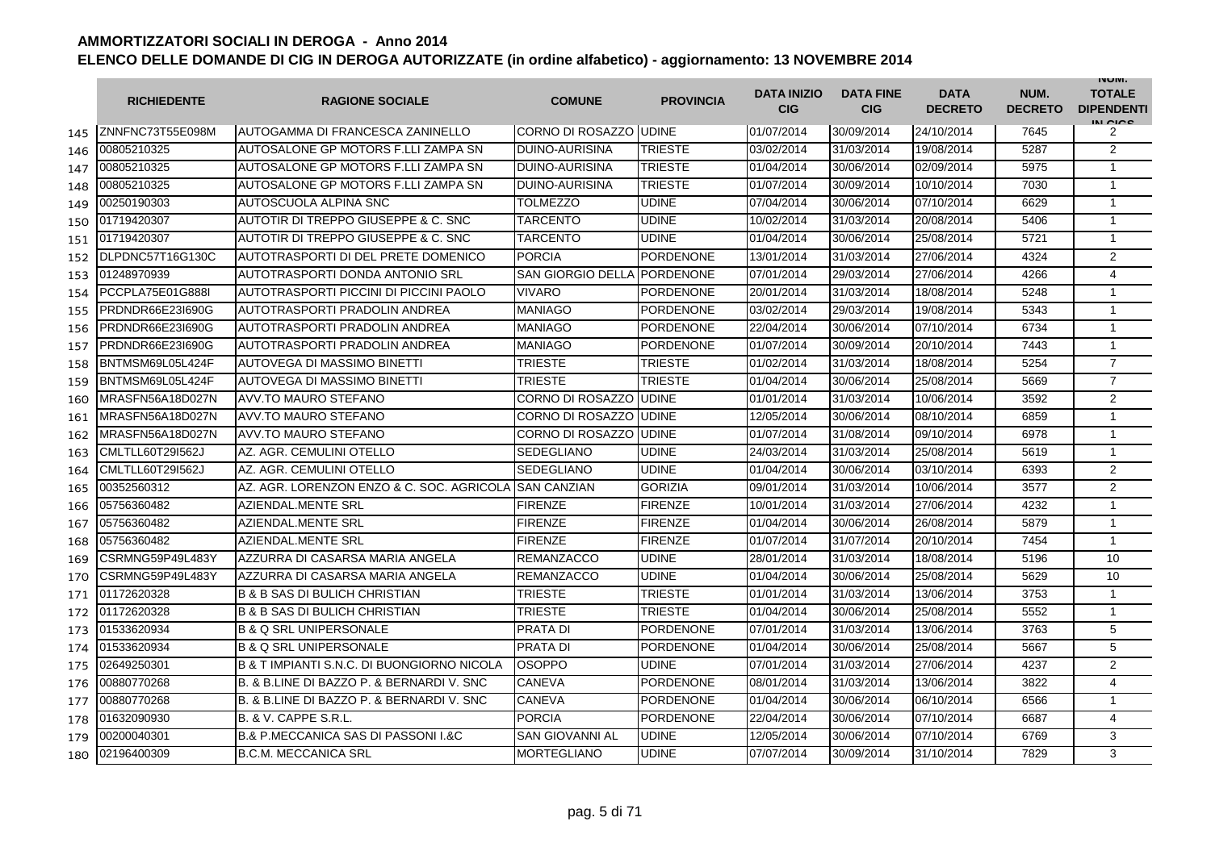# AMMORTIZZATORI SOCIALI IN DEROGA - Anno 2014

## ELENCO DELLE DOMANDE DI CIG IN DEROGA AUTORIZZATE (in ordine alfabetico) - aggiornamento: 13 NOVEMBRE 2014

| | RICHIEDENTE | RAGIONE SOCIALE | COMUNE | PROVINCIA | DATA INIZIO CIG | DATA FINE CIG | DATA DECRETO | NUM. DECRETO | NUM. TOTALE DIPENDENTI IN CIGS |
|---|---|---|---|---|---|---|---|---|---|
| 145 | ZNNFNC73T55E098M | AUTOGAMMA DI FRANCESCA ZANINELLO | CORNO DI ROSAZZO | UDINE | 01/07/2014 | 30/09/2014 | 24/10/2014 | 7645 | 2 |
| 146 | 00805210325 | AUTOSALONE GP MOTORS F.LLI ZAMPA SN | DUINO-AURISINA | TRIESTE | 03/02/2014 | 31/03/2014 | 19/08/2014 | 5287 | 2 |
| 147 | 00805210325 | AUTOSALONE GP MOTORS F.LLI ZAMPA SN | DUINO-AURISINA | TRIESTE | 01/04/2014 | 30/06/2014 | 02/09/2014 | 5975 | 1 |
| 148 | 00805210325 | AUTOSALONE GP MOTORS F.LLI ZAMPA SN | DUINO-AURISINA | TRIESTE | 01/07/2014 | 30/09/2014 | 10/10/2014 | 7030 | 1 |
| 149 | 00250190303 | AUTOSCUOLA ALPINA SNC | TOLMEZZO | UDINE | 07/04/2014 | 30/06/2014 | 07/10/2014 | 6629 | 1 |
| 150 | 01719420307 | AUTOTIR DI TREPPO GIUSEPPE & C. SNC | TARCENTO | UDINE | 10/02/2014 | 31/03/2014 | 20/08/2014 | 5406 | 1 |
| 151 | 01719420307 | AUTOTIR DI TREPPO GIUSEPPE & C. SNC | TARCENTO | UDINE | 01/04/2014 | 30/06/2014 | 25/08/2014 | 5721 | 1 |
| 152 | DLPDNC57T16G130C | AUTOTRASPORTI DI DEL PRETE DOMENICO | PORCIA | PORDENONE | 13/01/2014 | 31/03/2014 | 27/06/2014 | 4324 | 2 |
| 153 | 01248970939 | AUTOTRASPORTI DONDA ANTONIO SRL | SAN GIORGIO DELLA | PORDENONE | 07/01/2014 | 29/03/2014 | 27/06/2014 | 4266 | 4 |
| 154 | PCCPLA75E01G888I | AUTOTRASPORTI PICCINI DI PICCINI PAOLO | VIVARO | PORDENONE | 20/01/2014 | 31/03/2014 | 18/08/2014 | 5248 | 1 |
| 155 | PRDNDR66E23I690G | AUTOTRASPORTI PRADOLIN ANDREA | MANIAGO | PORDENONE | 03/02/2014 | 29/03/2014 | 19/08/2014 | 5343 | 1 |
| 156 | PRDNDR66E23I690G | AUTOTRASPORTI PRADOLIN ANDREA | MANIAGO | PORDENONE | 22/04/2014 | 30/06/2014 | 07/10/2014 | 6734 | 1 |
| 157 | PRDNDR66E23I690G | AUTOTRASPORTI PRADOLIN ANDREA | MANIAGO | PORDENONE | 01/07/2014 | 30/09/2014 | 20/10/2014 | 7443 | 1 |
| 158 | BNTMSM69L05L424F | AUTOVEGA DI MASSIMO BINETTI | TRIESTE | TRIESTE | 01/02/2014 | 31/03/2014 | 18/08/2014 | 5254 | 7 |
| 159 | BNTMSM69L05L424F | AUTOVEGA DI MASSIMO BINETTI | TRIESTE | TRIESTE | 01/04/2014 | 30/06/2014 | 25/08/2014 | 5669 | 7 |
| 160 | MRASFN56A18D027N | AVV.TO MAURO STEFANO | CORNO DI ROSAZZO | UDINE | 01/01/2014 | 31/03/2014 | 10/06/2014 | 3592 | 2 |
| 161 | MRASFN56A18D027N | AVV.TO MAURO STEFANO | CORNO DI ROSAZZO | UDINE | 12/05/2014 | 30/06/2014 | 08/10/2014 | 6859 | 1 |
| 162 | MRASFN56A18D027N | AVV.TO MAURO STEFANO | CORNO DI ROSAZZO | UDINE | 01/07/2014 | 31/08/2014 | 09/10/2014 | 6978 | 1 |
| 163 | CMLTLL60T29I562J | AZ. AGR. CEMULINI OTELLO | SEDEGLIANO | UDINE | 24/03/2014 | 31/03/2014 | 25/08/2014 | 5619 | 1 |
| 164 | CMLTLL60T29I562J | AZ. AGR. CEMULINI OTELLO | SEDEGLIANO | UDINE | 01/04/2014 | 30/06/2014 | 03/10/2014 | 6393 | 2 |
| 165 | 00352560312 | AZ. AGR. LORENZON ENZO & C. SOC. AGRICOLA | SAN CANZIAN | GORIZIA | 09/01/2014 | 31/03/2014 | 10/06/2014 | 3577 | 2 |
| 166 | 05756360482 | AZIENDAL.MENTE SRL | FIRENZE | FIRENZE | 10/01/2014 | 31/03/2014 | 27/06/2014 | 4232 | 1 |
| 167 | 05756360482 | AZIENDAL.MENTE SRL | FIRENZE | FIRENZE | 01/04/2014 | 30/06/2014 | 26/08/2014 | 5879 | 1 |
| 168 | 05756360482 | AZIENDAL.MENTE SRL | FIRENZE | FIRENZE | 01/07/2014 | 31/07/2014 | 20/10/2014 | 7454 | 1 |
| 169 | CSRMNG59P49L483Y | AZZURRA DI CASARSA MARIA ANGELA | REMANZACCO | UDINE | 28/01/2014 | 31/03/2014 | 18/08/2014 | 5196 | 10 |
| 170 | CSRMNG59P49L483Y | AZZURRA DI CASARSA MARIA ANGELA | REMANZACCO | UDINE | 01/04/2014 | 30/06/2014 | 25/08/2014 | 5629 | 10 |
| 171 | 01172620328 | B & B SAS DI BULICH CHRISTIAN | TRIESTE | TRIESTE | 01/01/2014 | 31/03/2014 | 13/06/2014 | 3753 | 1 |
| 172 | 01172620328 | B & B SAS DI BULICH CHRISTIAN | TRIESTE | TRIESTE | 01/04/2014 | 30/06/2014 | 25/08/2014 | 5552 | 1 |
| 173 | 01533620934 | B & Q SRL UNIPERSONALE | PRATA DI | PORDENONE | 07/01/2014 | 31/03/2014 | 13/06/2014 | 3763 | 5 |
| 174 | 01533620934 | B & Q SRL UNIPERSONALE | PRATA DI | PORDENONE | 01/04/2014 | 30/06/2014 | 25/08/2014 | 5667 | 5 |
| 175 | 02649250301 | B & T IMPIANTI S.N.C. DI BUONGIORNO NICOLA | OSOPPO | UDINE | 07/01/2014 | 31/03/2014 | 27/06/2014 | 4237 | 2 |
| 176 | 00880770268 | B. & B.LINE DI BAZZO P. & BERNARDI V. SNC | CANEVA | PORDENONE | 08/01/2014 | 31/03/2014 | 13/06/2014 | 3822 | 4 |
| 177 | 00880770268 | B. & B.LINE DI BAZZO P. & BERNARDI V. SNC | CANEVA | PORDENONE | 01/04/2014 | 30/06/2014 | 06/10/2014 | 6566 | 1 |
| 178 | 01632090930 | B. & V. CAPPE S.R.L. | PORCIA | PORDENONE | 22/04/2014 | 30/06/2014 | 07/10/2014 | 6687 | 4 |
| 179 | 00200040301 | B.& P.MECCANICA SAS DI PASSONI I.&C | SAN GIOVANNI AL | UDINE | 12/05/2014 | 30/06/2014 | 07/10/2014 | 6769 | 3 |
| 180 | 02196400309 | B.C.M. MECCANICA SRL | MORTEGLIANO | UDINE | 07/07/2014 | 30/09/2014 | 31/10/2014 | 7829 | 3 |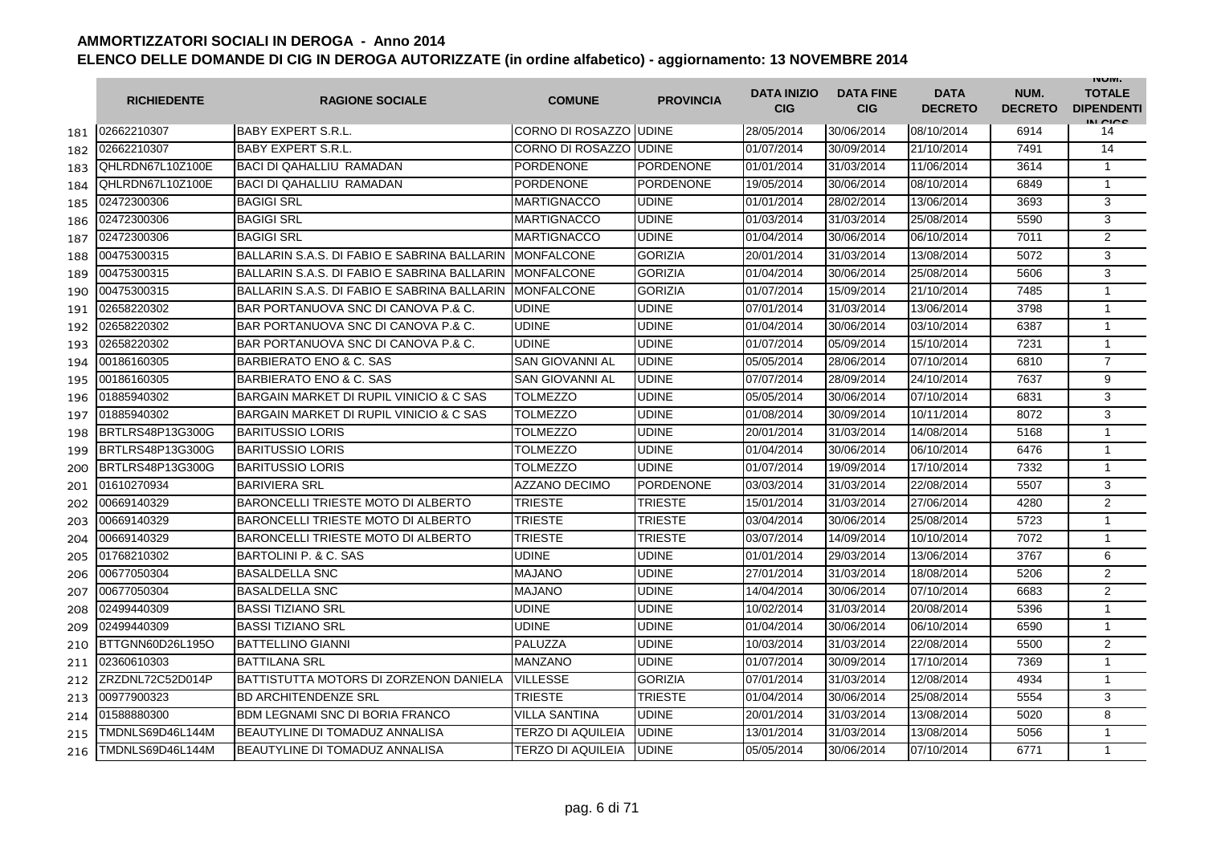# AMMORTIZZATORI SOCIALI IN DEROGA - Anno 2014

## ELENCO DELLE DOMANDE DI CIG IN DEROGA AUTORIZZATE (in ordine alfabetico) - aggiornamento: 13 NOVEMBRE 2014

| | RICHIEDENTE | RAGIONE SOCIALE | COMUNE | PROVINCIA | DATA INIZIO CIG | DATA FINE CIG | DATA DECRETO | NUM. DECRETO | NUM. TOTALE DIPENDENTI IN CIGS |
|---|---|---|---|---|---|---|---|---|---|
| 181 | 02662210307 | BABY EXPERT S.R.L. | CORNO DI ROSAZZO | UDINE | 28/05/2014 | 30/06/2014 | 08/10/2014 | 6914 | 14 |
| 182 | 02662210307 | BABY EXPERT S.R.L. | CORNO DI ROSAZZO | UDINE | 01/07/2014 | 30/09/2014 | 21/10/2014 | 7491 | 14 |
| 183 | QHLRDN67L10Z100E | BACI DI QAHALLIU RAMADAN | PORDENONE | PORDENONE | 01/01/2014 | 31/03/2014 | 11/06/2014 | 3614 | 1 |
| 184 | QHLRDN67L10Z100E | BACI DI QAHALLIU RAMADAN | PORDENONE | PORDENONE | 19/05/2014 | 30/06/2014 | 08/10/2014 | 6849 | 1 |
| 185 | 02472300306 | BAGIGI SRL | MARTIGNACCO | UDINE | 01/01/2014 | 28/02/2014 | 13/06/2014 | 3693 | 3 |
| 186 | 02472300306 | BAGIGI SRL | MARTIGNACCO | UDINE | 01/03/2014 | 31/03/2014 | 25/08/2014 | 5590 | 3 |
| 187 | 02472300306 | BAGIGI SRL | MARTIGNACCO | UDINE | 01/04/2014 | 30/06/2014 | 06/10/2014 | 7011 | 2 |
| 188 | 00475300315 | BALLARIN S.A.S. DI FABIO E SABRINA BALLARIN | MONFALCONE | GORIZIA | 20/01/2014 | 31/03/2014 | 13/08/2014 | 5072 | 3 |
| 189 | 00475300315 | BALLARIN S.A.S. DI FABIO E SABRINA BALLARIN | MONFALCONE | GORIZIA | 01/04/2014 | 30/06/2014 | 25/08/2014 | 5606 | 3 |
| 190 | 00475300315 | BALLARIN S.A.S. DI FABIO E SABRINA BALLARIN | MONFALCONE | GORIZIA | 01/07/2014 | 15/09/2014 | 21/10/2014 | 7485 | 1 |
| 191 | 02658220302 | BAR PORTANUOVA SNC DI CANOVA P.& C. | UDINE | UDINE | 07/01/2014 | 31/03/2014 | 13/06/2014 | 3798 | 1 |
| 192 | 02658220302 | BAR PORTANUOVA SNC DI CANOVA P.& C. | UDINE | UDINE | 01/04/2014 | 30/06/2014 | 03/10/2014 | 6387 | 1 |
| 193 | 02658220302 | BAR PORTANUOVA SNC DI CANOVA P.& C. | UDINE | UDINE | 01/07/2014 | 05/09/2014 | 15/10/2014 | 7231 | 1 |
| 194 | 00186160305 | BARBIERATO ENO & C. SAS | SAN GIOVANNI AL | UDINE | 05/05/2014 | 28/06/2014 | 07/10/2014 | 6810 | 7 |
| 195 | 00186160305 | BARBIERATO ENO & C. SAS | SAN GIOVANNI AL | UDINE | 07/07/2014 | 28/09/2014 | 24/10/2014 | 7637 | 9 |
| 196 | 01885940302 | BARGAIN MARKET DI RUPIL VINICIO & C SAS | TOLMEZZO | UDINE | 05/05/2014 | 30/06/2014 | 07/10/2014 | 6831 | 3 |
| 197 | 01885940302 | BARGAIN MARKET DI RUPIL VINICIO & C SAS | TOLMEZZO | UDINE | 01/08/2014 | 30/09/2014 | 10/11/2014 | 8072 | 3 |
| 198 | BRTLRS48P13G300G | BARITUSSIO LORIS | TOLMEZZO | UDINE | 20/01/2014 | 31/03/2014 | 14/08/2014 | 5168 | 1 |
| 199 | BRTLRS48P13G300G | BARITUSSIO LORIS | TOLMEZZO | UDINE | 01/04/2014 | 30/06/2014 | 06/10/2014 | 6476 | 1 |
| 200 | BRTLRS48P13G300G | BARITUSSIO LORIS | TOLMEZZO | UDINE | 01/07/2014 | 19/09/2014 | 17/10/2014 | 7332 | 1 |
| 201 | 01610270934 | BARIVIERA SRL | AZZANO DECIMO | PORDENONE | 03/03/2014 | 31/03/2014 | 22/08/2014 | 5507 | 3 |
| 202 | 00669140329 | BARONCELLI TRIESTE MOTO DI ALBERTO | TRIESTE | TRIESTE | 15/01/2014 | 31/03/2014 | 27/06/2014 | 4280 | 2 |
| 203 | 00669140329 | BARONCELLI TRIESTE MOTO DI ALBERTO | TRIESTE | TRIESTE | 03/04/2014 | 30/06/2014 | 25/08/2014 | 5723 | 1 |
| 204 | 00669140329 | BARONCELLI TRIESTE MOTO DI ALBERTO | TRIESTE | TRIESTE | 03/07/2014 | 14/09/2014 | 10/10/2014 | 7072 | 1 |
| 205 | 01768210302 | BARTOLINI P. & C. SAS | UDINE | UDINE | 01/01/2014 | 29/03/2014 | 13/06/2014 | 3767 | 6 |
| 206 | 00677050304 | BASALDELLA SNC | MAJANO | UDINE | 27/01/2014 | 31/03/2014 | 18/08/2014 | 5206 | 2 |
| 207 | 00677050304 | BASALDELLA SNC | MAJANO | UDINE | 14/04/2014 | 30/06/2014 | 07/10/2014 | 6683 | 2 |
| 208 | 02499440309 | BASSI TIZIANO SRL | UDINE | UDINE | 10/02/2014 | 31/03/2014 | 20/08/2014 | 5396 | 1 |
| 209 | 02499440309 | BASSI TIZIANO SRL | UDINE | UDINE | 01/04/2014 | 30/06/2014 | 06/10/2014 | 6590 | 1 |
| 210 | BTTGNN60D26L195O | BATTELLINO GIANNI | PALUZZA | UDINE | 10/03/2014 | 31/03/2014 | 22/08/2014 | 5500 | 2 |
| 211 | 02360610303 | BATTILANA SRL | MANZANO | UDINE | 01/07/2014 | 30/09/2014 | 17/10/2014 | 7369 | 1 |
| 212 | ZRZDNL72C52D014P | BATTISTUTTA MOTORS DI ZORZENON DANIELA | VILLESSE | GORIZIA | 07/01/2014 | 31/03/2014 | 12/08/2014 | 4934 | 1 |
| 213 | 00977900323 | BD ARCHITENDENZE SRL | TRIESTE | TRIESTE | 01/04/2014 | 30/06/2014 | 25/08/2014 | 5554 | 3 |
| 214 | 01588880300 | BDM LEGNAMI SNC DI BORIA FRANCO | VILLA SANTINA | UDINE | 20/01/2014 | 31/03/2014 | 13/08/2014 | 5020 | 8 |
| 215 | TMDNLS69D46L144M | BEAUTYLINE DI TOMADUZ ANNALISA | TERZO DI AQUILEIA | UDINE | 13/01/2014 | 31/03/2014 | 13/08/2014 | 5056 | 1 |
| 216 | TMDNLS69D46L144M | BEAUTYLINE DI TOMADUZ ANNALISA | TERZO DI AQUILEIA | UDINE | 05/05/2014 | 30/06/2014 | 07/10/2014 | 6771 | 1 |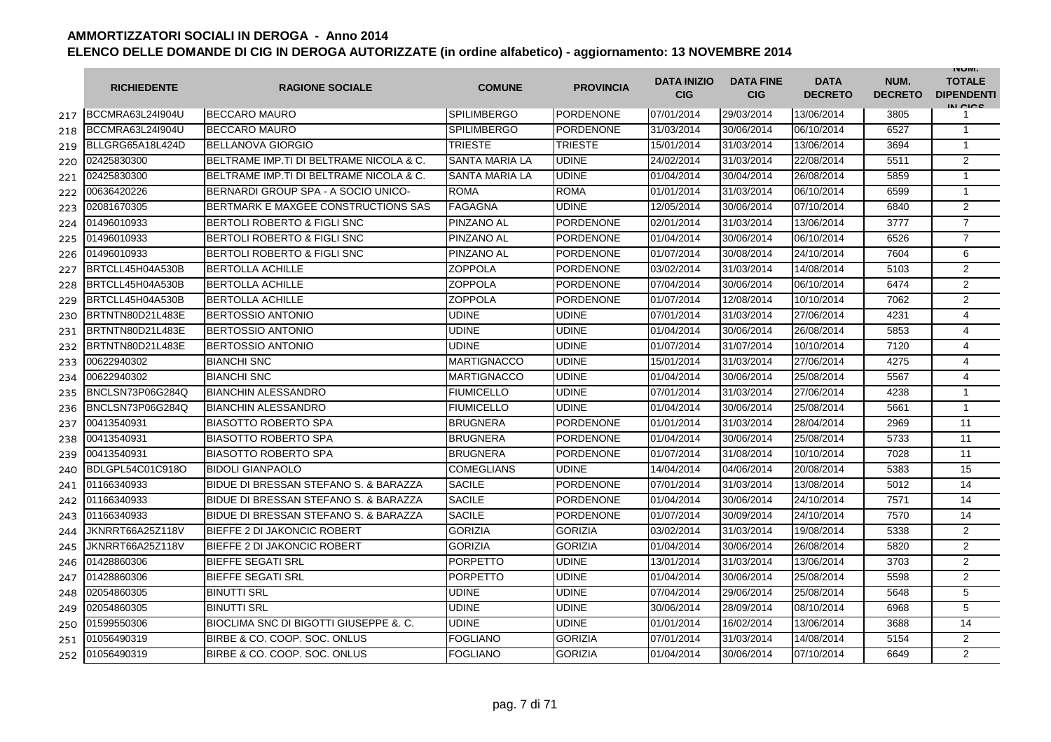# AMMORTIZZATORI SOCIALI IN DEROGA - Anno 2014

## ELENCO DELLE DOMANDE DI CIG IN DEROGA AUTORIZZATE (in ordine alfabetico) - aggiornamento: 13 NOVEMBRE 2014

| | RICHIEDENTE | RAGIONE SOCIALE | COMUNE | PROVINCIA | DATA INIZIO CIG | DATA FINE CIG | DATA DECRETO | NUM. DECRETO | NUM. TOTALE DIPENDENTI IN CIGS |
|---|---|---|---|---|---|---|---|---|---|
| 217 | BCCMRA63L24I904U | BECCARO MAURO | SPILIMBERGO | PORDENONE | 07/01/2014 | 29/03/2014 | 13/06/2014 | 3805 | 1 |
| 218 | BCCMRA63L24I904U | BECCARO MAURO | SPILIMBERGO | PORDENONE | 31/03/2014 | 30/06/2014 | 06/10/2014 | 6527 | 1 |
| 219 | BLLGRG65A18L424D | BELLANOVA GIORGIO | TRIESTE | TRIESTE | 15/01/2014 | 31/03/2014 | 13/06/2014 | 3694 | 1 |
| 220 | 02425830300 | BELTRAME IMP.TI DI BELTRAME NICOLA & C. | SANTA MARIA LA | UDINE | 24/02/2014 | 31/03/2014 | 22/08/2014 | 5511 | 2 |
| 221 | 02425830300 | BELTRAME IMP.TI DI BELTRAME NICOLA & C. | SANTA MARIA LA | UDINE | 01/04/2014 | 30/04/2014 | 26/08/2014 | 5859 | 1 |
| 222 | 00636420226 | BERNARDI GROUP SPA - A SOCIO UNICO- | ROMA | ROMA | 01/01/2014 | 31/03/2014 | 06/10/2014 | 6599 | 1 |
| 223 | 02081670305 | BERTMARK E MAXGEE CONSTRUCTIONS SAS | FAGAGNA | UDINE | 12/05/2014 | 30/06/2014 | 07/10/2014 | 6840 | 2 |
| 224 | 01496010933 | BERTOLI ROBERTO & FIGLI SNC | PINZANO AL | PORDENONE | 02/01/2014 | 31/03/2014 | 13/06/2014 | 3777 | 7 |
| 225 | 01496010933 | BERTOLI ROBERTO & FIGLI SNC | PINZANO AL | PORDENONE | 01/04/2014 | 30/06/2014 | 06/10/2014 | 6526 | 7 |
| 226 | 01496010933 | BERTOLI ROBERTO & FIGLI SNC | PINZANO AL | PORDENONE | 01/07/2014 | 30/08/2014 | 24/10/2014 | 7604 | 6 |
| 227 | BRTCLL45H04A530B | BERTOLLA ACHILLE | ZOPPOLA | PORDENONE | 03/02/2014 | 31/03/2014 | 14/08/2014 | 5103 | 2 |
| 228 | BRTCLL45H04A530B | BERTOLLA ACHILLE | ZOPPOLA | PORDENONE | 07/04/2014 | 30/06/2014 | 06/10/2014 | 6474 | 2 |
| 229 | BRTCLL45H04A530B | BERTOLLA ACHILLE | ZOPPOLA | PORDENONE | 01/07/2014 | 12/08/2014 | 10/10/2014 | 7062 | 2 |
| 230 | BRTNTN80D21L483E | BERTOSSIO ANTONIO | UDINE | UDINE | 07/01/2014 | 31/03/2014 | 27/06/2014 | 4231 | 4 |
| 231 | BRTNTN80D21L483E | BERTOSSIO ANTONIO | UDINE | UDINE | 01/04/2014 | 30/06/2014 | 26/08/2014 | 5853 | 4 |
| 232 | BRTNTN80D21L483E | BERTOSSIO ANTONIO | UDINE | UDINE | 01/07/2014 | 31/07/2014 | 10/10/2014 | 7120 | 4 |
| 233 | 00622940302 | BIANCHI SNC | MARTIGNACCO | UDINE | 15/01/2014 | 31/03/2014 | 27/06/2014 | 4275 | 4 |
| 234 | 00622940302 | BIANCHI SNC | MARTIGNACCO | UDINE | 01/04/2014 | 30/06/2014 | 25/08/2014 | 5567 | 4 |
| 235 | BNCLSN73P06G284Q | BIANCHIN ALESSANDRO | FIUMICELLO | UDINE | 07/01/2014 | 31/03/2014 | 27/06/2014 | 4238 | 1 |
| 236 | BNCLSN73P06G284Q | BIANCHIN ALESSANDRO | FIUMICELLO | UDINE | 01/04/2014 | 30/06/2014 | 25/08/2014 | 5661 | 1 |
| 237 | 00413540931 | BIASOTTO ROBERTO SPA | BRUGNERA | PORDENONE | 01/01/2014 | 31/03/2014 | 28/04/2014 | 2969 | 11 |
| 238 | 00413540931 | BIASOTTO ROBERTO SPA | BRUGNERA | PORDENONE | 01/04/2014 | 30/06/2014 | 25/08/2014 | 5733 | 11 |
| 239 | 00413540931 | BIASOTTO ROBERTO SPA | BRUGNERA | PORDENONE | 01/07/2014 | 31/08/2014 | 10/10/2014 | 7028 | 11 |
| 240 | BDLGPL54C01C918O | BIDOLI GIANPAOLO | COMEGLIANS | UDINE | 14/04/2014 | 04/06/2014 | 20/08/2014 | 5383 | 15 |
| 241 | 01166340933 | BIDUE DI BRESSAN STEFANO S. & BARAZZA | SACILE | PORDENONE | 07/01/2014 | 31/03/2014 | 13/08/2014 | 5012 | 14 |
| 242 | 01166340933 | BIDUE DI BRESSAN STEFANO S. & BARAZZA | SACILE | PORDENONE | 01/04/2014 | 30/06/2014 | 24/10/2014 | 7571 | 14 |
| 243 | 01166340933 | BIDUE DI BRESSAN STEFANO S. & BARAZZA | SACILE | PORDENONE | 01/07/2014 | 30/09/2014 | 24/10/2014 | 7570 | 14 |
| 244 | JKNRRT66A25Z118V | BIEFFE 2 DI JAKONCIC ROBERT | GORIZIA | GORIZIA | 03/02/2014 | 31/03/2014 | 19/08/2014 | 5338 | 2 |
| 245 | JKNRRT66A25Z118V | BIEFFE 2 DI JAKONCIC ROBERT | GORIZIA | GORIZIA | 01/04/2014 | 30/06/2014 | 26/08/2014 | 5820 | 2 |
| 246 | 01428860306 | BIEFFE SEGATI SRL | PORPETTO | UDINE | 13/01/2014 | 31/03/2014 | 13/06/2014 | 3703 | 2 |
| 247 | 01428860306 | BIEFFE SEGATI SRL | PORPETTO | UDINE | 01/04/2014 | 30/06/2014 | 25/08/2014 | 5598 | 2 |
| 248 | 02054860305 | BINUTTI SRL | UDINE | UDINE | 07/04/2014 | 29/06/2014 | 25/08/2014 | 5648 | 5 |
| 249 | 02054860305 | BINUTTI SRL | UDINE | UDINE | 30/06/2014 | 28/09/2014 | 08/10/2014 | 6968 | 5 |
| 250 | 01599550306 | BIOCLIMA SNC DI BIGOTTI GIUSEPPE &. C. | UDINE | UDINE | 01/01/2014 | 16/02/2014 | 13/06/2014 | 3688 | 14 |
| 251 | 01056490319 | BIRBE & CO. COOP. SOC. ONLUS | FOGLIANO | GORIZIA | 07/01/2014 | 31/03/2014 | 14/08/2014 | 5154 | 2 |
| 252 | 01056490319 | BIRBE & CO. COOP. SOC. ONLUS | FOGLIANO | GORIZIA | 01/04/2014 | 30/06/2014 | 07/10/2014 | 6649 | 2 |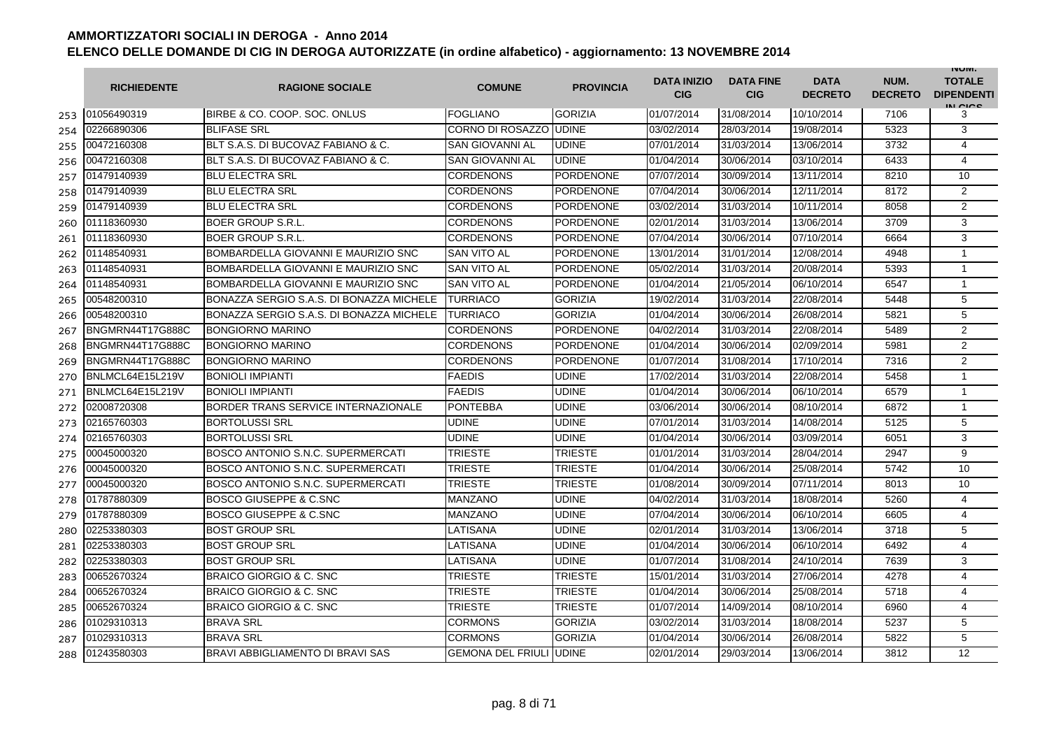## AMMORTIZZATORI SOCIALI IN DEROGA - Anno 2014

### ELENCO DELLE DOMANDE DI CIG IN DEROGA AUTORIZZATE (in ordine alfabetico) - aggiornamento: 13 NOVEMBRE 2014

| | RICHIEDENTE | RAGIONE SOCIALE | COMUNE | PROVINCIA | DATA INIZIO CIG | DATA FINE CIG | DATA DECRETO | NUM. DECRETO | NUM. TOTALE DIPENDENTI IN CIGS |
|---|---|---|---|---|---|---|---|---|---|
| 253 | 01056490319 | BIRBE & CO. COOP. SOC. ONLUS | FOGLIANO | GORIZIA | 01/07/2014 | 31/08/2014 | 10/10/2014 | 7106 | 3 |
| 254 | 02266890306 | BLIFASE SRL | CORNO DI ROSAZZO | UDINE | 03/02/2014 | 28/03/2014 | 19/08/2014 | 5323 | 3 |
| 255 | 00472160308 | BLT S.A.S. DI BUCOVAZ FABIANO & C. | SAN GIOVANNI AL | UDINE | 07/01/2014 | 31/03/2014 | 13/06/2014 | 3732 | 4 |
| 256 | 00472160308 | BLT S.A.S. DI BUCOVAZ FABIANO & C. | SAN GIOVANNI AL | UDINE | 01/04/2014 | 30/06/2014 | 03/10/2014 | 6433 | 4 |
| 257 | 01479140939 | BLU ELECTRA SRL | CORDENONS | PORDENONE | 07/07/2014 | 30/09/2014 | 13/11/2014 | 8210 | 10 |
| 258 | 01479140939 | BLU ELECTRA SRL | CORDENONS | PORDENONE | 07/04/2014 | 30/06/2014 | 12/11/2014 | 8172 | 2 |
| 259 | 01479140939 | BLU ELECTRA SRL | CORDENONS | PORDENONE | 03/02/2014 | 31/03/2014 | 10/11/2014 | 8058 | 2 |
| 260 | 01118360930 | BOER GROUP S.R.L. | CORDENONS | PORDENONE | 02/01/2014 | 31/03/2014 | 13/06/2014 | 3709 | 3 |
| 261 | 01118360930 | BOER GROUP S.R.L. | CORDENONS | PORDENONE | 07/04/2014 | 30/06/2014 | 07/10/2014 | 6664 | 3 |
| 262 | 01148540931 | BOMBARDELLA GIOVANNI E MAURIZIO SNC | SAN VITO AL | PORDENONE | 13/01/2014 | 31/01/2014 | 12/08/2014 | 4948 | 1 |
| 263 | 01148540931 | BOMBARDELLA GIOVANNI E MAURIZIO SNC | SAN VITO AL | PORDENONE | 05/02/2014 | 31/03/2014 | 20/08/2014 | 5393 | 1 |
| 264 | 01148540931 | BOMBARDELLA GIOVANNI E MAURIZIO SNC | SAN VITO AL | PORDENONE | 01/04/2014 | 21/05/2014 | 06/10/2014 | 6547 | 1 |
| 265 | 00548200310 | BONAZZA SERGIO S.A.S. DI BONAZZA MICHELE | TURRIACO | GORIZIA | 19/02/2014 | 31/03/2014 | 22/08/2014 | 5448 | 5 |
| 266 | 00548200310 | BONAZZA SERGIO S.A.S. DI BONAZZA MICHELE | TURRIACO | GORIZIA | 01/04/2014 | 30/06/2014 | 26/08/2014 | 5821 | 5 |
| 267 | BNGMRN44T17G888C | BONGIORNO MARINO | CORDENONS | PORDENONE | 04/02/2014 | 31/03/2014 | 22/08/2014 | 5489 | 2 |
| 268 | BNGMRN44T17G888C | BONGIORNO MARINO | CORDENONS | PORDENONE | 01/04/2014 | 30/06/2014 | 02/09/2014 | 5981 | 2 |
| 269 | BNGMRN44T17G888C | BONGIORNO MARINO | CORDENONS | PORDENONE | 01/07/2014 | 31/08/2014 | 17/10/2014 | 7316 | 2 |
| 270 | BNLMCL64E15L219V | BONIOLI IMPIANTI | FAEDIS | UDINE | 17/02/2014 | 31/03/2014 | 22/08/2014 | 5458 | 1 |
| 271 | BNLMCL64E15L219V | BONIOLI IMPIANTI | FAEDIS | UDINE | 01/04/2014 | 30/06/2014 | 06/10/2014 | 6579 | 1 |
| 272 | 02008720308 | BORDER TRANS SERVICE INTERNAZIONALE | PONTEBBA | UDINE | 03/06/2014 | 30/06/2014 | 08/10/2014 | 6872 | 1 |
| 273 | 02165760303 | BORTOLUSSI SRL | UDINE | UDINE | 07/01/2014 | 31/03/2014 | 14/08/2014 | 5125 | 5 |
| 274 | 02165760303 | BORTOLUSSI SRL | UDINE | UDINE | 01/04/2014 | 30/06/2014 | 03/09/2014 | 6051 | 3 |
| 275 | 00045000320 | BOSCO ANTONIO S.N.C. SUPERMERCATI | TRIESTE | TRIESTE | 01/01/2014 | 31/03/2014 | 28/04/2014 | 2947 | 9 |
| 276 | 00045000320 | BOSCO ANTONIO S.N.C. SUPERMERCATI | TRIESTE | TRIESTE | 01/04/2014 | 30/06/2014 | 25/08/2014 | 5742 | 10 |
| 277 | 00045000320 | BOSCO ANTONIO S.N.C. SUPERMERCATI | TRIESTE | TRIESTE | 01/08/2014 | 30/09/2014 | 07/11/2014 | 8013 | 10 |
| 278 | 01787880309 | BOSCO GIUSEPPE & C.SNC | MANZANO | UDINE | 04/02/2014 | 31/03/2014 | 18/08/2014 | 5260 | 4 |
| 279 | 01787880309 | BOSCO GIUSEPPE & C.SNC | MANZANO | UDINE | 07/04/2014 | 30/06/2014 | 06/10/2014 | 6605 | 4 |
| 280 | 02253380303 | BOST GROUP SRL | LATISANA | UDINE | 02/01/2014 | 31/03/2014 | 13/06/2014 | 3718 | 5 |
| 281 | 02253380303 | BOST GROUP SRL | LATISANA | UDINE | 01/04/2014 | 30/06/2014 | 06/10/2014 | 6492 | 4 |
| 282 | 02253380303 | BOST GROUP SRL | LATISANA | UDINE | 01/07/2014 | 31/08/2014 | 24/10/2014 | 7639 | 3 |
| 283 | 00652670324 | BRAICO GIORGIO & C. SNC | TRIESTE | TRIESTE | 15/01/2014 | 31/03/2014 | 27/06/2014 | 4278 | 4 |
| 284 | 00652670324 | BRAICO GIORGIO & C. SNC | TRIESTE | TRIESTE | 01/04/2014 | 30/06/2014 | 25/08/2014 | 5718 | 4 |
| 285 | 00652670324 | BRAICO GIORGIO & C. SNC | TRIESTE | TRIESTE | 01/07/2014 | 14/09/2014 | 08/10/2014 | 6960 | 4 |
| 286 | 01029310313 | BRAVA SRL | CORMONS | GORIZIA | 03/02/2014 | 31/03/2014 | 18/08/2014 | 5237 | 5 |
| 287 | 01029310313 | BRAVA SRL | CORMONS | GORIZIA | 01/04/2014 | 30/06/2014 | 26/08/2014 | 5822 | 5 |
| 288 | 01243580303 | BRAVI ABBIGLIAMENTO DI BRAVI SAS | GEMONA DEL FRIULI | UDINE | 02/01/2014 | 29/03/2014 | 13/06/2014 | 3812 | 12 |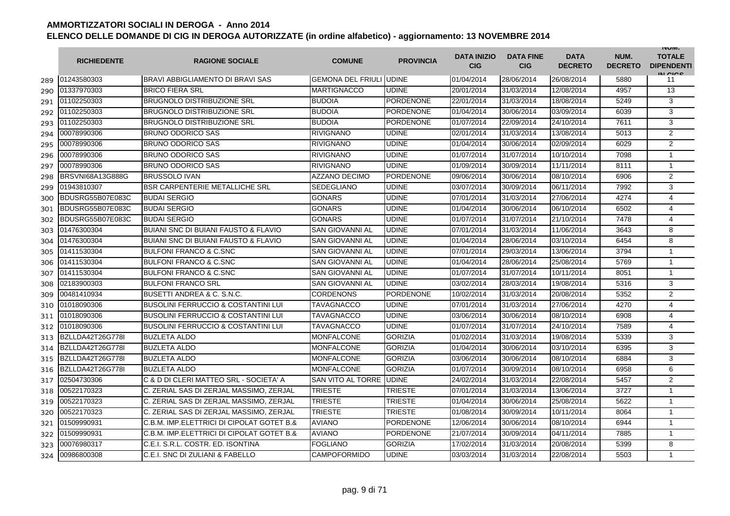# AMMORTIZZATORI SOCIALI IN DEROGA - Anno 2014

## ELENCO DELLE DOMANDE DI CIG IN DEROGA AUTORIZZATE (in ordine alfabetico) - aggiornamento: 13 NOVEMBRE 2014

| | RICHIEDENTE | RAGIONE SOCIALE | COMUNE | PROVINCIA | DATA INIZIO CIG | DATA FINE CIG | DATA DECRETO | NUM. DECRETO | NUM. TOTALE DIPENDENTI IN CIGS |
|---|---|---|---|---|---|---|---|---|---|
| 289 | 01243580303 | BRAVI ABBIGLIAMENTO DI BRAVI SAS | GEMONA DEL FRIULI | UDINE | 01/04/2014 | 28/06/2014 | 26/08/2014 | 5880 | 11 |
| 290 | 01337970303 | BRICO FIERA SRL | MARTIGNACCO | UDINE | 20/01/2014 | 31/03/2014 | 12/08/2014 | 4957 | 13 |
| 291 | 01102250303 | BRUGNOLO DISTRIBUZIONE SRL | BUDOIA | PORDENONE | 22/01/2014 | 31/03/2014 | 18/08/2014 | 5249 | 3 |
| 292 | 01102250303 | BRUGNOLO DISTRIBUZIONE SRL | BUDOIA | PORDENONE | 01/04/2014 | 30/06/2014 | 03/09/2014 | 6039 | 3 |
| 293 | 01102250303 | BRUGNOLO DISTRIBUZIONE SRL | BUDOIA | PORDENONE | 01/07/2014 | 22/09/2014 | 24/10/2014 | 7611 | 3 |
| 294 | 00078990306 | BRUNO ODORICO SAS | RIVIGNANO | UDINE | 02/01/2014 | 31/03/2014 | 13/08/2014 | 5013 | 2 |
| 295 | 00078990306 | BRUNO ODORICO SAS | RIVIGNANO | UDINE | 01/04/2014 | 30/06/2014 | 02/09/2014 | 6029 | 2 |
| 296 | 00078990306 | BRUNO ODORICO SAS | RIVIGNANO | UDINE | 01/07/2014 | 31/07/2014 | 10/10/2014 | 7098 | 1 |
| 297 | 00078990306 | BRUNO ODORICO SAS | RIVIGNANO | UDINE | 01/09/2014 | 30/09/2014 | 11/11/2014 | 8111 | 1 |
| 298 | BRSVNI68A13G888G | BRUSSOLO IVAN | AZZANO DECIMO | PORDENONE | 09/06/2014 | 30/06/2014 | 08/10/2014 | 6906 | 2 |
| 299 | 01943810307 | BSR CARPENTERIE METALLICHE SRL | SEDEGLIANO | UDINE | 03/07/2014 | 30/09/2014 | 06/11/2014 | 7992 | 3 |
| 300 | BDUSRG55B07E083C | BUDAI SERGIO | GONARS | UDINE | 07/01/2014 | 31/03/2014 | 27/06/2014 | 4274 | 4 |
| 301 | BDUSRG55B07E083C | BUDAI SERGIO | GONARS | UDINE | 01/04/2014 | 30/06/2014 | 06/10/2014 | 6502 | 4 |
| 302 | BDUSRG55B07E083C | BUDAI SERGIO | GONARS | UDINE | 01/07/2014 | 31/07/2014 | 21/10/2014 | 7478 | 4 |
| 303 | 01476300304 | BUIANI SNC DI BUIANI FAUSTO & FLAVIO | SAN GIOVANNI AL | UDINE | 07/01/2014 | 31/03/2014 | 11/06/2014 | 3643 | 8 |
| 304 | 01476300304 | BUIANI SNC DI BUIANI FAUSTO & FLAVIO | SAN GIOVANNI AL | UDINE | 01/04/2014 | 28/06/2014 | 03/10/2014 | 6454 | 8 |
| 305 | 01411530304 | BULFONI FRANCO & C.SNC | SAN GIOVANNI AL | UDINE | 07/01/2014 | 29/03/2014 | 13/06/2014 | 3794 | 1 |
| 306 | 01411530304 | BULFONI FRANCO & C.SNC | SAN GIOVANNI AL | UDINE | 01/04/2014 | 28/06/2014 | 25/08/2014 | 5769 | 1 |
| 307 | 01411530304 | BULFONI FRANCO & C.SNC | SAN GIOVANNI AL | UDINE | 01/07/2014 | 31/07/2014 | 10/11/2014 | 8051 | 1 |
| 308 | 02183900303 | BULFONI FRANCO SRL | SAN GIOVANNI AL | UDINE | 03/02/2014 | 28/03/2014 | 19/08/2014 | 5316 | 3 |
| 309 | 00481410934 | BUSETTI ANDREA & C. S.N.C. | CORDENONS | PORDENONE | 10/02/2014 | 31/03/2014 | 20/08/2014 | 5352 | 2 |
| 310 | 01018090306 | BUSOLINI FERRUCCIO & COSTANTINI LUI | TAVAGNACCO | UDINE | 07/01/2014 | 31/03/2014 | 27/06/2014 | 4270 | 4 |
| 311 | 01018090306 | BUSOLINI FERRUCCIO & COSTANTINI LUI | TAVAGNACCO | UDINE | 03/06/2014 | 30/06/2014 | 08/10/2014 | 6908 | 4 |
| 312 | 01018090306 | BUSOLINI FERRUCCIO & COSTANTINI LUI | TAVAGNACCO | UDINE | 01/07/2014 | 31/07/2014 | 24/10/2014 | 7589 | 4 |
| 313 | BZLLDA42T26G778I | BUZLETA ALDO | MONFALCONE | GORIZIA | 01/02/2014 | 31/03/2014 | 19/08/2014 | 5339 | 3 |
| 314 | BZLLDA42T26G778I | BUZLETA ALDO | MONFALCONE | GORIZIA | 01/04/2014 | 30/06/2014 | 03/10/2014 | 6395 | 3 |
| 315 | BZLLDA42T26G778I | BUZLETA ALDO | MONFALCONE | GORIZIA | 03/06/2014 | 30/06/2014 | 08/10/2014 | 6884 | 3 |
| 316 | BZLLDA42T26G778I | BUZLETA ALDO | MONFALCONE | GORIZIA | 01/07/2014 | 30/09/2014 | 08/10/2014 | 6958 | 6 |
| 317 | 02504730306 | C & D DI CLERI MATTEO SRL - SOCIETA' A | SAN VITO AL TORRE | UDINE | 24/02/2014 | 31/03/2014 | 22/08/2014 | 5457 | 2 |
| 318 | 00522170323 | C. ZERIAL SAS DI ZERJAL MASSIMO, ZERJAL | TRIESTE | TRIESTE | 07/01/2014 | 31/03/2014 | 13/06/2014 | 3727 | 1 |
| 319 | 00522170323 | C. ZERIAL SAS DI ZERJAL MASSIMO, ZERJAL | TRIESTE | TRIESTE | 01/04/2014 | 30/06/2014 | 25/08/2014 | 5622 | 1 |
| 320 | 00522170323 | C. ZERIAL SAS DI ZERJAL MASSIMO, ZERJAL | TRIESTE | TRIESTE | 01/08/2014 | 30/09/2014 | 10/11/2014 | 8064 | 1 |
| 321 | 01509990931 | C.B.M. IMP.ELETTRICI DI CIPOLAT GOTET B.& | AVIANO | PORDENONE | 12/06/2014 | 30/06/2014 | 08/10/2014 | 6944 | 1 |
| 322 | 01509990931 | C.B.M. IMP.ELETTRICI DI CIPOLAT GOTET B.& | AVIANO | PORDENONE | 21/07/2014 | 30/09/2014 | 04/11/2014 | 7885 | 1 |
| 323 | 00076980317 | C.E.I. S.R.L. COSTR. ED. ISONTINA | FOGLIANO | GORIZIA | 17/02/2014 | 31/03/2014 | 20/08/2014 | 5399 | 8 |
| 324 | 00986800308 | C.E.I. SNC DI ZULIANI & FABELLO | CAMPOFORMIDO | UDINE | 03/03/2014 | 31/03/2014 | 22/08/2014 | 5503 | 1 |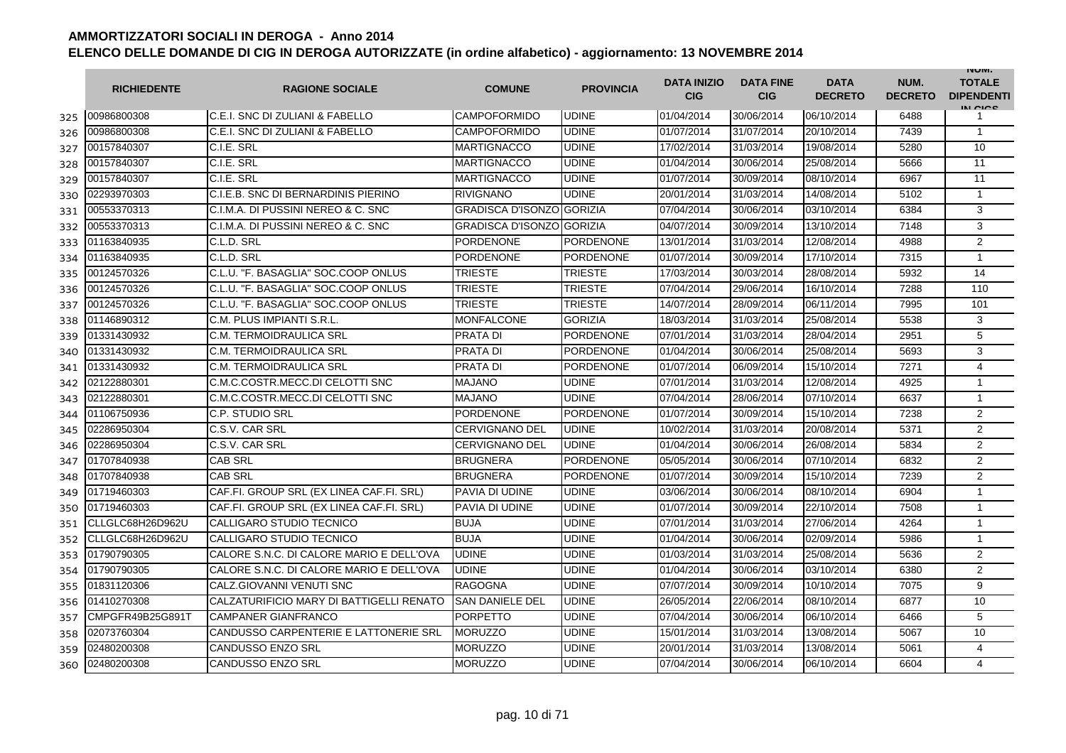# AMMORTIZZATORI SOCIALI IN DEROGA - Anno 2014

## ELENCO DELLE DOMANDE DI CIG IN DEROGA AUTORIZZATE (in ordine alfabetico) - aggiornamento: 13 NOVEMBRE 2014

| | RICHIEDENTE | RAGIONE SOCIALE | COMUNE | PROVINCIA | DATA INIZIO CIG | DATA FINE CIG | DATA DECRETO | NUM. DECRETO | NUM. TOTALE DIPENDENTI IN CIGS |
|---|---|---|---|---|---|---|---|---|---|
| 325 | 00986800308 | C.E.I. SNC DI ZULIANI & FABELLO | CAMPOFORMIDO | UDINE | 01/04/2014 | 30/06/2014 | 06/10/2014 | 6488 | 1 |
| 326 | 00986800308 | C.E.I. SNC DI ZULIANI & FABELLO | CAMPOFORMIDO | UDINE | 01/07/2014 | 31/07/2014 | 20/10/2014 | 7439 | 1 |
| 327 | 00157840307 | C.I.E. SRL | MARTIGNACCO | UDINE | 17/02/2014 | 31/03/2014 | 19/08/2014 | 5280 | 10 |
| 328 | 00157840307 | C.I.E. SRL | MARTIGNACCO | UDINE | 01/04/2014 | 30/06/2014 | 25/08/2014 | 5666 | 11 |
| 329 | 00157840307 | C.I.E. SRL | MARTIGNACCO | UDINE | 01/07/2014 | 30/09/2014 | 08/10/2014 | 6967 | 11 |
| 330 | 02293970303 | C.I.E.B. SNC DI BERNARDINIS PIERINO | RIVIGNANO | UDINE | 20/01/2014 | 31/03/2014 | 14/08/2014 | 5102 | 1 |
| 331 | 00553370313 | C.I.M.A. DI PUSSINI NEREO & C. SNC | GRADISCA D'ISONZO | GORIZIA | 07/04/2014 | 30/06/2014 | 03/10/2014 | 6384 | 3 |
| 332 | 00553370313 | C.I.M.A. DI PUSSINI NEREO & C. SNC | GRADISCA D'ISONZO | GORIZIA | 04/07/2014 | 30/09/2014 | 13/10/2014 | 7148 | 3 |
| 333 | 01163840935 | C.L.D. SRL | PORDENONE | PORDENONE | 13/01/2014 | 31/03/2014 | 12/08/2014 | 4988 | 2 |
| 334 | 01163840935 | C.L.D. SRL | PORDENONE | PORDENONE | 01/07/2014 | 30/09/2014 | 17/10/2014 | 7315 | 1 |
| 335 | 00124570326 | C.L.U. "F. BASAGLIA" SOC.COOP ONLUS | TRIESTE | TRIESTE | 17/03/2014 | 30/03/2014 | 28/08/2014 | 5932 | 14 |
| 336 | 00124570326 | C.L.U. "F. BASAGLIA" SOC.COOP ONLUS | TRIESTE | TRIESTE | 07/04/2014 | 29/06/2014 | 16/10/2014 | 7288 | 110 |
| 337 | 00124570326 | C.L.U. "F. BASAGLIA" SOC.COOP ONLUS | TRIESTE | TRIESTE | 14/07/2014 | 28/09/2014 | 06/11/2014 | 7995 | 101 |
| 338 | 01146890312 | C.M. PLUS IMPIANTI S.R.L. | MONFALCONE | GORIZIA | 18/03/2014 | 31/03/2014 | 25/08/2014 | 5538 | 3 |
| 339 | 01331430932 | C.M. TERMOIDRAULICA SRL | PRATA DI | PORDENONE | 07/01/2014 | 31/03/2014 | 28/04/2014 | 2951 | 5 |
| 340 | 01331430932 | C.M. TERMOIDRAULICA SRL | PRATA DI | PORDENONE | 01/04/2014 | 30/06/2014 | 25/08/2014 | 5693 | 3 |
| 341 | 01331430932 | C.M. TERMOIDRAULICA SRL | PRATA DI | PORDENONE | 01/07/2014 | 06/09/2014 | 15/10/2014 | 7271 | 4 |
| 342 | 02122880301 | C.M.C.COSTR.MECC.DI CELOTTI SNC | MAJANO | UDINE | 07/01/2014 | 31/03/2014 | 12/08/2014 | 4925 | 1 |
| 343 | 02122880301 | C.M.C.COSTR.MECC.DI CELOTTI SNC | MAJANO | UDINE | 07/04/2014 | 28/06/2014 | 07/10/2014 | 6637 | 1 |
| 344 | 01106750936 | C.P. STUDIO SRL | PORDENONE | PORDENONE | 01/07/2014 | 30/09/2014 | 15/10/2014 | 7238 | 2 |
| 345 | 02286950304 | C.S.V. CAR SRL | CERVIGNANO DEL | UDINE | 10/02/2014 | 31/03/2014 | 20/08/2014 | 5371 | 2 |
| 346 | 02286950304 | C.S.V. CAR SRL | CERVIGNANO DEL | UDINE | 01/04/2014 | 30/06/2014 | 26/08/2014 | 5834 | 2 |
| 347 | 01707840938 | CAB SRL | BRUGNERA | PORDENONE | 05/05/2014 | 30/06/2014 | 07/10/2014 | 6832 | 2 |
| 348 | 01707840938 | CAB SRL | BRUGNERA | PORDENONE | 01/07/2014 | 30/09/2014 | 15/10/2014 | 7239 | 2 |
| 349 | 01719460303 | CAF.FI. GROUP SRL (EX LINEA CAF.FI. SRL) | PAVIA DI UDINE | UDINE | 03/06/2014 | 30/06/2014 | 08/10/2014 | 6904 | 1 |
| 350 | 01719460303 | CAF.FI. GROUP SRL (EX LINEA CAF.FI. SRL) | PAVIA DI UDINE | UDINE | 01/07/2014 | 30/09/2014 | 22/10/2014 | 7508 | 1 |
| 351 | CLLGLC68H26D962U | CALLIGARO STUDIO TECNICO | BUJA | UDINE | 07/01/2014 | 31/03/2014 | 27/06/2014 | 4264 | 1 |
| 352 | CLLGLC68H26D962U | CALLIGARO STUDIO TECNICO | BUJA | UDINE | 01/04/2014 | 30/06/2014 | 02/09/2014 | 5986 | 1 |
| 353 | 01790790305 | CALORE S.N.C. DI CALORE MARIO E DELL'OVA | UDINE | UDINE | 01/03/2014 | 31/03/2014 | 25/08/2014 | 5636 | 2 |
| 354 | 01790790305 | CALORE S.N.C. DI CALORE MARIO E DELL'OVA | UDINE | UDINE | 01/04/2014 | 30/06/2014 | 03/10/2014 | 6380 | 2 |
| 355 | 01831120306 | CALZ.GIOVANNI VENUTI SNC | RAGOGNA | UDINE | 07/07/2014 | 30/09/2014 | 10/10/2014 | 7075 | 9 |
| 356 | 01410270308 | CALZATURIFICIO MARY DI BATTIGELLI RENATO | SAN DANIELE DEL | UDINE | 26/05/2014 | 22/06/2014 | 08/10/2014 | 6877 | 10 |
| 357 | CMPGFR49B25G891T | CAMPANER GIANFRANCO | PORPETTO | UDINE | 07/04/2014 | 30/06/2014 | 06/10/2014 | 6466 | 5 |
| 358 | 02073760304 | CANDUSSO CARPENTERIE E LATTONERIE SRL | MORUZZO | UDINE | 15/01/2014 | 31/03/2014 | 13/08/2014 | 5067 | 10 |
| 359 | 02480200308 | CANDUSSO ENZO SRL | MORUZZO | UDINE | 20/01/2014 | 31/03/2014 | 13/08/2014 | 5061 | 4 |
| 360 | 02480200308 | CANDUSSO ENZO SRL | MORUZZO | UDINE | 07/04/2014 | 30/06/2014 | 06/10/2014 | 6604 | 4 |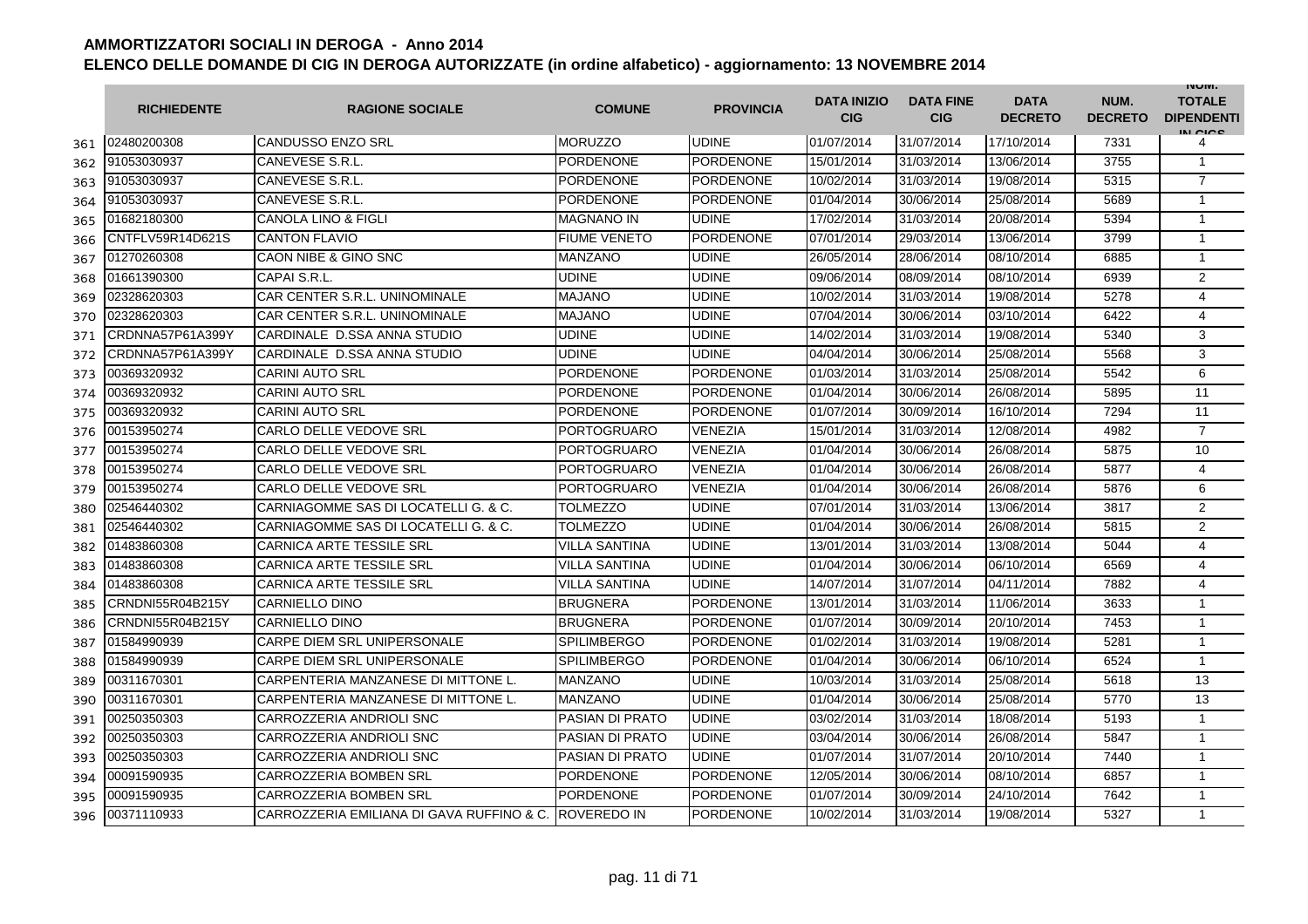# AMMORTIZZATORI SOCIALI IN DEROGA - Anno 2014

## ELENCO DELLE DOMANDE DI CIG IN DEROGA AUTORIZZATE (in ordine alfabetico) - aggiornamento: 13 NOVEMBRE 2014

| | RICHIEDENTE | RAGIONE SOCIALE | COMUNE | PROVINCIA | DATA INIZIO CIG | DATA FINE CIG | DATA DECRETO | NUM. DECRETO | NUM. TOTALE DIPENDENTI IN CIGS |
|---|---|---|---|---|---|---|---|---|---|
| 361 | 02480200308 | CANDUSSO ENZO SRL | MORUZZO | UDINE | 01/07/2014 | 31/07/2014 | 17/10/2014 | 7331 | 4 |
| 362 | 91053030937 | CANEVESE S.R.L. | PORDENONE | PORDENONE | 15/01/2014 | 31/03/2014 | 13/06/2014 | 3755 | 1 |
| 363 | 91053030937 | CANEVESE S.R.L. | PORDENONE | PORDENONE | 10/02/2014 | 31/03/2014 | 19/08/2014 | 5315 | 7 |
| 364 | 91053030937 | CANEVESE S.R.L. | PORDENONE | PORDENONE | 01/04/2014 | 30/06/2014 | 25/08/2014 | 5689 | 1 |
| 365 | 01682180300 | CANOLA LINO & FIGLI | MAGNANO IN | UDINE | 17/02/2014 | 31/03/2014 | 20/08/2014 | 5394 | 1 |
| 366 | CNTFLV59R14D621S | CANTON FLAVIO | FIUME VENETO | PORDENONE | 07/01/2014 | 29/03/2014 | 13/06/2014 | 3799 | 1 |
| 367 | 01270260308 | CAON NIBE & GINO SNC | MANZANO | UDINE | 26/05/2014 | 28/06/2014 | 08/10/2014 | 6885 | 1 |
| 368 | 01661390300 | CAPAI S.R.L. | UDINE | UDINE | 09/06/2014 | 08/09/2014 | 08/10/2014 | 6939 | 2 |
| 369 | 02328620303 | CAR CENTER S.R.L. UNINOMINALE | MAJANO | UDINE | 10/02/2014 | 31/03/2014 | 19/08/2014 | 5278 | 4 |
| 370 | 02328620303 | CAR CENTER S.R.L. UNINOMINALE | MAJANO | UDINE | 07/04/2014 | 30/06/2014 | 03/10/2014 | 6422 | 4 |
| 371 | CRDNNA57P61A399Y | CARDINALE D.SSA ANNA STUDIO | UDINE | UDINE | 14/02/2014 | 31/03/2014 | 19/08/2014 | 5340 | 3 |
| 372 | CRDNNA57P61A399Y | CARDINALE D.SSA ANNA STUDIO | UDINE | UDINE | 04/04/2014 | 30/06/2014 | 25/08/2014 | 5568 | 3 |
| 373 | 00369320932 | CARINI AUTO SRL | PORDENONE | PORDENONE | 01/03/2014 | 31/03/2014 | 25/08/2014 | 5542 | 6 |
| 374 | 00369320932 | CARINI AUTO SRL | PORDENONE | PORDENONE | 01/04/2014 | 30/06/2014 | 26/08/2014 | 5895 | 11 |
| 375 | 00369320932 | CARINI AUTO SRL | PORDENONE | PORDENONE | 01/07/2014 | 30/09/2014 | 16/10/2014 | 7294 | 11 |
| 376 | 00153950274 | CARLO DELLE VEDOVE SRL | PORTOGRUARO | VENEZIA | 15/01/2014 | 31/03/2014 | 12/08/2014 | 4982 | 7 |
| 377 | 00153950274 | CARLO DELLE VEDOVE SRL | PORTOGRUARO | VENEZIA | 01/04/2014 | 30/06/2014 | 26/08/2014 | 5875 | 10 |
| 378 | 00153950274 | CARLO DELLE VEDOVE SRL | PORTOGRUARO | VENEZIA | 01/04/2014 | 30/06/2014 | 26/08/2014 | 5877 | 4 |
| 379 | 00153950274 | CARLO DELLE VEDOVE SRL | PORTOGRUARO | VENEZIA | 01/04/2014 | 30/06/2014 | 26/08/2014 | 5876 | 6 |
| 380 | 02546440302 | CARNIAGOMME SAS DI LOCATELLI G. & C. | TOLMEZZO | UDINE | 07/01/2014 | 31/03/2014 | 13/06/2014 | 3817 | 2 |
| 381 | 02546440302 | CARNIAGOMME SAS DI LOCATELLI G. & C. | TOLMEZZO | UDINE | 01/04/2014 | 30/06/2014 | 26/08/2014 | 5815 | 2 |
| 382 | 01483860308 | CARNICA ARTE TESSILE SRL | VILLA SANTINA | UDINE | 13/01/2014 | 31/03/2014 | 13/08/2014 | 5044 | 4 |
| 383 | 01483860308 | CARNICA ARTE TESSILE SRL | VILLA SANTINA | UDINE | 01/04/2014 | 30/06/2014 | 06/10/2014 | 6569 | 4 |
| 384 | 01483860308 | CARNICA ARTE TESSILE SRL | VILLA SANTINA | UDINE | 14/07/2014 | 31/07/2014 | 04/11/2014 | 7882 | 4 |
| 385 | CRNDNI55R04B215Y | CARNIELLO DINO | BRUGNERA | PORDENONE | 13/01/2014 | 31/03/2014 | 11/06/2014 | 3633 | 1 |
| 386 | CRNDNI55R04B215Y | CARNIELLO DINO | BRUGNERA | PORDENONE | 01/07/2014 | 30/09/2014 | 20/10/2014 | 7453 | 1 |
| 387 | 01584990939 | CARPE DIEM SRL UNIPERSONALE | SPILIMBERGO | PORDENONE | 01/02/2014 | 31/03/2014 | 19/08/2014 | 5281 | 1 |
| 388 | 01584990939 | CARPE DIEM SRL UNIPERSONALE | SPILIMBERGO | PORDENONE | 01/04/2014 | 30/06/2014 | 06/10/2014 | 6524 | 1 |
| 389 | 00311670301 | CARPENTERIA MANZANESE DI MITTONE L. | MANZANO | UDINE | 10/03/2014 | 31/03/2014 | 25/08/2014 | 5618 | 13 |
| 390 | 00311670301 | CARPENTERIA MANZANESE DI MITTONE L. | MANZANO | UDINE | 01/04/2014 | 30/06/2014 | 25/08/2014 | 5770 | 13 |
| 391 | 00250350303 | CARROZZERIA ANDRIOLI SNC | PASIAN DI PRATO | UDINE | 03/02/2014 | 31/03/2014 | 18/08/2014 | 5193 | 1 |
| 392 | 00250350303 | CARROZZERIA ANDRIOLI SNC | PASIAN DI PRATO | UDINE | 03/04/2014 | 30/06/2014 | 26/08/2014 | 5847 | 1 |
| 393 | 00250350303 | CARROZZERIA ANDRIOLI SNC | PASIAN DI PRATO | UDINE | 01/07/2014 | 31/07/2014 | 20/10/2014 | 7440 | 1 |
| 394 | 00091590935 | CARROZZERIA BOMBEN SRL | PORDENONE | PORDENONE | 12/05/2014 | 30/06/2014 | 08/10/2014 | 6857 | 1 |
| 395 | 00091590935 | CARROZZERIA BOMBEN SRL | PORDENONE | PORDENONE | 01/07/2014 | 30/09/2014 | 24/10/2014 | 7642 | 1 |
| 396 | 00371110933 | CARROZZERIA EMILIANA DI GAVA RUFFINO & C. | ROVEREDO IN | PORDENONE | 10/02/2014 | 31/03/2014 | 19/08/2014 | 5327 | 1 |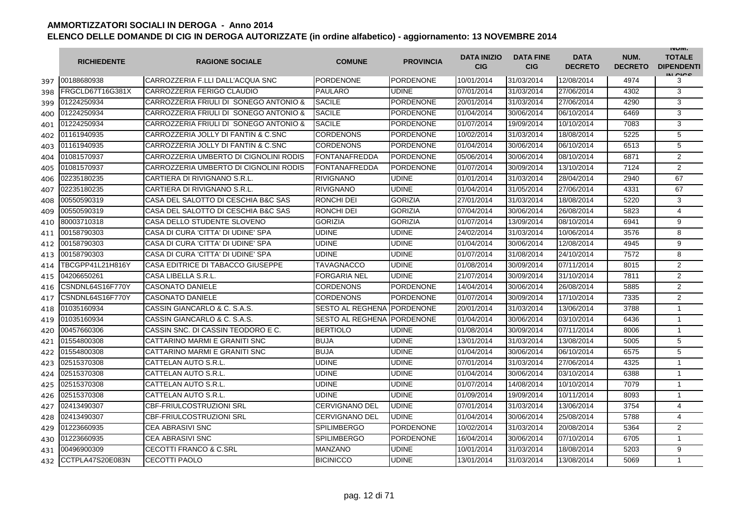# AMMORTIZZATORI SOCIALI IN DEROGA - Anno 2014

## ELENCO DELLE DOMANDE DI CIG IN DEROGA AUTORIZZATE (in ordine alfabetico) - aggiornamento: 13 NOVEMBRE 2014

| | RICHIEDENTE | RAGIONE SOCIALE | COMUNE | PROVINCIA | DATA INIZIO CIG | DATA FINE CIG | DATA DECRETO | NUM. DECRETO | NUM. TOTALE DIPENDENTI IN CIGS |
|---|---|---|---|---|---|---|---|---|---|
| 397 | 00188680938 | CARROZZERIA F.LLI DALL'ACQUA SNC | PORDENONE | PORDENONE | 10/01/2014 | 31/03/2014 | 12/08/2014 | 4974 | 3 |
| 398 | FRGCLD67T16G381X | CARROZZERIA FERIGO CLAUDIO | PAULARO | UDINE | 07/01/2014 | 31/03/2014 | 27/06/2014 | 4302 | 3 |
| 399 | 01224250934 | CARROZZERIA FRIULI DI SONEGO ANTONIO & | SACILE | PORDENONE | 20/01/2014 | 31/03/2014 | 27/06/2014 | 4290 | 3 |
| 400 | 01224250934 | CARROZZERIA FRIULI DI SONEGO ANTONIO & | SACILE | PORDENONE | 01/04/2014 | 30/06/2014 | 06/10/2014 | 6469 | 3 |
| 401 | 01224250934 | CARROZZERIA FRIULI DI SONEGO ANTONIO & | SACILE | PORDENONE | 01/07/2014 | 19/09/2014 | 10/10/2014 | 7083 | 3 |
| 402 | 01161940935 | CARROZZERIA JOLLY DI FANTIN & C.SNC | CORDENONS | PORDENONE | 10/02/2014 | 31/03/2014 | 18/08/2014 | 5225 | 5 |
| 403 | 01161940935 | CARROZZERIA JOLLY DI FANTIN & C.SNC | CORDENONS | PORDENONE | 01/04/2014 | 30/06/2014 | 06/10/2014 | 6513 | 5 |
| 404 | 01081570937 | CARROZZERIA UMBERTO DI CIGNOLINI RODIS | FONTANAFREDDA | PORDENONE | 05/06/2014 | 30/06/2014 | 08/10/2014 | 6871 | 2 |
| 405 | 01081570937 | CARROZZERIA UMBERTO DI CIGNOLINI RODIS | FONTANAFREDDA | PORDENONE | 01/07/2014 | 30/09/2014 | 13/10/2014 | 7124 | 2 |
| 406 | 02235180235 | CARTIERA DI RIVIGNANO S.R.L. | RIVIGNANO | UDINE | 01/01/2014 | 31/03/2014 | 28/04/2014 | 2940 | 67 |
| 407 | 02235180235 | CARTIERA DI RIVIGNANO S.R.L. | RIVIGNANO | UDINE | 01/04/2014 | 31/05/2014 | 27/06/2014 | 4331 | 67 |
| 408 | 00550590319 | CASA DEL SALOTTO DI CESCHIA B&C SAS | RONCHI DEI | GORIZIA | 27/01/2014 | 31/03/2014 | 18/08/2014 | 5220 | 3 |
| 409 | 00550590319 | CASA DEL SALOTTO DI CESCHIA B&C SAS | RONCHI DEI | GORIZIA | 07/04/2014 | 30/06/2014 | 26/08/2014 | 5823 | 4 |
| 410 | 80003710318 | CASA DELLO STUDENTE SLOVENO | GORIZIA | GORIZIA | 01/07/2014 | 13/09/2014 | 08/10/2014 | 6941 | 9 |
| 411 | 00158790303 | CASA DI CURA 'CITTA' DI UDINE' SPA | UDINE | UDINE | 24/02/2014 | 31/03/2014 | 10/06/2014 | 3576 | 8 |
| 412 | 00158790303 | CASA DI CURA 'CITTA' DI UDINE' SPA | UDINE | UDINE | 01/04/2014 | 30/06/2014 | 12/08/2014 | 4945 | 9 |
| 413 | 00158790303 | CASA DI CURA 'CITTA' DI UDINE' SPA | UDINE | UDINE | 01/07/2014 | 31/08/2014 | 24/10/2014 | 7572 | 8 |
| 414 | TBCGPP41L21H816Y | CASA EDITRICE DI TABACCO GIUSEPPE | TAVAGNACCO | UDINE | 01/08/2014 | 30/09/2014 | 07/11/2014 | 8015 | 2 |
| 415 | 04206650261 | CASA LIBELLA S.R.L. | FORGARIA NEL | UDINE | 21/07/2014 | 30/09/2014 | 31/10/2014 | 7811 | 2 |
| 416 | CSNDNL64S16F770Y | CASONATO DANIELE | CORDENONS | PORDENONE | 14/04/2014 | 30/06/2014 | 26/08/2014 | 5885 | 2 |
| 417 | CSNDNL64S16F770Y | CASONATO DANIELE | CORDENONS | PORDENONE | 01/07/2014 | 30/09/2014 | 17/10/2014 | 7335 | 2 |
| 418 | 01035160934 | CASSIN GIANCARLO & C. S.A.S. | SESTO AL REGHENA | PORDENONE | 20/01/2014 | 31/03/2014 | 13/06/2014 | 3788 | 1 |
| 419 | 01035160934 | CASSIN GIANCARLO & C. S.A.S. | SESTO AL REGHENA | PORDENONE | 01/04/2014 | 30/06/2014 | 03/10/2014 | 6436 | 1 |
| 420 | 00457660306 | CASSIN SNC. DI CASSIN TEODORO E C. | BERTIOLO | UDINE | 01/08/2014 | 30/09/2014 | 07/11/2014 | 8006 | 1 |
| 421 | 01554800308 | CATTARINO MARMI E GRANITI SNC | BUJA | UDINE | 13/01/2014 | 31/03/2014 | 13/08/2014 | 5005 | 5 |
| 422 | 01554800308 | CATTARINO MARMI E GRANITI SNC | BUJA | UDINE | 01/04/2014 | 30/06/2014 | 06/10/2014 | 6575 | 5 |
| 423 | 02515370308 | CATTELAN AUTO S.R.L. | UDINE | UDINE | 07/01/2014 | 31/03/2014 | 27/06/2014 | 4325 | 1 |
| 424 | 02515370308 | CATTELAN AUTO S.R.L. | UDINE | UDINE | 01/04/2014 | 30/06/2014 | 03/10/2014 | 6388 | 1 |
| 425 | 02515370308 | CATTELAN AUTO S.R.L. | UDINE | UDINE | 01/07/2014 | 14/08/2014 | 10/10/2014 | 7079 | 1 |
| 426 | 02515370308 | CATTELAN AUTO S.R.L. | UDINE | UDINE | 01/09/2014 | 19/09/2014 | 10/11/2014 | 8093 | 1 |
| 427 | 02413490307 | CBF-FRIULCOSTRUZIONI SRL | CERVIGNANO DEL | UDINE | 07/01/2014 | 31/03/2014 | 13/06/2014 | 3754 | 4 |
| 428 | 02413490307 | CBF-FRIULCOSTRUZIONI SRL | CERVIGNANO DEL | UDINE | 01/04/2014 | 30/06/2014 | 25/08/2014 | 5788 | 4 |
| 429 | 01223660935 | CEA ABRASIVI SNC | SPILIMBERGO | PORDENONE | 10/02/2014 | 31/03/2014 | 20/08/2014 | 5364 | 2 |
| 430 | 01223660935 | CEA ABRASIVI SNC | SPILIMBERGO | PORDENONE | 16/04/2014 | 30/06/2014 | 07/10/2014 | 6705 | 1 |
| 431 | 00496900309 | CECOTTI FRANCO & C.SRL | MANZANO | UDINE | 10/01/2014 | 31/03/2014 | 18/08/2014 | 5203 | 9 |
| 432 | CCTPLA47S20E083N | CECOTTI PAOLO | BICINICCO | UDINE | 13/01/2014 | 31/03/2014 | 13/08/2014 | 5069 | 1 |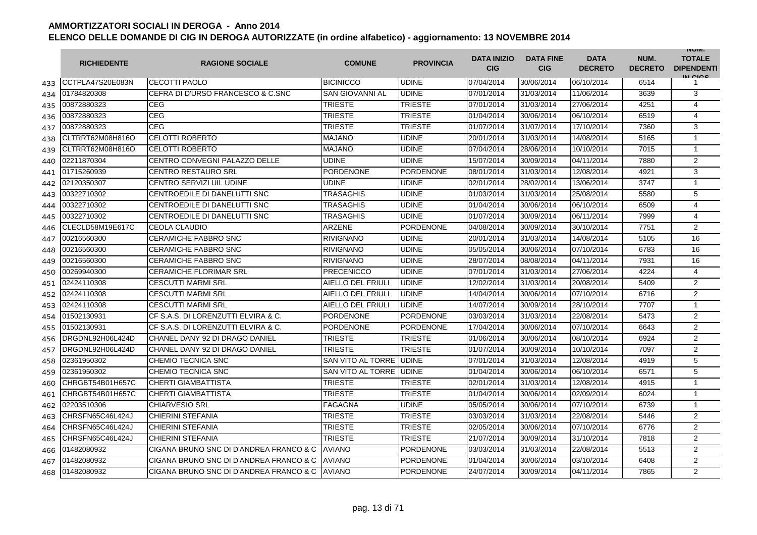# AMMORTIZZATORI SOCIALI IN DEROGA - Anno 2014

## ELENCO DELLE DOMANDE DI CIG IN DEROGA AUTORIZZATE (in ordine alfabetico) - aggiornamento: 13 NOVEMBRE 2014

| | RICHIEDENTE | RAGIONE SOCIALE | COMUNE | PROVINCIA | DATA INIZIO CIG | DATA FINE CIG | DATA DECRETO | NUM. DECRETO | NUM. TOTALE DIPENDENTI IN CIGS |
|---|---|---|---|---|---|---|---|---|---|
| 433 | CCTPLA47S20E083N | CECOTTI PAOLO | BICINICCO | UDINE | 07/04/2014 | 30/06/2014 | 06/10/2014 | 6514 | 1 |
| 434 | 01784820308 | CEFRA DI D'URSO FRANCESCO & C.SNC | SAN GIOVANNI AL | UDINE | 07/01/2014 | 31/03/2014 | 11/06/2014 | 3639 | 3 |
| 435 | 00872880323 | CEG | TRIESTE | TRIESTE | 07/01/2014 | 31/03/2014 | 27/06/2014 | 4251 | 4 |
| 436 | 00872880323 | CEG | TRIESTE | TRIESTE | 01/04/2014 | 30/06/2014 | 06/10/2014 | 6519 | 4 |
| 437 | 00872880323 | CEG | TRIESTE | TRIESTE | 01/07/2014 | 31/07/2014 | 17/10/2014 | 7360 | 3 |
| 438 | CLTRRT62M08H816O | CELOTTI ROBERTO | MAJANO | UDINE | 20/01/2014 | 31/03/2014 | 14/08/2014 | 5165 | 1 |
| 439 | CLTRRT62M08H816O | CELOTTI ROBERTO | MAJANO | UDINE | 07/04/2014 | 28/06/2014 | 10/10/2014 | 7015 | 1 |
| 440 | 02211870304 | CENTRO CONVEGNI PALAZZO DELLE | UDINE | UDINE | 15/07/2014 | 30/09/2014 | 04/11/2014 | 7880 | 2 |
| 441 | 01715260939 | CENTRO RESTAURO SRL | PORDENONE | PORDENONE | 08/01/2014 | 31/03/2014 | 12/08/2014 | 4921 | 3 |
| 442 | 02120350307 | CENTRO SERVIZI UIL UDINE | UDINE | UDINE | 02/01/2014 | 28/02/2014 | 13/06/2014 | 3747 | 1 |
| 443 | 00322710302 | CENTROEDILE DI DANELUTTI SNC | TRASAGHIS | UDINE | 01/03/2014 | 31/03/2014 | 25/08/2014 | 5580 | 5 |
| 444 | 00322710302 | CENTROEDILE DI DANELUTTI SNC | TRASAGHIS | UDINE | 01/04/2014 | 30/06/2014 | 06/10/2014 | 6509 | 4 |
| 445 | 00322710302 | CENTROEDILE DI DANELUTTI SNC | TRASAGHIS | UDINE | 01/07/2014 | 30/09/2014 | 06/11/2014 | 7999 | 4 |
| 446 | CLECLD58M19E617C | CEOLA CLAUDIO | ARZENE | PORDENONE | 04/08/2014 | 30/09/2014 | 30/10/2014 | 7751 | 2 |
| 447 | 00216560300 | CERAMICHE FABBRO SNC | RIVIGNANO | UDINE | 20/01/2014 | 31/03/2014 | 14/08/2014 | 5105 | 16 |
| 448 | 00216560300 | CERAMICHE FABBRO SNC | RIVIGNANO | UDINE | 05/05/2014 | 30/06/2014 | 07/10/2014 | 6783 | 16 |
| 449 | 00216560300 | CERAMICHE FABBRO SNC | RIVIGNANO | UDINE | 28/07/2014 | 08/08/2014 | 04/11/2014 | 7931 | 16 |
| 450 | 00269940300 | CERAMICHE FLORIMAR SRL | PRECENICCO | UDINE | 07/01/2014 | 31/03/2014 | 27/06/2014 | 4224 | 4 |
| 451 | 02424110308 | CESCUTTI MARMI SRL | AIELLO DEL FRIULI | UDINE | 12/02/2014 | 31/03/2014 | 20/08/2014 | 5409 | 2 |
| 452 | 02424110308 | CESCUTTI MARMI SRL | AIELLO DEL FRIULI | UDINE | 14/04/2014 | 30/06/2014 | 07/10/2014 | 6716 | 2 |
| 453 | 02424110308 | CESCUTTI MARMI SRL | AIELLO DEL FRIULI | UDINE | 14/07/2014 | 30/09/2014 | 28/10/2014 | 7707 | 1 |
| 454 | 01502130931 | CF S.A.S. DI LORENZUTTI ELVIRA & C. | PORDENONE | PORDENONE | 03/03/2014 | 31/03/2014 | 22/08/2014 | 5473 | 2 |
| 455 | 01502130931 | CF S.A.S. DI LORENZUTTI ELVIRA & C. | PORDENONE | PORDENONE | 17/04/2014 | 30/06/2014 | 07/10/2014 | 6643 | 2 |
| 456 | DRGDNL92H06L424D | CHANEL DANY 92 DI DRAGO DANIEL | TRIESTE | TRIESTE | 01/06/2014 | 30/06/2014 | 08/10/2014 | 6924 | 2 |
| 457 | DRGDNL92H06L424D | CHANEL DANY 92 DI DRAGO DANIEL | TRIESTE | TRIESTE | 01/07/2014 | 30/09/2014 | 10/10/2014 | 7097 | 2 |
| 458 | 02361950302 | CHEMIO TECNICA SNC | SAN VITO AL TORRE | UDINE | 07/01/2014 | 31/03/2014 | 12/08/2014 | 4919 | 5 |
| 459 | 02361950302 | CHEMIO TECNICA SNC | SAN VITO AL TORRE | UDINE | 01/04/2014 | 30/06/2014 | 06/10/2014 | 6571 | 5 |
| 460 | CHRGBT54B01H657C | CHERTI GIAMBATTISTA | TRIESTE | TRIESTE | 02/01/2014 | 31/03/2014 | 12/08/2014 | 4915 | 1 |
| 461 | CHRGBT54B01H657C | CHERTI GIAMBATTISTA | TRIESTE | TRIESTE | 01/04/2014 | 30/06/2014 | 02/09/2014 | 6024 | 1 |
| 462 | 02203510306 | CHIARVESIO SRL | FAGAGNA | UDINE | 05/05/2014 | 30/06/2014 | 07/10/2014 | 6739 | 1 |
| 463 | CHRSFN65C46L424J | CHIERINI STEFANIA | TRIESTE | TRIESTE | 03/03/2014 | 31/03/2014 | 22/08/2014 | 5446 | 2 |
| 464 | CHRSFN65C46L424J | CHIERINI STEFANIA | TRIESTE | TRIESTE | 02/05/2014 | 30/06/2014 | 07/10/2014 | 6776 | 2 |
| 465 | CHRSFN65C46L424J | CHIERINI STEFANIA | TRIESTE | TRIESTE | 21/07/2014 | 30/09/2014 | 31/10/2014 | 7818 | 2 |
| 466 | 01482080932 | CIGANA BRUNO SNC DI D'ANDREA FRANCO & C | AVIANO | PORDENONE | 03/03/2014 | 31/03/2014 | 22/08/2014 | 5513 | 2 |
| 467 | 01482080932 | CIGANA BRUNO SNC DI D'ANDREA FRANCO & C | AVIANO | PORDENONE | 01/04/2014 | 30/06/2014 | 03/10/2014 | 6408 | 2 |
| 468 | 01482080932 | CIGANA BRUNO SNC DI D'ANDREA FRANCO & C | AVIANO | PORDENONE | 24/07/2014 | 30/09/2014 | 04/11/2014 | 7865 | 2 |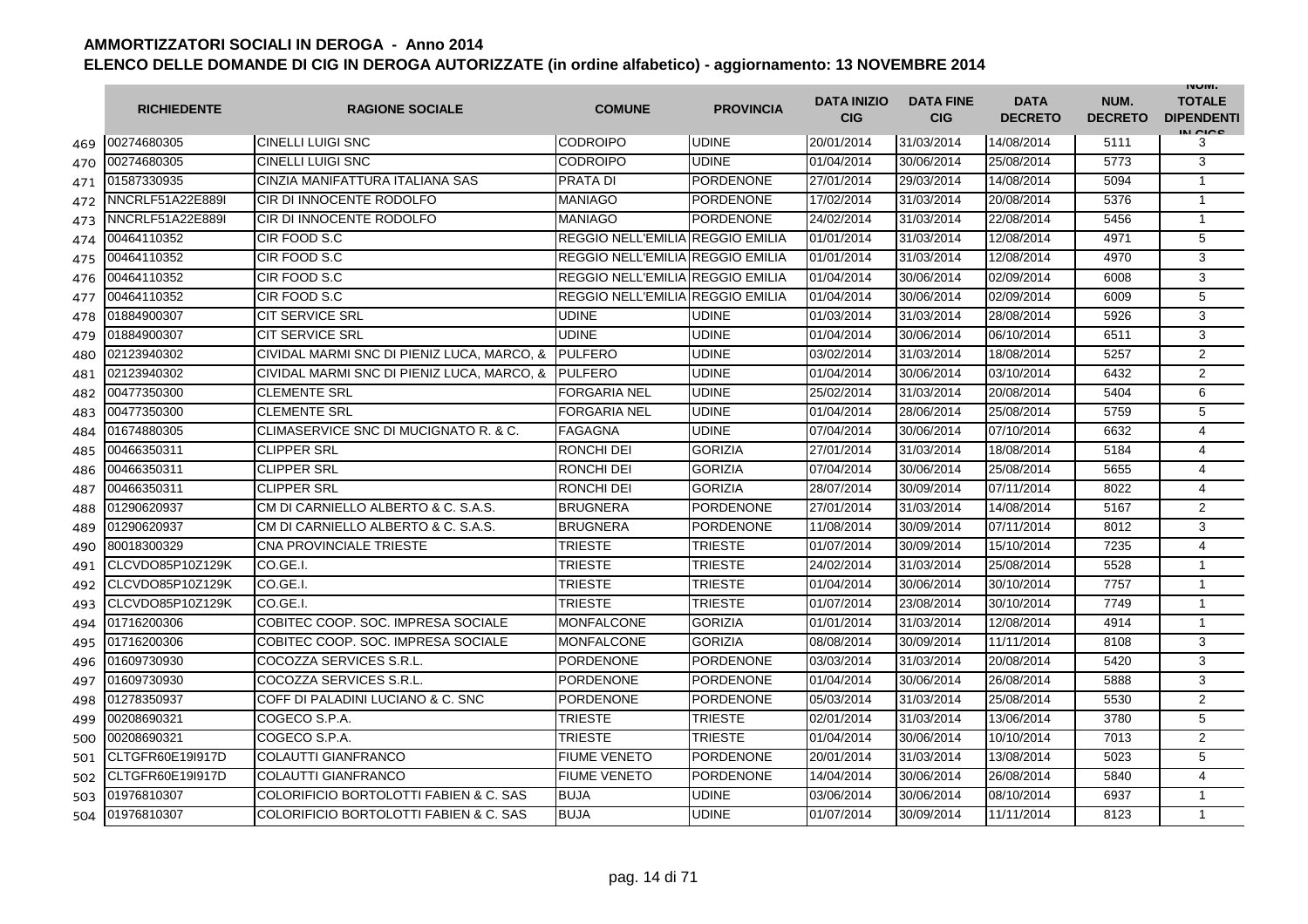# AMMORTIZZATORI SOCIALI IN DEROGA - Anno 2014

## ELENCO DELLE DOMANDE DI CIG IN DEROGA AUTORIZZATE (in ordine alfabetico) - aggiornamento: 13 NOVEMBRE 2014

| | RICHIEDENTE | RAGIONE SOCIALE | COMUNE | PROVINCIA | DATA INIZIO CIG | DATA FINE CIG | DATA DECRETO | NUM. DECRETO | NUM. TOTALE DIPENDENTI IN CIGS |
|---|---|---|---|---|---|---|---|---|---|
| 469 | 00274680305 | CINELLI LUIGI SNC | CODROIPO | UDINE | 20/01/2014 | 31/03/2014 | 14/08/2014 | 5111 | 3 |
| 470 | 00274680305 | CINELLI LUIGI SNC | CODROIPO | UDINE | 01/04/2014 | 30/06/2014 | 25/08/2014 | 5773 | 3 |
| 471 | 01587330935 | CINZIA MANIFATTURA ITALIANA SAS | PRATA DI | PORDENONE | 27/01/2014 | 29/03/2014 | 14/08/2014 | 5094 | 1 |
| 472 | NNCRLF51A22E889I | CIR DI INNOCENTE RODOLFO | MANIAGO | PORDENONE | 17/02/2014 | 31/03/2014 | 20/08/2014 | 5376 | 1 |
| 473 | NNCRLF51A22E889I | CIR DI INNOCENTE RODOLFO | MANIAGO | PORDENONE | 24/02/2014 | 31/03/2014 | 22/08/2014 | 5456 | 1 |
| 474 | 00464110352 | CIR FOOD S.C | REGGIO NELL'EMILIA | REGGIO EMILIA | 01/01/2014 | 31/03/2014 | 12/08/2014 | 4971 | 5 |
| 475 | 00464110352 | CIR FOOD S.C | REGGIO NELL'EMILIA | REGGIO EMILIA | 01/01/2014 | 31/03/2014 | 12/08/2014 | 4970 | 3 |
| 476 | 00464110352 | CIR FOOD S.C | REGGIO NELL'EMILIA | REGGIO EMILIA | 01/04/2014 | 30/06/2014 | 02/09/2014 | 6008 | 3 |
| 477 | 00464110352 | CIR FOOD S.C | REGGIO NELL'EMILIA | REGGIO EMILIA | 01/04/2014 | 30/06/2014 | 02/09/2014 | 6009 | 5 |
| 478 | 01884900307 | CIT SERVICE SRL | UDINE | UDINE | 01/03/2014 | 31/03/2014 | 28/08/2014 | 5926 | 3 |
| 479 | 01884900307 | CIT SERVICE SRL | UDINE | UDINE | 01/04/2014 | 30/06/2014 | 06/10/2014 | 6511 | 3 |
| 480 | 02123940302 | CIVIDAL MARMI SNC DI PIENIZ LUCA, MARCO, & | PULFERO | UDINE | 03/02/2014 | 31/03/2014 | 18/08/2014 | 5257 | 2 |
| 481 | 02123940302 | CIVIDAL MARMI SNC DI PIENIZ LUCA, MARCO, & | PULFERO | UDINE | 01/04/2014 | 30/06/2014 | 03/10/2014 | 6432 | 2 |
| 482 | 00477350300 | CLEMENTE SRL | FORGARIA NEL | UDINE | 25/02/2014 | 31/03/2014 | 20/08/2014 | 5404 | 6 |
| 483 | 00477350300 | CLEMENTE SRL | FORGARIA NEL | UDINE | 01/04/2014 | 28/06/2014 | 25/08/2014 | 5759 | 5 |
| 484 | 01674880305 | CLIMASERVICE SNC DI MUCIGNATO R. & C. | FAGAGNA | UDINE | 07/04/2014 | 30/06/2014 | 07/10/2014 | 6632 | 4 |
| 485 | 00466350311 | CLIPPER SRL | RONCHI DEI | GORIZIA | 27/01/2014 | 31/03/2014 | 18/08/2014 | 5184 | 4 |
| 486 | 00466350311 | CLIPPER SRL | RONCHI DEI | GORIZIA | 07/04/2014 | 30/06/2014 | 25/08/2014 | 5655 | 4 |
| 487 | 00466350311 | CLIPPER SRL | RONCHI DEI | GORIZIA | 28/07/2014 | 30/09/2014 | 07/11/2014 | 8022 | 4 |
| 488 | 01290620937 | CM DI CARNIELLO ALBERTO & C. S.A.S. | BRUGNERA | PORDENONE | 27/01/2014 | 31/03/2014 | 14/08/2014 | 5167 | 2 |
| 489 | 01290620937 | CM DI CARNIELLO ALBERTO & C. S.A.S. | BRUGNERA | PORDENONE | 11/08/2014 | 30/09/2014 | 07/11/2014 | 8012 | 3 |
| 490 | 80018300329 | CNA PROVINCIALE TRIESTE | TRIESTE | TRIESTE | 01/07/2014 | 30/09/2014 | 15/10/2014 | 7235 | 4 |
| 491 | CLCVDO85P10Z129K | CO.GE.I. | TRIESTE | TRIESTE | 24/02/2014 | 31/03/2014 | 25/08/2014 | 5528 | 1 |
| 492 | CLCVDO85P10Z129K | CO.GE.I. | TRIESTE | TRIESTE | 01/04/2014 | 30/06/2014 | 30/10/2014 | 7757 | 1 |
| 493 | CLCVDO85P10Z129K | CO.GE.I. | TRIESTE | TRIESTE | 01/07/2014 | 23/08/2014 | 30/10/2014 | 7749 | 1 |
| 494 | 01716200306 | COBITEC COOP. SOC. IMPRESA SOCIALE | MONFALCONE | GORIZIA | 01/01/2014 | 31/03/2014 | 12/08/2014 | 4914 | 1 |
| 495 | 01716200306 | COBITEC COOP. SOC. IMPRESA SOCIALE | MONFALCONE | GORIZIA | 08/08/2014 | 30/09/2014 | 11/11/2014 | 8108 | 3 |
| 496 | 01609730930 | COCOZZA SERVICES S.R.L. | PORDENONE | PORDENONE | 03/03/2014 | 31/03/2014 | 20/08/2014 | 5420 | 3 |
| 497 | 01609730930 | COCOZZA SERVICES S.R.L. | PORDENONE | PORDENONE | 01/04/2014 | 30/06/2014 | 26/08/2014 | 5888 | 3 |
| 498 | 01278350937 | COFF DI PALADINI LUCIANO & C. SNC | PORDENONE | PORDENONE | 05/03/2014 | 31/03/2014 | 25/08/2014 | 5530 | 2 |
| 499 | 00208690321 | COGECO S.P.A. | TRIESTE | TRIESTE | 02/01/2014 | 31/03/2014 | 13/06/2014 | 3780 | 5 |
| 500 | 00208690321 | COGECO S.P.A. | TRIESTE | TRIESTE | 01/04/2014 | 30/06/2014 | 10/10/2014 | 7013 | 2 |
| 501 | CLTGFR60E19I917D | COLAUTTI GIANFRANCO | FIUME VENETO | PORDENONE | 20/01/2014 | 31/03/2014 | 13/08/2014 | 5023 | 5 |
| 502 | CLTGFR60E19I917D | COLAUTTI GIANFRANCO | FIUME VENETO | PORDENONE | 14/04/2014 | 30/06/2014 | 26/08/2014 | 5840 | 4 |
| 503 | 01976810307 | COLORIFICIO BORTOLOTTI FABIEN & C. SAS | BUJA | UDINE | 03/06/2014 | 30/06/2014 | 08/10/2014 | 6937 | 1 |
| 504 | 01976810307 | COLORIFICIO BORTOLOTTI FABIEN & C. SAS | BUJA | UDINE | 01/07/2014 | 30/09/2014 | 11/11/2014 | 8123 | 1 |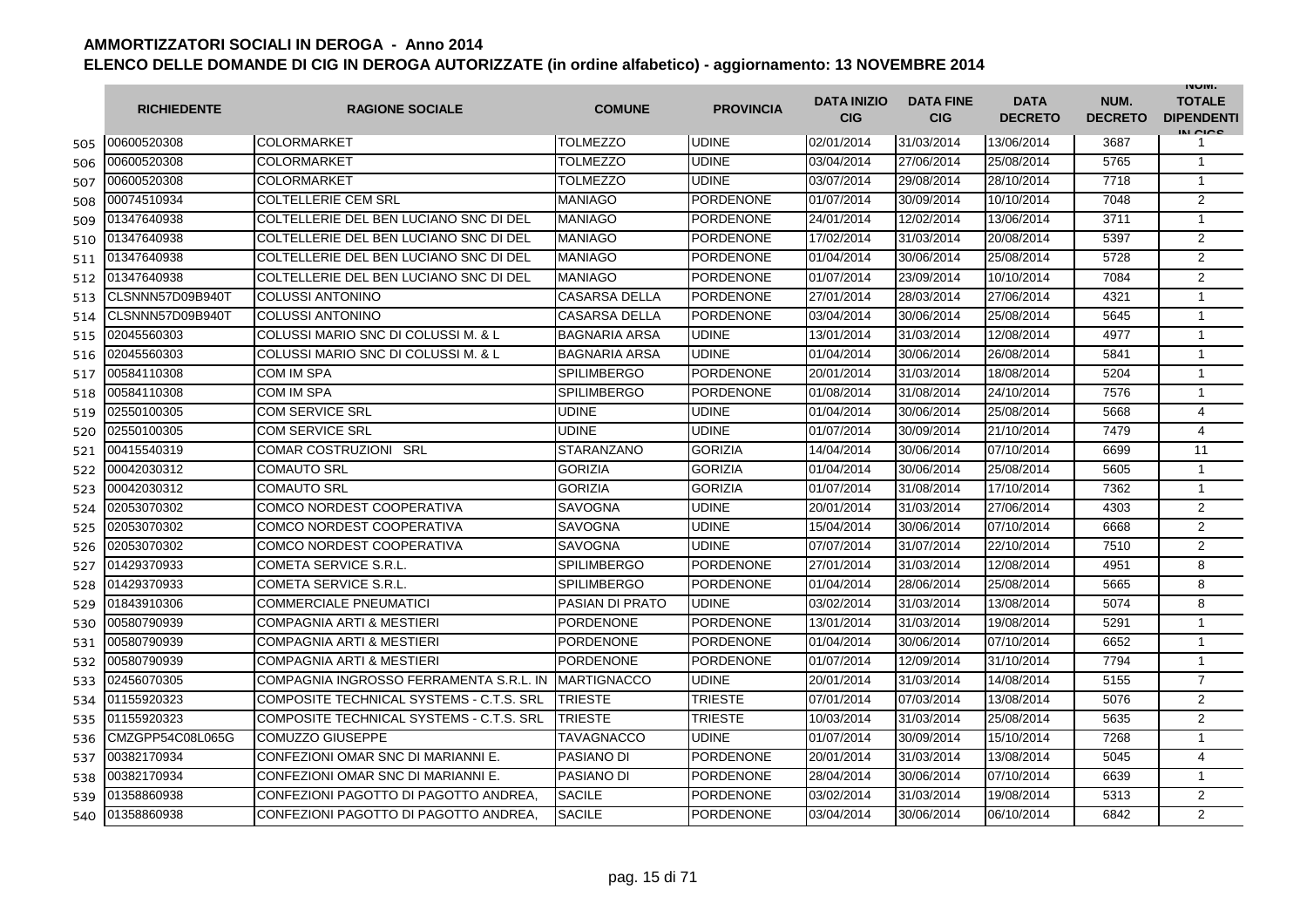# AMMORTIZZATORI SOCIALI IN DEROGA - Anno 2014

## ELENCO DELLE DOMANDE DI CIG IN DEROGA AUTORIZZATE (in ordine alfabetico) - aggiornamento: 13 NOVEMBRE 2014

| | RICHIEDENTE | RAGIONE SOCIALE | COMUNE | PROVINCIA | DATA INIZIO CIG | DATA FINE CIG | DATA DECRETO | NUM. DECRETO | NUM. TOTALE DIPENDENTI IN CIGS |
|---|---|---|---|---|---|---|---|---|---|
| 505 | 00600520308 | COLORMARKET | TOLMEZZO | UDINE | 02/01/2014 | 31/03/2014 | 13/06/2014 | 3687 | 1 |
| 506 | 00600520308 | COLORMARKET | TOLMEZZO | UDINE | 03/04/2014 | 27/06/2014 | 25/08/2014 | 5765 | 1 |
| 507 | 00600520308 | COLORMARKET | TOLMEZZO | UDINE | 03/07/2014 | 29/08/2014 | 28/10/2014 | 7718 | 1 |
| 508 | 00074510934 | COLTELLERIE CEM SRL | MANIAGO | PORDENONE | 01/07/2014 | 30/09/2014 | 10/10/2014 | 7048 | 2 |
| 509 | 01347640938 | COLTELLERIE DEL BEN LUCIANO SNC DI DEL | MANIAGO | PORDENONE | 24/01/2014 | 12/02/2014 | 13/06/2014 | 3711 | 1 |
| 510 | 01347640938 | COLTELLERIE DEL BEN LUCIANO SNC DI DEL | MANIAGO | PORDENONE | 17/02/2014 | 31/03/2014 | 20/08/2014 | 5397 | 2 |
| 511 | 01347640938 | COLTELLERIE DEL BEN LUCIANO SNC DI DEL | MANIAGO | PORDENONE | 01/04/2014 | 30/06/2014 | 25/08/2014 | 5728 | 2 |
| 512 | 01347640938 | COLTELLERIE DEL BEN LUCIANO SNC DI DEL | MANIAGO | PORDENONE | 01/07/2014 | 23/09/2014 | 10/10/2014 | 7084 | 2 |
| 513 | CLSNNN57D09B940T | COLUSSI ANTONINO | CASARSA DELLA | PORDENONE | 27/01/2014 | 28/03/2014 | 27/06/2014 | 4321 | 1 |
| 514 | CLSNNN57D09B940T | COLUSSI ANTONINO | CASARSA DELLA | PORDENONE | 03/04/2014 | 30/06/2014 | 25/08/2014 | 5645 | 1 |
| 515 | 02045560303 | COLUSSI MARIO SNC DI COLUSSI M. & L | BAGNARIA ARSA | UDINE | 13/01/2014 | 31/03/2014 | 12/08/2014 | 4977 | 1 |
| 516 | 02045560303 | COLUSSI MARIO SNC DI COLUSSI M. & L | BAGNARIA ARSA | UDINE | 01/04/2014 | 30/06/2014 | 26/08/2014 | 5841 | 1 |
| 517 | 00584110308 | COM IM SPA | SPILIMBERGO | PORDENONE | 20/01/2014 | 31/03/2014 | 18/08/2014 | 5204 | 1 |
| 518 | 00584110308 | COM IM SPA | SPILIMBERGO | PORDENONE | 01/08/2014 | 31/08/2014 | 24/10/2014 | 7576 | 1 |
| 519 | 02550100305 | COM SERVICE SRL | UDINE | UDINE | 01/04/2014 | 30/06/2014 | 25/08/2014 | 5668 | 4 |
| 520 | 02550100305 | COM SERVICE SRL | UDINE | UDINE | 01/07/2014 | 30/09/2014 | 21/10/2014 | 7479 | 4 |
| 521 | 00415540319 | COMAR COSTRUZIONI SRL | STARANZANO | GORIZIA | 14/04/2014 | 30/06/2014 | 07/10/2014 | 6699 | 11 |
| 522 | 00042030312 | COMAUTO SRL | GORIZIA | GORIZIA | 01/04/2014 | 30/06/2014 | 25/08/2014 | 5605 | 1 |
| 523 | 00042030312 | COMAUTO SRL | GORIZIA | GORIZIA | 01/07/2014 | 31/08/2014 | 17/10/2014 | 7362 | 1 |
| 524 | 02053070302 | COMCO NORDEST COOPERATIVA | SAVOGNA | UDINE | 20/01/2014 | 31/03/2014 | 27/06/2014 | 4303 | 2 |
| 525 | 02053070302 | COMCO NORDEST COOPERATIVA | SAVOGNA | UDINE | 15/04/2014 | 30/06/2014 | 07/10/2014 | 6668 | 2 |
| 526 | 02053070302 | COMCO NORDEST COOPERATIVA | SAVOGNA | UDINE | 07/07/2014 | 31/07/2014 | 22/10/2014 | 7510 | 2 |
| 527 | 01429370933 | COMETA SERVICE S.R.L. | SPILIMBERGO | PORDENONE | 27/01/2014 | 31/03/2014 | 12/08/2014 | 4951 | 8 |
| 528 | 01429370933 | COMETA SERVICE S.R.L. | SPILIMBERGO | PORDENONE | 01/04/2014 | 28/06/2014 | 25/08/2014 | 5665 | 8 |
| 529 | 01843910306 | COMMERCIALE PNEUMATICI | PASIAN DI PRATO | UDINE | 03/02/2014 | 31/03/2014 | 13/08/2014 | 5074 | 8 |
| 530 | 00580790939 | COMPAGNIA ARTI & MESTIERI | PORDENONE | PORDENONE | 13/01/2014 | 31/03/2014 | 19/08/2014 | 5291 | 1 |
| 531 | 00580790939 | COMPAGNIA ARTI & MESTIERI | PORDENONE | PORDENONE | 01/04/2014 | 30/06/2014 | 07/10/2014 | 6652 | 1 |
| 532 | 00580790939 | COMPAGNIA ARTI & MESTIERI | PORDENONE | PORDENONE | 01/07/2014 | 12/09/2014 | 31/10/2014 | 7794 | 1 |
| 533 | 02456070305 | COMPAGNIA INGROSSO FERRAMENTA S.R.L. IN | MARTIGNACCO | UDINE | 20/01/2014 | 31/03/2014 | 14/08/2014 | 5155 | 7 |
| 534 | 01155920323 | COMPOSITE TECHNICAL SYSTEMS - C.T.S. SRL | TRIESTE | TRIESTE | 07/01/2014 | 07/03/2014 | 13/08/2014 | 5076 | 2 |
| 535 | 01155920323 | COMPOSITE TECHNICAL SYSTEMS - C.T.S. SRL | TRIESTE | TRIESTE | 10/03/2014 | 31/03/2014 | 25/08/2014 | 5635 | 2 |
| 536 | CMZGPP54C08L065G | COMUZZO GIUSEPPE | TAVAGNACCO | UDINE | 01/07/2014 | 30/09/2014 | 15/10/2014 | 7268 | 1 |
| 537 | 00382170934 | CONFEZIONI OMAR SNC DI MARIANNI E. | PASIANO DI | PORDENONE | 20/01/2014 | 31/03/2014 | 13/08/2014 | 5045 | 4 |
| 538 | 00382170934 | CONFEZIONI OMAR SNC DI MARIANNI E. | PASIANO DI | PORDENONE | 28/04/2014 | 30/06/2014 | 07/10/2014 | 6639 | 1 |
| 539 | 01358860938 | CONFEZIONI PAGOTTO DI PAGOTTO ANDREA, | SACILE | PORDENONE | 03/02/2014 | 31/03/2014 | 19/08/2014 | 5313 | 2 |
| 540 | 01358860938 | CONFEZIONI PAGOTTO DI PAGOTTO ANDREA, | SACILE | PORDENONE | 03/04/2014 | 30/06/2014 | 06/10/2014 | 6842 | 2 |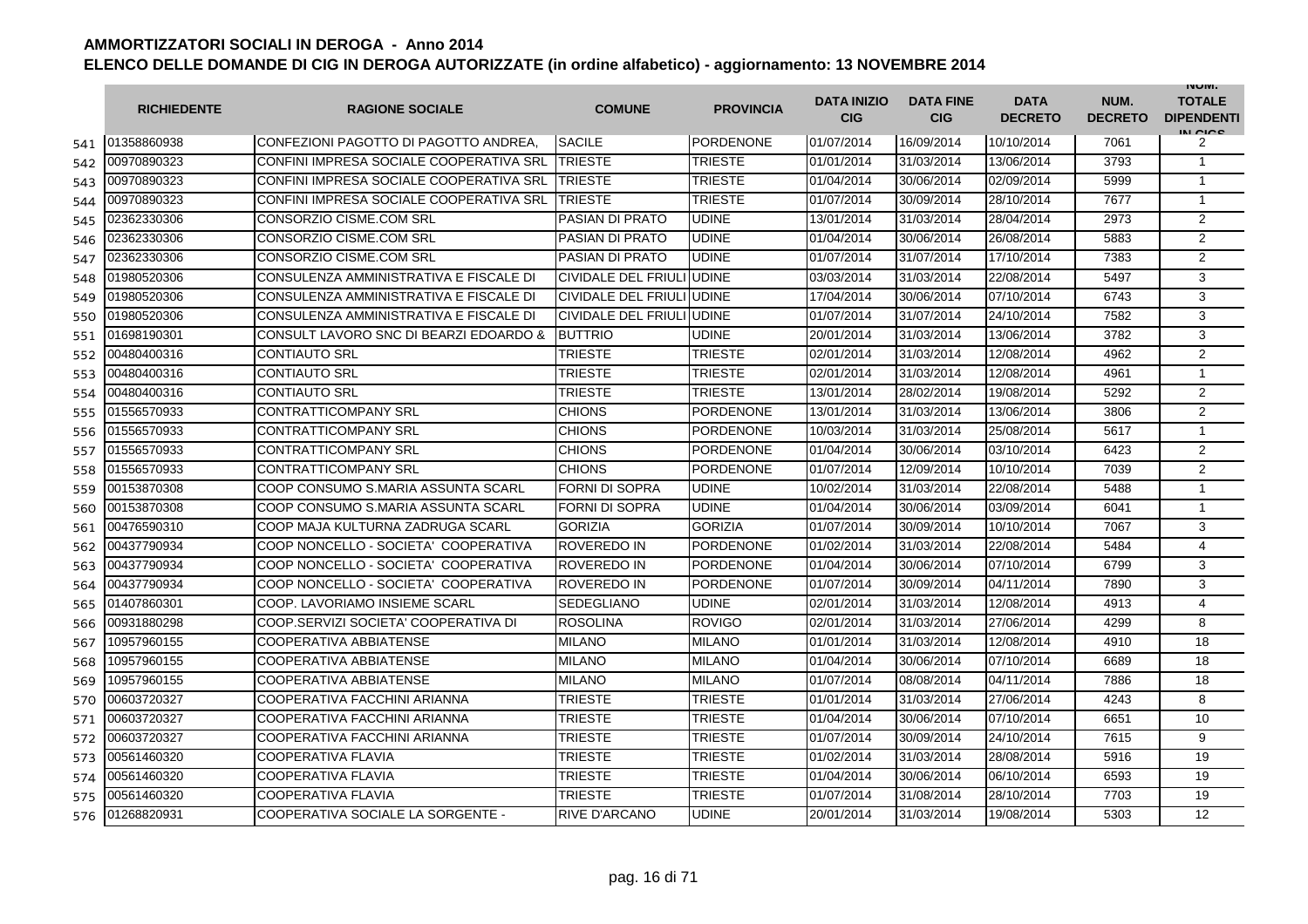# AMMORTIZZATORI SOCIALI IN DEROGA - Anno 2014

## ELENCO DELLE DOMANDE DI CIG IN DEROGA AUTORIZZATE (in ordine alfabetico) - aggiornamento: 13 NOVEMBRE 2014

| | RICHIEDENTE | RAGIONE SOCIALE | COMUNE | PROVINCIA | DATA INIZIO CIG | DATA FINE CIG | DATA DECRETO | NUM. DECRETO | NUM. TOTALE DIPENDENTI IN CIGS |
|---|---|---|---|---|---|---|---|---|---|
| 541 | 01358860938 | CONFEZIONI PAGOTTO DI PAGOTTO ANDREA, | SACILE | PORDENONE | 01/07/2014 | 16/09/2014 | 10/10/2014 | 7061 | 2 |
| 542 | 00970890323 | CONFINI IMPRESA SOCIALE COOPERATIVA SRL | TRIESTE | TRIESTE | 01/01/2014 | 31/03/2014 | 13/06/2014 | 3793 | 1 |
| 543 | 00970890323 | CONFINI IMPRESA SOCIALE COOPERATIVA SRL | TRIESTE | TRIESTE | 01/04/2014 | 30/06/2014 | 02/09/2014 | 5999 | 1 |
| 544 | 00970890323 | CONFINI IMPRESA SOCIALE COOPERATIVA SRL | TRIESTE | TRIESTE | 01/07/2014 | 30/09/2014 | 28/10/2014 | 7677 | 1 |
| 545 | 02362330306 | CONSORZIO CISME.COM SRL | PASIAN DI PRATO | UDINE | 13/01/2014 | 31/03/2014 | 28/04/2014 | 2973 | 2 |
| 546 | 02362330306 | CONSORZIO CISME.COM SRL | PASIAN DI PRATO | UDINE | 01/04/2014 | 30/06/2014 | 26/08/2014 | 5883 | 2 |
| 547 | 02362330306 | CONSORZIO CISME.COM SRL | PASIAN DI PRATO | UDINE | 01/07/2014 | 31/07/2014 | 17/10/2014 | 7383 | 2 |
| 548 | 01980520306 | CONSULENZA AMMINISTRATIVA E FISCALE DI | CIVIDALE DEL FRIULI | UDINE | 03/03/2014 | 31/03/2014 | 22/08/2014 | 5497 | 3 |
| 549 | 01980520306 | CONSULENZA AMMINISTRATIVA E FISCALE DI | CIVIDALE DEL FRIULI | UDINE | 17/04/2014 | 30/06/2014 | 07/10/2014 | 6743 | 3 |
| 550 | 01980520306 | CONSULENZA AMMINISTRATIVA E FISCALE DI | CIVIDALE DEL FRIULI | UDINE | 01/07/2014 | 31/07/2014 | 24/10/2014 | 7582 | 3 |
| 551 | 01698190301 | CONSULT LAVORO SNC DI BEARZI EDOARDO & | BUTTRIO | UDINE | 20/01/2014 | 31/03/2014 | 13/06/2014 | 3782 | 3 |
| 552 | 00480400316 | CONTIAUTO SRL | TRIESTE | TRIESTE | 02/01/2014 | 31/03/2014 | 12/08/2014 | 4962 | 2 |
| 553 | 00480400316 | CONTIAUTO SRL | TRIESTE | TRIESTE | 02/01/2014 | 31/03/2014 | 12/08/2014 | 4961 | 1 |
| 554 | 00480400316 | CONTIAUTO SRL | TRIESTE | TRIESTE | 13/01/2014 | 28/02/2014 | 19/08/2014 | 5292 | 2 |
| 555 | 01556570933 | CONTRATTICOMPANY SRL | CHIONS | PORDENONE | 13/01/2014 | 31/03/2014 | 13/06/2014 | 3806 | 2 |
| 556 | 01556570933 | CONTRATTICOMPANY SRL | CHIONS | PORDENONE | 10/03/2014 | 31/03/2014 | 25/08/2014 | 5617 | 1 |
| 557 | 01556570933 | CONTRATTICOMPANY SRL | CHIONS | PORDENONE | 01/04/2014 | 30/06/2014 | 03/10/2014 | 6423 | 2 |
| 558 | 01556570933 | CONTRATTICOMPANY SRL | CHIONS | PORDENONE | 01/07/2014 | 12/09/2014 | 10/10/2014 | 7039 | 2 |
| 559 | 00153870308 | COOP CONSUMO S.MARIA ASSUNTA SCARL | FORNI DI SOPRA | UDINE | 10/02/2014 | 31/03/2014 | 22/08/2014 | 5488 | 1 |
| 560 | 00153870308 | COOP CONSUMO S.MARIA ASSUNTA SCARL | FORNI DI SOPRA | UDINE | 01/04/2014 | 30/06/2014 | 03/09/2014 | 6041 | 1 |
| 561 | 00476590310 | COOP MAJA KULTURNA ZADRUGA SCARL | GORIZIA | GORIZIA | 01/07/2014 | 30/09/2014 | 10/10/2014 | 7067 | 3 |
| 562 | 00437790934 | COOP NONCELLO - SOCIETA' COOPERATIVA | ROVEREDO IN | PORDENONE | 01/02/2014 | 31/03/2014 | 22/08/2014 | 5484 | 4 |
| 563 | 00437790934 | COOP NONCELLO - SOCIETA' COOPERATIVA | ROVEREDO IN | PORDENONE | 01/04/2014 | 30/06/2014 | 07/10/2014 | 6799 | 3 |
| 564 | 00437790934 | COOP NONCELLO - SOCIETA' COOPERATIVA | ROVEREDO IN | PORDENONE | 01/07/2014 | 30/09/2014 | 04/11/2014 | 7890 | 3 |
| 565 | 01407860301 | COOP. LAVORIAMO INSIEME SCARL | SEDEGLIANO | UDINE | 02/01/2014 | 31/03/2014 | 12/08/2014 | 4913 | 4 |
| 566 | 00931880298 | COOP.SERVIZI SOCIETA' COOPERATIVA DI | ROSOLINA | ROVIGO | 02/01/2014 | 31/03/2014 | 27/06/2014 | 4299 | 8 |
| 567 | 10957960155 | COOPERATIVA ABBIATENSE | MILANO | MILANO | 01/01/2014 | 31/03/2014 | 12/08/2014 | 4910 | 18 |
| 568 | 10957960155 | COOPERATIVA ABBIATENSE | MILANO | MILANO | 01/04/2014 | 30/06/2014 | 07/10/2014 | 6689 | 18 |
| 569 | 10957960155 | COOPERATIVA ABBIATENSE | MILANO | MILANO | 01/07/2014 | 08/08/2014 | 04/11/2014 | 7886 | 18 |
| 570 | 00603720327 | COOPERATIVA FACCHINI ARIANNA | TRIESTE | TRIESTE | 01/01/2014 | 31/03/2014 | 27/06/2014 | 4243 | 8 |
| 571 | 00603720327 | COOPERATIVA FACCHINI ARIANNA | TRIESTE | TRIESTE | 01/04/2014 | 30/06/2014 | 07/10/2014 | 6651 | 10 |
| 572 | 00603720327 | COOPERATIVA FACCHINI ARIANNA | TRIESTE | TRIESTE | 01/07/2014 | 30/09/2014 | 24/10/2014 | 7615 | 9 |
| 573 | 00561460320 | COOPERATIVA FLAVIA | TRIESTE | TRIESTE | 01/02/2014 | 31/03/2014 | 28/08/2014 | 5916 | 19 |
| 574 | 00561460320 | COOPERATIVA FLAVIA | TRIESTE | TRIESTE | 01/04/2014 | 30/06/2014 | 06/10/2014 | 6593 | 19 |
| 575 | 00561460320 | COOPERATIVA FLAVIA | TRIESTE | TRIESTE | 01/07/2014 | 31/08/2014 | 28/10/2014 | 7703 | 19 |
| 576 | 01268820931 | COOPERATIVA SOCIALE LA SORGENTE - | RIVE D'ARCANO | UDINE | 20/01/2014 | 31/03/2014 | 19/08/2014 | 5303 | 12 |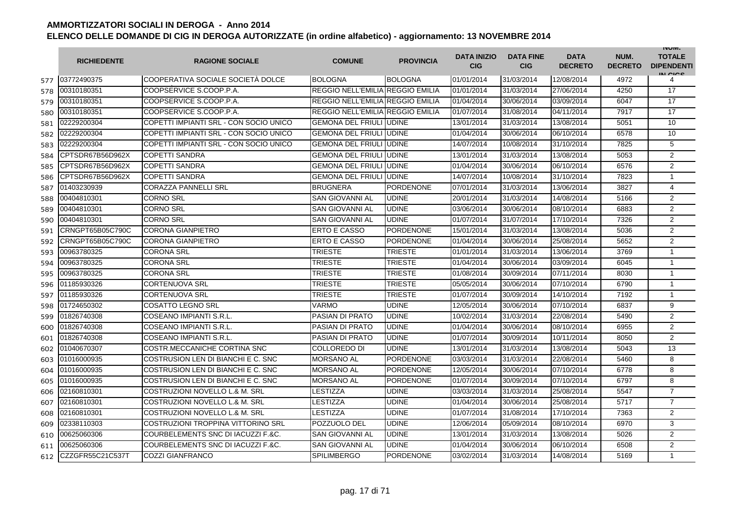# AMMORTIZZATORI SOCIALI IN DEROGA - Anno 2014
## ELENCO DELLE DOMANDE DI CIG IN DEROGA AUTORIZZATE (in ordine alfabetico) - aggiornamento: 13 NOVEMBRE 2014

| | RICHIEDENTE | RAGIONE SOCIALE | COMUNE | PROVINCIA | DATA INIZIO CIG | DATA FINE CIG | DATA DECRETO | NUM. DECRETO | NUM. TOTALE DIPENDENTI IN CIGS |
|---|---|---|---|---|---|---|---|---|---|
| 577 | 03772490375 | COOPERATIVA SOCIALE SOCIETÀ DOLCE | BOLOGNA | BOLOGNA | 01/01/2014 | 31/03/2014 | 12/08/2014 | 4972 | 4 |
| 578 | 00310180351 | COOPSERVICE S.COOP.P.A. | REGGIO NELL'EMILIA | REGGIO EMILIA | 01/01/2014 | 31/03/2014 | 27/06/2014 | 4250 | 17 |
| 579 | 00310180351 | COOPSERVICE S.COOP.P.A. | REGGIO NELL'EMILIA | REGGIO EMILIA | 01/04/2014 | 30/06/2014 | 03/09/2014 | 6047 | 17 |
| 580 | 00310180351 | COOPSERVICE S.COOP.P.A. | REGGIO NELL'EMILIA | REGGIO EMILIA | 01/07/2014 | 31/08/2014 | 04/11/2014 | 7917 | 17 |
| 581 | 02229200304 | COPETTI IMPIANTI SRL - CON SOCIO UNICO | GEMONA DEL FRIULI | UDINE | 13/01/2014 | 31/03/2014 | 13/08/2014 | 5051 | 10 |
| 582 | 02229200304 | COPETTI IMPIANTI SRL - CON SOCIO UNICO | GEMONA DEL FRIULI | UDINE | 01/04/2014 | 30/06/2014 | 06/10/2014 | 6578 | 10 |
| 583 | 02229200304 | COPETTI IMPIANTI SRL - CON SOCIO UNICO | GEMONA DEL FRIULI | UDINE | 14/07/2014 | 10/08/2014 | 31/10/2014 | 7825 | 5 |
| 584 | CPTSDR67B56D962X | COPETTI SANDRA | GEMONA DEL FRIULI | UDINE | 13/01/2014 | 31/03/2014 | 13/08/2014 | 5053 | 2 |
| 585 | CPTSDR67B56D962X | COPETTI SANDRA | GEMONA DEL FRIULI | UDINE | 01/04/2014 | 30/06/2014 | 06/10/2014 | 6576 | 2 |
| 586 | CPTSDR67B56D962X | COPETTI SANDRA | GEMONA DEL FRIULI | UDINE | 14/07/2014 | 10/08/2014 | 31/10/2014 | 7823 | 1 |
| 587 | 01403230939 | CORAZZA PANNELLI SRL | BRUGNERA | PORDENONE | 07/01/2014 | 31/03/2014 | 13/06/2014 | 3827 | 4 |
| 588 | 00404810301 | CORNO SRL | SAN GIOVANNI AL | UDINE | 20/01/2014 | 31/03/2014 | 14/08/2014 | 5166 | 2 |
| 589 | 00404810301 | CORNO SRL | SAN GIOVANNI AL | UDINE | 03/06/2014 | 30/06/2014 | 08/10/2014 | 6883 | 2 |
| 590 | 00404810301 | CORNO SRL | SAN GIOVANNI AL | UDINE | 01/07/2014 | 31/07/2014 | 17/10/2014 | 7326 | 2 |
| 591 | CRNGPT65B05C790C | CORONA GIANPIETRO | ERTO E CASSO | PORDENONE | 15/01/2014 | 31/03/2014 | 13/08/2014 | 5036 | 2 |
| 592 | CRNGPT65B05C790C | CORONA GIANPIETRO | ERTO E CASSO | PORDENONE | 01/04/2014 | 30/06/2014 | 25/08/2014 | 5652 | 2 |
| 593 | 00963780325 | CORONA SRL | TRIESTE | TRIESTE | 01/01/2014 | 31/03/2014 | 13/06/2014 | 3769 | 1 |
| 594 | 00963780325 | CORONA SRL | TRIESTE | TRIESTE | 01/04/2014 | 30/06/2014 | 03/09/2014 | 6045 | 1 |
| 595 | 00963780325 | CORONA SRL | TRIESTE | TRIESTE | 01/08/2014 | 30/09/2014 | 07/11/2014 | 8030 | 1 |
| 596 | 01185930326 | CORTENUOVA SRL | TRIESTE | TRIESTE | 05/05/2014 | 30/06/2014 | 07/10/2014 | 6790 | 1 |
| 597 | 01185930326 | CORTENUOVA SRL | TRIESTE | TRIESTE | 01/07/2014 | 30/09/2014 | 14/10/2014 | 7192 | 1 |
| 598 | 01724650302 | COSATTO LEGNO SRL | VARMO | UDINE | 12/05/2014 | 30/06/2014 | 07/10/2014 | 6837 | 9 |
| 599 | 01826740308 | COSEANO IMPIANTI S.R.L. | PASIAN DI PRATO | UDINE | 10/02/2014 | 31/03/2014 | 22/08/2014 | 5490 | 2 |
| 600 | 01826740308 | COSEANO IMPIANTI S.R.L. | PASIAN DI PRATO | UDINE | 01/04/2014 | 30/06/2014 | 08/10/2014 | 6955 | 2 |
| 601 | 01826740308 | COSEANO IMPIANTI S.R.L. | PASIAN DI PRATO | UDINE | 01/07/2014 | 30/09/2014 | 10/11/2014 | 8050 | 2 |
| 602 | 01040670307 | COSTR.MECCANICHE CORTINA SNC | COLLOREDO DI | UDINE | 13/01/2014 | 31/03/2014 | 13/08/2014 | 5043 | 13 |
| 603 | 01016000935 | COSTRUSION LEN DI BIANCHI E C. SNC | MORSANO AL | PORDENONE | 03/03/2014 | 31/03/2014 | 22/08/2014 | 5460 | 8 |
| 604 | 01016000935 | COSTRUSION LEN DI BIANCHI E C. SNC | MORSANO AL | PORDENONE | 12/05/2014 | 30/06/2014 | 07/10/2014 | 6778 | 8 |
| 605 | 01016000935 | COSTRUSION LEN DI BIANCHI E C. SNC | MORSANO AL | PORDENONE | 01/07/2014 | 30/09/2014 | 07/10/2014 | 6797 | 8 |
| 606 | 02160810301 | COSTRUZIONI NOVELLO L.& M. SRL | LESTIZZA | UDINE | 03/03/2014 | 31/03/2014 | 25/08/2014 | 5547 | 7 |
| 607 | 02160810301 | COSTRUZIONI NOVELLO L.& M. SRL | LESTIZZA | UDINE | 01/04/2014 | 30/06/2014 | 25/08/2014 | 5717 | 7 |
| 608 | 02160810301 | COSTRUZIONI NOVELLO L.& M. SRL | LESTIZZA | UDINE | 01/07/2014 | 31/08/2014 | 17/10/2014 | 7363 | 2 |
| 609 | 02338110303 | COSTRUZIONI TROPPINA VITTORINO SRL | POZZUOLO DEL | UDINE | 12/06/2014 | 05/09/2014 | 08/10/2014 | 6970 | 3 |
| 610 | 00625060306 | COURBELEMENTS SNC DI IACUZZI F.&C. | SAN GIOVANNI AL | UDINE | 13/01/2014 | 31/03/2014 | 13/08/2014 | 5026 | 2 |
| 611 | 00625060306 | COURBELEMENTS SNC DI IACUZZI F.&C. | SAN GIOVANNI AL | UDINE | 01/04/2014 | 30/06/2014 | 06/10/2014 | 6508 | 2 |
| 612 | CZZGFR55C21C537T | COZZI GIANFRANCO | SPILIMBERGO | PORDENONE | 03/02/2014 | 31/03/2014 | 14/08/2014 | 5169 | 1 |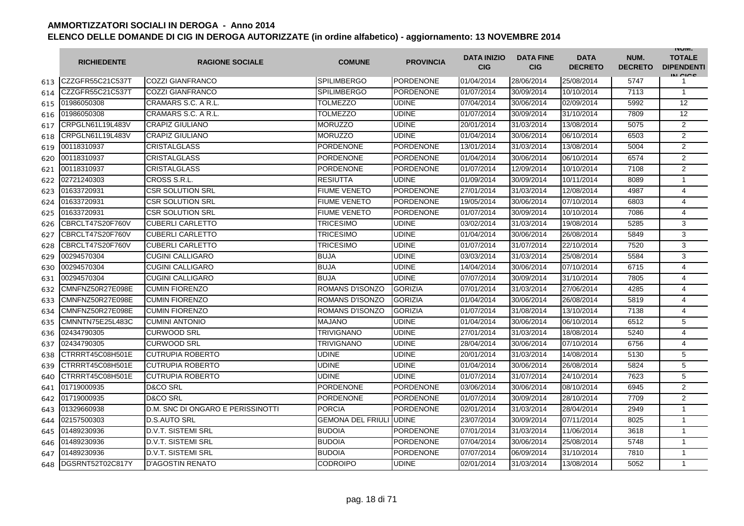# AMMORTIZZATORI SOCIALI IN DEROGA - Anno 2014

## ELENCO DELLE DOMANDE DI CIG IN DEROGA AUTORIZZATE (in ordine alfabetico) - aggiornamento: 13 NOVEMBRE 2014

| | RICHIEDENTE | RAGIONE SOCIALE | COMUNE | PROVINCIA | DATA INIZIO CIG | DATA FINE CIG | DATA DECRETO | NUM. DECRETO | NUM. TOTALE DIPENDENTI IN CIGS |
|---|---|---|---|---|---|---|---|---|---|
| 613 | CZZGFR55C21C537T | COZZI GIANFRANCO | SPILIMBERGO | PORDENONE | 01/04/2014 | 28/06/2014 | 25/08/2014 | 5747 | 1 |
| 614 | CZZGFR55C21C537T | COZZI GIANFRANCO | SPILIMBERGO | PORDENONE | 01/07/2014 | 30/09/2014 | 10/10/2014 | 7113 | 1 |
| 615 | 01986050308 | CRAMARS S.C. A R.L. | TOLMEZZO | UDINE | 07/04/2014 | 30/06/2014 | 02/09/2014 | 5992 | 12 |
| 616 | 01986050308 | CRAMARS S.C. A R.L. | TOLMEZZO | UDINE | 01/07/2014 | 30/09/2014 | 31/10/2014 | 7809 | 12 |
| 617 | CRPGLN61L19L483V | CRAPIZ GIULIANO | MORUZZO | UDINE | 20/01/2014 | 31/03/2014 | 13/08/2014 | 5075 | 2 |
| 618 | CRPGLN61L19L483V | CRAPIZ GIULIANO | MORUZZO | UDINE | 01/04/2014 | 30/06/2014 | 06/10/2014 | 6503 | 2 |
| 619 | 00118310937 | CRISTALGLASS | PORDENONE | PORDENONE | 13/01/2014 | 31/03/2014 | 13/08/2014 | 5004 | 2 |
| 620 | 00118310937 | CRISTALGLASS | PORDENONE | PORDENONE | 01/04/2014 | 30/06/2014 | 06/10/2014 | 6574 | 2 |
| 621 | 00118310937 | CRISTALGLASS | PORDENONE | PORDENONE | 01/07/2014 | 12/09/2014 | 10/10/2014 | 7108 | 2 |
| 622 | 02721240303 | CROSS S.R.L. | RESIUTTA | UDINE | 01/09/2014 | 30/09/2014 | 10/11/2014 | 8089 | 1 |
| 623 | 01633720931 | CSR SOLUTION SRL | FIUME VENETO | PORDENONE | 27/01/2014 | 31/03/2014 | 12/08/2014 | 4987 | 4 |
| 624 | 01633720931 | CSR SOLUTION SRL | FIUME VENETO | PORDENONE | 19/05/2014 | 30/06/2014 | 07/10/2014 | 6803 | 4 |
| 625 | 01633720931 | CSR SOLUTION SRL | FIUME VENETO | PORDENONE | 01/07/2014 | 30/09/2014 | 10/10/2014 | 7086 | 4 |
| 626 | CBRCLT47S20F760V | CUBERLI CARLETTO | TRICESIMO | UDINE | 03/02/2014 | 31/03/2014 | 19/08/2014 | 5285 | 3 |
| 627 | CBRCLT47S20F760V | CUBERLI CARLETTO | TRICESIMO | UDINE | 01/04/2014 | 30/06/2014 | 26/08/2014 | 5849 | 3 |
| 628 | CBRCLT47S20F760V | CUBERLI CARLETTO | TRICESIMO | UDINE | 01/07/2014 | 31/07/2014 | 22/10/2014 | 7520 | 3 |
| 629 | 00294570304 | CUGINI CALLIGARO | BUJA | UDINE | 03/03/2014 | 31/03/2014 | 25/08/2014 | 5584 | 3 |
| 630 | 00294570304 | CUGINI CALLIGARO | BUJA | UDINE | 14/04/2014 | 30/06/2014 | 07/10/2014 | 6715 | 4 |
| 631 | 00294570304 | CUGINI CALLIGARO | BUJA | UDINE | 07/07/2014 | 30/09/2014 | 31/10/2014 | 7805 | 4 |
| 632 | CMNFNZ50R27E098E | CUMIN FIORENZO | ROMANS D'ISONZO | GORIZIA | 07/01/2014 | 31/03/2014 | 27/06/2014 | 4285 | 4 |
| 633 | CMNFNZ50R27E098E | CUMIN FIORENZO | ROMANS D'ISONZO | GORIZIA | 01/04/2014 | 30/06/2014 | 26/08/2014 | 5819 | 4 |
| 634 | CMNFNZ50R27E098E | CUMIN FIORENZO | ROMANS D'ISONZO | GORIZIA | 01/07/2014 | 31/08/2014 | 13/10/2014 | 7138 | 4 |
| 635 | CMNNTN75E25L483C | CUMINI ANTONIO | MAJANO | UDINE | 01/04/2014 | 30/06/2014 | 06/10/2014 | 6512 | 5 |
| 636 | 02434790305 | CURWOOD SRL | TRIVIGNANO | UDINE | 27/01/2014 | 31/03/2014 | 18/08/2014 | 5240 | 4 |
| 637 | 02434790305 | CURWOOD SRL | TRIVIGNANO | UDINE | 28/04/2014 | 30/06/2014 | 07/10/2014 | 6756 | 4 |
| 638 | CTRRRT45C08H501E | CUTRUPIA ROBERTO | UDINE | UDINE | 20/01/2014 | 31/03/2014 | 14/08/2014 | 5130 | 5 |
| 639 | CTRRRT45C08H501E | CUTRUPIA ROBERTO | UDINE | UDINE | 01/04/2014 | 30/06/2014 | 26/08/2014 | 5824 | 5 |
| 640 | CTRRRT45C08H501E | CUTRUPIA ROBERTO | UDINE | UDINE | 01/07/2014 | 31/07/2014 | 24/10/2014 | 7623 | 5 |
| 641 | 01719000935 | D&CO SRL | PORDENONE | PORDENONE | 03/06/2014 | 30/06/2014 | 08/10/2014 | 6945 | 2 |
| 642 | 01719000935 | D&CO SRL | PORDENONE | PORDENONE | 01/07/2014 | 30/09/2014 | 28/10/2014 | 7709 | 2 |
| 643 | 01329660938 | D.M. SNC DI ONGARO E PERISSINOTTI | PORCIA | PORDENONE | 02/01/2014 | 31/03/2014 | 28/04/2014 | 2949 | 1 |
| 644 | 02157500303 | D.S.AUTO SRL | GEMONA DEL FRIULI | UDINE | 23/07/2014 | 30/09/2014 | 07/11/2014 | 8025 | 1 |
| 645 | 01489230936 | D.V.T. SISTEMI SRL | BUDOIA | PORDENONE | 07/01/2014 | 31/03/2014 | 11/06/2014 | 3618 | 1 |
| 646 | 01489230936 | D.V.T. SISTEMI SRL | BUDOIA | PORDENONE | 07/04/2014 | 30/06/2014 | 25/08/2014 | 5748 | 1 |
| 647 | 01489230936 | D.V.T. SISTEMI SRL | BUDOIA | PORDENONE | 07/07/2014 | 06/09/2014 | 31/10/2014 | 7810 | 1 |
| 648 | DGSRNT52T02C817Y | D'AGOSTIN RENATO | CODROIPO | UDINE | 02/01/2014 | 31/03/2014 | 13/08/2014 | 5052 | 1 |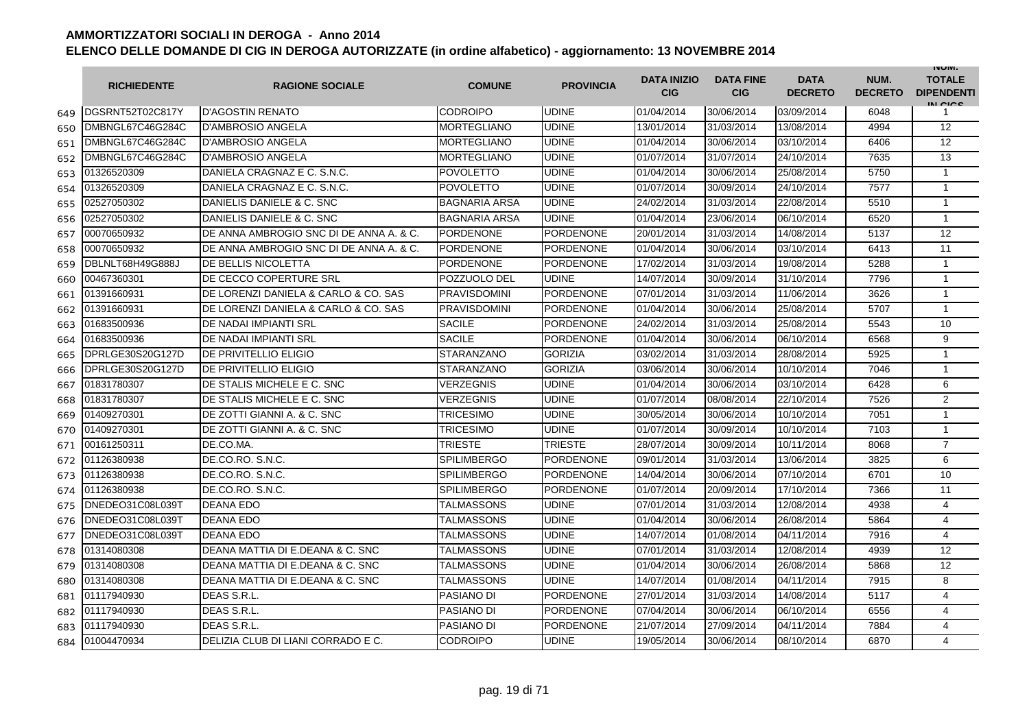# AMMORTIZZATORI SOCIALI IN DEROGA - Anno 2014

## ELENCO DELLE DOMANDE DI CIG IN DEROGA AUTORIZZATE (in ordine alfabetico) - aggiornamento: 13 NOVEMBRE 2014

| | RICHIEDENTE | RAGIONE SOCIALE | COMUNE | PROVINCIA | DATA INIZIO CIG | DATA FINE CIG | DATA DECRETO | NUM. DECRETO | NUM. TOTALE DIPENDENTI IN CIGS |
|---|---|---|---|---|---|---|---|---|---|
| 649 | DGSRNT52T02C817Y | D'AGOSTIN RENATO | CODROIPO | UDINE | 01/04/2014 | 30/06/2014 | 03/09/2014 | 6048 | 1 |
| 650 | DMBNGL67C46G284C | D'AMBROSIO ANGELA | MORTEGLIANO | UDINE | 13/01/2014 | 31/03/2014 | 13/08/2014 | 4994 | 12 |
| 651 | DMBNGL67C46G284C | D'AMBROSIO ANGELA | MORTEGLIANO | UDINE | 01/04/2014 | 30/06/2014 | 03/10/2014 | 6406 | 12 |
| 652 | DMBNGL67C46G284C | D'AMBROSIO ANGELA | MORTEGLIANO | UDINE | 01/07/2014 | 31/07/2014 | 24/10/2014 | 7635 | 13 |
| 653 | 01326520309 | DANIELA CRAGNAZ E C. S.N.C. | POVOLETTO | UDINE | 01/04/2014 | 30/06/2014 | 25/08/2014 | 5750 | 1 |
| 654 | 01326520309 | DANIELA CRAGNAZ E C. S.N.C. | POVOLETTO | UDINE | 01/07/2014 | 30/09/2014 | 24/10/2014 | 7577 | 1 |
| 655 | 02527050302 | DANIELIS DANIELE & C. SNC | BAGNARIA ARSA | UDINE | 24/02/2014 | 31/03/2014 | 22/08/2014 | 5510 | 1 |
| 656 | 02527050302 | DANIELIS DANIELE & C. SNC | BAGNARIA ARSA | UDINE | 01/04/2014 | 23/06/2014 | 06/10/2014 | 6520 | 1 |
| 657 | 00070650932 | DE ANNA AMBROGIO SNC DI DE ANNA A. & C. | PORDENONE | PORDENONE | 20/01/2014 | 31/03/2014 | 14/08/2014 | 5137 | 12 |
| 658 | 00070650932 | DE ANNA AMBROGIO SNC DI DE ANNA A. & C. | PORDENONE | PORDENONE | 01/04/2014 | 30/06/2014 | 03/10/2014 | 6413 | 11 |
| 659 | DBLNLT68H49G888J | DE BELLIS NICOLETTA | PORDENONE | PORDENONE | 17/02/2014 | 31/03/2014 | 19/08/2014 | 5288 | 1 |
| 660 | 00467360301 | DE CECCO COPERTURE SRL | POZZUOLO DEL | UDINE | 14/07/2014 | 30/09/2014 | 31/10/2014 | 7796 | 1 |
| 661 | 01391660931 | DE LORENZI DANIELA & CARLO & CO. SAS | PRAVISDOMINI | PORDENONE | 07/01/2014 | 31/03/2014 | 11/06/2014 | 3626 | 1 |
| 662 | 01391660931 | DE LORENZI DANIELA & CARLO & CO. SAS | PRAVISDOMINI | PORDENONE | 01/04/2014 | 30/06/2014 | 25/08/2014 | 5707 | 1 |
| 663 | 01683500936 | DE NADAI IMPIANTI SRL | SACILE | PORDENONE | 24/02/2014 | 31/03/2014 | 25/08/2014 | 5543 | 10 |
| 664 | 01683500936 | DE NADAI IMPIANTI SRL | SACILE | PORDENONE | 01/04/2014 | 30/06/2014 | 06/10/2014 | 6568 | 9 |
| 665 | DPRLGE30S20G127D | DE PRIVITELLIO ELIGIO | STARANZANO | GORIZIA | 03/02/2014 | 31/03/2014 | 28/08/2014 | 5925 | 1 |
| 666 | DPRLGE30S20G127D | DE PRIVITELLIO ELIGIO | STARANZANO | GORIZIA | 03/06/2014 | 30/06/2014 | 10/10/2014 | 7046 | 1 |
| 667 | 01831780307 | DE STALIS MICHELE E C. SNC | VERZEGNIS | UDINE | 01/04/2014 | 30/06/2014 | 03/10/2014 | 6428 | 6 |
| 668 | 01831780307 | DE STALIS MICHELE E C. SNC | VERZEGNIS | UDINE | 01/07/2014 | 08/08/2014 | 22/10/2014 | 7526 | 2 |
| 669 | 01409270301 | DE ZOTTI GIANNI A. & C. SNC | TRICESIMO | UDINE | 30/05/2014 | 30/06/2014 | 10/10/2014 | 7051 | 1 |
| 670 | 01409270301 | DE ZOTTI GIANNI A. & C. SNC | TRICESIMO | UDINE | 01/07/2014 | 30/09/2014 | 10/10/2014 | 7103 | 1 |
| 671 | 00161250311 | DE.CO.MA. | TRIESTE | TRIESTE | 28/07/2014 | 30/09/2014 | 10/11/2014 | 8068 | 7 |
| 672 | 01126380938 | DE.CO.RO. S.N.C. | SPILIMBERGO | PORDENONE | 09/01/2014 | 31/03/2014 | 13/06/2014 | 3825 | 6 |
| 673 | 01126380938 | DE.CO.RO. S.N.C. | SPILIMBERGO | PORDENONE | 14/04/2014 | 30/06/2014 | 07/10/2014 | 6701 | 10 |
| 674 | 01126380938 | DE.CO.RO. S.N.C. | SPILIMBERGO | PORDENONE | 01/07/2014 | 20/09/2014 | 17/10/2014 | 7366 | 11 |
| 675 | DNEDEO31C08L039T | DEANA EDO | TALMASSONS | UDINE | 07/01/2014 | 31/03/2014 | 12/08/2014 | 4938 | 4 |
| 676 | DNEDEO31C08L039T | DEANA EDO | TALMASSONS | UDINE | 01/04/2014 | 30/06/2014 | 26/08/2014 | 5864 | 4 |
| 677 | DNEDEO31C08L039T | DEANA EDO | TALMASSONS | UDINE | 14/07/2014 | 01/08/2014 | 04/11/2014 | 7916 | 4 |
| 678 | 01314080308 | DEANA MATTIA DI E.DEANA & C. SNC | TALMASSONS | UDINE | 07/01/2014 | 31/03/2014 | 12/08/2014 | 4939 | 12 |
| 679 | 01314080308 | DEANA MATTIA DI E.DEANA & C. SNC | TALMASSONS | UDINE | 01/04/2014 | 30/06/2014 | 26/08/2014 | 5868 | 12 |
| 680 | 01314080308 | DEANA MATTIA DI E.DEANA & C. SNC | TALMASSONS | UDINE | 14/07/2014 | 01/08/2014 | 04/11/2014 | 7915 | 8 |
| 681 | 01117940930 | DEAS S.R.L. | PASIANO DI | PORDENONE | 27/01/2014 | 31/03/2014 | 14/08/2014 | 5117 | 4 |
| 682 | 01117940930 | DEAS S.R.L. | PASIANO DI | PORDENONE | 07/04/2014 | 30/06/2014 | 06/10/2014 | 6556 | 4 |
| 683 | 01117940930 | DEAS S.R.L. | PASIANO DI | PORDENONE | 21/07/2014 | 27/09/2014 | 04/11/2014 | 7884 | 4 |
| 684 | 01004470934 | DELIZIA CLUB DI LIANI CORRADO E C. | CODROIPO | UDINE | 19/05/2014 | 30/06/2014 | 08/10/2014 | 6870 | 4 |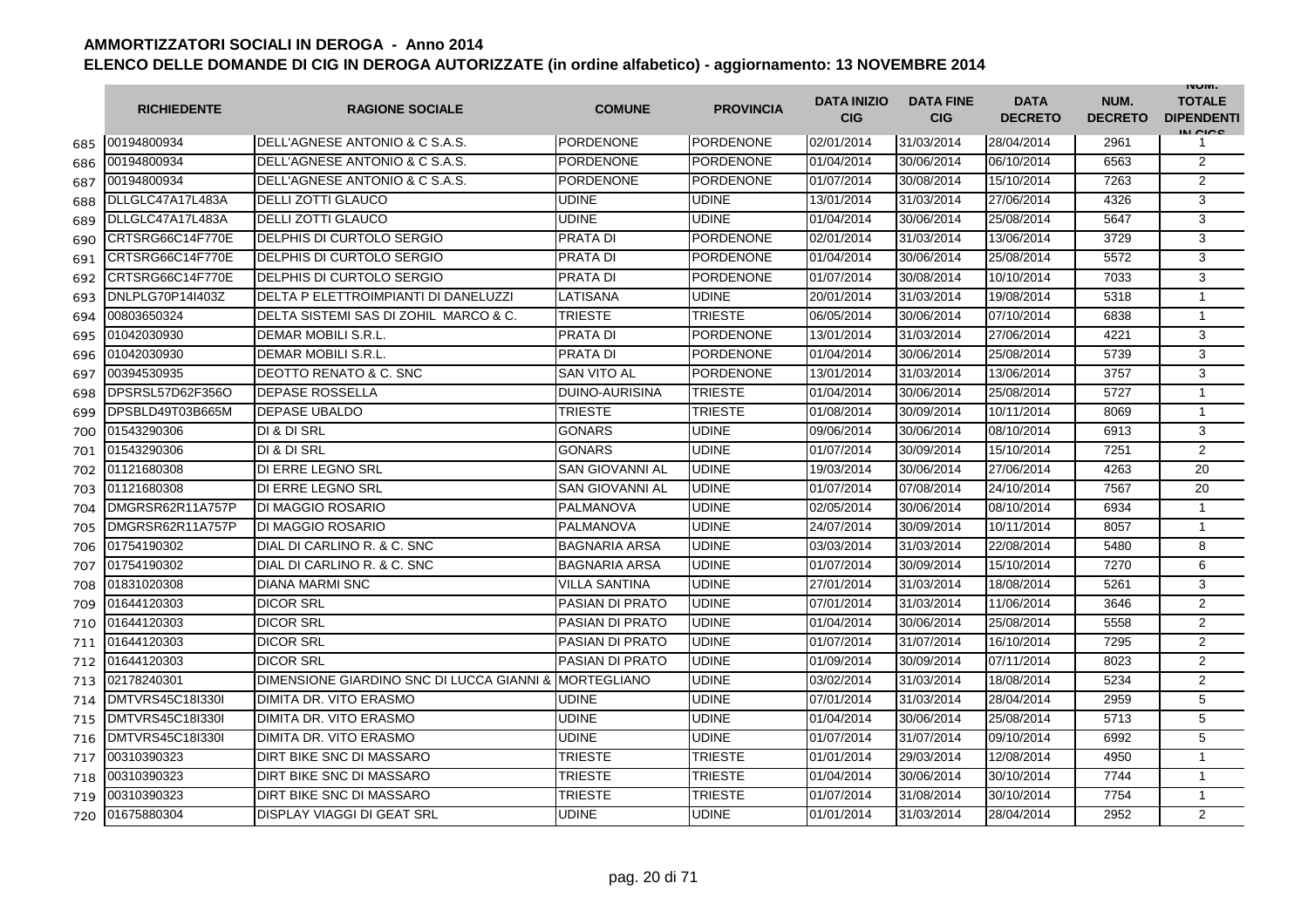# AMMORTIZZATORI SOCIALI IN DEROGA - Anno 2014

## ELENCO DELLE DOMANDE DI CIG IN DEROGA AUTORIZZATE (in ordine alfabetico) - aggiornamento: 13 NOVEMBRE 2014

| | RICHIEDENTE | RAGIONE SOCIALE | COMUNE | PROVINCIA | DATA INIZIO CIG | DATA FINE CIG | DATA DECRETO | NUM. DECRETO | NUM. TOTALE DIPENDENTI IN CIGS |
|---|---|---|---|---|---|---|---|---|---|
| 685 | 00194800934 | DELL'AGNESE ANTONIO & C S.A.S. | PORDENONE | PORDENONE | 02/01/2014 | 31/03/2014 | 28/04/2014 | 2961 | 1 |
| 686 | 00194800934 | DELL'AGNESE ANTONIO & C S.A.S. | PORDENONE | PORDENONE | 01/04/2014 | 30/06/2014 | 06/10/2014 | 6563 | 2 |
| 687 | 00194800934 | DELL'AGNESE ANTONIO & C S.A.S. | PORDENONE | PORDENONE | 01/07/2014 | 30/08/2014 | 15/10/2014 | 7263 | 2 |
| 688 | DLLGLC47A17L483A | DELLI ZOTTI GLAUCO | UDINE | UDINE | 13/01/2014 | 31/03/2014 | 27/06/2014 | 4326 | 3 |
| 689 | DLLGLC47A17L483A | DELLI ZOTTI GLAUCO | UDINE | UDINE | 01/04/2014 | 30/06/2014 | 25/08/2014 | 5647 | 3 |
| 690 | CRTSRG66C14F770E | DELPHIS DI CURTOLO SERGIO | PRATA DI | PORDENONE | 02/01/2014 | 31/03/2014 | 13/06/2014 | 3729 | 3 |
| 691 | CRTSRG66C14F770E | DELPHIS DI CURTOLO SERGIO | PRATA DI | PORDENONE | 01/04/2014 | 30/06/2014 | 25/08/2014 | 5572 | 3 |
| 692 | CRTSRG66C14F770E | DELPHIS DI CURTOLO SERGIO | PRATA DI | PORDENONE | 01/07/2014 | 30/08/2014 | 10/10/2014 | 7033 | 3 |
| 693 | DNLPLG70P14I403Z | DELTA P ELETTROIMPIANTI DI DANELUZZI | LATISANA | UDINE | 20/01/2014 | 31/03/2014 | 19/08/2014 | 5318 | 1 |
| 694 | 00803650324 | DELTA SISTEMI SAS DI ZOHIL MARCO & C. | TRIESTE | TRIESTE | 06/05/2014 | 30/06/2014 | 07/10/2014 | 6838 | 1 |
| 695 | 01042030930 | DEMAR MOBILI S.R.L. | PRATA DI | PORDENONE | 13/01/2014 | 31/03/2014 | 27/06/2014 | 4221 | 3 |
| 696 | 01042030930 | DEMAR MOBILI S.R.L. | PRATA DI | PORDENONE | 01/04/2014 | 30/06/2014 | 25/08/2014 | 5739 | 3 |
| 697 | 00394530935 | DEOTTO RENATO & C. SNC | SAN VITO AL | PORDENONE | 13/01/2014 | 31/03/2014 | 13/06/2014 | 3757 | 3 |
| 698 | DPSRSL57D62F356O | DEPASE ROSSELLA | DUINO-AURISINA | TRIESTE | 01/04/2014 | 30/06/2014 | 25/08/2014 | 5727 | 1 |
| 699 | DPSBLD49T03B665M | DEPASE UBALDO | TRIESTE | TRIESTE | 01/08/2014 | 30/09/2014 | 10/11/2014 | 8069 | 1 |
| 700 | 01543290306 | DI & DI SRL | GONARS | UDINE | 09/06/2014 | 30/06/2014 | 08/10/2014 | 6913 | 3 |
| 701 | 01543290306 | DI & DI SRL | GONARS | UDINE | 01/07/2014 | 30/09/2014 | 15/10/2014 | 7251 | 2 |
| 702 | 01121680308 | DI ERRE LEGNO SRL | SAN GIOVANNI AL | UDINE | 19/03/2014 | 30/06/2014 | 27/06/2014 | 4263 | 20 |
| 703 | 01121680308 | DI ERRE LEGNO SRL | SAN GIOVANNI AL | UDINE | 01/07/2014 | 07/08/2014 | 24/10/2014 | 7567 | 20 |
| 704 | DMGRSR62R11A757P | DI MAGGIO ROSARIO | PALMANOVA | UDINE | 02/05/2014 | 30/06/2014 | 08/10/2014 | 6934 | 1 |
| 705 | DMGRSR62R11A757P | DI MAGGIO ROSARIO | PALMANOVA | UDINE | 24/07/2014 | 30/09/2014 | 10/11/2014 | 8057 | 1 |
| 706 | 01754190302 | DIAL DI CARLINO R. & C. SNC | BAGNARIA ARSA | UDINE | 03/03/2014 | 31/03/2014 | 22/08/2014 | 5480 | 8 |
| 707 | 01754190302 | DIAL DI CARLINO R. & C. SNC | BAGNARIA ARSA | UDINE | 01/07/2014 | 30/09/2014 | 15/10/2014 | 7270 | 6 |
| 708 | 01831020308 | DIANA MARMI SNC | VILLA SANTINA | UDINE | 27/01/2014 | 31/03/2014 | 18/08/2014 | 5261 | 3 |
| 709 | 01644120303 | DICOR SRL | PASIAN DI PRATO | UDINE | 07/01/2014 | 31/03/2014 | 11/06/2014 | 3646 | 2 |
| 710 | 01644120303 | DICOR SRL | PASIAN DI PRATO | UDINE | 01/04/2014 | 30/06/2014 | 25/08/2014 | 5558 | 2 |
| 711 | 01644120303 | DICOR SRL | PASIAN DI PRATO | UDINE | 01/07/2014 | 31/07/2014 | 16/10/2014 | 7295 | 2 |
| 712 | 01644120303 | DICOR SRL | PASIAN DI PRATO | UDINE | 01/09/2014 | 30/09/2014 | 07/11/2014 | 8023 | 2 |
| 713 | 02178240301 | DIMENSIONE GIARDINO SNC DI LUCCA GIANNI & | MORTEGLIANO | UDINE | 03/02/2014 | 31/03/2014 | 18/08/2014 | 5234 | 2 |
| 714 | DMTVRS45C18I330I | DIMITA DR. VITO ERASMO | UDINE | UDINE | 07/01/2014 | 31/03/2014 | 28/04/2014 | 2959 | 5 |
| 715 | DMTVRS45C18I330I | DIMITA DR. VITO ERASMO | UDINE | UDINE | 01/04/2014 | 30/06/2014 | 25/08/2014 | 5713 | 5 |
| 716 | DMTVRS45C18I330I | DIMITA DR. VITO ERASMO | UDINE | UDINE | 01/07/2014 | 31/07/2014 | 09/10/2014 | 6992 | 5 |
| 717 | 00310390323 | DIRT BIKE SNC DI MASSARO | TRIESTE | TRIESTE | 01/01/2014 | 29/03/2014 | 12/08/2014 | 4950 | 1 |
| 718 | 00310390323 | DIRT BIKE SNC DI MASSARO | TRIESTE | TRIESTE | 01/04/2014 | 30/06/2014 | 30/10/2014 | 7744 | 1 |
| 719 | 00310390323 | DIRT BIKE SNC DI MASSARO | TRIESTE | TRIESTE | 01/07/2014 | 31/08/2014 | 30/10/2014 | 7754 | 1 |
| 720 | 01675880304 | DISPLAY VIAGGI DI GEAT SRL | UDINE | UDINE | 01/01/2014 | 31/03/2014 | 28/04/2014 | 2952 | 2 |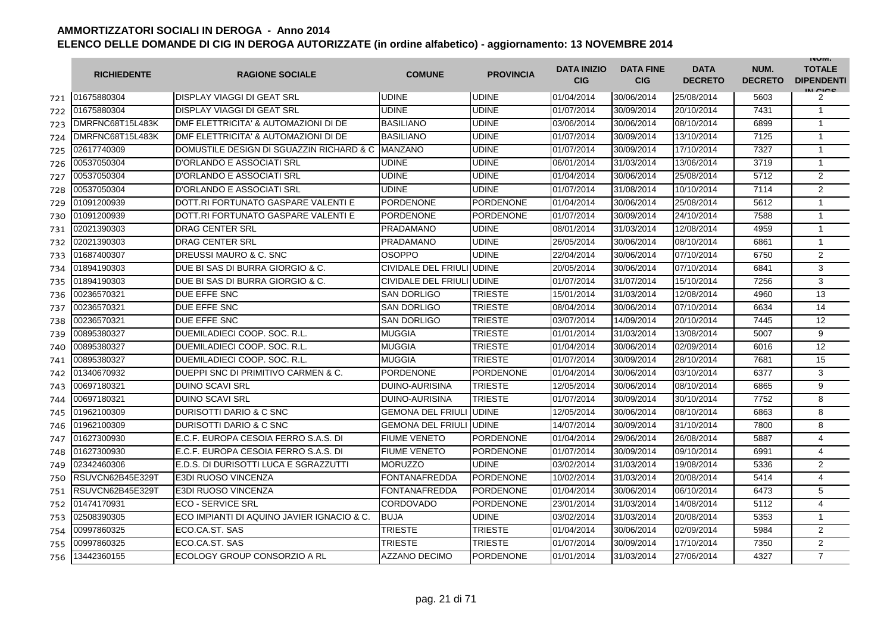# AMMORTIZZATORI SOCIALI IN DEROGA - Anno 2014

## ELENCO DELLE DOMANDE DI CIG IN DEROGA AUTORIZZATE (in ordine alfabetico) - aggiornamento: 13 NOVEMBRE 2014

| | RICHIEDENTE | RAGIONE SOCIALE | COMUNE | PROVINCIA | DATA INIZIO CIG | DATA FINE CIG | DATA DECRETO | NUM. DECRETO | NUM. TOTALE DIPENDENTI IN CIGS |
|---|---|---|---|---|---|---|---|---|---|
| 721 | 01675880304 | DISPLAY VIAGGI DI GEAT SRL | UDINE | UDINE | 01/04/2014 | 30/06/2014 | 25/08/2014 | 5603 | 2 |
| 722 | 01675880304 | DISPLAY VIAGGI DI GEAT SRL | UDINE | UDINE | 01/07/2014 | 30/09/2014 | 20/10/2014 | 7431 | 1 |
| 723 | DMRFNC68T15L483K | DMF ELETTRICITA' & AUTOMAZIONI DI DE | BASILIANO | UDINE | 03/06/2014 | 30/06/2014 | 08/10/2014 | 6899 | 1 |
| 724 | DMRFNC68T15L483K | DMF ELETTRICITA' & AUTOMAZIONI DI DE | BASILIANO | UDINE | 01/07/2014 | 30/09/2014 | 13/10/2014 | 7125 | 1 |
| 725 | 02617740309 | DOMUSTILE DESIGN DI SGUAZZIN RICHARD & C | MANZANO | UDINE | 01/07/2014 | 30/09/2014 | 17/10/2014 | 7327 | 1 |
| 726 | 00537050304 | D'ORLANDO E ASSOCIATI SRL | UDINE | UDINE | 06/01/2014 | 31/03/2014 | 13/06/2014 | 3719 | 1 |
| 727 | 00537050304 | D'ORLANDO E ASSOCIATI SRL | UDINE | UDINE | 01/04/2014 | 30/06/2014 | 25/08/2014 | 5712 | 2 |
| 728 | 00537050304 | D'ORLANDO E ASSOCIATI SRL | UDINE | UDINE | 01/07/2014 | 31/08/2014 | 10/10/2014 | 7114 | 2 |
| 729 | 01091200939 | DOTT.RI FORTUNATO GASPARE VALENTI E | PORDENONE | PORDENONE | 01/04/2014 | 30/06/2014 | 25/08/2014 | 5612 | 1 |
| 730 | 01091200939 | DOTT.RI FORTUNATO GASPARE VALENTI E | PORDENONE | PORDENONE | 01/07/2014 | 30/09/2014 | 24/10/2014 | 7588 | 1 |
| 731 | 02021390303 | DRAG CENTER SRL | PRADAMANO | UDINE | 08/01/2014 | 31/03/2014 | 12/08/2014 | 4959 | 1 |
| 732 | 02021390303 | DRAG CENTER SRL | PRADAMANO | UDINE | 26/05/2014 | 30/06/2014 | 08/10/2014 | 6861 | 1 |
| 733 | 01687400307 | DREUSSI MAURO & C. SNC | OSOPPO | UDINE | 22/04/2014 | 30/06/2014 | 07/10/2014 | 6750 | 2 |
| 734 | 01894190303 | DUE BI SAS DI BURRA GIORGIO & C. | CIVIDALE DEL FRIULI | UDINE | 20/05/2014 | 30/06/2014 | 07/10/2014 | 6841 | 3 |
| 735 | 01894190303 | DUE BI SAS DI BURRA GIORGIO & C. | CIVIDALE DEL FRIULI | UDINE | 01/07/2014 | 31/07/2014 | 15/10/2014 | 7256 | 3 |
| 736 | 00236570321 | DUE EFFE SNC | SAN DORLIGO | TRIESTE | 15/01/2014 | 31/03/2014 | 12/08/2014 | 4960 | 13 |
| 737 | 00236570321 | DUE EFFE SNC | SAN DORLIGO | TRIESTE | 08/04/2014 | 30/06/2014 | 07/10/2014 | 6634 | 14 |
| 738 | 00236570321 | DUE EFFE SNC | SAN DORLIGO | TRIESTE | 03/07/2014 | 14/09/2014 | 20/10/2014 | 7445 | 12 |
| 739 | 00895380327 | DUEMILADIECI COOP. SOC. R.L. | MUGGIA | TRIESTE | 01/01/2014 | 31/03/2014 | 13/08/2014 | 5007 | 9 |
| 740 | 00895380327 | DUEMILADIECI COOP. SOC. R.L. | MUGGIA | TRIESTE | 01/04/2014 | 30/06/2014 | 02/09/2014 | 6016 | 12 |
| 741 | 00895380327 | DUEMILADIECI COOP. SOC. R.L. | MUGGIA | TRIESTE | 01/07/2014 | 30/09/2014 | 28/10/2014 | 7681 | 15 |
| 742 | 01340670932 | DUEPPI SNC DI PRIMITIVO CARMEN & C. | PORDENONE | PORDENONE | 01/04/2014 | 30/06/2014 | 03/10/2014 | 6377 | 3 |
| 743 | 00697180321 | DUINO SCAVI SRL | DUINO-AURISINA | TRIESTE | 12/05/2014 | 30/06/2014 | 08/10/2014 | 6865 | 9 |
| 744 | 00697180321 | DUINO SCAVI SRL | DUINO-AURISINA | TRIESTE | 01/07/2014 | 30/09/2014 | 30/10/2014 | 7752 | 8 |
| 745 | 01962100309 | DURISOTTI DARIO & C SNC | GEMONA DEL FRIULI | UDINE | 12/05/2014 | 30/06/2014 | 08/10/2014 | 6863 | 8 |
| 746 | 01962100309 | DURISOTTI DARIO & C SNC | GEMONA DEL FRIULI | UDINE | 14/07/2014 | 30/09/2014 | 31/10/2014 | 7800 | 8 |
| 747 | 01627300930 | E.C.F. EUROPA CESOIA FERRO S.A.S. DI | FIUME VENETO | PORDENONE | 01/04/2014 | 29/06/2014 | 26/08/2014 | 5887 | 4 |
| 748 | 01627300930 | E.C.F. EUROPA CESOIA FERRO S.A.S. DI | FIUME VENETO | PORDENONE | 01/07/2014 | 30/09/2014 | 09/10/2014 | 6991 | 4 |
| 749 | 02342460306 | E.D.S. DI DURISOTTI LUCA E SGRAZZUTTI | MORUZZO | UDINE | 03/02/2014 | 31/03/2014 | 19/08/2014 | 5336 | 2 |
| 750 | RSUVCN62B45E329T | E3DI RUOSO VINCENZA | FONTANAFREDDA | PORDENONE | 10/02/2014 | 31/03/2014 | 20/08/2014 | 5414 | 4 |
| 751 | RSUVCN62B45E329T | E3DI RUOSO VINCENZA | FONTANAFREDDA | PORDENONE | 01/04/2014 | 30/06/2014 | 06/10/2014 | 6473 | 5 |
| 752 | 01474170931 | ECO - SERVICE SRL | CORDOVADO | PORDENONE | 23/01/2014 | 31/03/2014 | 14/08/2014 | 5112 | 4 |
| 753 | 02508390305 | ECO IMPIANTI DI AQUINO JAVIER IGNACIO & C. | BUJA | UDINE | 03/02/2014 | 31/03/2014 | 20/08/2014 | 5353 | 1 |
| 754 | 00997860325 | ECO.CA.ST. SAS | TRIESTE | TRIESTE | 01/04/2014 | 30/06/2014 | 02/09/2014 | 5984 | 2 |
| 755 | 00997860325 | ECO.CA.ST. SAS | TRIESTE | TRIESTE | 01/07/2014 | 30/09/2014 | 17/10/2014 | 7350 | 2 |
| 756 | 13442360155 | ECOLOGY GROUP CONSORZIO A RL | AZZANO DECIMO | PORDENONE | 01/01/2014 | 31/03/2014 | 27/06/2014 | 4327 | 7 |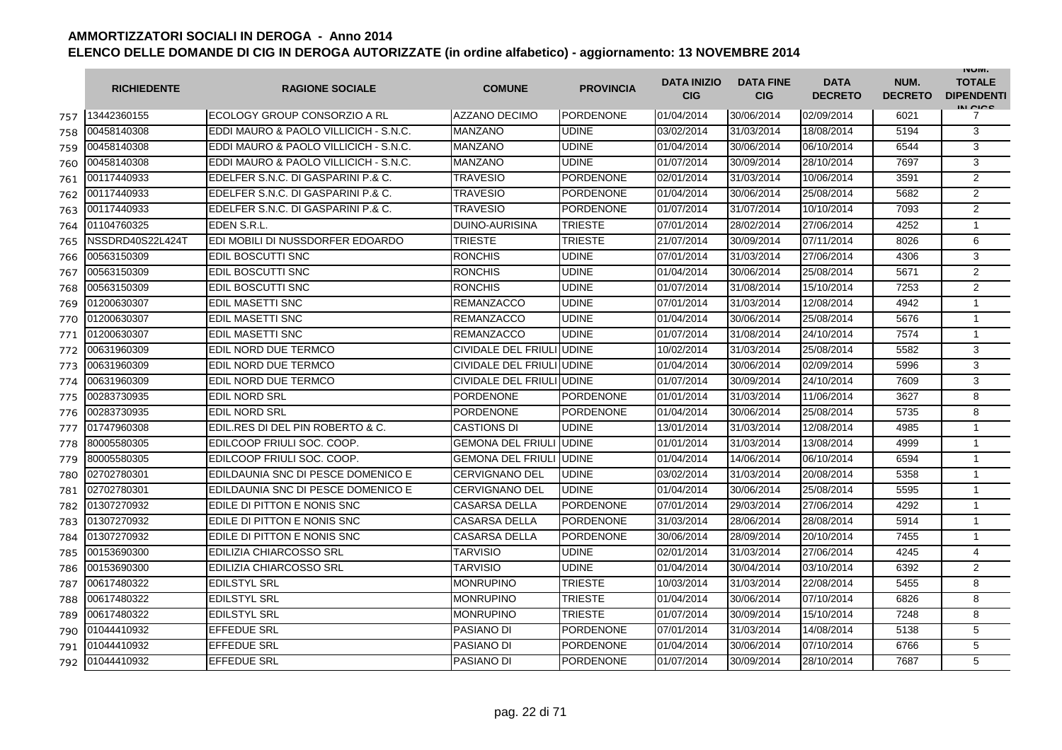# AMMORTIZZATORI SOCIALI IN DEROGA - Anno 2014

## ELENCO DELLE DOMANDE DI CIG IN DEROGA AUTORIZZATE (in ordine alfabetico) - aggiornamento: 13 NOVEMBRE 2014

| | RICHIEDENTE | RAGIONE SOCIALE | COMUNE | PROVINCIA | DATA INIZIO CIG | DATA FINE CIG | DATA DECRETO | NUM. DECRETO | NUM. TOTALE DIPENDENTI IN CIGS |
|---|---|---|---|---|---|---|---|---|---|
| 757 | 13442360155 | ECOLOGY GROUP CONSORZIO A RL | AZZANO DECIMO | PORDENONE | 01/04/2014 | 30/06/2014 | 02/09/2014 | 6021 | 7 |
| 758 | 00458140308 | EDDI MAURO & PAOLO VILLICICH - S.N.C. | MANZANO | UDINE | 03/02/2014 | 31/03/2014 | 18/08/2014 | 5194 | 3 |
| 759 | 00458140308 | EDDI MAURO & PAOLO VILLICICH - S.N.C. | MANZANO | UDINE | 01/04/2014 | 30/06/2014 | 06/10/2014 | 6544 | 3 |
| 760 | 00458140308 | EDDI MAURO & PAOLO VILLICICH - S.N.C. | MANZANO | UDINE | 01/07/2014 | 30/09/2014 | 28/10/2014 | 7697 | 3 |
| 761 | 00117440933 | EDELFER S.N.C. DI GASPARINI P.& C. | TRAVESIO | PORDENONE | 02/01/2014 | 31/03/2014 | 10/06/2014 | 3591 | 2 |
| 762 | 00117440933 | EDELFER S.N.C. DI GASPARINI P.& C. | TRAVESIO | PORDENONE | 01/04/2014 | 30/06/2014 | 25/08/2014 | 5682 | 2 |
| 763 | 00117440933 | EDELFER S.N.C. DI GASPARINI P.& C. | TRAVESIO | PORDENONE | 01/07/2014 | 31/07/2014 | 10/10/2014 | 7093 | 2 |
| 764 | 01104760325 | EDEN S.R.L. | DUINO-AURISINA | TRIESTE | 07/01/2014 | 28/02/2014 | 27/06/2014 | 4252 | 1 |
| 765 | NSSDRD40S22L424T | EDI MOBILI DI NUSSDORFER EDOARDO | TRIESTE | TRIESTE | 21/07/2014 | 30/09/2014 | 07/11/2014 | 8026 | 6 |
| 766 | 00563150309 | EDIL BOSCUTTI SNC | RONCHIS | UDINE | 07/01/2014 | 31/03/2014 | 27/06/2014 | 4306 | 3 |
| 767 | 00563150309 | EDIL BOSCUTTI SNC | RONCHIS | UDINE | 01/04/2014 | 30/06/2014 | 25/08/2014 | 5671 | 2 |
| 768 | 00563150309 | EDIL BOSCUTTI SNC | RONCHIS | UDINE | 01/07/2014 | 31/08/2014 | 15/10/2014 | 7253 | 2 |
| 769 | 01200630307 | EDIL MASETTI SNC | REMANZACCO | UDINE | 07/01/2014 | 31/03/2014 | 12/08/2014 | 4942 | 1 |
| 770 | 01200630307 | EDIL MASETTI SNC | REMANZACCO | UDINE | 01/04/2014 | 30/06/2014 | 25/08/2014 | 5676 | 1 |
| 771 | 01200630307 | EDIL MASETTI SNC | REMANZACCO | UDINE | 01/07/2014 | 31/08/2014 | 24/10/2014 | 7574 | 1 |
| 772 | 00631960309 | EDIL NORD DUE TERMCO | CIVIDALE DEL FRIULI | UDINE | 10/02/2014 | 31/03/2014 | 25/08/2014 | 5582 | 3 |
| 773 | 00631960309 | EDIL NORD DUE TERMCO | CIVIDALE DEL FRIULI | UDINE | 01/04/2014 | 30/06/2014 | 02/09/2014 | 5996 | 3 |
| 774 | 00631960309 | EDIL NORD DUE TERMCO | CIVIDALE DEL FRIULI | UDINE | 01/07/2014 | 30/09/2014 | 24/10/2014 | 7609 | 3 |
| 775 | 00283730935 | EDIL NORD SRL | PORDENONE | PORDENONE | 01/01/2014 | 31/03/2014 | 11/06/2014 | 3627 | 8 |
| 776 | 00283730935 | EDIL NORD SRL | PORDENONE | PORDENONE | 01/04/2014 | 30/06/2014 | 25/08/2014 | 5735 | 8 |
| 777 | 01747960308 | EDIL.RES DI DEL PIN ROBERTO & C. | CASTIONS DI | UDINE | 13/01/2014 | 31/03/2014 | 12/08/2014 | 4985 | 1 |
| 778 | 80005580305 | EDILCOOP FRIULI SOC. COOP. | GEMONA DEL FRIULI | UDINE | 01/01/2014 | 31/03/2014 | 13/08/2014 | 4999 | 1 |
| 779 | 80005580305 | EDILCOOP FRIULI SOC. COOP. | GEMONA DEL FRIULI | UDINE | 01/04/2014 | 14/06/2014 | 06/10/2014 | 6594 | 1 |
| 780 | 02702780301 | EDILDAUNIA SNC DI PESCE DOMENICO E | CERVIGNANO DEL | UDINE | 03/02/2014 | 31/03/2014 | 20/08/2014 | 5358 | 1 |
| 781 | 02702780301 | EDILDAUNIA SNC DI PESCE DOMENICO E | CERVIGNANO DEL | UDINE | 01/04/2014 | 30/06/2014 | 25/08/2014 | 5595 | 1 |
| 782 | 01307270932 | EDILE DI PITTON E NONIS SNC | CASARSA DELLA | PORDENONE | 07/01/2014 | 29/03/2014 | 27/06/2014 | 4292 | 1 |
| 783 | 01307270932 | EDILE DI PITTON E NONIS SNC | CASARSA DELLA | PORDENONE | 31/03/2014 | 28/06/2014 | 28/08/2014 | 5914 | 1 |
| 784 | 01307270932 | EDILE DI PITTON E NONIS SNC | CASARSA DELLA | PORDENONE | 30/06/2014 | 28/09/2014 | 20/10/2014 | 7455 | 1 |
| 785 | 00153690300 | EDILIZIA CHIARCOSSO SRL | TARVISIO | UDINE | 02/01/2014 | 31/03/2014 | 27/06/2014 | 4245 | 4 |
| 786 | 00153690300 | EDILIZIA CHIARCOSSO SRL | TARVISIO | UDINE | 01/04/2014 | 30/04/2014 | 03/10/2014 | 6392 | 2 |
| 787 | 00617480322 | EDILSTYL SRL | MONRUPINO | TRIESTE | 10/03/2014 | 31/03/2014 | 22/08/2014 | 5455 | 8 |
| 788 | 00617480322 | EDILSTYL SRL | MONRUPINO | TRIESTE | 01/04/2014 | 30/06/2014 | 07/10/2014 | 6826 | 8 |
| 789 | 00617480322 | EDILSTYL SRL | MONRUPINO | TRIESTE | 01/07/2014 | 30/09/2014 | 15/10/2014 | 7248 | 8 |
| 790 | 01044410932 | EFFEDUE SRL | PASIANO DI | PORDENONE | 07/01/2014 | 31/03/2014 | 14/08/2014 | 5138 | 5 |
| 791 | 01044410932 | EFFEDUE SRL | PASIANO DI | PORDENONE | 01/04/2014 | 30/06/2014 | 07/10/2014 | 6766 | 5 |
| 792 | 01044410932 | EFFEDUE SRL | PASIANO DI | PORDENONE | 01/07/2014 | 30/09/2014 | 28/10/2014 | 7687 | 5 |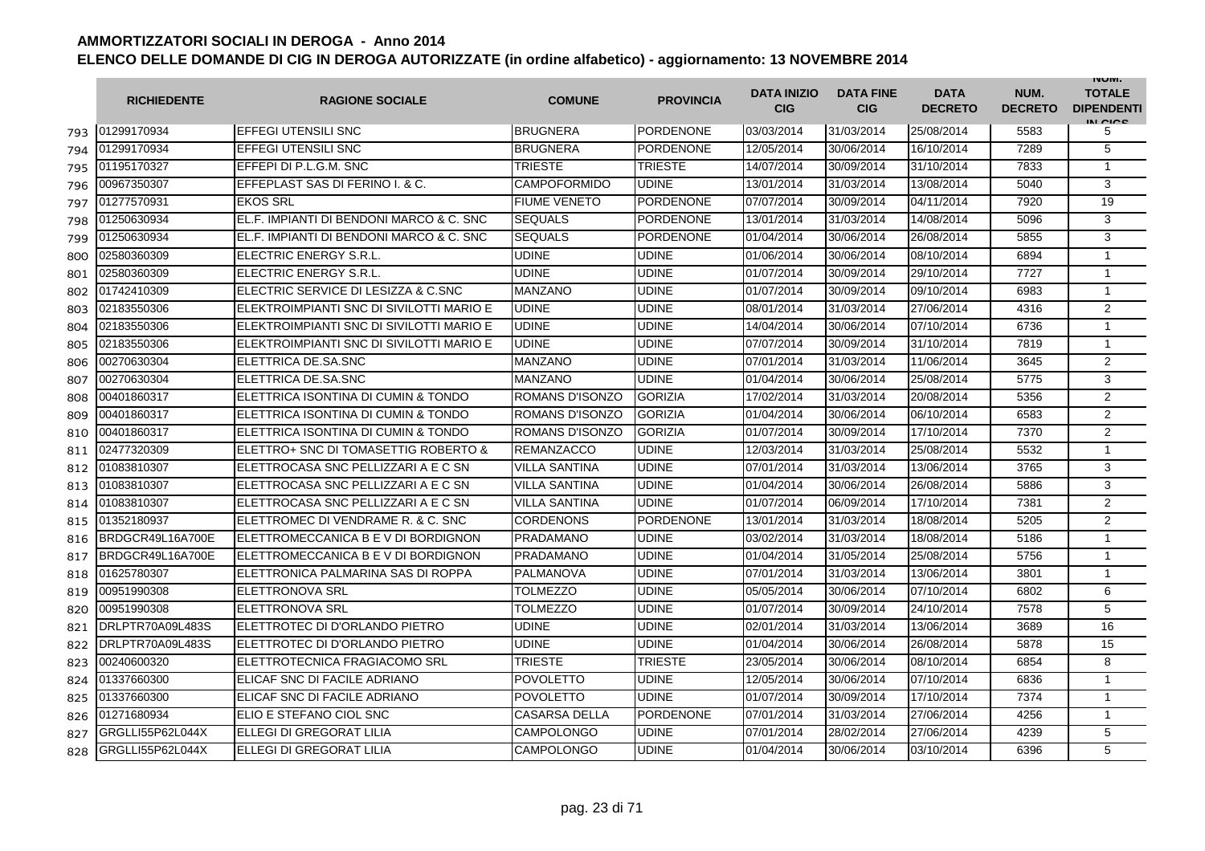# AMMORTIZZATORI SOCIALI IN DEROGA - Anno 2014

## ELENCO DELLE DOMANDE DI CIG IN DEROGA AUTORIZZATE (in ordine alfabetico) - aggiornamento: 13 NOVEMBRE 2014

| | RICHIEDENTE | RAGIONE SOCIALE | COMUNE | PROVINCIA | DATA INIZIO CIG | DATA FINE CIG | DATA DECRETO | NUM. DECRETO | NUM. TOTALE DIPENDENTI IN CIGS |
|---|---|---|---|---|---|---|---|---|---|
| 793 | 01299170934 | EFFEGI UTENSILI SNC | BRUGNERA | PORDENONE | 03/03/2014 | 31/03/2014 | 25/08/2014 | 5583 | 5 |
| 794 | 01299170934 | EFFEGI UTENSILI SNC | BRUGNERA | PORDENONE | 12/05/2014 | 30/06/2014 | 16/10/2014 | 7289 | 5 |
| 795 | 01195170327 | EFFEPI DI P.L.G.M. SNC | TRIESTE | TRIESTE | 14/07/2014 | 30/09/2014 | 31/10/2014 | 7833 | 1 |
| 796 | 00967350307 | EFFEPLAST SAS DI FERINO I. & C. | CAMPOFORMIDO | UDINE | 13/01/2014 | 31/03/2014 | 13/08/2014 | 5040 | 3 |
| 797 | 01277570931 | EKOS SRL | FIUME VENETO | PORDENONE | 07/07/2014 | 30/09/2014 | 04/11/2014 | 7920 | 19 |
| 798 | 01250630934 | EL.F. IMPIANTI DI BENDONI MARCO & C. SNC | SEQUALS | PORDENONE | 13/01/2014 | 31/03/2014 | 14/08/2014 | 5096 | 3 |
| 799 | 01250630934 | EL.F. IMPIANTI DI BENDONI MARCO & C. SNC | SEQUALS | PORDENONE | 01/04/2014 | 30/06/2014 | 26/08/2014 | 5855 | 3 |
| 800 | 02580360309 | ELECTRIC ENERGY S.R.L. | UDINE | UDINE | 01/06/2014 | 30/06/2014 | 08/10/2014 | 6894 | 1 |
| 801 | 02580360309 | ELECTRIC ENERGY S.R.L. | UDINE | UDINE | 01/07/2014 | 30/09/2014 | 29/10/2014 | 7727 | 1 |
| 802 | 01742410309 | ELECTRIC SERVICE DI LESIZZA & C.SNC | MANZANO | UDINE | 01/07/2014 | 30/09/2014 | 09/10/2014 | 6983 | 1 |
| 803 | 02183550306 | ELEKTROIMPIANTI SNC DI SIVILOTTI MARIO E | UDINE | UDINE | 08/01/2014 | 31/03/2014 | 27/06/2014 | 4316 | 2 |
| 804 | 02183550306 | ELEKTROIMPIANTI SNC DI SIVILOTTI MARIO E | UDINE | UDINE | 14/04/2014 | 30/06/2014 | 07/10/2014 | 6736 | 1 |
| 805 | 02183550306 | ELEKTROIMPIANTI SNC DI SIVILOTTI MARIO E | UDINE | UDINE | 07/07/2014 | 30/09/2014 | 31/10/2014 | 7819 | 1 |
| 806 | 00270630304 | ELETTRICA DE.SA.SNC | MANZANO | UDINE | 07/01/2014 | 31/03/2014 | 11/06/2014 | 3645 | 2 |
| 807 | 00270630304 | ELETTRICA DE.SA.SNC | MANZANO | UDINE | 01/04/2014 | 30/06/2014 | 25/08/2014 | 5775 | 3 |
| 808 | 00401860317 | ELETTRICA ISONTINA DI CUMIN & TONDO | ROMANS D'ISONZO | GORIZIA | 17/02/2014 | 31/03/2014 | 20/08/2014 | 5356 | 2 |
| 809 | 00401860317 | ELETTRICA ISONTINA DI CUMIN & TONDO | ROMANS D'ISONZO | GORIZIA | 01/04/2014 | 30/06/2014 | 06/10/2014 | 6583 | 2 |
| 810 | 00401860317 | ELETTRICA ISONTINA DI CUMIN & TONDO | ROMANS D'ISONZO | GORIZIA | 01/07/2014 | 30/09/2014 | 17/10/2014 | 7370 | 2 |
| 811 | 02477320309 | ELETTRO+ SNC DI TOMASETTIG ROBERTO & | REMANZACCO | UDINE | 12/03/2014 | 31/03/2014 | 25/08/2014 | 5532 | 1 |
| 812 | 01083810307 | ELETTROCASA SNC PELLIZZARI A E C SN | VILLA SANTINA | UDINE | 07/01/2014 | 31/03/2014 | 13/06/2014 | 3765 | 3 |
| 813 | 01083810307 | ELETTROCASA SNC PELLIZZARI A E C SN | VILLA SANTINA | UDINE | 01/04/2014 | 30/06/2014 | 26/08/2014 | 5886 | 3 |
| 814 | 01083810307 | ELETTROCASA SNC PELLIZZARI A E C SN | VILLA SANTINA | UDINE | 01/07/2014 | 06/09/2014 | 17/10/2014 | 7381 | 2 |
| 815 | 01352180937 | ELETTROMEC DI VENDRAME R. & C. SNC | CORDENONS | PORDENONE | 13/01/2014 | 31/03/2014 | 18/08/2014 | 5205 | 2 |
| 816 | BRDGCR49L16A700E | ELETTROMECCANICA B E V DI BORDIGNON | PRADAMANO | UDINE | 03/02/2014 | 31/03/2014 | 18/08/2014 | 5186 | 1 |
| 817 | BRDGCR49L16A700E | ELETTROMECCANICA B E V DI BORDIGNON | PRADAMANO | UDINE | 01/04/2014 | 31/05/2014 | 25/08/2014 | 5756 | 1 |
| 818 | 01625780307 | ELETTRONICA PALMARINA SAS DI ROPPA | PALMANOVA | UDINE | 07/01/2014 | 31/03/2014 | 13/06/2014 | 3801 | 1 |
| 819 | 00951990308 | ELETTRONOVA SRL | TOLMEZZO | UDINE | 05/05/2014 | 30/06/2014 | 07/10/2014 | 6802 | 6 |
| 820 | 00951990308 | ELETTRONOVA SRL | TOLMEZZO | UDINE | 01/07/2014 | 30/09/2014 | 24/10/2014 | 7578 | 5 |
| 821 | DRLPTR70A09L483S | ELETTROTEC DI D'ORLANDO PIETRO | UDINE | UDINE | 02/01/2014 | 31/03/2014 | 13/06/2014 | 3689 | 16 |
| 822 | DRLPTR70A09L483S | ELETTROTEC DI D'ORLANDO PIETRO | UDINE | UDINE | 01/04/2014 | 30/06/2014 | 26/08/2014 | 5878 | 15 |
| 823 | 00240600320 | ELETTROTECNICA FRAGIACOMO SRL | TRIESTE | TRIESTE | 23/05/2014 | 30/06/2014 | 08/10/2014 | 6854 | 8 |
| 824 | 01337660300 | ELICAF SNC DI FACILE ADRIANO | POVOLETTO | UDINE | 12/05/2014 | 30/06/2014 | 07/10/2014 | 6836 | 1 |
| 825 | 01337660300 | ELICAF SNC DI FACILE ADRIANO | POVOLETTO | UDINE | 01/07/2014 | 30/09/2014 | 17/10/2014 | 7374 | 1 |
| 826 | 01271680934 | ELIO E STEFANO CIOL SNC | CASARSA DELLA | PORDENONE | 07/01/2014 | 31/03/2014 | 27/06/2014 | 4256 | 1 |
| 827 | GRGLLI55P62L044X | ELLEGI DI GREGORAT LILIA | CAMPOLONGO | UDINE | 07/01/2014 | 28/02/2014 | 27/06/2014 | 4239 | 5 |
| 828 | GRGLLI55P62L044X | ELLEGI DI GREGORAT LILIA | CAMPOLONGO | UDINE | 01/04/2014 | 30/06/2014 | 03/10/2014 | 6396 | 5 |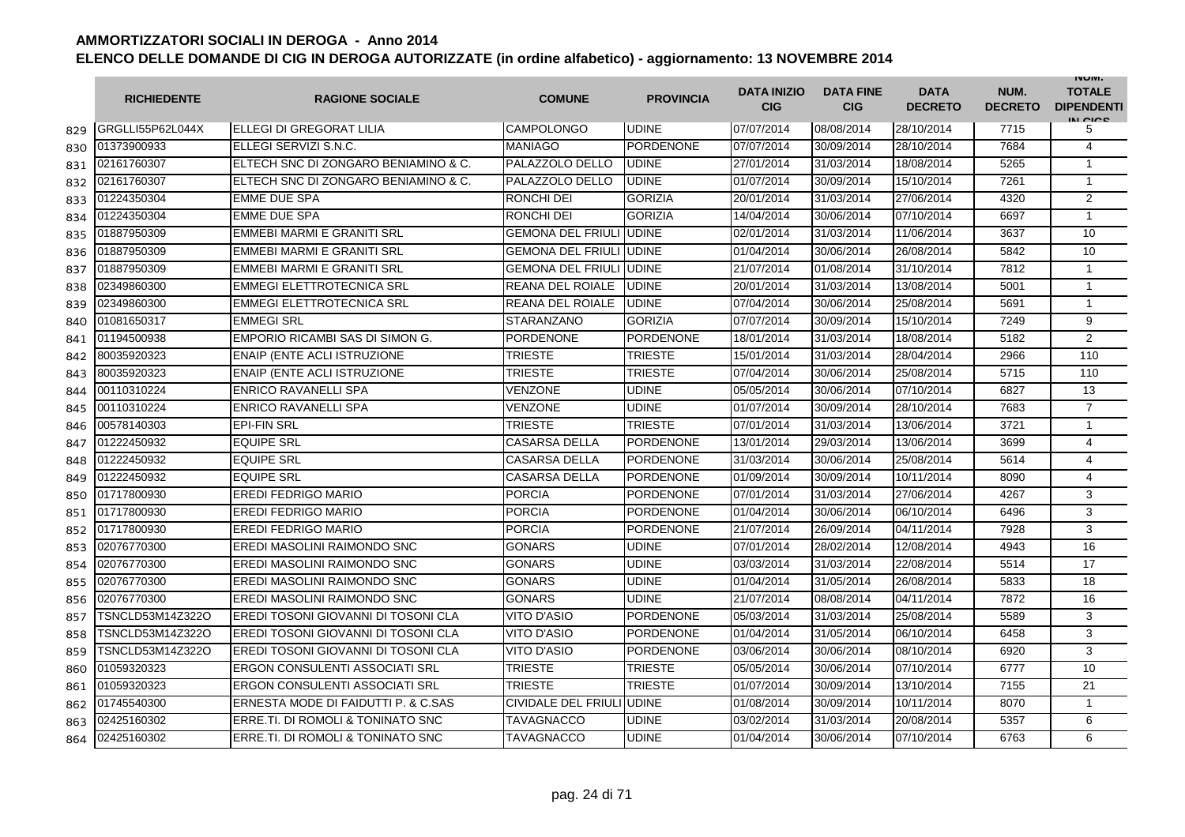# AMMORTIZZATORI SOCIALI IN DEROGA - Anno 2014

## ELENCO DELLE DOMANDE DI CIG IN DEROGA AUTORIZZATE (in ordine alfabetico) - aggiornamento: 13 NOVEMBRE 2014

| | RICHIEDENTE | RAGIONE SOCIALE | COMUNE | PROVINCIA | DATA INIZIO CIG | DATA FINE CIG | DATA DECRETO | NUM. DECRETO | NUM. TOTALE DIPENDENTI IN CIGS |
|---|---|---|---|---|---|---|---|---|---|
| 829 | GRGLLI55P62L044X | ELLEGI DI GREGORAT LILIA | CAMPOLONGO | UDINE | 07/07/2014 | 08/08/2014 | 28/10/2014 | 7715 | 5 |
| 830 | 01373900933 | ELLEGI SERVIZI S.N.C. | MANIAGO | PORDENONE | 07/07/2014 | 30/09/2014 | 28/10/2014 | 7684 | 4 |
| 831 | 02161760307 | ELTECH SNC DI ZONGARO BENIAMINO & C. | PALAZZOLO DELLO | UDINE | 27/01/2014 | 31/03/2014 | 18/08/2014 | 5265 | 1 |
| 832 | 02161760307 | ELTECH SNC DI ZONGARO BENIAMINO & C. | PALAZZOLO DELLO | UDINE | 01/07/2014 | 30/09/2014 | 15/10/2014 | 7261 | 1 |
| 833 | 01224350304 | EMME DUE SPA | RONCHI DEI | GORIZIA | 20/01/2014 | 31/03/2014 | 27/06/2014 | 4320 | 2 |
| 834 | 01224350304 | EMME DUE SPA | RONCHI DEI | GORIZIA | 14/04/2014 | 30/06/2014 | 07/10/2014 | 6697 | 1 |
| 835 | 01887950309 | EMMEBI MARMI E GRANITI SRL | GEMONA DEL FRIULI | UDINE | 02/01/2014 | 31/03/2014 | 11/06/2014 | 3637 | 10 |
| 836 | 01887950309 | EMMEBI MARMI E GRANITI SRL | GEMONA DEL FRIULI | UDINE | 01/04/2014 | 30/06/2014 | 26/08/2014 | 5842 | 10 |
| 837 | 01887950309 | EMMEBI MARMI E GRANITI SRL | GEMONA DEL FRIULI | UDINE | 21/07/2014 | 01/08/2014 | 31/10/2014 | 7812 | 1 |
| 838 | 02349860300 | EMMEGI ELETTROTECNICA SRL | REANA DEL ROIALE | UDINE | 20/01/2014 | 31/03/2014 | 13/08/2014 | 5001 | 1 |
| 839 | 02349860300 | EMMEGI ELETTROTECNICA SRL | REANA DEL ROIALE | UDINE | 07/04/2014 | 30/06/2014 | 25/08/2014 | 5691 | 1 |
| 840 | 01081650317 | EMMEGI SRL | STARANZANO | GORIZIA | 07/07/2014 | 30/09/2014 | 15/10/2014 | 7249 | 9 |
| 841 | 01194500938 | EMPORIO RICAMBI SAS DI SIMON G. | PORDENONE | PORDENONE | 18/01/2014 | 31/03/2014 | 18/08/2014 | 5182 | 2 |
| 842 | 80035920323 | ENAIP (ENTE ACLI ISTRUZIONE | TRIESTE | TRIESTE | 15/01/2014 | 31/03/2014 | 28/04/2014 | 2966 | 110 |
| 843 | 80035920323 | ENAIP (ENTE ACLI ISTRUZIONE | TRIESTE | TRIESTE | 07/04/2014 | 30/06/2014 | 25/08/2014 | 5715 | 110 |
| 844 | 00110310224 | ENRICO RAVANELLI SPA | VENZONE | UDINE | 05/05/2014 | 30/06/2014 | 07/10/2014 | 6827 | 13 |
| 845 | 00110310224 | ENRICO RAVANELLI SPA | VENZONE | UDINE | 01/07/2014 | 30/09/2014 | 28/10/2014 | 7683 | 7 |
| 846 | 00578140303 | EPI-FIN SRL | TRIESTE | TRIESTE | 07/01/2014 | 31/03/2014 | 13/06/2014 | 3721 | 1 |
| 847 | 01222450932 | EQUIPE SRL | CASARSA DELLA | PORDENONE | 13/01/2014 | 29/03/2014 | 13/06/2014 | 3699 | 4 |
| 848 | 01222450932 | EQUIPE SRL | CASARSA DELLA | PORDENONE | 31/03/2014 | 30/06/2014 | 25/08/2014 | 5614 | 4 |
| 849 | 01222450932 | EQUIPE SRL | CASARSA DELLA | PORDENONE | 01/09/2014 | 30/09/2014 | 10/11/2014 | 8090 | 4 |
| 850 | 01717800930 | EREDI FEDRIGO MARIO | PORCIA | PORDENONE | 07/01/2014 | 31/03/2014 | 27/06/2014 | 4267 | 3 |
| 851 | 01717800930 | EREDI FEDRIGO MARIO | PORCIA | PORDENONE | 01/04/2014 | 30/06/2014 | 06/10/2014 | 6496 | 3 |
| 852 | 01717800930 | EREDI FEDRIGO MARIO | PORCIA | PORDENONE | 21/07/2014 | 26/09/2014 | 04/11/2014 | 7928 | 3 |
| 853 | 02076770300 | EREDI MASOLINI RAIMONDO SNC | GONARS | UDINE | 07/01/2014 | 28/02/2014 | 12/08/2014 | 4943 | 16 |
| 854 | 02076770300 | EREDI MASOLINI RAIMONDO SNC | GONARS | UDINE | 03/03/2014 | 31/03/2014 | 22/08/2014 | 5514 | 17 |
| 855 | 02076770300 | EREDI MASOLINI RAIMONDO SNC | GONARS | UDINE | 01/04/2014 | 31/05/2014 | 26/08/2014 | 5833 | 18 |
| 856 | 02076770300 | EREDI MASOLINI RAIMONDO SNC | GONARS | UDINE | 21/07/2014 | 08/08/2014 | 04/11/2014 | 7872 | 16 |
| 857 | TSNCLD53M14Z322O | EREDI TOSONI GIOVANNI DI TOSONI CLA | VITO D'ASIO | PORDENONE | 05/03/2014 | 31/03/2014 | 25/08/2014 | 5589 | 3 |
| 858 | TSNCLD53M14Z322O | EREDI TOSONI GIOVANNI DI TOSONI CLA | VITO D'ASIO | PORDENONE | 01/04/2014 | 31/05/2014 | 06/10/2014 | 6458 | 3 |
| 859 | TSNCLD53M14Z322O | EREDI TOSONI GIOVANNI DI TOSONI CLA | VITO D'ASIO | PORDENONE | 03/06/2014 | 30/06/2014 | 08/10/2014 | 6920 | 3 |
| 860 | 01059320323 | ERGON CONSULENTI ASSOCIATI SRL | TRIESTE | TRIESTE | 05/05/2014 | 30/06/2014 | 07/10/2014 | 6777 | 10 |
| 861 | 01059320323 | ERGON CONSULENTI ASSOCIATI SRL | TRIESTE | TRIESTE | 01/07/2014 | 30/09/2014 | 13/10/2014 | 7155 | 21 |
| 862 | 01745540300 | ERNESTA MODE DI FAIDUTTI P. & C.SAS | CIVIDALE DEL FRIULI | UDINE | 01/08/2014 | 30/09/2014 | 10/11/2014 | 8070 | 1 |
| 863 | 02425160302 | ERRE.TI. DI ROMOLI & TONINATO SNC | TAVAGNACCO | UDINE | 03/02/2014 | 31/03/2014 | 20/08/2014 | 5357 | 6 |
| 864 | 02425160302 | ERRE.TI. DI ROMOLI & TONINATO SNC | TAVAGNACCO | UDINE | 01/04/2014 | 30/06/2014 | 07/10/2014 | 6763 | 6 |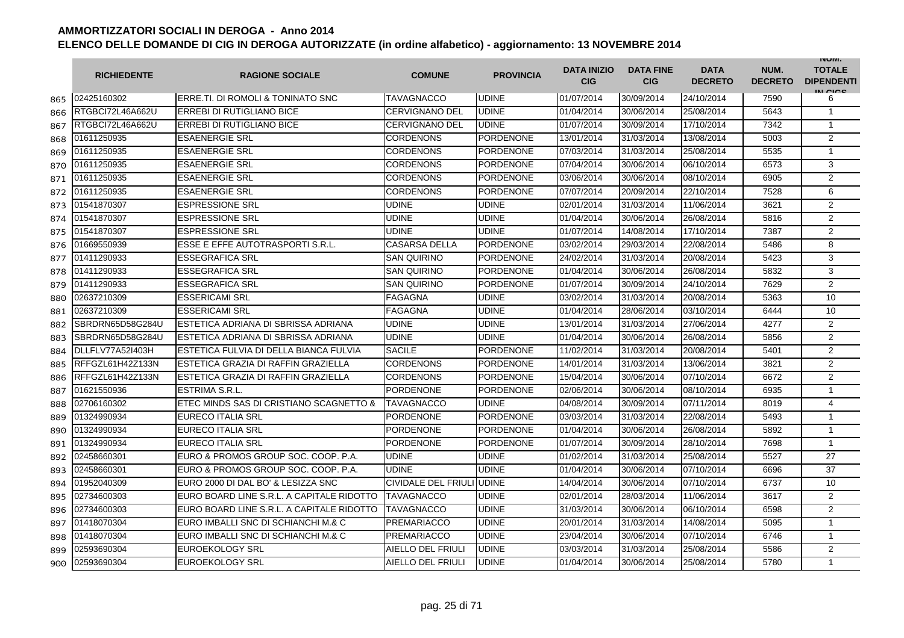# AMMORTIZZATORI SOCIALI IN DEROGA - Anno 2014

## ELENCO DELLE DOMANDE DI CIG IN DEROGA AUTORIZZATE (in ordine alfabetico) - aggiornamento: 13 NOVEMBRE 2014

| | RICHIEDENTE | RAGIONE SOCIALE | COMUNE | PROVINCIA | DATA INIZIO CIG | DATA FINE CIG | DATA DECRETO | NUM. DECRETO | NUM. TOTALE DIPENDENTI IN CIGS |
|---|---|---|---|---|---|---|---|---|---|
| 865 | 02425160302 | ERRE.TI. DI ROMOLI & TONINATO SNC | TAVAGNACCO | UDINE | 01/07/2014 | 30/09/2014 | 24/10/2014 | 7590 | 6 |
| 866 | RTGBCI72L46A662U | ERREBI DI RUTIGLIANO BICE | CERVIGNANO DEL | UDINE | 01/04/2014 | 30/06/2014 | 25/08/2014 | 5643 | 1 |
| 867 | RTGBCI72L46A662U | ERREBI DI RUTIGLIANO BICE | CERVIGNANO DEL | UDINE | 01/07/2014 | 30/09/2014 | 17/10/2014 | 7342 | 1 |
| 868 | 01611250935 | ESAENERGIE SRL | CORDENONS | PORDENONE | 13/01/2014 | 31/03/2014 | 13/08/2014 | 5003 | 2 |
| 869 | 01611250935 | ESAENERGIE SRL | CORDENONS | PORDENONE | 07/03/2014 | 31/03/2014 | 25/08/2014 | 5535 | 1 |
| 870 | 01611250935 | ESAENERGIE SRL | CORDENONS | PORDENONE | 07/04/2014 | 30/06/2014 | 06/10/2014 | 6573 | 3 |
| 871 | 01611250935 | ESAENERGIE SRL | CORDENONS | PORDENONE | 03/06/2014 | 30/06/2014 | 08/10/2014 | 6905 | 2 |
| 872 | 01611250935 | ESAENERGIE SRL | CORDENONS | PORDENONE | 07/07/2014 | 20/09/2014 | 22/10/2014 | 7528 | 6 |
| 873 | 01541870307 | ESPRESSIONE SRL | UDINE | UDINE | 02/01/2014 | 31/03/2014 | 11/06/2014 | 3621 | 2 |
| 874 | 01541870307 | ESPRESSIONE SRL | UDINE | UDINE | 01/04/2014 | 30/06/2014 | 26/08/2014 | 5816 | 2 |
| 875 | 01541870307 | ESPRESSIONE SRL | UDINE | UDINE | 01/07/2014 | 14/08/2014 | 17/10/2014 | 7387 | 2 |
| 876 | 01669550939 | ESSE E EFFE AUTOTRASPORTI S.R.L. | CASARSA DELLA | PORDENONE | 03/02/2014 | 29/03/2014 | 22/08/2014 | 5486 | 8 |
| 877 | 01411290933 | ESSEGRAFICA SRL | SAN QUIRINO | PORDENONE | 24/02/2014 | 31/03/2014 | 20/08/2014 | 5423 | 3 |
| 878 | 01411290933 | ESSEGRAFICA SRL | SAN QUIRINO | PORDENONE | 01/04/2014 | 30/06/2014 | 26/08/2014 | 5832 | 3 |
| 879 | 01411290933 | ESSEGRAFICA SRL | SAN QUIRINO | PORDENONE | 01/07/2014 | 30/09/2014 | 24/10/2014 | 7629 | 2 |
| 880 | 02637210309 | ESSERICAMI SRL | FAGAGNA | UDINE | 03/02/2014 | 31/03/2014 | 20/08/2014 | 5363 | 10 |
| 881 | 02637210309 | ESSERICAMI SRL | FAGAGNA | UDINE | 01/04/2014 | 28/06/2014 | 03/10/2014 | 6444 | 10 |
| 882 | SBRDRN65D58G284U | ESTETICA ADRIANA DI SBRISSA ADRIANA | UDINE | UDINE | 13/01/2014 | 31/03/2014 | 27/06/2014 | 4277 | 2 |
| 883 | SBRDRN65D58G284U | ESTETICA ADRIANA DI SBRISSA ADRIANA | UDINE | UDINE | 01/04/2014 | 30/06/2014 | 26/08/2014 | 5856 | 2 |
| 884 | DLLFLV77A52I403H | ESTETICA FULVIA DI DELLA BIANCA FULVIA | SACILE | PORDENONE | 11/02/2014 | 31/03/2014 | 20/08/2014 | 5401 | 2 |
| 885 | RFFGZL61H42Z133N | ESTETICA GRAZIA DI RAFFIN GRAZIELLA | CORDENONS | PORDENONE | 14/01/2014 | 31/03/2014 | 13/06/2014 | 3821 | 2 |
| 886 | RFFGZL61H42Z133N | ESTETICA GRAZIA DI RAFFIN GRAZIELLA | CORDENONS | PORDENONE | 15/04/2014 | 30/06/2014 | 07/10/2014 | 6672 | 2 |
| 887 | 01621550936 | ESTRIMA S.R.L. | PORDENONE | PORDENONE | 02/06/2014 | 30/06/2014 | 08/10/2014 | 6935 | 1 |
| 888 | 02706160302 | ETEC MINDS SAS DI CRISTIANO SCAGNETTO & | TAVAGNACCO | UDINE | 04/08/2014 | 30/09/2014 | 07/11/2014 | 8019 | 4 |
| 889 | 01324990934 | EURECO ITALIA SRL | PORDENONE | PORDENONE | 03/03/2014 | 31/03/2014 | 22/08/2014 | 5493 | 1 |
| 890 | 01324990934 | EURECO ITALIA SRL | PORDENONE | PORDENONE | 01/04/2014 | 30/06/2014 | 26/08/2014 | 5892 | 1 |
| 891 | 01324990934 | EURECO ITALIA SRL | PORDENONE | PORDENONE | 01/07/2014 | 30/09/2014 | 28/10/2014 | 7698 | 1 |
| 892 | 02458660301 | EURO & PROMOS GROUP SOC. COOP. P.A. | UDINE | UDINE | 01/02/2014 | 31/03/2014 | 25/08/2014 | 5527 | 27 |
| 893 | 02458660301 | EURO & PROMOS GROUP SOC. COOP. P.A. | UDINE | UDINE | 01/04/2014 | 30/06/2014 | 07/10/2014 | 6696 | 37 |
| 894 | 01952040309 | EURO 2000 DI DAL BO' & LESIZZA SNC | CIVIDALE DEL FRIULI | UDINE | 14/04/2014 | 30/06/2014 | 07/10/2014 | 6737 | 10 |
| 895 | 02734600303 | EURO BOARD LINE S.R.L. A CAPITALE RIDOTTO | TAVAGNACCO | UDINE | 02/01/2014 | 28/03/2014 | 11/06/2014 | 3617 | 2 |
| 896 | 02734600303 | EURO BOARD LINE S.R.L. A CAPITALE RIDOTTO | TAVAGNACCO | UDINE | 31/03/2014 | 30/06/2014 | 06/10/2014 | 6598 | 2 |
| 897 | 01418070304 | EURO IMBALLI SNC DI SCHIANCHI M.& C | PREMARIACCO | UDINE | 20/01/2014 | 31/03/2014 | 14/08/2014 | 5095 | 1 |
| 898 | 01418070304 | EURO IMBALLI SNC DI SCHIANCHI M.& C | PREMARIACCO | UDINE | 23/04/2014 | 30/06/2014 | 07/10/2014 | 6746 | 1 |
| 899 | 02593690304 | EUROEKOLOGY SRL | AIELLO DEL FRIULI | UDINE | 03/03/2014 | 31/03/2014 | 25/08/2014 | 5586 | 2 |
| 900 | 02593690304 | EUROEKOLOGY SRL | AIELLO DEL FRIULI | UDINE | 01/04/2014 | 30/06/2014 | 25/08/2014 | 5780 | 1 |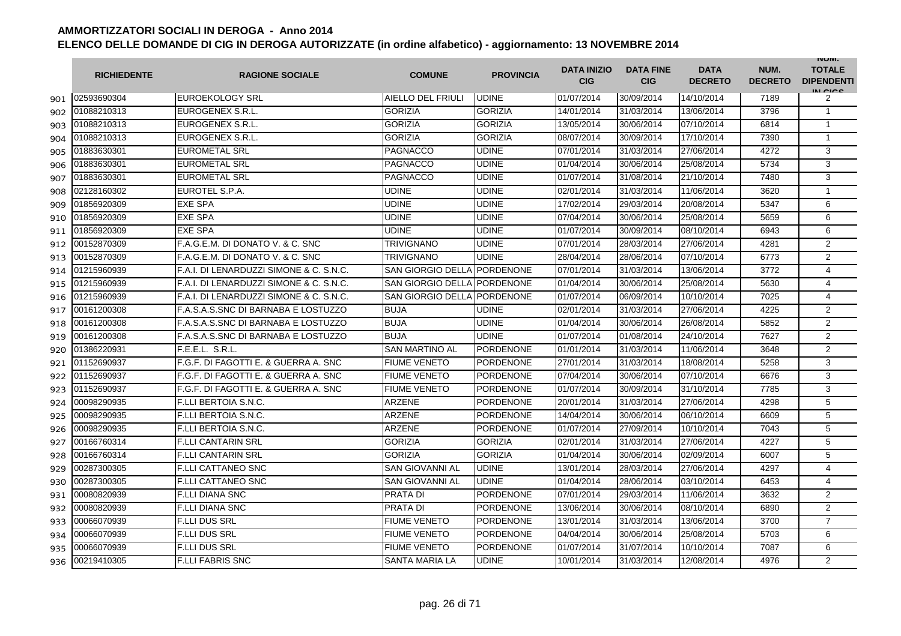# AMMORTIZZATORI SOCIALI IN DEROGA - Anno 2014

## ELENCO DELLE DOMANDE DI CIG IN DEROGA AUTORIZZATE (in ordine alfabetico) - aggiornamento: 13 NOVEMBRE 2014

| | RICHIEDENTE | RAGIONE SOCIALE | COMUNE | PROVINCIA | DATA INIZIO CIG | DATA FINE CIG | DATA DECRETO | NUM. DECRETO | NUM. TOTALE DIPENDENTI IN CIGS |
|---|---|---|---|---|---|---|---|---|---|
| 901 | 02593690304 | EUROEKOLOGY SRL | AIELLO DEL FRIULI | UDINE | 01/07/2014 | 30/09/2014 | 14/10/2014 | 7189 | 2 |
| 902 | 01088210313 | EUROGENEX S.R.L. | GORIZIA | GORIZIA | 14/01/2014 | 31/03/2014 | 13/06/2014 | 3796 | 1 |
| 903 | 01088210313 | EUROGENEX S.R.L. | GORIZIA | GORIZIA | 13/05/2014 | 30/06/2014 | 07/10/2014 | 6814 | 1 |
| 904 | 01088210313 | EUROGENEX S.R.L. | GORIZIA | GORIZIA | 08/07/2014 | 30/09/2014 | 17/10/2014 | 7390 | 1 |
| 905 | 01883630301 | EUROMETAL SRL | PAGNACCO | UDINE | 07/01/2014 | 31/03/2014 | 27/06/2014 | 4272 | 3 |
| 906 | 01883630301 | EUROMETAL SRL | PAGNACCO | UDINE | 01/04/2014 | 30/06/2014 | 25/08/2014 | 5734 | 3 |
| 907 | 01883630301 | EUROMETAL SRL | PAGNACCO | UDINE | 01/07/2014 | 31/08/2014 | 21/10/2014 | 7480 | 3 |
| 908 | 02128160302 | EUROTEL S.P.A. | UDINE | UDINE | 02/01/2014 | 31/03/2014 | 11/06/2014 | 3620 | 1 |
| 909 | 01856920309 | EXE SPA | UDINE | UDINE | 17/02/2014 | 29/03/2014 | 20/08/2014 | 5347 | 6 |
| 910 | 01856920309 | EXE SPA | UDINE | UDINE | 07/04/2014 | 30/06/2014 | 25/08/2014 | 5659 | 6 |
| 911 | 01856920309 | EXE SPA | UDINE | UDINE | 01/07/2014 | 30/09/2014 | 08/10/2014 | 6943 | 6 |
| 912 | 00152870309 | F.A.G.E.M. DI DONATO V. & C. SNC | TRIVIGNANO | UDINE | 07/01/2014 | 28/03/2014 | 27/06/2014 | 4281 | 2 |
| 913 | 00152870309 | F.A.G.E.M. DI DONATO V. & C. SNC | TRIVIGNANO | UDINE | 28/04/2014 | 28/06/2014 | 07/10/2014 | 6773 | 2 |
| 914 | 01215960939 | F.A.I. DI LENARDUZZI SIMONE & C. S.N.C. | SAN GIORGIO DELLA | PORDENONE | 07/01/2014 | 31/03/2014 | 13/06/2014 | 3772 | 4 |
| 915 | 01215960939 | F.A.I. DI LENARDUZZI SIMONE & C. S.N.C. | SAN GIORGIO DELLA | PORDENONE | 01/04/2014 | 30/06/2014 | 25/08/2014 | 5630 | 4 |
| 916 | 01215960939 | F.A.I. DI LENARDUZZI SIMONE & C. S.N.C. | SAN GIORGIO DELLA | PORDENONE | 01/07/2014 | 06/09/2014 | 10/10/2014 | 7025 | 4 |
| 917 | 00161200308 | F.A.S.A.S.SNC DI BARNABA E LOSTUZZO | BUJA | UDINE | 02/01/2014 | 31/03/2014 | 27/06/2014 | 4225 | 2 |
| 918 | 00161200308 | F.A.S.A.S.SNC DI BARNABA E LOSTUZZO | BUJA | UDINE | 01/04/2014 | 30/06/2014 | 26/08/2014 | 5852 | 2 |
| 919 | 00161200308 | F.A.S.A.S.SNC DI BARNABA E LOSTUZZO | BUJA | UDINE | 01/07/2014 | 01/08/2014 | 24/10/2014 | 7627 | 2 |
| 920 | 01386220931 | F.E.E.L. S.R.L. | SAN MARTINO AL | PORDENONE | 01/01/2014 | 31/03/2014 | 11/06/2014 | 3648 | 2 |
| 921 | 01152690937 | F.G.F. DI FAGOTTI E. & GUERRA A. SNC | FIUME VENETO | PORDENONE | 27/01/2014 | 31/03/2014 | 18/08/2014 | 5258 | 3 |
| 922 | 01152690937 | F.G.F. DI FAGOTTI E. & GUERRA A. SNC | FIUME VENETO | PORDENONE | 07/04/2014 | 30/06/2014 | 07/10/2014 | 6676 | 3 |
| 923 | 01152690937 | F.G.F. DI FAGOTTI E. & GUERRA A. SNC | FIUME VENETO | PORDENONE | 01/07/2014 | 30/09/2014 | 31/10/2014 | 7785 | 3 |
| 924 | 00098290935 | F.LLI BERTOIA S.N.C. | ARZENE | PORDENONE | 20/01/2014 | 31/03/2014 | 27/06/2014 | 4298 | 5 |
| 925 | 00098290935 | F.LLI BERTOIA S.N.C. | ARZENE | PORDENONE | 14/04/2014 | 30/06/2014 | 06/10/2014 | 6609 | 5 |
| 926 | 00098290935 | F.LLI BERTOIA S.N.C. | ARZENE | PORDENONE | 01/07/2014 | 27/09/2014 | 10/10/2014 | 7043 | 5 |
| 927 | 00166760314 | F.LLI CANTARIN SRL | GORIZIA | GORIZIA | 02/01/2014 | 31/03/2014 | 27/06/2014 | 4227 | 5 |
| 928 | 00166760314 | F.LLI CANTARIN SRL | GORIZIA | GORIZIA | 01/04/2014 | 30/06/2014 | 02/09/2014 | 6007 | 5 |
| 929 | 00287300305 | F.LLI CATTANEO SNC | SAN GIOVANNI AL | UDINE | 13/01/2014 | 28/03/2014 | 27/06/2014 | 4297 | 4 |
| 930 | 00287300305 | F.LLI CATTANEO SNC | SAN GIOVANNI AL | UDINE | 01/04/2014 | 28/06/2014 | 03/10/2014 | 6453 | 4 |
| 931 | 00080820939 | F.LLI DIANA SNC | PRATA DI | PORDENONE | 07/01/2014 | 29/03/2014 | 11/06/2014 | 3632 | 2 |
| 932 | 00080820939 | F.LLI DIANA SNC | PRATA DI | PORDENONE | 13/06/2014 | 30/06/2014 | 08/10/2014 | 6890 | 2 |
| 933 | 00066070939 | F.LLI DUS SRL | FIUME VENETO | PORDENONE | 13/01/2014 | 31/03/2014 | 13/06/2014 | 3700 | 7 |
| 934 | 00066070939 | F.LLI DUS SRL | FIUME VENETO | PORDENONE | 04/04/2014 | 30/06/2014 | 25/08/2014 | 5703 | 6 |
| 935 | 00066070939 | F.LLI DUS SRL | FIUME VENETO | PORDENONE | 01/07/2014 | 31/07/2014 | 10/10/2014 | 7087 | 6 |
| 936 | 00219410305 | F.LLI FABRIS SNC | SANTA MARIA LA | UDINE | 10/01/2014 | 31/03/2014 | 12/08/2014 | 4976 | 2 |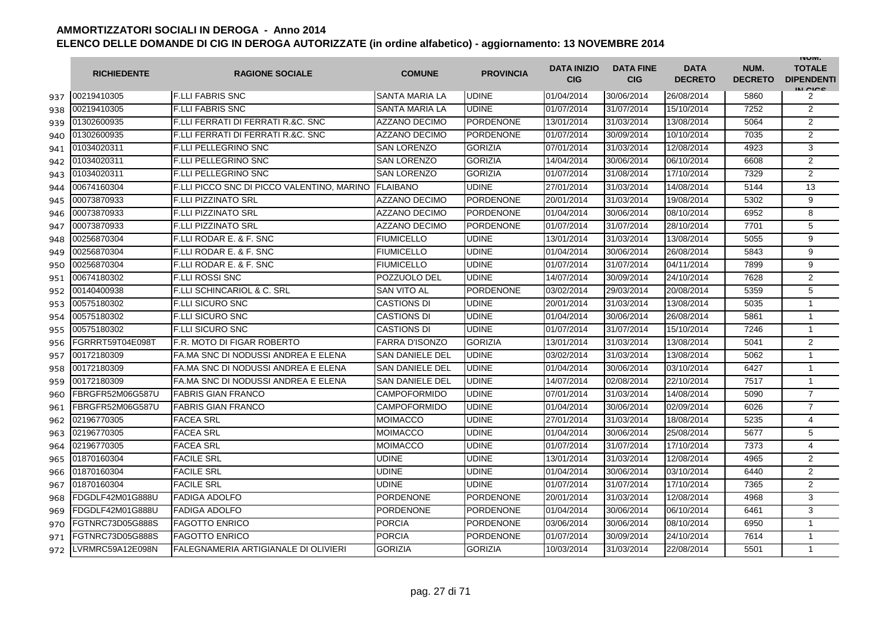# AMMORTIZZATORI SOCIALI IN DEROGA - Anno 2014

## ELENCO DELLE DOMANDE DI CIG IN DEROGA AUTORIZZATE (in ordine alfabetico) - aggiornamento: 13 NOVEMBRE 2014

| | RICHIEDENTE | RAGIONE SOCIALE | COMUNE | PROVINCIA | DATA INIZIO CIG | DATA FINE CIG | DATA DECRETO | NUM. DECRETO | NUM. TOTALE DIPENDENTI IN CIGS |
|---|---|---|---|---|---|---|---|---|---|
| 937 | 00219410305 | F.LLI FABRIS SNC | SANTA MARIA LA | UDINE | 01/04/2014 | 30/06/2014 | 26/08/2014 | 5860 | 2 |
| 938 | 00219410305 | F.LLI FABRIS SNC | SANTA MARIA LA | UDINE | 01/07/2014 | 31/07/2014 | 15/10/2014 | 7252 | 2 |
| 939 | 01302600935 | F.LLI FERRATI DI FERRATI R.&C. SNC | AZZANO DECIMO | PORDENONE | 13/01/2014 | 31/03/2014 | 13/08/2014 | 5064 | 2 |
| 940 | 01302600935 | F.LLI FERRATI DI FERRATI R.&C. SNC | AZZANO DECIMO | PORDENONE | 01/07/2014 | 30/09/2014 | 10/10/2014 | 7035 | 2 |
| 941 | 01034020311 | F.LLI PELLEGRINO SNC | SAN LORENZO | GORIZIA | 07/01/2014 | 31/03/2014 | 12/08/2014 | 4923 | 3 |
| 942 | 01034020311 | F.LLI PELLEGRINO SNC | SAN LORENZO | GORIZIA | 14/04/2014 | 30/06/2014 | 06/10/2014 | 6608 | 2 |
| 943 | 01034020311 | F.LLI PELLEGRINO SNC | SAN LORENZO | GORIZIA | 01/07/2014 | 31/08/2014 | 17/10/2014 | 7329 | 2 |
| 944 | 00674160304 | F.LLI PICCO SNC DI PICCO VALENTINO, MARINO | FLAIBANO | UDINE | 27/01/2014 | 31/03/2014 | 14/08/2014 | 5144 | 13 |
| 945 | 00073870933 | F.LLI PIZZINATO SRL | AZZANO DECIMO | PORDENONE | 20/01/2014 | 31/03/2014 | 19/08/2014 | 5302 | 9 |
| 946 | 00073870933 | F.LLI PIZZINATO SRL | AZZANO DECIMO | PORDENONE | 01/04/2014 | 30/06/2014 | 08/10/2014 | 6952 | 8 |
| 947 | 00073870933 | F.LLI PIZZINATO SRL | AZZANO DECIMO | PORDENONE | 01/07/2014 | 31/07/2014 | 28/10/2014 | 7701 | 5 |
| 948 | 00256870304 | F.LLI RODAR E. & F. SNC | FIUMICELLO | UDINE | 13/01/2014 | 31/03/2014 | 13/08/2014 | 5055 | 9 |
| 949 | 00256870304 | F.LLI RODAR E. & F. SNC | FIUMICELLO | UDINE | 01/04/2014 | 30/06/2014 | 26/08/2014 | 5843 | 9 |
| 950 | 00256870304 | F.LLI RODAR E. & F. SNC | FIUMICELLO | UDINE | 01/07/2014 | 31/07/2014 | 04/11/2014 | 7899 | 9 |
| 951 | 00674180302 | F.LLI ROSSI SNC | POZZUOLO DEL | UDINE | 14/07/2014 | 30/09/2014 | 24/10/2014 | 7628 | 2 |
| 952 | 00140400938 | F.LLI SCHINCARIOL & C. SRL | SAN VITO AL | PORDENONE | 03/02/2014 | 29/03/2014 | 20/08/2014 | 5359 | 5 |
| 953 | 00575180302 | F.LLI SICURO SNC | CASTIONS DI | UDINE | 20/01/2014 | 31/03/2014 | 13/08/2014 | 5035 | 1 |
| 954 | 00575180302 | F.LLI SICURO SNC | CASTIONS DI | UDINE | 01/04/2014 | 30/06/2014 | 26/08/2014 | 5861 | 1 |
| 955 | 00575180302 | F.LLI SICURO SNC | CASTIONS DI | UDINE | 01/07/2014 | 31/07/2014 | 15/10/2014 | 7246 | 1 |
| 956 | FGRRRT59T04E098T | F.R. MOTO DI FIGAR ROBERTO | FARRA D'ISONZO | GORIZIA | 13/01/2014 | 31/03/2014 | 13/08/2014 | 5041 | 2 |
| 957 | 00172180309 | FA.MA SNC DI NODUSSI ANDREA E ELENA | SAN DANIELE DEL | UDINE | 03/02/2014 | 31/03/2014 | 13/08/2014 | 5062 | 1 |
| 958 | 00172180309 | FA.MA SNC DI NODUSSI ANDREA E ELENA | SAN DANIELE DEL | UDINE | 01/04/2014 | 30/06/2014 | 03/10/2014 | 6427 | 1 |
| 959 | 00172180309 | FA.MA SNC DI NODUSSI ANDREA E ELENA | SAN DANIELE DEL | UDINE | 14/07/2014 | 02/08/2014 | 22/10/2014 | 7517 | 1 |
| 960 | FBRGFR52M06G587U | FABRIS GIAN FRANCO | CAMPOFORMIDO | UDINE | 07/01/2014 | 31/03/2014 | 14/08/2014 | 5090 | 7 |
| 961 | FBRGFR52M06G587U | FABRIS GIAN FRANCO | CAMPOFORMIDO | UDINE | 01/04/2014 | 30/06/2014 | 02/09/2014 | 6026 | 7 |
| 962 | 02196770305 | FACEA SRL | MOIMACCO | UDINE | 27/01/2014 | 31/03/2014 | 18/08/2014 | 5235 | 4 |
| 963 | 02196770305 | FACEA SRL | MOIMACCO | UDINE | 01/04/2014 | 30/06/2014 | 25/08/2014 | 5677 | 5 |
| 964 | 02196770305 | FACEA SRL | MOIMACCO | UDINE | 01/07/2014 | 31/07/2014 | 17/10/2014 | 7373 | 4 |
| 965 | 01870160304 | FACILE SRL | UDINE | UDINE | 13/01/2014 | 31/03/2014 | 12/08/2014 | 4965 | 2 |
| 966 | 01870160304 | FACILE SRL | UDINE | UDINE | 01/04/2014 | 30/06/2014 | 03/10/2014 | 6440 | 2 |
| 967 | 01870160304 | FACILE SRL | UDINE | UDINE | 01/07/2014 | 31/07/2014 | 17/10/2014 | 7365 | 2 |
| 968 | FDGDLF42M01G888U | FADIGA ADOLFO | PORDENONE | PORDENONE | 20/01/2014 | 31/03/2014 | 12/08/2014 | 4968 | 3 |
| 969 | FDGDLF42M01G888U | FADIGA ADOLFO | PORDENONE | PORDENONE | 01/04/2014 | 30/06/2014 | 06/10/2014 | 6461 | 3 |
| 970 | FGTNRC73D05G888S | FAGOTTO ENRICO | PORCIA | PORDENONE | 03/06/2014 | 30/06/2014 | 08/10/2014 | 6950 | 1 |
| 971 | FGTNRC73D05G888S | FAGOTTO ENRICO | PORCIA | PORDENONE | 01/07/2014 | 30/09/2014 | 24/10/2014 | 7614 | 1 |
| 972 | LVRMRC59A12E098N | FALEGNAMERIA ARTIGIANALE DI OLIVIERI | GORIZIA | GORIZIA | 10/03/2014 | 31/03/2014 | 22/08/2014 | 5501 | 1 |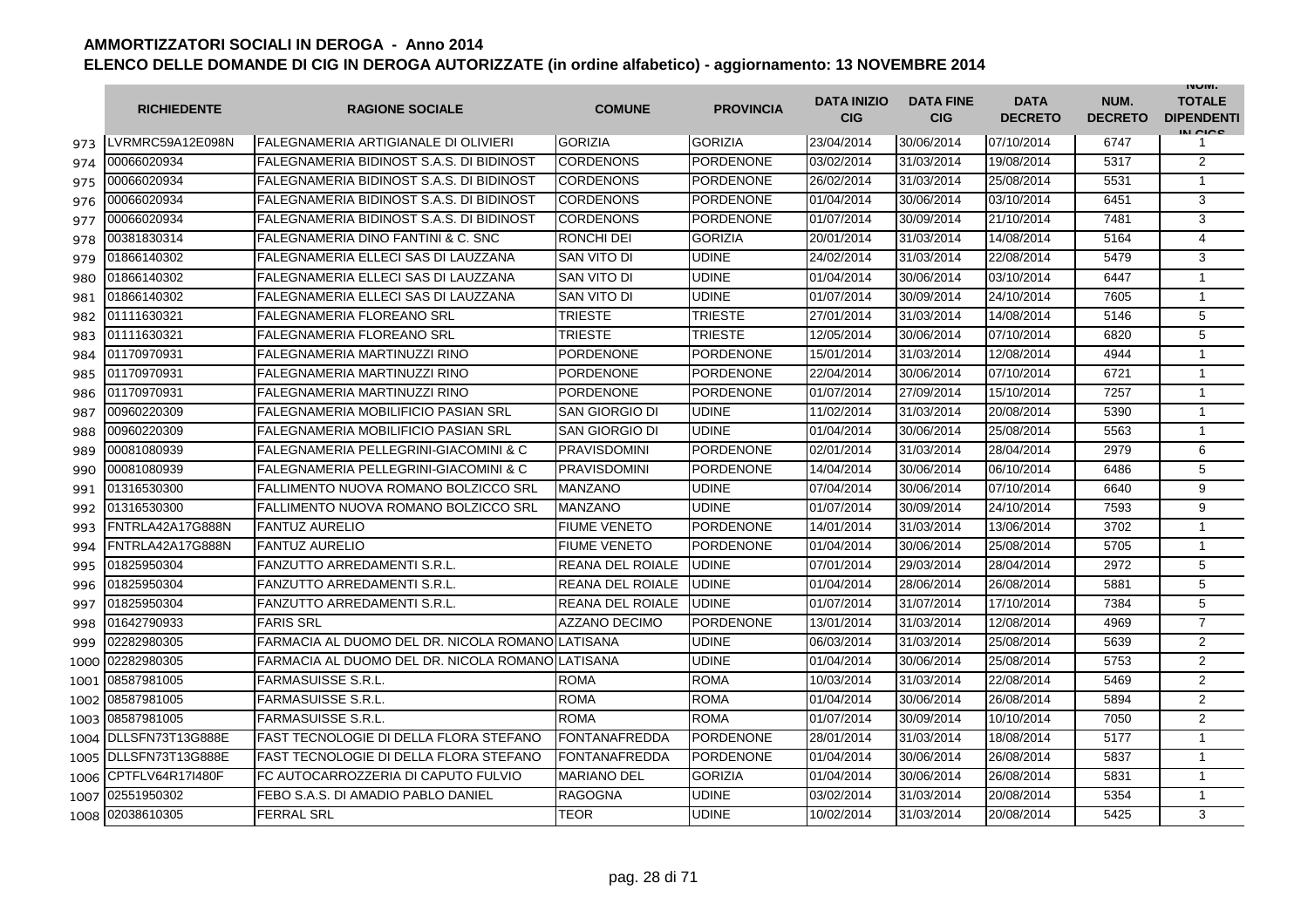## AMMORTIZZATORI SOCIALI IN DEROGA - Anno 2014

## ELENCO DELLE DOMANDE DI CIG IN DEROGA AUTORIZZATE (in ordine alfabetico) - aggiornamento: 13 NOVEMBRE 2014

| | RICHIEDENTE | RAGIONE SOCIALE | COMUNE | PROVINCIA | DATA INIZIO CIG | DATA FINE CIG | DATA DECRETO | NUM. DECRETO | NUM. TOTALE DIPENDENTI IN CIGS |
|---|---|---|---|---|---|---|---|---|---|
| 973 | LVRMRC59A12E098N | FALEGNAMERIA ARTIGIANALE DI OLIVIERI | GORIZIA | GORIZIA | 23/04/2014 | 30/06/2014 | 07/10/2014 | 6747 | 1 |
| 974 | 00066020934 | FALEGNAMERIA BIDINOST S.A.S. DI BIDINOST | CORDENONS | PORDENONE | 03/02/2014 | 31/03/2014 | 19/08/2014 | 5317 | 2 |
| 975 | 00066020934 | FALEGNAMERIA BIDINOST S.A.S. DI BIDINOST | CORDENONS | PORDENONE | 26/02/2014 | 31/03/2014 | 25/08/2014 | 5531 | 1 |
| 976 | 00066020934 | FALEGNAMERIA BIDINOST S.A.S. DI BIDINOST | CORDENONS | PORDENONE | 01/04/2014 | 30/06/2014 | 03/10/2014 | 6451 | 3 |
| 977 | 00066020934 | FALEGNAMERIA BIDINOST S.A.S. DI BIDINOST | CORDENONS | PORDENONE | 01/07/2014 | 30/09/2014 | 21/10/2014 | 7481 | 3 |
| 978 | 00381830314 | FALEGNAMERIA DINO FANTINI & C. SNC | RONCHI DEI | GORIZIA | 20/01/2014 | 31/03/2014 | 14/08/2014 | 5164 | 4 |
| 979 | 01866140302 | FALEGNAMERIA ELLECI SAS DI LAUZZANA | SAN VITO DI | UDINE | 24/02/2014 | 31/03/2014 | 22/08/2014 | 5479 | 3 |
| 980 | 01866140302 | FALEGNAMERIA ELLECI SAS DI LAUZZANA | SAN VITO DI | UDINE | 01/04/2014 | 30/06/2014 | 03/10/2014 | 6447 | 1 |
| 981 | 01866140302 | FALEGNAMERIA ELLECI SAS DI LAUZZANA | SAN VITO DI | UDINE | 01/07/2014 | 30/09/2014 | 24/10/2014 | 7605 | 1 |
| 982 | 01111630321 | FALEGNAMERIA FLOREANO SRL | TRIESTE | TRIESTE | 27/01/2014 | 31/03/2014 | 14/08/2014 | 5146 | 5 |
| 983 | 01111630321 | FALEGNAMERIA FLOREANO SRL | TRIESTE | TRIESTE | 12/05/2014 | 30/06/2014 | 07/10/2014 | 6820 | 5 |
| 984 | 01170970931 | FALEGNAMERIA MARTINUZZI RINO | PORDENONE | PORDENONE | 15/01/2014 | 31/03/2014 | 12/08/2014 | 4944 | 1 |
| 985 | 01170970931 | FALEGNAMERIA MARTINUZZI RINO | PORDENONE | PORDENONE | 22/04/2014 | 30/06/2014 | 07/10/2014 | 6721 | 1 |
| 986 | 01170970931 | FALEGNAMERIA MARTINUZZI RINO | PORDENONE | PORDENONE | 01/07/2014 | 27/09/2014 | 15/10/2014 | 7257 | 1 |
| 987 | 00960220309 | FALEGNAMERIA MOBILIFICIO PASIAN SRL | SAN GIORGIO DI | UDINE | 11/02/2014 | 31/03/2014 | 20/08/2014 | 5390 | 1 |
| 988 | 00960220309 | FALEGNAMERIA MOBILIFICIO PASIAN SRL | SAN GIORGIO DI | UDINE | 01/04/2014 | 30/06/2014 | 25/08/2014 | 5563 | 1 |
| 989 | 00081080939 | FALEGNAMERIA PELLEGRINI-GIACOMINI & C | PRAVISDOMINI | PORDENONE | 02/01/2014 | 31/03/2014 | 28/04/2014 | 2979 | 6 |
| 990 | 00081080939 | FALEGNAMERIA PELLEGRINI-GIACOMINI & C | PRAVISDOMINI | PORDENONE | 14/04/2014 | 30/06/2014 | 06/10/2014 | 6486 | 5 |
| 991 | 01316530300 | FALLIMENTO NUOVA ROMANO BOLZICCO SRL | MANZANO | UDINE | 07/04/2014 | 30/06/2014 | 07/10/2014 | 6640 | 9 |
| 992 | 01316530300 | FALLIMENTO NUOVA ROMANO BOLZICCO SRL | MANZANO | UDINE | 01/07/2014 | 30/09/2014 | 24/10/2014 | 7593 | 9 |
| 993 | FNTRLA42A17G888N | FANTUZ AURELIO | FIUME VENETO | PORDENONE | 14/01/2014 | 31/03/2014 | 13/06/2014 | 3702 | 1 |
| 994 | FNTRLA42A17G888N | FANTUZ AURELIO | FIUME VENETO | PORDENONE | 01/04/2014 | 30/06/2014 | 25/08/2014 | 5705 | 1 |
| 995 | 01825950304 | FANZUTTO ARREDAMENTI S.R.L. | REANA DEL ROIALE | UDINE | 07/01/2014 | 29/03/2014 | 28/04/2014 | 2972 | 5 |
| 996 | 01825950304 | FANZUTTO ARREDAMENTI S.R.L. | REANA DEL ROIALE | UDINE | 01/04/2014 | 28/06/2014 | 26/08/2014 | 5881 | 5 |
| 997 | 01825950304 | FANZUTTO ARREDAMENTI S.R.L. | REANA DEL ROIALE | UDINE | 01/07/2014 | 31/07/2014 | 17/10/2014 | 7384 | 5 |
| 998 | 01642790933 | FARIS SRL | AZZANO DECIMO | PORDENONE | 13/01/2014 | 31/03/2014 | 12/08/2014 | 4969 | 7 |
| 999 | 02282980305 | FARMACIA AL DUOMO DEL DR. NICOLA ROMANO | LATISANA | UDINE | 06/03/2014 | 31/03/2014 | 25/08/2014 | 5639 | 2 |
| 1000 | 02282980305 | FARMACIA AL DUOMO DEL DR. NICOLA ROMANO | LATISANA | UDINE | 01/04/2014 | 30/06/2014 | 25/08/2014 | 5753 | 2 |
| 1001 | 08587981005 | FARMASUISSE S.R.L. | ROMA | ROMA | 10/03/2014 | 31/03/2014 | 22/08/2014 | 5469 | 2 |
| 1002 | 08587981005 | FARMASUISSE S.R.L. | ROMA | ROMA | 01/04/2014 | 30/06/2014 | 26/08/2014 | 5894 | 2 |
| 1003 | 08587981005 | FARMASUISSE S.R.L. | ROMA | ROMA | 01/07/2014 | 30/09/2014 | 10/10/2014 | 7050 | 2 |
| 1004 | DLLSFN73T13G888E | FAST TECNOLOGIE DI DELLA FLORA STEFANO | FONTANAFREDDA | PORDENONE | 28/01/2014 | 31/03/2014 | 18/08/2014 | 5177 | 1 |
| 1005 | DLLSFN73T13G888E | FAST TECNOLOGIE DI DELLA FLORA STEFANO | FONTANAFREDDA | PORDENONE | 01/04/2014 | 30/06/2014 | 26/08/2014 | 5837 | 1 |
| 1006 | CPTFLV64R17I480F | FC AUTOCARROZZERIA DI CAPUTO FULVIO | MARIANO DEL | GORIZIA | 01/04/2014 | 30/06/2014 | 26/08/2014 | 5831 | 1 |
| 1007 | 02551950302 | FEBO S.A.S. DI AMADIO PABLO DANIEL | RAGOGNA | UDINE | 03/02/2014 | 31/03/2014 | 20/08/2014 | 5354 | 1 |
| 1008 | 02038610305 | FERRAL SRL | TEOR | UDINE | 10/02/2014 | 31/03/2014 | 20/08/2014 | 5425 | 3 |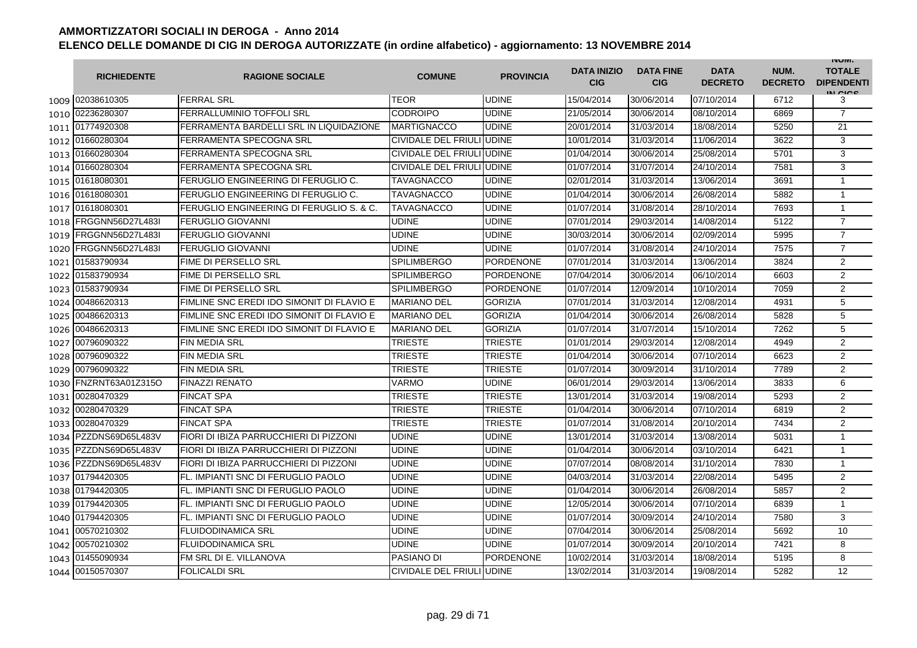# AMMORTIZZATORI SOCIALI IN DEROGA - Anno 2014

## ELENCO DELLE DOMANDE DI CIG IN DEROGA AUTORIZZATE (in ordine alfabetico) - aggiornamento: 13 NOVEMBRE 2014

| | RICHIEDENTE | RAGIONE SOCIALE | COMUNE | PROVINCIA | DATA INIZIO CIG | DATA FINE CIG | DATA DECRETO | NUM. DECRETO | NUM. TOTALE DIPENDENTI IN CIGS |
|---|---|---|---|---|---|---|---|---|---|
| 1009 | 02038610305 | FERRAL SRL | TEOR | UDINE | 15/04/2014 | 30/06/2014 | 07/10/2014 | 6712 | 3 |
| 1010 | 02236280307 | FERRALLUMINIO TOFFOLI SRL | CODROIPO | UDINE | 21/05/2014 | 30/06/2014 | 08/10/2014 | 6869 | 7 |
| 1011 | 01774920308 | FERRAMENTA BARDELLI SRL IN LIQUIDAZIONE | MARTIGNACCO | UDINE | 20/01/2014 | 31/03/2014 | 18/08/2014 | 5250 | 21 |
| 1012 | 01660280304 | FERRAMENTA SPECOGNA SRL | CIVIDALE DEL FRIULI | UDINE | 10/01/2014 | 31/03/2014 | 11/06/2014 | 3622 | 3 |
| 1013 | 01660280304 | FERRAMENTA SPECOGNA SRL | CIVIDALE DEL FRIULI | UDINE | 01/04/2014 | 30/06/2014 | 25/08/2014 | 5701 | 3 |
| 1014 | 01660280304 | FERRAMENTA SPECOGNA SRL | CIVIDALE DEL FRIULI | UDINE | 01/07/2014 | 31/07/2014 | 24/10/2014 | 7581 | 3 |
| 1015 | 01618080301 | FERUGLIO ENGINEERING DI FERUGLIO C. | TAVAGNACCO | UDINE | 02/01/2014 | 31/03/2014 | 13/06/2014 | 3691 | 1 |
| 1016 | 01618080301 | FERUGLIO ENGINEERING DI FERUGLIO C. | TAVAGNACCO | UDINE | 01/04/2014 | 30/06/2014 | 26/08/2014 | 5882 | 1 |
| 1017 | 01618080301 | FERUGLIO ENGINEERING DI FERUGLIO S. & C. | TAVAGNACCO | UDINE | 01/07/2014 | 31/08/2014 | 28/10/2014 | 7693 | 1 |
| 1018 | FRGGNN56D27L483I | FERUGLIO GIOVANNI | UDINE | UDINE | 07/01/2014 | 29/03/2014 | 14/08/2014 | 5122 | 7 |
| 1019 | FRGGNN56D27L483I | FERUGLIO GIOVANNI | UDINE | UDINE | 30/03/2014 | 30/06/2014 | 02/09/2014 | 5995 | 7 |
| 1020 | FRGGNN56D27L483I | FERUGLIO GIOVANNI | UDINE | UDINE | 01/07/2014 | 31/08/2014 | 24/10/2014 | 7575 | 7 |
| 1021 | 01583790934 | FIME DI PERSELLO SRL | SPILIMBERGO | PORDENONE | 07/01/2014 | 31/03/2014 | 13/06/2014 | 3824 | 2 |
| 1022 | 01583790934 | FIME DI PERSELLO SRL | SPILIMBERGO | PORDENONE | 07/04/2014 | 30/06/2014 | 06/10/2014 | 6603 | 2 |
| 1023 | 01583790934 | FIME DI PERSELLO SRL | SPILIMBERGO | PORDENONE | 01/07/2014 | 12/09/2014 | 10/10/2014 | 7059 | 2 |
| 1024 | 00486620313 | FIMLINE SNC EREDI IDO SIMONIT DI FLAVIO E | MARIANO DEL | GORIZIA | 07/01/2014 | 31/03/2014 | 12/08/2014 | 4931 | 5 |
| 1025 | 00486620313 | FIMLINE SNC EREDI IDO SIMONIT DI FLAVIO E | MARIANO DEL | GORIZIA | 01/04/2014 | 30/06/2014 | 26/08/2014 | 5828 | 5 |
| 1026 | 00486620313 | FIMLINE SNC EREDI IDO SIMONIT DI FLAVIO E | MARIANO DEL | GORIZIA | 01/07/2014 | 31/07/2014 | 15/10/2014 | 7262 | 5 |
| 1027 | 00796090322 | FIN MEDIA SRL | TRIESTE | TRIESTE | 01/01/2014 | 29/03/2014 | 12/08/2014 | 4949 | 2 |
| 1028 | 00796090322 | FIN MEDIA SRL | TRIESTE | TRIESTE | 01/04/2014 | 30/06/2014 | 07/10/2014 | 6623 | 2 |
| 1029 | 00796090322 | FIN MEDIA SRL | TRIESTE | TRIESTE | 01/07/2014 | 30/09/2014 | 31/10/2014 | 7789 | 2 |
| 1030 | FNZRNT63A01Z315O | FINAZZI RENATO | VARMO | UDINE | 06/01/2014 | 29/03/2014 | 13/06/2014 | 3833 | 6 |
| 1031 | 00280470329 | FINCAT SPA | TRIESTE | TRIESTE | 13/01/2014 | 31/03/2014 | 19/08/2014 | 5293 | 2 |
| 1032 | 00280470329 | FINCAT SPA | TRIESTE | TRIESTE | 01/04/2014 | 30/06/2014 | 07/10/2014 | 6819 | 2 |
| 1033 | 00280470329 | FINCAT SPA | TRIESTE | TRIESTE | 01/07/2014 | 31/08/2014 | 20/10/2014 | 7434 | 2 |
| 1034 | PZZDNS69D65L483V | FIORI DI IBIZA PARRUCCHIERI DI PIZZONI | UDINE | UDINE | 13/01/2014 | 31/03/2014 | 13/08/2014 | 5031 | 1 |
| 1035 | PZZDNS69D65L483V | FIORI DI IBIZA PARRUCCHIERI DI PIZZONI | UDINE | UDINE | 01/04/2014 | 30/06/2014 | 03/10/2014 | 6421 | 1 |
| 1036 | PZZDNS69D65L483V | FIORI DI IBIZA PARRUCCHIERI DI PIZZONI | UDINE | UDINE | 07/07/2014 | 08/08/2014 | 31/10/2014 | 7830 | 1 |
| 1037 | 01794420305 | FL. IMPIANTI SNC DI FERUGLIO PAOLO | UDINE | UDINE | 04/03/2014 | 31/03/2014 | 22/08/2014 | 5495 | 2 |
| 1038 | 01794420305 | FL. IMPIANTI SNC DI FERUGLIO PAOLO | UDINE | UDINE | 01/04/2014 | 30/06/2014 | 26/08/2014 | 5857 | 2 |
| 1039 | 01794420305 | FL. IMPIANTI SNC DI FERUGLIO PAOLO | UDINE | UDINE | 12/05/2014 | 30/06/2014 | 07/10/2014 | 6839 | 1 |
| 1040 | 01794420305 | FL. IMPIANTI SNC DI FERUGLIO PAOLO | UDINE | UDINE | 01/07/2014 | 30/09/2014 | 24/10/2014 | 7580 | 3 |
| 1041 | 00570210302 | FLUIDODINAMICA SRL | UDINE | UDINE | 07/04/2014 | 30/06/2014 | 25/08/2014 | 5692 | 10 |
| 1042 | 00570210302 | FLUIDODINAMICA SRL | UDINE | UDINE | 01/07/2014 | 30/09/2014 | 20/10/2014 | 7421 | 8 |
| 1043 | 01455090934 | FM SRL DI E. VILLANOVA | PASIANO DI | PORDENONE | 10/02/2014 | 31/03/2014 | 18/08/2014 | 5195 | 8 |
| 1044 | 00150570307 | FOLICALDI SRL | CIVIDALE DEL FRIULI | UDINE | 13/02/2014 | 31/03/2014 | 19/08/2014 | 5282 | 12 |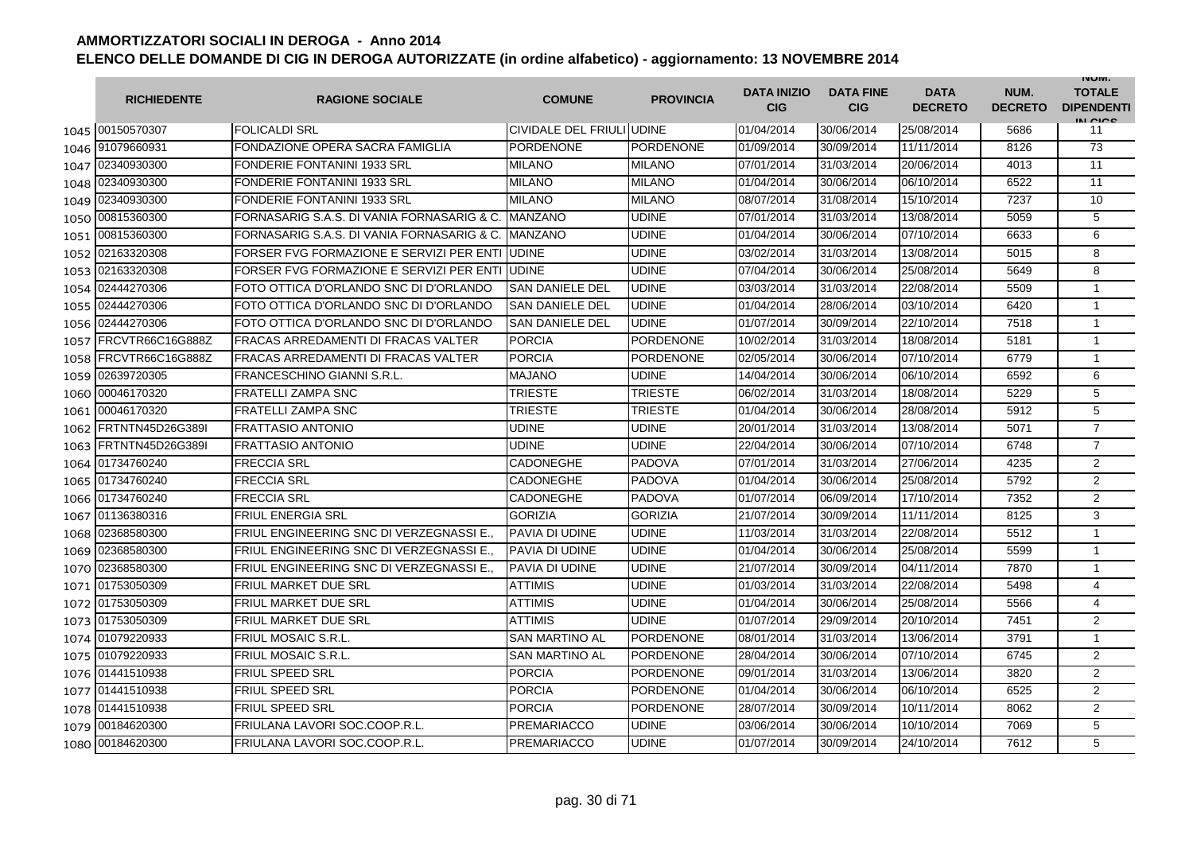# AMMORTIZZATORI SOCIALI IN DEROGA - Anno 2014

## ELENCO DELLE DOMANDE DI CIG IN DEROGA AUTORIZZATE (in ordine alfabetico) - aggiornamento: 13 NOVEMBRE 2014

| | RICHIEDENTE | RAGIONE SOCIALE | COMUNE | PROVINCIA | DATA INIZIO CIG | DATA FINE CIG | DATA DECRETO | NUM. DECRETO | NUM. TOTALE DIPENDENTI IN CIGS |
|---|---|---|---|---|---|---|---|---|---|
| 1045 | 00150570307 | FOLICALDI SRL | CIVIDALE DEL FRIULI | UDINE | 01/04/2014 | 30/06/2014 | 25/08/2014 | 5686 | 11 |
| 1046 | 91079660931 | FONDAZIONE OPERA SACRA FAMIGLIA | PORDENONE | PORDENONE | 01/09/2014 | 30/09/2014 | 11/11/2014 | 8126 | 73 |
| 1047 | 02340930300 | FONDERIE FONTANINI 1933 SRL | MILANO | MILANO | 07/01/2014 | 31/03/2014 | 20/06/2014 | 4013 | 11 |
| 1048 | 02340930300 | FONDERIE FONTANINI 1933 SRL | MILANO | MILANO | 01/04/2014 | 30/06/2014 | 06/10/2014 | 6522 | 11 |
| 1049 | 02340930300 | FONDERIE FONTANINI 1933 SRL | MILANO | MILANO | 08/07/2014 | 31/08/2014 | 15/10/2014 | 7237 | 10 |
| 1050 | 00815360300 | FORNASARIG S.A.S. DI VANIA FORNASARIG & C. | MANZANO | UDINE | 07/01/2014 | 31/03/2014 | 13/08/2014 | 5059 | 5 |
| 1051 | 00815360300 | FORNASARIG S.A.S. DI VANIA FORNASARIG & C. | MANZANO | UDINE | 01/04/2014 | 30/06/2014 | 07/10/2014 | 6633 | 6 |
| 1052 | 02163320308 | FORSER FVG FORMAZIONE E SERVIZI PER ENTI | UDINE | UDINE | 03/02/2014 | 31/03/2014 | 13/08/2014 | 5015 | 8 |
| 1053 | 02163320308 | FORSER FVG FORMAZIONE E SERVIZI PER ENTI | UDINE | UDINE | 07/04/2014 | 30/06/2014 | 25/08/2014 | 5649 | 8 |
| 1054 | 02444270306 | FOTO OTTICA D'ORLANDO SNC DI D'ORLANDO | SAN DANIELE DEL | UDINE | 03/03/2014 | 31/03/2014 | 22/08/2014 | 5509 | 1 |
| 1055 | 02444270306 | FOTO OTTICA D'ORLANDO SNC DI D'ORLANDO | SAN DANIELE DEL | UDINE | 01/04/2014 | 28/06/2014 | 03/10/2014 | 6420 | 1 |
| 1056 | 02444270306 | FOTO OTTICA D'ORLANDO SNC DI D'ORLANDO | SAN DANIELE DEL | UDINE | 01/07/2014 | 30/09/2014 | 22/10/2014 | 7518 | 1 |
| 1057 | FRCVTR66C16G888Z | FRACAS ARREDAMENTI DI FRACAS VALTER | PORCIA | PORDENONE | 10/02/2014 | 31/03/2014 | 18/08/2014 | 5181 | 1 |
| 1058 | FRCVTR66C16G888Z | FRACAS ARREDAMENTI DI FRACAS VALTER | PORCIA | PORDENONE | 02/05/2014 | 30/06/2014 | 07/10/2014 | 6779 | 1 |
| 1059 | 02639720305 | FRANCESCHINO GIANNI S.R.L. | MAJANO | UDINE | 14/04/2014 | 30/06/2014 | 06/10/2014 | 6592 | 6 |
| 1060 | 00046170320 | FRATELLI ZAMPA SNC | TRIESTE | TRIESTE | 06/02/2014 | 31/03/2014 | 18/08/2014 | 5229 | 5 |
| 1061 | 00046170320 | FRATELLI ZAMPA SNC | TRIESTE | TRIESTE | 01/04/2014 | 30/06/2014 | 28/08/2014 | 5912 | 5 |
| 1062 | FRTNTN45D26G389I | FRATTASIO ANTONIO | UDINE | UDINE | 20/01/2014 | 31/03/2014 | 13/08/2014 | 5071 | 7 |
| 1063 | FRTNTN45D26G389I | FRATTASIO ANTONIO | UDINE | UDINE | 22/04/2014 | 30/06/2014 | 07/10/2014 | 6748 | 7 |
| 1064 | 01734760240 | FRECCIA SRL | CADONEGHE | PADOVA | 07/01/2014 | 31/03/2014 | 27/06/2014 | 4235 | 2 |
| 1065 | 01734760240 | FRECCIA SRL | CADONEGHE | PADOVA | 01/04/2014 | 30/06/2014 | 25/08/2014 | 5792 | 2 |
| 1066 | 01734760240 | FRECCIA SRL | CADONEGHE | PADOVA | 01/07/2014 | 06/09/2014 | 17/10/2014 | 7352 | 2 |
| 1067 | 01136380316 | FRIUL ENERGIA SRL | GORIZIA | GORIZIA | 21/07/2014 | 30/09/2014 | 11/11/2014 | 8125 | 3 |
| 1068 | 02368580300 | FRIUL ENGINEERING SNC DI VERZEGNASSI E., | PAVIA DI UDINE | UDINE | 11/03/2014 | 31/03/2014 | 22/08/2014 | 5512 | 1 |
| 1069 | 02368580300 | FRIUL ENGINEERING SNC DI VERZEGNASSI E., | PAVIA DI UDINE | UDINE | 01/04/2014 | 30/06/2014 | 25/08/2014 | 5599 | 1 |
| 1070 | 02368580300 | FRIUL ENGINEERING SNC DI VERZEGNASSI E., | PAVIA DI UDINE | UDINE | 21/07/2014 | 30/09/2014 | 04/11/2014 | 7870 | 1 |
| 1071 | 01753050309 | FRIUL MARKET DUE SRL | ATTIMIS | UDINE | 01/03/2014 | 31/03/2014 | 22/08/2014 | 5498 | 4 |
| 1072 | 01753050309 | FRIUL MARKET DUE SRL | ATTIMIS | UDINE | 01/04/2014 | 30/06/2014 | 25/08/2014 | 5566 | 4 |
| 1073 | 01753050309 | FRIUL MARKET DUE SRL | ATTIMIS | UDINE | 01/07/2014 | 29/09/2014 | 20/10/2014 | 7451 | 2 |
| 1074 | 01079220933 | FRIUL MOSAIC S.R.L. | SAN MARTINO AL | PORDENONE | 08/01/2014 | 31/03/2014 | 13/06/2014 | 3791 | 1 |
| 1075 | 01079220933 | FRIUL MOSAIC S.R.L. | SAN MARTINO AL | PORDENONE | 28/04/2014 | 30/06/2014 | 07/10/2014 | 6745 | 2 |
| 1076 | 01441510938 | FRIUL SPEED SRL | PORCIA | PORDENONE | 09/01/2014 | 31/03/2014 | 13/06/2014 | 3820 | 2 |
| 1077 | 01441510938 | FRIUL SPEED SRL | PORCIA | PORDENONE | 01/04/2014 | 30/06/2014 | 06/10/2014 | 6525 | 2 |
| 1078 | 01441510938 | FRIUL SPEED SRL | PORCIA | PORDENONE | 28/07/2014 | 30/09/2014 | 10/11/2014 | 8062 | 2 |
| 1079 | 00184620300 | FRIULANA LAVORI SOC.COOP.R.L. | PREMARIACCO | UDINE | 03/06/2014 | 30/06/2014 | 10/10/2014 | 7069 | 5 |
| 1080 | 00184620300 | FRIULANA LAVORI SOC.COOP.R.L. | PREMARIACCO | UDINE | 01/07/2014 | 30/09/2014 | 24/10/2014 | 7612 | 5 |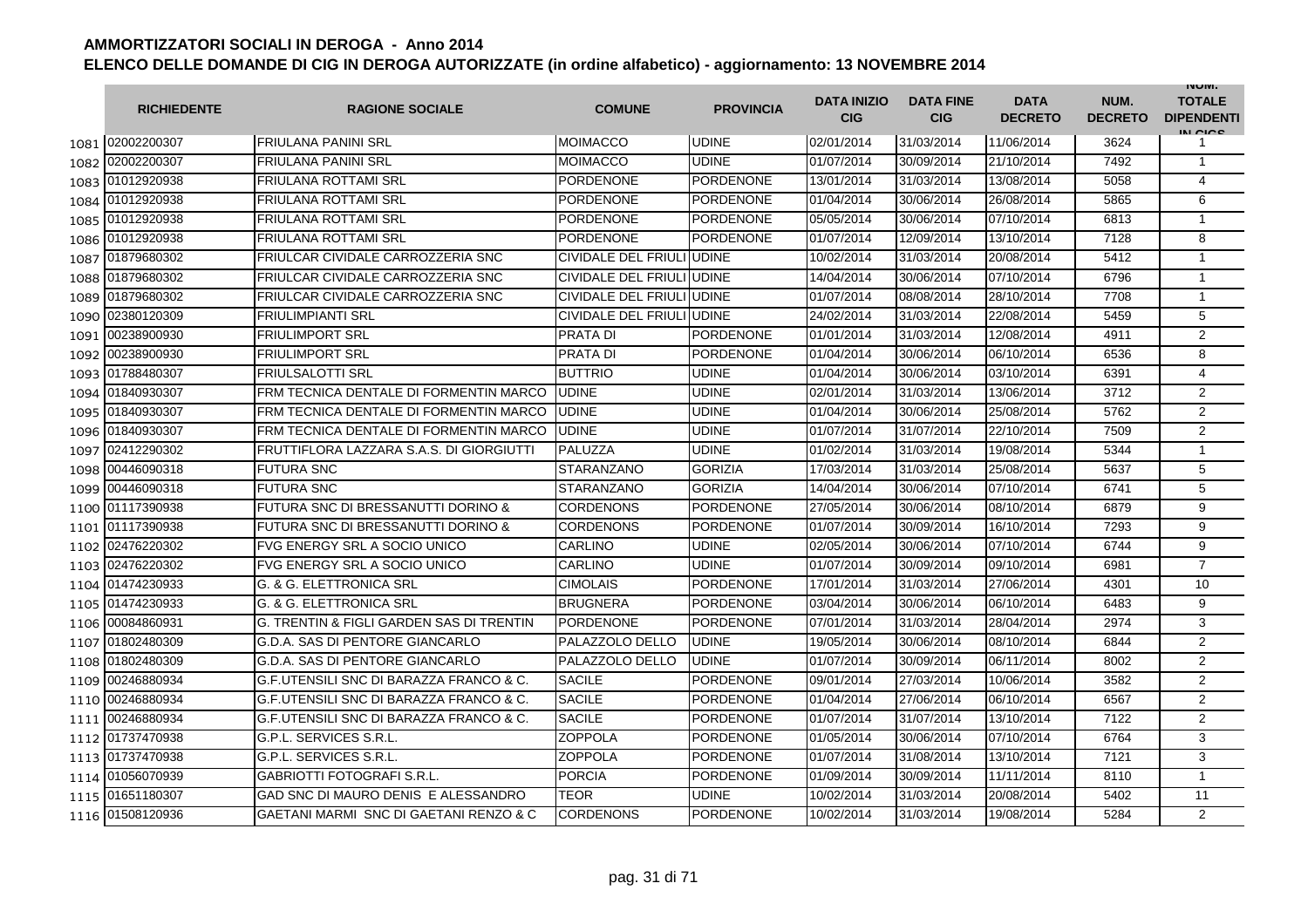# AMMORTIZZATORI SOCIALI IN DEROGA - Anno 2014

## ELENCO DELLE DOMANDE DI CIG IN DEROGA AUTORIZZATE (in ordine alfabetico) - aggiornamento: 13 NOVEMBRE 2014

| | RICHIEDENTE | RAGIONE SOCIALE | COMUNE | PROVINCIA | DATA INIZIO CIG | DATA FINE CIG | DATA DECRETO | NUM. DECRETO | NUM. TOTALE DIPENDENTI IN CIGS |
|---|---|---|---|---|---|---|---|---|---|
| 1081 | 02002200307 | FRIULANA PANINI SRL | MOIMACCO | UDINE | 02/01/2014 | 31/03/2014 | 11/06/2014 | 3624 | 1 |
| 1082 | 02002200307 | FRIULANA PANINI SRL | MOIMACCO | UDINE | 01/07/2014 | 30/09/2014 | 21/10/2014 | 7492 | 1 |
| 1083 | 01012920938 | FRIULANA ROTTAMI SRL | PORDENONE | PORDENONE | 13/01/2014 | 31/03/2014 | 13/08/2014 | 5058 | 4 |
| 1084 | 01012920938 | FRIULANA ROTTAMI SRL | PORDENONE | PORDENONE | 01/04/2014 | 30/06/2014 | 26/08/2014 | 5865 | 6 |
| 1085 | 01012920938 | FRIULANA ROTTAMI SRL | PORDENONE | PORDENONE | 05/05/2014 | 30/06/2014 | 07/10/2014 | 6813 | 1 |
| 1086 | 01012920938 | FRIULANA ROTTAMI SRL | PORDENONE | PORDENONE | 01/07/2014 | 12/09/2014 | 13/10/2014 | 7128 | 8 |
| 1087 | 01879680302 | FRIULCAR CIVIDALE CARROZZERIA SNC | CIVIDALE DEL FRIULI | UDINE | 10/02/2014 | 31/03/2014 | 20/08/2014 | 5412 | 1 |
| 1088 | 01879680302 | FRIULCAR CIVIDALE CARROZZERIA SNC | CIVIDALE DEL FRIULI | UDINE | 14/04/2014 | 30/06/2014 | 07/10/2014 | 6796 | 1 |
| 1089 | 01879680302 | FRIULCAR CIVIDALE CARROZZERIA SNC | CIVIDALE DEL FRIULI | UDINE | 01/07/2014 | 08/08/2014 | 28/10/2014 | 7708 | 1 |
| 1090 | 02380120309 | FRIULIMPIANTI SRL | CIVIDALE DEL FRIULI | UDINE | 24/02/2014 | 31/03/2014 | 22/08/2014 | 5459 | 5 |
| 1091 | 00238900930 | FRIULIMPORT SRL | PRATA DI | PORDENONE | 01/01/2014 | 31/03/2014 | 12/08/2014 | 4911 | 2 |
| 1092 | 00238900930 | FRIULIMPORT SRL | PRATA DI | PORDENONE | 01/04/2014 | 30/06/2014 | 06/10/2014 | 6536 | 8 |
| 1093 | 01788480307 | FRIULSALOTTI SRL | BUTTRIO | UDINE | 01/04/2014 | 30/06/2014 | 03/10/2014 | 6391 | 4 |
| 1094 | 01840930307 | FRM TECNICA DENTALE DI FORMENTIN MARCO | UDINE | UDINE | 02/01/2014 | 31/03/2014 | 13/06/2014 | 3712 | 2 |
| 1095 | 01840930307 | FRM TECNICA DENTALE DI FORMENTIN MARCO | UDINE | UDINE | 01/04/2014 | 30/06/2014 | 25/08/2014 | 5762 | 2 |
| 1096 | 01840930307 | FRM TECNICA DENTALE DI FORMENTIN MARCO | UDINE | UDINE | 01/07/2014 | 31/07/2014 | 22/10/2014 | 7509 | 2 |
| 1097 | 02412290302 | FRUTTIFLORA LAZZARA S.A.S. DI GIORGIUTTI | PALUZZA | UDINE | 01/02/2014 | 31/03/2014 | 19/08/2014 | 5344 | 1 |
| 1098 | 00446090318 | FUTURA SNC | STARANZANO | GORIZIA | 17/03/2014 | 31/03/2014 | 25/08/2014 | 5637 | 5 |
| 1099 | 00446090318 | FUTURA SNC | STARANZANO | GORIZIA | 14/04/2014 | 30/06/2014 | 07/10/2014 | 6741 | 5 |
| 1100 | 01117390938 | FUTURA SNC DI BRESSANUTTI DORINO & | CORDENONS | PORDENONE | 27/05/2014 | 30/06/2014 | 08/10/2014 | 6879 | 9 |
| 1101 | 01117390938 | FUTURA SNC DI BRESSANUTTI DORINO & | CORDENONS | PORDENONE | 01/07/2014 | 30/09/2014 | 16/10/2014 | 7293 | 9 |
| 1102 | 02476220302 | FVG ENERGY SRL A SOCIO UNICO | CARLINO | UDINE | 02/05/2014 | 30/06/2014 | 07/10/2014 | 6744 | 9 |
| 1103 | 02476220302 | FVG ENERGY SRL A SOCIO UNICO | CARLINO | UDINE | 01/07/2014 | 30/09/2014 | 09/10/2014 | 6981 | 7 |
| 1104 | 01474230933 | G. & G. ELETTRONICA SRL | CIMOLAIS | PORDENONE | 17/01/2014 | 31/03/2014 | 27/06/2014 | 4301 | 10 |
| 1105 | 01474230933 | G. & G. ELETTRONICA SRL | BRUGNERA | PORDENONE | 03/04/2014 | 30/06/2014 | 06/10/2014 | 6483 | 9 |
| 1106 | 00084860931 | G. TRENTIN & FIGLI GARDEN SAS DI TRENTIN | PORDENONE | PORDENONE | 07/01/2014 | 31/03/2014 | 28/04/2014 | 2974 | 3 |
| 1107 | 01802480309 | G.D.A. SAS DI PENTORE GIANCARLO | PALAZZOLO DELLO | UDINE | 19/05/2014 | 30/06/2014 | 08/10/2014 | 6844 | 2 |
| 1108 | 01802480309 | G.D.A. SAS DI PENTORE GIANCARLO | PALAZZOLO DELLO | UDINE | 01/07/2014 | 30/09/2014 | 06/11/2014 | 8002 | 2 |
| 1109 | 00246880934 | G.F.UTENSILI SNC DI BARAZZA FRANCO & C. | SACILE | PORDENONE | 09/01/2014 | 27/03/2014 | 10/06/2014 | 3582 | 2 |
| 1110 | 00246880934 | G.F.UTENSILI SNC DI BARAZZA FRANCO & C. | SACILE | PORDENONE | 01/04/2014 | 27/06/2014 | 06/10/2014 | 6567 | 2 |
| 1111 | 00246880934 | G.F.UTENSILI SNC DI BARAZZA FRANCO & C. | SACILE | PORDENONE | 01/07/2014 | 31/07/2014 | 13/10/2014 | 7122 | 2 |
| 1112 | 01737470938 | G.P.L. SERVICES S.R.L. | ZOPPOLA | PORDENONE | 01/05/2014 | 30/06/2014 | 07/10/2014 | 6764 | 3 |
| 1113 | 01737470938 | G.P.L. SERVICES S.R.L. | ZOPPOLA | PORDENONE | 01/07/2014 | 31/08/2014 | 13/10/2014 | 7121 | 3 |
| 1114 | 01056070939 | GABRIOTTI FOTOGRAFI S.R.L. | PORCIA | PORDENONE | 01/09/2014 | 30/09/2014 | 11/11/2014 | 8110 | 1 |
| 1115 | 01651180307 | GAD SNC DI MAURO DENIS E ALESSANDRO | TEOR | UDINE | 10/02/2014 | 31/03/2014 | 20/08/2014 | 5402 | 11 |
| 1116 | 01508120936 | GAETANI MARMI SNC DI GAETANI RENZO & C | CORDENONS | PORDENONE | 10/02/2014 | 31/03/2014 | 19/08/2014 | 5284 | 2 |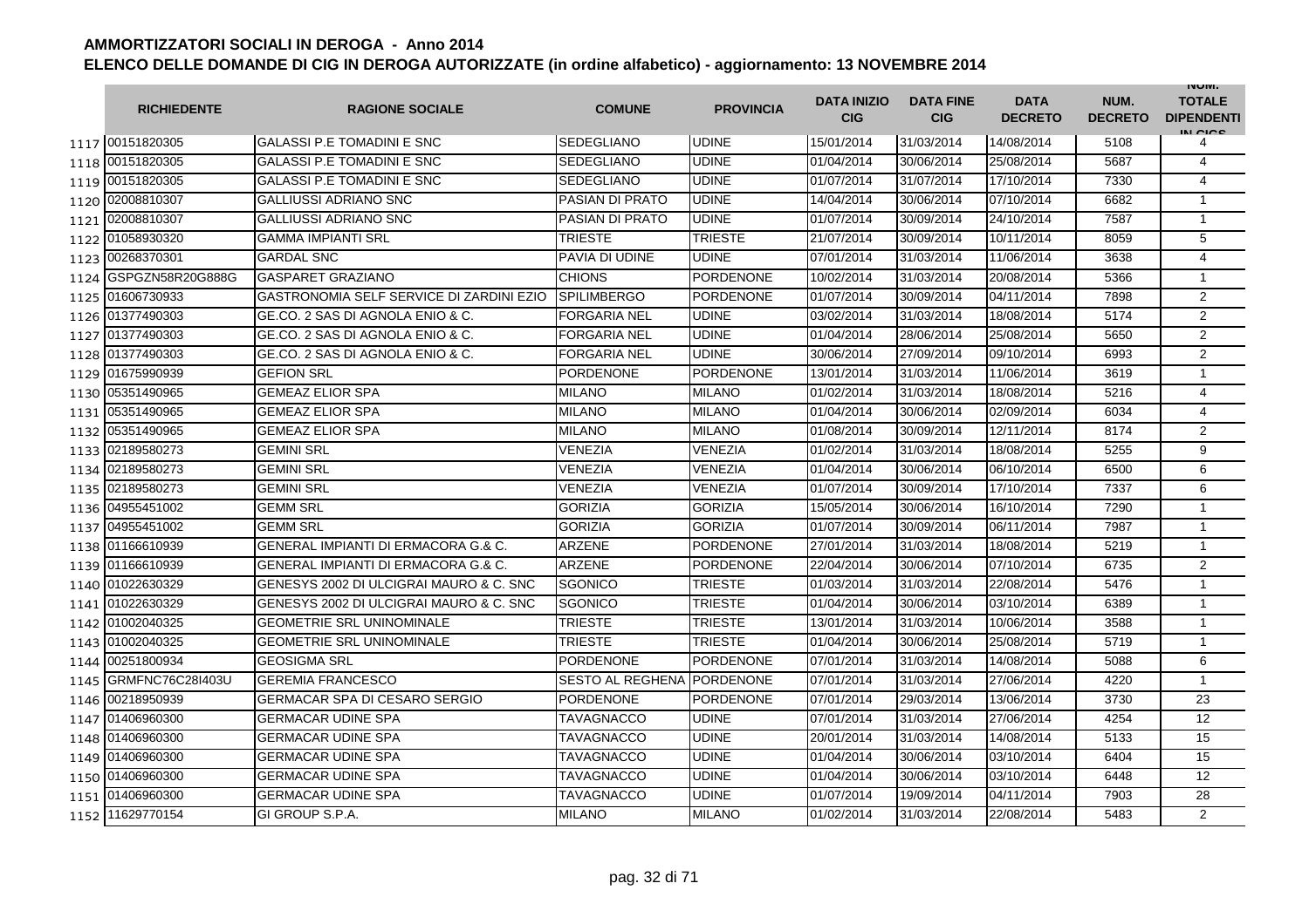# AMMORTIZZATORI SOCIALI IN DEROGA - Anno 2014

## ELENCO DELLE DOMANDE DI CIG IN DEROGA AUTORIZZATE (in ordine alfabetico) - aggiornamento: 13 NOVEMBRE 2014

| | RICHIEDENTE | RAGIONE SOCIALE | COMUNE | PROVINCIA | DATA INIZIO CIG | DATA FINE CIG | DATA DECRETO | NUM. DECRETO | NUM. TOTALE DIPENDENTI IN CIGS |
|---|---|---|---|---|---|---|---|---|---|
| 1117 | 00151820305 | GALASSI P.E TOMADINI E SNC | SEDEGLIANO | UDINE | 15/01/2014 | 31/03/2014 | 14/08/2014 | 5108 | 4 |
| 1118 | 00151820305 | GALASSI P.E TOMADINI E SNC | SEDEGLIANO | UDINE | 01/04/2014 | 30/06/2014 | 25/08/2014 | 5687 | 4 |
| 1119 | 00151820305 | GALASSI P.E TOMADINI E SNC | SEDEGLIANO | UDINE | 01/07/2014 | 31/07/2014 | 17/10/2014 | 7330 | 4 |
| 1120 | 02008810307 | GALLIUSSI ADRIANO SNC | PASIAN DI PRATO | UDINE | 14/04/2014 | 30/06/2014 | 07/10/2014 | 6682 | 1 |
| 1121 | 02008810307 | GALLIUSSI ADRIANO SNC | PASIAN DI PRATO | UDINE | 01/07/2014 | 30/09/2014 | 24/10/2014 | 7587 | 1 |
| 1122 | 01058930320 | GAMMA IMPIANTI SRL | TRIESTE | TRIESTE | 21/07/2014 | 30/09/2014 | 10/11/2014 | 8059 | 5 |
| 1123 | 00268370301 | GARDAL SNC | PAVIA DI UDINE | UDINE | 07/01/2014 | 31/03/2014 | 11/06/2014 | 3638 | 4 |
| 1124 | GSPGZN58R20G888G | GASPARET GRAZIANO | CHIONS | PORDENONE | 10/02/2014 | 31/03/2014 | 20/08/2014 | 5366 | 1 |
| 1125 | 01606730933 | GASTRONOMIA SELF SERVICE DI ZARDINI EZIO | SPILIMBERGO | PORDENONE | 01/07/2014 | 30/09/2014 | 04/11/2014 | 7898 | 2 |
| 1126 | 01377490303 | GE.CO. 2 SAS DI AGNOLA ENIO & C. | FORGARIA NEL | UDINE | 03/02/2014 | 31/03/2014 | 18/08/2014 | 5174 | 2 |
| 1127 | 01377490303 | GE.CO. 2 SAS DI AGNOLA ENIO & C. | FORGARIA NEL | UDINE | 01/04/2014 | 28/06/2014 | 25/08/2014 | 5650 | 2 |
| 1128 | 01377490303 | GE.CO. 2 SAS DI AGNOLA ENIO & C. | FORGARIA NEL | UDINE | 30/06/2014 | 27/09/2014 | 09/10/2014 | 6993 | 2 |
| 1129 | 01675990939 | GEFION SRL | PORDENONE | PORDENONE | 13/01/2014 | 31/03/2014 | 11/06/2014 | 3619 | 1 |
| 1130 | 05351490965 | GEMEAZ ELIOR SPA | MILANO | MILANO | 01/02/2014 | 31/03/2014 | 18/08/2014 | 5216 | 4 |
| 1131 | 05351490965 | GEMEAZ ELIOR SPA | MILANO | MILANO | 01/04/2014 | 30/06/2014 | 02/09/2014 | 6034 | 4 |
| 1132 | 05351490965 | GEMEAZ ELIOR SPA | MILANO | MILANO | 01/08/2014 | 30/09/2014 | 12/11/2014 | 8174 | 2 |
| 1133 | 02189580273 | GEMINI SRL | VENEZIA | VENEZIA | 01/02/2014 | 31/03/2014 | 18/08/2014 | 5255 | 9 |
| 1134 | 02189580273 | GEMINI SRL | VENEZIA | VENEZIA | 01/04/2014 | 30/06/2014 | 06/10/2014 | 6500 | 6 |
| 1135 | 02189580273 | GEMINI SRL | VENEZIA | VENEZIA | 01/07/2014 | 30/09/2014 | 17/10/2014 | 7337 | 6 |
| 1136 | 04955451002 | GEMM SRL | GORIZIA | GORIZIA | 15/05/2014 | 30/06/2014 | 16/10/2014 | 7290 | 1 |
| 1137 | 04955451002 | GEMM SRL | GORIZIA | GORIZIA | 01/07/2014 | 30/09/2014 | 06/11/2014 | 7987 | 1 |
| 1138 | 01166610939 | GENERAL IMPIANTI DI ERMACORA G.& C. | ARZENE | PORDENONE | 27/01/2014 | 31/03/2014 | 18/08/2014 | 5219 | 1 |
| 1139 | 01166610939 | GENERAL IMPIANTI DI ERMACORA G.& C. | ARZENE | PORDENONE | 22/04/2014 | 30/06/2014 | 07/10/2014 | 6735 | 2 |
| 1140 | 01022630329 | GENESYS 2002 DI ULCIGRAI MAURO & C. SNC | SGONICO | TRIESTE | 01/03/2014 | 31/03/2014 | 22/08/2014 | 5476 | 1 |
| 1141 | 01022630329 | GENESYS 2002 DI ULCIGRAI MAURO & C. SNC | SGONICO | TRIESTE | 01/04/2014 | 30/06/2014 | 03/10/2014 | 6389 | 1 |
| 1142 | 01002040325 | GEOMETRIE SRL UNINOMINALE | TRIESTE | TRIESTE | 13/01/2014 | 31/03/2014 | 10/06/2014 | 3588 | 1 |
| 1143 | 01002040325 | GEOMETRIE SRL UNINOMINALE | TRIESTE | TRIESTE | 01/04/2014 | 30/06/2014 | 25/08/2014 | 5719 | 1 |
| 1144 | 00251800934 | GEOSIGMA SRL | PORDENONE | PORDENONE | 07/01/2014 | 31/03/2014 | 14/08/2014 | 5088 | 6 |
| 1145 | GRMFNC76C28I403U | GEREMIA FRANCESCO | SESTO AL REGHENA | PORDENONE | 07/01/2014 | 31/03/2014 | 27/06/2014 | 4220 | 1 |
| 1146 | 00218950939 | GERMACAR SPA DI CESARO SERGIO | PORDENONE | PORDENONE | 07/01/2014 | 29/03/2014 | 13/06/2014 | 3730 | 23 |
| 1147 | 01406960300 | GERMACAR UDINE SPA | TAVAGNACCO | UDINE | 07/01/2014 | 31/03/2014 | 27/06/2014 | 4254 | 12 |
| 1148 | 01406960300 | GERMACAR UDINE SPA | TAVAGNACCO | UDINE | 20/01/2014 | 31/03/2014 | 14/08/2014 | 5133 | 15 |
| 1149 | 01406960300 | GERMACAR UDINE SPA | TAVAGNACCO | UDINE | 01/04/2014 | 30/06/2014 | 03/10/2014 | 6404 | 15 |
| 1150 | 01406960300 | GERMACAR UDINE SPA | TAVAGNACCO | UDINE | 01/04/2014 | 30/06/2014 | 03/10/2014 | 6448 | 12 |
| 1151 | 01406960300 | GERMACAR UDINE SPA | TAVAGNACCO | UDINE | 01/07/2014 | 19/09/2014 | 04/11/2014 | 7903 | 28 |
| 1152 | 11629770154 | GI GROUP S.P.A. | MILANO | MILANO | 01/02/2014 | 31/03/2014 | 22/08/2014 | 5483 | 2 |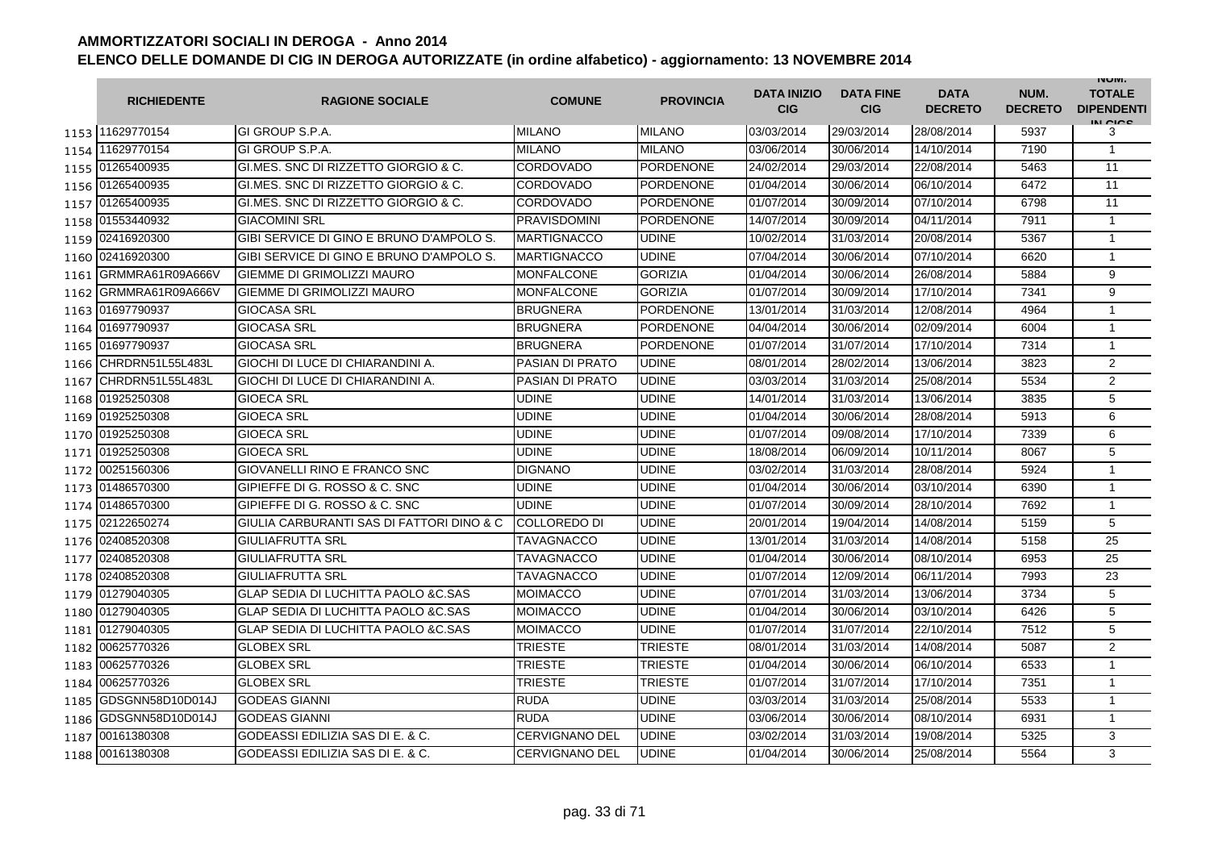# AMMORTIZZATORI SOCIALI IN DEROGA - Anno 2014

## ELENCO DELLE DOMANDE DI CIG IN DEROGA AUTORIZZATE (in ordine alfabetico) - aggiornamento: 13 NOVEMBRE 2014

| | RICHIEDENTE | RAGIONE SOCIALE | COMUNE | PROVINCIA | DATA INIZIO CIG | DATA FINE CIG | DATA DECRETO | NUM. DECRETO | NUM. TOTALE DIPENDENTI IN CIGS |
|---|---|---|---|---|---|---|---|---|---|
| 1153 | 11629770154 | GI GROUP S.P.A. | MILANO | MILANO | 03/03/2014 | 29/03/2014 | 28/08/2014 | 5937 | 3 |
| 1154 | 11629770154 | GI GROUP S.P.A. | MILANO | MILANO | 03/06/2014 | 30/06/2014 | 14/10/2014 | 7190 | 1 |
| 1155 | 01265400935 | GI.MES. SNC DI RIZZETTO GIORGIO & C. | CORDOVADO | PORDENONE | 24/02/2014 | 29/03/2014 | 22/08/2014 | 5463 | 11 |
| 1156 | 01265400935 | GI.MES. SNC DI RIZZETTO GIORGIO & C. | CORDOVADO | PORDENONE | 01/04/2014 | 30/06/2014 | 06/10/2014 | 6472 | 11 |
| 1157 | 01265400935 | GI.MES. SNC DI RIZZETTO GIORGIO & C. | CORDOVADO | PORDENONE | 01/07/2014 | 30/09/2014 | 07/10/2014 | 6798 | 11 |
| 1158 | 01553440932 | GIACOMINI SRL | PRAVISDOMINI | PORDENONE | 14/07/2014 | 30/09/2014 | 04/11/2014 | 7911 | 1 |
| 1159 | 02416920300 | GIBI SERVICE DI GINO E BRUNO D'AMPOLO S. | MARTIGNACCO | UDINE | 10/02/2014 | 31/03/2014 | 20/08/2014 | 5367 | 1 |
| 1160 | 02416920300 | GIBI SERVICE DI GINO E BRUNO D'AMPOLO S. | MARTIGNACCO | UDINE | 07/04/2014 | 30/06/2014 | 07/10/2014 | 6620 | 1 |
| 1161 | GRMMRA61R09A666V | GIEMME DI GRIMOLIZZI MAURO | MONFALCONE | GORIZIA | 01/04/2014 | 30/06/2014 | 26/08/2014 | 5884 | 9 |
| 1162 | GRMMRA61R09A666V | GIEMME DI GRIMOLIZZI MAURO | MONFALCONE | GORIZIA | 01/07/2014 | 30/09/2014 | 17/10/2014 | 7341 | 9 |
| 1163 | 01697790937 | GIOCASA SRL | BRUGNERA | PORDENONE | 13/01/2014 | 31/03/2014 | 12/08/2014 | 4964 | 1 |
| 1164 | 01697790937 | GIOCASA SRL | BRUGNERA | PORDENONE | 04/04/2014 | 30/06/2014 | 02/09/2014 | 6004 | 1 |
| 1165 | 01697790937 | GIOCASA SRL | BRUGNERA | PORDENONE | 01/07/2014 | 31/07/2014 | 17/10/2014 | 7314 | 1 |
| 1166 | CHRDRN51L55L483L | GIOCHI DI LUCE DI CHIARANDINI A. | PASIAN DI PRATO | UDINE | 08/01/2014 | 28/02/2014 | 13/06/2014 | 3823 | 2 |
| 1167 | CHRDRN51L55L483L | GIOCHI DI LUCE DI CHIARANDINI A. | PASIAN DI PRATO | UDINE | 03/03/2014 | 31/03/2014 | 25/08/2014 | 5534 | 2 |
| 1168 | 01925250308 | GIOECA SRL | UDINE | UDINE | 14/01/2014 | 31/03/2014 | 13/06/2014 | 3835 | 5 |
| 1169 | 01925250308 | GIOECA SRL | UDINE | UDINE | 01/04/2014 | 30/06/2014 | 28/08/2014 | 5913 | 6 |
| 1170 | 01925250308 | GIOECA SRL | UDINE | UDINE | 01/07/2014 | 09/08/2014 | 17/10/2014 | 7339 | 6 |
| 1171 | 01925250308 | GIOECA SRL | UDINE | UDINE | 18/08/2014 | 06/09/2014 | 10/11/2014 | 8067 | 5 |
| 1172 | 00251560306 | GIOVANELLI RINO E FRANCO SNC | DIGNANO | UDINE | 03/02/2014 | 31/03/2014 | 28/08/2014 | 5924 | 1 |
| 1173 | 01486570300 | GIPIEFFE DI G. ROSSO & C. SNC | UDINE | UDINE | 01/04/2014 | 30/06/2014 | 03/10/2014 | 6390 | 1 |
| 1174 | 01486570300 | GIPIEFFE DI G. ROSSO & C. SNC | UDINE | UDINE | 01/07/2014 | 30/09/2014 | 28/10/2014 | 7692 | 1 |
| 1175 | 02122650274 | GIULIA CARBURANTI SAS DI FATTORI DINO & C | COLLOREDO DI | UDINE | 20/01/2014 | 19/04/2014 | 14/08/2014 | 5159 | 5 |
| 1176 | 02408520308 | GIULIAFRUTTA SRL | TAVAGNACCO | UDINE | 13/01/2014 | 31/03/2014 | 14/08/2014 | 5158 | 25 |
| 1177 | 02408520308 | GIULIAFRUTTA SRL | TAVAGNACCO | UDINE | 01/04/2014 | 30/06/2014 | 08/10/2014 | 6953 | 25 |
| 1178 | 02408520308 | GIULIAFRUTTA SRL | TAVAGNACCO | UDINE | 01/07/2014 | 12/09/2014 | 06/11/2014 | 7993 | 23 |
| 1179 | 01279040305 | GLAP SEDIA DI LUCHITTA PAOLO &C.SAS | MOIMACCO | UDINE | 07/01/2014 | 31/03/2014 | 13/06/2014 | 3734 | 5 |
| 1180 | 01279040305 | GLAP SEDIA DI LUCHITTA PAOLO &C.SAS | MOIMACCO | UDINE | 01/04/2014 | 30/06/2014 | 03/10/2014 | 6426 | 5 |
| 1181 | 01279040305 | GLAP SEDIA DI LUCHITTA PAOLO &C.SAS | MOIMACCO | UDINE | 01/07/2014 | 31/07/2014 | 22/10/2014 | 7512 | 5 |
| 1182 | 00625770326 | GLOBEX SRL | TRIESTE | TRIESTE | 08/01/2014 | 31/03/2014 | 14/08/2014 | 5087 | 2 |
| 1183 | 00625770326 | GLOBEX SRL | TRIESTE | TRIESTE | 01/04/2014 | 30/06/2014 | 06/10/2014 | 6533 | 1 |
| 1184 | 00625770326 | GLOBEX SRL | TRIESTE | TRIESTE | 01/07/2014 | 31/07/2014 | 17/10/2014 | 7351 | 1 |
| 1185 | GDSGNN58D10D014J | GODEAS GIANNI | RUDA | UDINE | 03/03/2014 | 31/03/2014 | 25/08/2014 | 5533 | 1 |
| 1186 | GDSGNN58D10D014J | GODEAS GIANNI | RUDA | UDINE | 03/06/2014 | 30/06/2014 | 08/10/2014 | 6931 | 1 |
| 1187 | 00161380308 | GODEASSI EDILIZIA SAS DI E. & C. | CERVIGNANO DEL | UDINE | 03/02/2014 | 31/03/2014 | 19/08/2014 | 5325 | 3 |
| 1188 | 00161380308 | GODEASSI EDILIZIA SAS DI E. & C. | CERVIGNANO DEL | UDINE | 01/04/2014 | 30/06/2014 | 25/08/2014 | 5564 | 3 |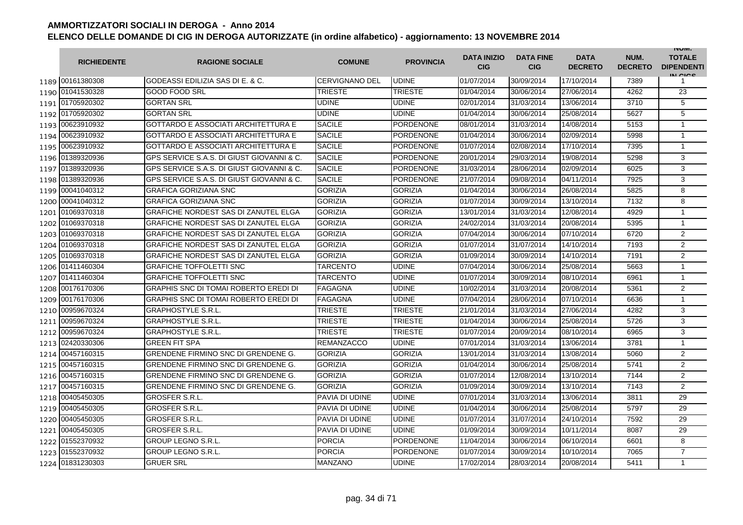# AMMORTIZZATORI SOCIALI IN DEROGA - Anno 2014

## ELENCO DELLE DOMANDE DI CIG IN DEROGA AUTORIZZATE (in ordine alfabetico) - aggiornamento: 13 NOVEMBRE 2014

| | RICHIEDENTE | RAGIONE SOCIALE | COMUNE | PROVINCIA | DATA INIZIO CIG | DATA FINE CIG | DATA DECRETO | NUM. DECRETO | NUM. TOTALE DIPENDENTI IN CIGS |
|---|---|---|---|---|---|---|---|---|---|
| 1189 | 00161380308 | GODEASSI EDILIZIA SAS DI E. & C. | CERVIGNANO DEL | UDINE | 01/07/2014 | 30/09/2014 | 17/10/2014 | 7389 | 1 |
| 1190 | 01041530328 | GOOD FOOD SRL | TRIESTE | TRIESTE | 01/04/2014 | 30/06/2014 | 27/06/2014 | 4262 | 23 |
| 1191 | 01705920302 | GORTAN SRL | UDINE | UDINE | 02/01/2014 | 31/03/2014 | 13/06/2014 | 3710 | 5 |
| 1192 | 01705920302 | GORTAN SRL | UDINE | UDINE | 01/04/2014 | 30/06/2014 | 25/08/2014 | 5627 | 5 |
| 1193 | 00623910932 | GOTTARDO E ASSOCIATI ARCHITETTURA E | SACILE | PORDENONE | 08/01/2014 | 31/03/2014 | 14/08/2014 | 5153 | 1 |
| 1194 | 00623910932 | GOTTARDO E ASSOCIATI ARCHITETTURA E | SACILE | PORDENONE | 01/04/2014 | 30/06/2014 | 02/09/2014 | 5998 | 1 |
| 1195 | 00623910932 | GOTTARDO E ASSOCIATI ARCHITETTURA E | SACILE | PORDENONE | 01/07/2014 | 02/08/2014 | 17/10/2014 | 7395 | 1 |
| 1196 | 01389320936 | GPS SERVICE S.A.S. DI GIUST GIOVANNI & C. | SACILE | PORDENONE | 20/01/2014 | 29/03/2014 | 19/08/2014 | 5298 | 3 |
| 1197 | 01389320936 | GPS SERVICE S.A.S. DI GIUST GIOVANNI & C. | SACILE | PORDENONE | 31/03/2014 | 28/06/2014 | 02/09/2014 | 6025 | 3 |
| 1198 | 01389320936 | GPS SERVICE S.A.S. DI GIUST GIOVANNI & C. | SACILE | PORDENONE | 21/07/2014 | 09/08/2014 | 04/11/2014 | 7925 | 3 |
| 1199 | 00041040312 | GRAFICA GORIZIANA SNC | GORIZIA | GORIZIA | 01/04/2014 | 30/06/2014 | 26/08/2014 | 5825 | 8 |
| 1200 | 00041040312 | GRAFICA GORIZIANA SNC | GORIZIA | GORIZIA | 01/07/2014 | 30/09/2014 | 13/10/2014 | 7132 | 8 |
| 1201 | 01069370318 | GRAFICHE NORDEST SAS DI ZANUTEL ELGA | GORIZIA | GORIZIA | 13/01/2014 | 31/03/2014 | 12/08/2014 | 4929 | 1 |
| 1202 | 01069370318 | GRAFICHE NORDEST SAS DI ZANUTEL ELGA | GORIZIA | GORIZIA | 24/02/2014 | 31/03/2014 | 20/08/2014 | 5395 | 1 |
| 1203 | 01069370318 | GRAFICHE NORDEST SAS DI ZANUTEL ELGA | GORIZIA | GORIZIA | 07/04/2014 | 30/06/2014 | 07/10/2014 | 6720 | 2 |
| 1204 | 01069370318 | GRAFICHE NORDEST SAS DI ZANUTEL ELGA | GORIZIA | GORIZIA | 01/07/2014 | 31/07/2014 | 14/10/2014 | 7193 | 2 |
| 1205 | 01069370318 | GRAFICHE NORDEST SAS DI ZANUTEL ELGA | GORIZIA | GORIZIA | 01/09/2014 | 30/09/2014 | 14/10/2014 | 7191 | 2 |
| 1206 | 01411460304 | GRAFICHE TOFFOLETTI SNC | TARCENTO | UDINE | 07/04/2014 | 30/06/2014 | 25/08/2014 | 5663 | 1 |
| 1207 | 01411460304 | GRAFICHE TOFFOLETTI SNC | TARCENTO | UDINE | 01/07/2014 | 30/09/2014 | 08/10/2014 | 6961 | 1 |
| 1208 | 00176170306 | GRAPHIS SNC DI TOMAI ROBERTO EREDI DI | FAGAGNA | UDINE | 10/02/2014 | 31/03/2014 | 20/08/2014 | 5361 | 2 |
| 1209 | 00176170306 | GRAPHIS SNC DI TOMAI ROBERTO EREDI DI | FAGAGNA | UDINE | 07/04/2014 | 28/06/2014 | 07/10/2014 | 6636 | 1 |
| 1210 | 00959670324 | GRAPHOSTYLE S.R.L. | TRIESTE | TRIESTE | 21/01/2014 | 31/03/2014 | 27/06/2014 | 4282 | 3 |
| 1211 | 00959670324 | GRAPHOSTYLE S.R.L. | TRIESTE | TRIESTE | 01/04/2014 | 30/06/2014 | 25/08/2014 | 5726 | 3 |
| 1212 | 00959670324 | GRAPHOSTYLE S.R.L. | TRIESTE | TRIESTE | 01/07/2014 | 20/09/2014 | 08/10/2014 | 6965 | 3 |
| 1213 | 02420330306 | GREEN FIT SPA | REMANZACCO | UDINE | 07/01/2014 | 31/03/2014 | 13/06/2014 | 3781 | 1 |
| 1214 | 00457160315 | GRENDENE FIRMINO SNC DI GRENDENE G. | GORIZIA | GORIZIA | 13/01/2014 | 31/03/2014 | 13/08/2014 | 5060 | 2 |
| 1215 | 00457160315 | GRENDENE FIRMINO SNC DI GRENDENE G. | GORIZIA | GORIZIA | 01/04/2014 | 30/06/2014 | 25/08/2014 | 5741 | 2 |
| 1216 | 00457160315 | GRENDENE FIRMINO SNC DI GRENDENE G. | GORIZIA | GORIZIA | 01/07/2014 | 12/08/2014 | 13/10/2014 | 7144 | 2 |
| 1217 | 00457160315 | GRENDENE FIRMINO SNC DI GRENDENE G. | GORIZIA | GORIZIA | 01/09/2014 | 30/09/2014 | 13/10/2014 | 7143 | 2 |
| 1218 | 00405450305 | GROSFER S.R.L. | PAVIA DI UDINE | UDINE | 07/01/2014 | 31/03/2014 | 13/06/2014 | 3811 | 29 |
| 1219 | 00405450305 | GROSFER S.R.L. | PAVIA DI UDINE | UDINE | 01/04/2014 | 30/06/2014 | 25/08/2014 | 5797 | 29 |
| 1220 | 00405450305 | GROSFER S.R.L. | PAVIA DI UDINE | UDINE | 01/07/2014 | 31/07/2014 | 24/10/2014 | 7592 | 29 |
| 1221 | 00405450305 | GROSFER S.R.L. | PAVIA DI UDINE | UDINE | 01/09/2014 | 30/09/2014 | 10/11/2014 | 8087 | 29 |
| 1222 | 01552370932 | GROUP LEGNO S.R.L. | PORCIA | PORDENONE | 11/04/2014 | 30/06/2014 | 06/10/2014 | 6601 | 8 |
| 1223 | 01552370932 | GROUP LEGNO S.R.L. | PORCIA | PORDENONE | 01/07/2014 | 30/09/2014 | 10/10/2014 | 7065 | 7 |
| 1224 | 01831230303 | GRUER SRL | MANZANO | UDINE | 17/02/2014 | 28/03/2014 | 20/08/2014 | 5411 | 1 |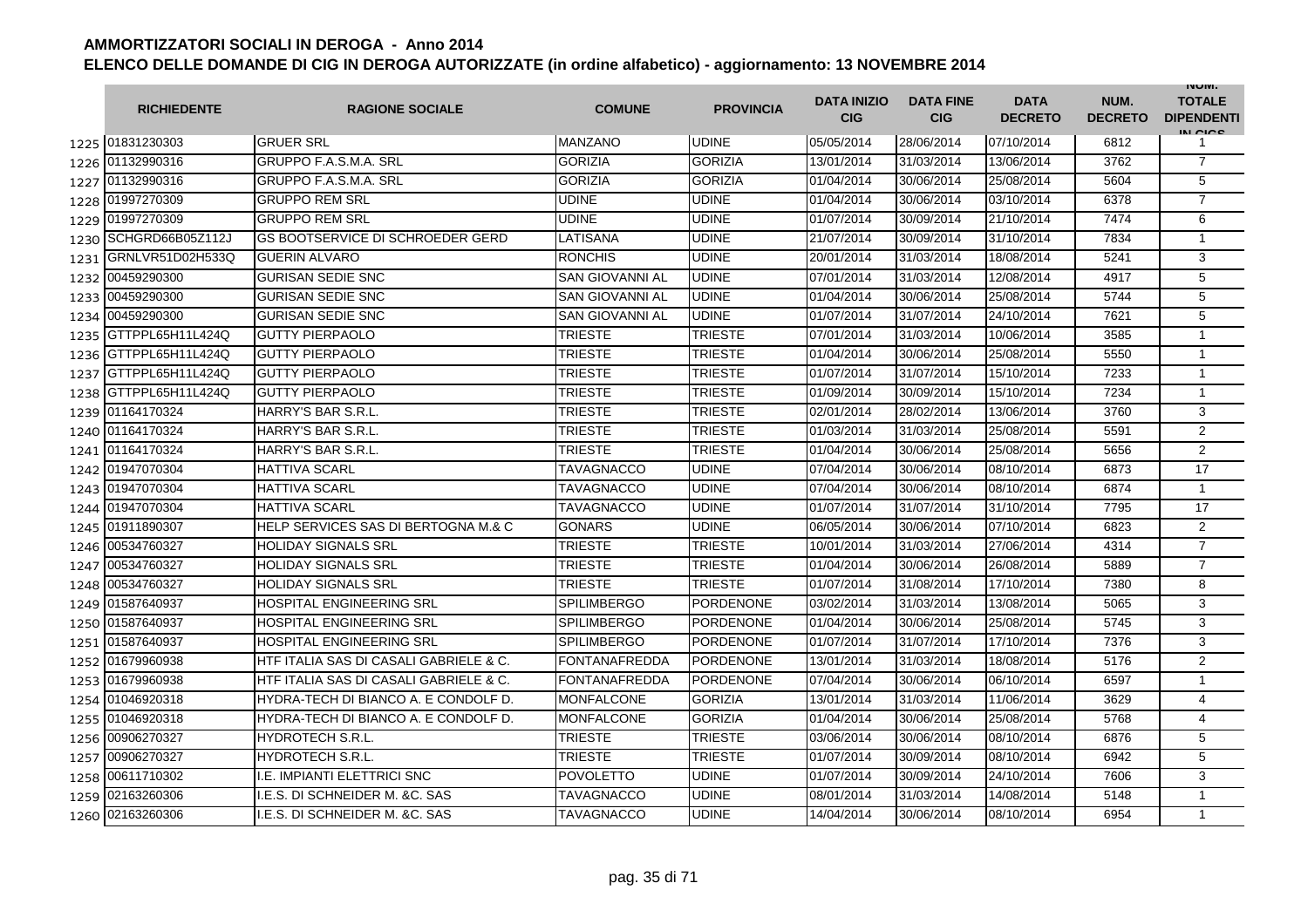# AMMORTIZZATORI SOCIALI IN DEROGA - Anno 2014

## ELENCO DELLE DOMANDE DI CIG IN DEROGA AUTORIZZATE (in ordine alfabetico) - aggiornamento: 13 NOVEMBRE 2014

| | RICHIEDENTE | RAGIONE SOCIALE | COMUNE | PROVINCIA | DATA INIZIO CIG | DATA FINE CIG | DATA DECRETO | NUM. DECRETO | NUM. TOTALE DIPENDENTI IN CIGS |
|---|---|---|---|---|---|---|---|---|---|
| 1225 | 01831230303 | GRUER SRL | MANZANO | UDINE | 05/05/2014 | 28/06/2014 | 07/10/2014 | 6812 | 1 |
| 1226 | 01132990316 | GRUPPO F.A.S.M.A. SRL | GORIZIA | GORIZIA | 13/01/2014 | 31/03/2014 | 13/06/2014 | 3762 | 7 |
| 1227 | 01132990316 | GRUPPO F.A.S.M.A. SRL | GORIZIA | GORIZIA | 01/04/2014 | 30/06/2014 | 25/08/2014 | 5604 | 5 |
| 1228 | 01997270309 | GRUPPO REM SRL | UDINE | UDINE | 01/04/2014 | 30/06/2014 | 03/10/2014 | 6378 | 7 |
| 1229 | 01997270309 | GRUPPO REM SRL | UDINE | UDINE | 01/07/2014 | 30/09/2014 | 21/10/2014 | 7474 | 6 |
| 1230 | SCHGRD66B05Z112J | GS BOOTSERVICE DI SCHROEDER GERD | LATISANA | UDINE | 21/07/2014 | 30/09/2014 | 31/10/2014 | 7834 | 1 |
| 1231 | GRNLVR51D02H533Q | GUERIN ALVARO | RONCHIS | UDINE | 20/01/2014 | 31/03/2014 | 18/08/2014 | 5241 | 3 |
| 1232 | 00459290300 | GURISAN SEDIE SNC | SAN GIOVANNI AL | UDINE | 07/01/2014 | 31/03/2014 | 12/08/2014 | 4917 | 5 |
| 1233 | 00459290300 | GURISAN SEDIE SNC | SAN GIOVANNI AL | UDINE | 01/04/2014 | 30/06/2014 | 25/08/2014 | 5744 | 5 |
| 1234 | 00459290300 | GURISAN SEDIE SNC | SAN GIOVANNI AL | UDINE | 01/07/2014 | 31/07/2014 | 24/10/2014 | 7621 | 5 |
| 1235 | GTTPPL65H11L424Q | GUTTY PIERPAOLO | TRIESTE | TRIESTE | 07/01/2014 | 31/03/2014 | 10/06/2014 | 3585 | 1 |
| 1236 | GTTPPL65H11L424Q | GUTTY PIERPAOLO | TRIESTE | TRIESTE | 01/04/2014 | 30/06/2014 | 25/08/2014 | 5550 | 1 |
| 1237 | GTTPPL65H11L424Q | GUTTY PIERPAOLO | TRIESTE | TRIESTE | 01/07/2014 | 31/07/2014 | 15/10/2014 | 7233 | 1 |
| 1238 | GTTPPL65H11L424Q | GUTTY PIERPAOLO | TRIESTE | TRIESTE | 01/09/2014 | 30/09/2014 | 15/10/2014 | 7234 | 1 |
| 1239 | 01164170324 | HARRY'S BAR S.R.L. | TRIESTE | TRIESTE | 02/01/2014 | 28/02/2014 | 13/06/2014 | 3760 | 3 |
| 1240 | 01164170324 | HARRY'S BAR S.R.L. | TRIESTE | TRIESTE | 01/03/2014 | 31/03/2014 | 25/08/2014 | 5591 | 2 |
| 1241 | 01164170324 | HARRY'S BAR S.R.L. | TRIESTE | TRIESTE | 01/04/2014 | 30/06/2014 | 25/08/2014 | 5656 | 2 |
| 1242 | 01947070304 | HATTIVA SCARL | TAVAGNACCO | UDINE | 07/04/2014 | 30/06/2014 | 08/10/2014 | 6873 | 17 |
| 1243 | 01947070304 | HATTIVA SCARL | TAVAGNACCO | UDINE | 07/04/2014 | 30/06/2014 | 08/10/2014 | 6874 | 1 |
| 1244 | 01947070304 | HATTIVA SCARL | TAVAGNACCO | UDINE | 01/07/2014 | 31/07/2014 | 31/10/2014 | 7795 | 17 |
| 1245 | 01911890307 | HELP SERVICES SAS DI BERTOGNA M.& C | GONARS | UDINE | 06/05/2014 | 30/06/2014 | 07/10/2014 | 6823 | 2 |
| 1246 | 00534760327 | HOLIDAY SIGNALS SRL | TRIESTE | TRIESTE | 10/01/2014 | 31/03/2014 | 27/06/2014 | 4314 | 7 |
| 1247 | 00534760327 | HOLIDAY SIGNALS SRL | TRIESTE | TRIESTE | 01/04/2014 | 30/06/2014 | 26/08/2014 | 5889 | 7 |
| 1248 | 00534760327 | HOLIDAY SIGNALS SRL | TRIESTE | TRIESTE | 01/07/2014 | 31/08/2014 | 17/10/2014 | 7380 | 8 |
| 1249 | 01587640937 | HOSPITAL ENGINEERING SRL | SPILIMBERGO | PORDENONE | 03/02/2014 | 31/03/2014 | 13/08/2014 | 5065 | 3 |
| 1250 | 01587640937 | HOSPITAL ENGINEERING SRL | SPILIMBERGO | PORDENONE | 01/04/2014 | 30/06/2014 | 25/08/2014 | 5745 | 3 |
| 1251 | 01587640937 | HOSPITAL ENGINEERING SRL | SPILIMBERGO | PORDENONE | 01/07/2014 | 31/07/2014 | 17/10/2014 | 7376 | 3 |
| 1252 | 01679960938 | HTF ITALIA SAS DI CASALI GABRIELE & C. | FONTANAFREDDA | PORDENONE | 13/01/2014 | 31/03/2014 | 18/08/2014 | 5176 | 2 |
| 1253 | 01679960938 | HTF ITALIA SAS DI CASALI GABRIELE & C. | FONTANAFREDDA | PORDENONE | 07/04/2014 | 30/06/2014 | 06/10/2014 | 6597 | 1 |
| 1254 | 01046920318 | HYDRA-TECH DI BIANCO A. E CONDOLF D. | MONFALCONE | GORIZIA | 13/01/2014 | 31/03/2014 | 11/06/2014 | 3629 | 4 |
| 1255 | 01046920318 | HYDRA-TECH DI BIANCO A. E CONDOLF D. | MONFALCONE | GORIZIA | 01/04/2014 | 30/06/2014 | 25/08/2014 | 5768 | 4 |
| 1256 | 00906270327 | HYDROTECH S.R.L. | TRIESTE | TRIESTE | 03/06/2014 | 30/06/2014 | 08/10/2014 | 6876 | 5 |
| 1257 | 00906270327 | HYDROTECH S.R.L. | TRIESTE | TRIESTE | 01/07/2014 | 30/09/2014 | 08/10/2014 | 6942 | 5 |
| 1258 | 00611710302 | I.E. IMPIANTI ELETTRICI SNC | POVOLETTO | UDINE | 01/07/2014 | 30/09/2014 | 24/10/2014 | 7606 | 3 |
| 1259 | 02163260306 | I.E.S. DI SCHNEIDER M. &C. SAS | TAVAGNACCO | UDINE | 08/01/2014 | 31/03/2014 | 14/08/2014 | 5148 | 1 |
| 1260 | 02163260306 | I.E.S. DI SCHNEIDER M. &C. SAS | TAVAGNACCO | UDINE | 14/04/2014 | 30/06/2014 | 08/10/2014 | 6954 | 1 |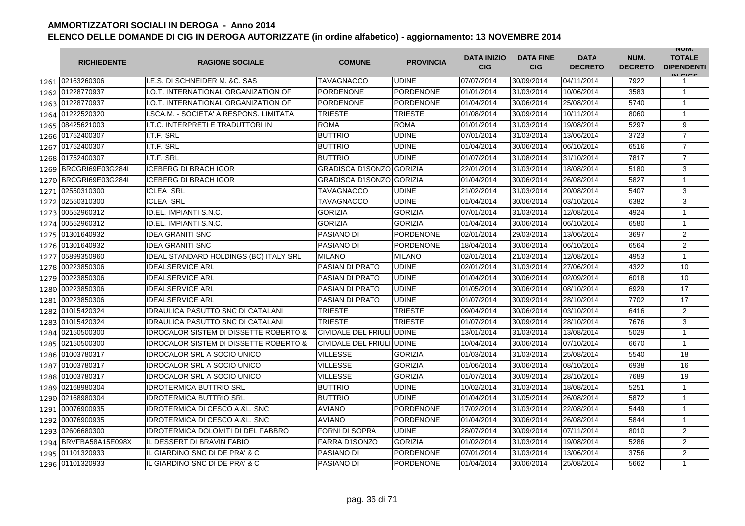**AMMORTIZZATORI SOCIALI IN DEROGA - Anno 2014**

**ELENCO DELLE DOMANDE DI CIG IN DEROGA AUTORIZZATE (in ordine alfabetico) - aggiornamento: 13 NOVEMBRE 2014**

| | RICHIEDENTE | RAGIONE SOCIALE | COMUNE | PROVINCIA | DATA INIZIO CIG | DATA FINE CIG | DATA DECRETO | NUM. DECRETO | NUM. TOTALE DIPENDENTI IN CIGS |
|---|---|---|---|---|---|---|---|---|---|
| 1261 | 02163260306 | I.E.S. DI SCHNEIDER M. &C. SAS | TAVAGNACCO | UDINE | 07/07/2014 | 30/09/2014 | 04/11/2014 | 7922 | 1 |
| 1262 | 01228770937 | I.O.T. INTERNATIONAL ORGANIZATION OF | PORDENONE | PORDENONE | 01/01/2014 | 31/03/2014 | 10/06/2014 | 3583 | 1 |
| 1263 | 01228770937 | I.O.T. INTERNATIONAL ORGANIZATION OF | PORDENONE | PORDENONE | 01/04/2014 | 30/06/2014 | 25/08/2014 | 5740 | 1 |
| 1264 | 01222520320 | I.SCA.M. - SOCIETA' A RESPONS. LIMITATA | TRIESTE | TRIESTE | 01/08/2014 | 30/09/2014 | 10/11/2014 | 8060 | 1 |
| 1265 | 08425621003 | I.T.C. INTERPRETI E TRADUTTORI IN | ROMA | ROMA | 01/01/2014 | 31/03/2014 | 19/08/2014 | 5297 | 9 |
| 1266 | 01752400307 | I.T.F. SRL | BUTTRIO | UDINE | 07/01/2014 | 31/03/2014 | 13/06/2014 | 3723 | 7 |
| 1267 | 01752400307 | I.T.F. SRL | BUTTRIO | UDINE | 01/04/2014 | 30/06/2014 | 06/10/2014 | 6516 | 7 |
| 1268 | 01752400307 | I.T.F. SRL | BUTTRIO | UDINE | 01/07/2014 | 31/08/2014 | 31/10/2014 | 7817 | 7 |
| 1269 | BRCGRI69E03G284I | ICEBERG DI BRACH IGOR | GRADISCA D'ISONZO | GORIZIA | 22/01/2014 | 31/03/2014 | 18/08/2014 | 5180 | 3 |
| 1270 | BRCGRI69E03G284I | ICEBERG DI BRACH IGOR | GRADISCA D'ISONZO | GORIZIA | 01/04/2014 | 30/06/2014 | 26/08/2014 | 5827 | 1 |
| 1271 | 02550310300 | ICLEA SRL | TAVAGNACCO | UDINE | 21/02/2014 | 31/03/2014 | 20/08/2014 | 5407 | 3 |
| 1272 | 02550310300 | ICLEA SRL | TAVAGNACCO | UDINE | 01/04/2014 | 30/06/2014 | 03/10/2014 | 6382 | 3 |
| 1273 | 00552960312 | ID.EL. IMPIANTI S.N.C. | GORIZIA | GORIZIA | 07/01/2014 | 31/03/2014 | 12/08/2014 | 4924 | 1 |
| 1274 | 00552960312 | ID.EL. IMPIANTI S.N.C. | GORIZIA | GORIZIA | 01/04/2014 | 30/06/2014 | 06/10/2014 | 6580 | 1 |
| 1275 | 01301640932 | IDEA GRANITI SNC | PASIANO DI | PORDENONE | 02/01/2014 | 29/03/2014 | 13/06/2014 | 3697 | 2 |
| 1276 | 01301640932 | IDEA GRANITI SNC | PASIANO DI | PORDENONE | 18/04/2014 | 30/06/2014 | 06/10/2014 | 6564 | 2 |
| 1277 | 05899350960 | IDEAL STANDARD HOLDINGS (BC) ITALY SRL | MILANO | MILANO | 02/01/2014 | 21/03/2014 | 12/08/2014 | 4953 | 1 |
| 1278 | 00223850306 | IDEALSERVICE ARL | PASIAN DI PRATO | UDINE | 02/01/2014 | 31/03/2014 | 27/06/2014 | 4322 | 10 |
| 1279 | 00223850306 | IDEALSERVICE ARL | PASIAN DI PRATO | UDINE | 01/04/2014 | 30/06/2014 | 02/09/2014 | 6018 | 10 |
| 1280 | 00223850306 | IDEALSERVICE ARL | PASIAN DI PRATO | UDINE | 01/05/2014 | 30/06/2014 | 08/10/2014 | 6929 | 17 |
| 1281 | 00223850306 | IDEALSERVICE ARL | PASIAN DI PRATO | UDINE | 01/07/2014 | 30/09/2014 | 28/10/2014 | 7702 | 17 |
| 1282 | 01015420324 | IDRAULICA PASUTTO SNC DI CATALANI | TRIESTE | TRIESTE | 09/04/2014 | 30/06/2014 | 03/10/2014 | 6416 | 2 |
| 1283 | 01015420324 | IDRAULICA PASUTTO SNC DI CATALANI | TRIESTE | TRIESTE | 01/07/2014 | 30/09/2014 | 28/10/2014 | 7676 | 3 |
| 1284 | 02150500300 | IDROCALOR SISTEM DI DISSETTE ROBERTO & | CIVIDALE DEL FRIULI | UDINE | 13/01/2014 | 31/03/2014 | 13/08/2014 | 5029 | 1 |
| 1285 | 02150500300 | IDROCALOR SISTEM DI DISSETTE ROBERTO & | CIVIDALE DEL FRIULI | UDINE | 10/04/2014 | 30/06/2014 | 07/10/2014 | 6670 | 1 |
| 1286 | 01003780317 | IDROCALOR SRL A SOCIO UNICO | VILLESSE | GORIZIA | 01/03/2014 | 31/03/2014 | 25/08/2014 | 5540 | 18 |
| 1287 | 01003780317 | IDROCALOR SRL A SOCIO UNICO | VILLESSE | GORIZIA | 01/06/2014 | 30/06/2014 | 08/10/2014 | 6938 | 16 |
| 1288 | 01003780317 | IDROCALOR SRL A SOCIO UNICO | VILLESSE | GORIZIA | 01/07/2014 | 30/09/2014 | 28/10/2014 | 7689 | 19 |
| 1289 | 02168980304 | IDROTERMICA BUTTRIO SRL | BUTTRIO | UDINE | 10/02/2014 | 31/03/2014 | 18/08/2014 | 5251 | 1 |
| 1290 | 02168980304 | IDROTERMICA BUTTRIO SRL | BUTTRIO | UDINE | 01/04/2014 | 31/05/2014 | 26/08/2014 | 5872 | 1 |
| 1291 | 00076900935 | IDROTERMICA DI CESCO A.&L. SNC | AVIANO | PORDENONE | 17/02/2014 | 31/03/2014 | 22/08/2014 | 5449 | 1 |
| 1292 | 00076900935 | IDROTERMICA DI CESCO A.&L. SNC | AVIANO | PORDENONE | 01/04/2014 | 30/06/2014 | 26/08/2014 | 5844 | 1 |
| 1293 | 02606680300 | IDROTERMICA DOLOMITI DI DEL FABBRO | FORNI DI SOPRA | UDINE | 28/07/2014 | 30/09/2014 | 07/11/2014 | 8010 | 2 |
| 1294 | BRVFBA58A15E098X | IL DESSERT DI BRAVIN FABIO | FARRA D'ISONZO | GORIZIA | 01/02/2014 | 31/03/2014 | 19/08/2014 | 5286 | 2 |
| 1295 | 01101320933 | IL GIARDINO SNC DI DE PRA' & C | PASIANO DI | PORDENONE | 07/01/2014 | 31/03/2014 | 13/06/2014 | 3756 | 2 |
| 1296 | 01101320933 | IL GIARDINO SNC DI DE PRA' & C | PASIANO DI | PORDENONE | 01/04/2014 | 30/06/2014 | 25/08/2014 | 5662 | 1 |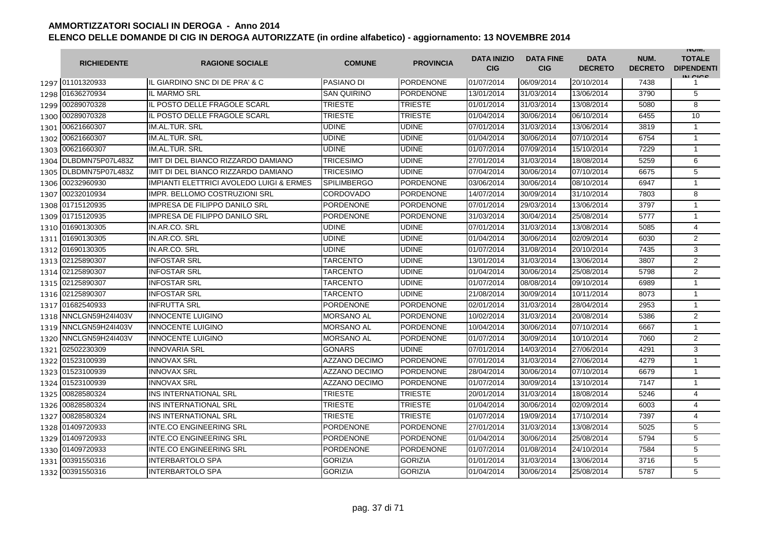# AMMORTIZZATORI SOCIALI IN DEROGA - Anno 2014

## ELENCO DELLE DOMANDE DI CIG IN DEROGA AUTORIZZATE (in ordine alfabetico) - aggiornamento: 13 NOVEMBRE 2014

| | RICHIEDENTE | RAGIONE SOCIALE | COMUNE | PROVINCIA | DATA INIZIO CIG | DATA FINE CIG | DATA DECRETO | NUM. DECRETO | NUM. TOTALE DIPENDENTI IN CIGS |
|---|---|---|---|---|---|---|---|---|---|
| 1297 | 01101320933 | IL GIARDINO SNC DI DE PRA' & C | PASIANO DI | PORDENONE | 01/07/2014 | 06/09/2014 | 20/10/2014 | 7438 | 1 |
| 1298 | 01636270934 | IL MARMO SRL | SAN QUIRINO | PORDENONE | 13/01/2014 | 31/03/2014 | 13/06/2014 | 3790 | 5 |
| 1299 | 00289070328 | IL POSTO DELLE FRAGOLE SCARL | TRIESTE | TRIESTE | 01/01/2014 | 31/03/2014 | 13/08/2014 | 5080 | 8 |
| 1300 | 00289070328 | IL POSTO DELLE FRAGOLE SCARL | TRIESTE | TRIESTE | 01/04/2014 | 30/06/2014 | 06/10/2014 | 6455 | 10 |
| 1301 | 00621660307 | IM.AL.TUR. SRL | UDINE | UDINE | 07/01/2014 | 31/03/2014 | 13/06/2014 | 3819 | 1 |
| 1302 | 00621660307 | IM.AL.TUR. SRL | UDINE | UDINE | 01/04/2014 | 30/06/2014 | 07/10/2014 | 6754 | 1 |
| 1303 | 00621660307 | IM.AL.TUR. SRL | UDINE | UDINE | 01/07/2014 | 07/09/2014 | 15/10/2014 | 7229 | 1 |
| 1304 | DLBDMN75P07L483Z | IMIT DI DEL BIANCO RIZZARDO DAMIANO | TRICESIMO | UDINE | 27/01/2014 | 31/03/2014 | 18/08/2014 | 5259 | 6 |
| 1305 | DLBDMN75P07L483Z | IMIT DI DEL BIANCO RIZZARDO DAMIANO | TRICESIMO | UDINE | 07/04/2014 | 30/06/2014 | 07/10/2014 | 6675 | 5 |
| 1306 | 00232960930 | IMPIANTI ELETTRICI AVOLEDO LUIGI & ERMES | SPILIMBERGO | PORDENONE | 03/06/2014 | 30/06/2014 | 08/10/2014 | 6947 | 1 |
| 1307 | 00232010934 | IMPR. BELLOMO COSTRUZIONI SRL | CORDOVADO | PORDENONE | 14/07/2014 | 30/09/2014 | 31/10/2014 | 7803 | 8 |
| 1308 | 01715120935 | IMPRESA DE FILIPPO DANILO SRL | PORDENONE | PORDENONE | 07/01/2014 | 29/03/2014 | 13/06/2014 | 3797 | 1 |
| 1309 | 01715120935 | IMPRESA DE FILIPPO DANILO SRL | PORDENONE | PORDENONE | 31/03/2014 | 30/04/2014 | 25/08/2014 | 5777 | 1 |
| 1310 | 01690130305 | IN.AR.CO. SRL | UDINE | UDINE | 07/01/2014 | 31/03/2014 | 13/08/2014 | 5085 | 4 |
| 1311 | 01690130305 | IN.AR.CO. SRL | UDINE | UDINE | 01/04/2014 | 30/06/2014 | 02/09/2014 | 6030 | 2 |
| 1312 | 01690130305 | IN.AR.CO. SRL | UDINE | UDINE | 01/07/2014 | 31/08/2014 | 20/10/2014 | 7435 | 3 |
| 1313 | 02125890307 | INFOSTAR SRL | TARCENTO | UDINE | 13/01/2014 | 31/03/2014 | 13/06/2014 | 3807 | 2 |
| 1314 | 02125890307 | INFOSTAR SRL | TARCENTO | UDINE | 01/04/2014 | 30/06/2014 | 25/08/2014 | 5798 | 2 |
| 1315 | 02125890307 | INFOSTAR SRL | TARCENTO | UDINE | 01/07/2014 | 08/08/2014 | 09/10/2014 | 6989 | 1 |
| 1316 | 02125890307 | INFOSTAR SRL | TARCENTO | UDINE | 21/08/2014 | 30/09/2014 | 10/11/2014 | 8073 | 1 |
| 1317 | 01682540933 | INFRUTTA SRL | PORDENONE | PORDENONE | 02/01/2014 | 31/03/2014 | 28/04/2014 | 2953 | 1 |
| 1318 | NNCLGN59H24I403V | INNOCENTE LUIGINO | MORSANO AL | PORDENONE | 10/02/2014 | 31/03/2014 | 20/08/2014 | 5386 | 2 |
| 1319 | NNCLGN59H24I403V | INNOCENTE LUIGINO | MORSANO AL | PORDENONE | 10/04/2014 | 30/06/2014 | 07/10/2014 | 6667 | 1 |
| 1320 | NNCLGN59H24I403V | INNOCENTE LUIGINO | MORSANO AL | PORDENONE | 01/07/2014 | 30/09/2014 | 10/10/2014 | 7060 | 2 |
| 1321 | 02502230309 | INNOVARIA SRL | GONARS | UDINE | 07/01/2014 | 14/03/2014 | 27/06/2014 | 4291 | 3 |
| 1322 | 01523100939 | INNOVAX SRL | AZZANO DECIMO | PORDENONE | 07/01/2014 | 31/03/2014 | 27/06/2014 | 4279 | 1 |
| 1323 | 01523100939 | INNOVAX SRL | AZZANO DECIMO | PORDENONE | 28/04/2014 | 30/06/2014 | 07/10/2014 | 6679 | 1 |
| 1324 | 01523100939 | INNOVAX SRL | AZZANO DECIMO | PORDENONE | 01/07/2014 | 30/09/2014 | 13/10/2014 | 7147 | 1 |
| 1325 | 00828580324 | INS INTERNATIONAL SRL | TRIESTE | TRIESTE | 20/01/2014 | 31/03/2014 | 18/08/2014 | 5246 | 4 |
| 1326 | 00828580324 | INS INTERNATIONAL SRL | TRIESTE | TRIESTE | 01/04/2014 | 30/06/2014 | 02/09/2014 | 6003 | 4 |
| 1327 | 00828580324 | INS INTERNATIONAL SRL | TRIESTE | TRIESTE | 01/07/2014 | 19/09/2014 | 17/10/2014 | 7397 | 4 |
| 1328 | 01409720933 | INTE.CO ENGINEERING SRL | PORDENONE | PORDENONE | 27/01/2014 | 31/03/2014 | 13/08/2014 | 5025 | 5 |
| 1329 | 01409720933 | INTE.CO ENGINEERING SRL | PORDENONE | PORDENONE | 01/04/2014 | 30/06/2014 | 25/08/2014 | 5794 | 5 |
| 1330 | 01409720933 | INTE.CO ENGINEERING SRL | PORDENONE | PORDENONE | 01/07/2014 | 01/08/2014 | 24/10/2014 | 7584 | 5 |
| 1331 | 00391550316 | INTERBARTOLO SPA | GORIZIA | GORIZIA | 01/01/2014 | 31/03/2014 | 13/06/2014 | 3716 | 5 |
| 1332 | 00391550316 | INTERBARTOLO SPA | GORIZIA | GORIZIA | 01/04/2014 | 30/06/2014 | 25/08/2014 | 5787 | 5 |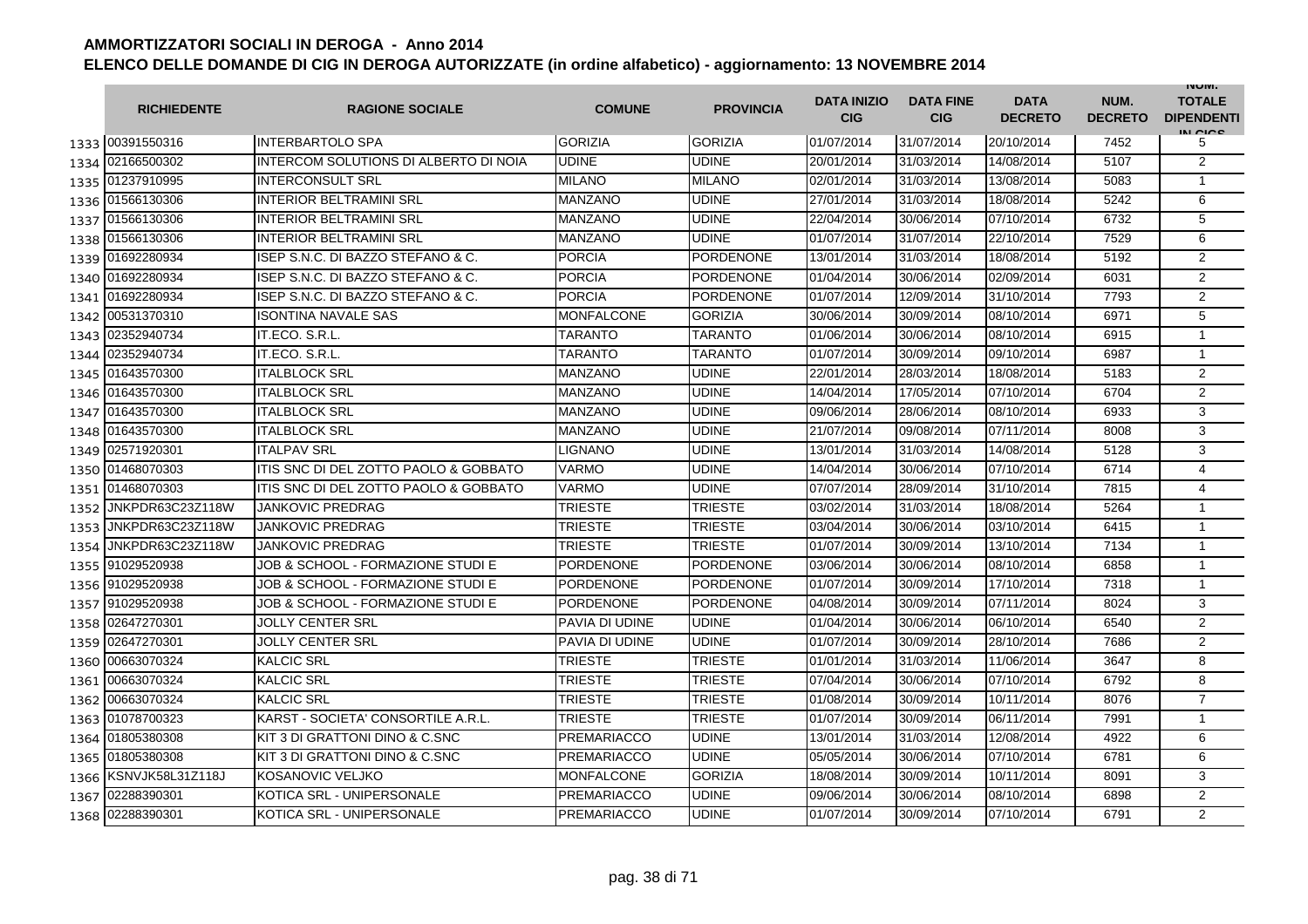# AMMORTIZZATORI SOCIALI IN DEROGA - Anno 2014

## ELENCO DELLE DOMANDE DI CIG IN DEROGA AUTORIZZATE (in ordine alfabetico) - aggiornamento: 13 NOVEMBRE 2014

| | RICHIEDENTE | RAGIONE SOCIALE | COMUNE | PROVINCIA | DATA INIZIO CIG | DATA FINE CIG | DATA DECRETO | NUM. DECRETO | NUM. TOTALE DIPENDENTI IN CIGS |
|---|---|---|---|---|---|---|---|---|---|
| 1333 | 00391550316 | INTERBARTOLO SPA | GORIZIA | GORIZIA | 01/07/2014 | 31/07/2014 | 20/10/2014 | 7452 | 5 |
| 1334 | 02166500302 | INTERCOM SOLUTIONS DI ALBERTO DI NOIA | UDINE | UDINE | 20/01/2014 | 31/03/2014 | 14/08/2014 | 5107 | 2 |
| 1335 | 01237910995 | INTERCONSULT SRL | MILANO | MILANO | 02/01/2014 | 31/03/2014 | 13/08/2014 | 5083 | 1 |
| 1336 | 01566130306 | INTERIOR BELTRAMINI SRL | MANZANO | UDINE | 27/01/2014 | 31/03/2014 | 18/08/2014 | 5242 | 6 |
| 1337 | 01566130306 | INTERIOR BELTRAMINI SRL | MANZANO | UDINE | 22/04/2014 | 30/06/2014 | 07/10/2014 | 6732 | 5 |
| 1338 | 01566130306 | INTERIOR BELTRAMINI SRL | MANZANO | UDINE | 01/07/2014 | 31/07/2014 | 22/10/2014 | 7529 | 6 |
| 1339 | 01692280934 | ISEP S.N.C. DI BAZZO STEFANO & C. | PORCIA | PORDENONE | 13/01/2014 | 31/03/2014 | 18/08/2014 | 5192 | 2 |
| 1340 | 01692280934 | ISEP S.N.C. DI BAZZO STEFANO & C. | PORCIA | PORDENONE | 01/04/2014 | 30/06/2014 | 02/09/2014 | 6031 | 2 |
| 1341 | 01692280934 | ISEP S.N.C. DI BAZZO STEFANO & C. | PORCIA | PORDENONE | 01/07/2014 | 12/09/2014 | 31/10/2014 | 7793 | 2 |
| 1342 | 00531370310 | ISONTINA NAVALE SAS | MONFALCONE | GORIZIA | 30/06/2014 | 30/09/2014 | 08/10/2014 | 6971 | 5 |
| 1343 | 02352940734 | IT.ECO. S.R.L. | TARANTO | TARANTO | 01/06/2014 | 30/06/2014 | 08/10/2014 | 6915 | 1 |
| 1344 | 02352940734 | IT.ECO. S.R.L. | TARANTO | TARANTO | 01/07/2014 | 30/09/2014 | 09/10/2014 | 6987 | 1 |
| 1345 | 01643570300 | ITALBLOCK SRL | MANZANO | UDINE | 22/01/2014 | 28/03/2014 | 18/08/2014 | 5183 | 2 |
| 1346 | 01643570300 | ITALBLOCK SRL | MANZANO | UDINE | 14/04/2014 | 17/05/2014 | 07/10/2014 | 6704 | 2 |
| 1347 | 01643570300 | ITALBLOCK SRL | MANZANO | UDINE | 09/06/2014 | 28/06/2014 | 08/10/2014 | 6933 | 3 |
| 1348 | 01643570300 | ITALBLOCK SRL | MANZANO | UDINE | 21/07/2014 | 09/08/2014 | 07/11/2014 | 8008 | 3 |
| 1349 | 02571920301 | ITALPAV SRL | LIGNANO | UDINE | 13/01/2014 | 31/03/2014 | 14/08/2014 | 5128 | 3 |
| 1350 | 01468070303 | ITIS SNC DI DEL ZOTTO PAOLO & GOBBATO | VARMO | UDINE | 14/04/2014 | 30/06/2014 | 07/10/2014 | 6714 | 4 |
| 1351 | 01468070303 | ITIS SNC DI DEL ZOTTO PAOLO & GOBBATO | VARMO | UDINE | 07/07/2014 | 28/09/2014 | 31/10/2014 | 7815 | 4 |
| 1352 | JNKPDR63C23Z118W | JANKOVIC PREDRAG | TRIESTE | TRIESTE | 03/02/2014 | 31/03/2014 | 18/08/2014 | 5264 | 1 |
| 1353 | JNKPDR63C23Z118W | JANKOVIC PREDRAG | TRIESTE | TRIESTE | 03/04/2014 | 30/06/2014 | 03/10/2014 | 6415 | 1 |
| 1354 | JNKPDR63C23Z118W | JANKOVIC PREDRAG | TRIESTE | TRIESTE | 01/07/2014 | 30/09/2014 | 13/10/2014 | 7134 | 1 |
| 1355 | 91029520938 | JOB & SCHOOL - FORMAZIONE STUDI E | PORDENONE | PORDENONE | 03/06/2014 | 30/06/2014 | 08/10/2014 | 6858 | 1 |
| 1356 | 91029520938 | JOB & SCHOOL - FORMAZIONE STUDI E | PORDENONE | PORDENONE | 01/07/2014 | 30/09/2014 | 17/10/2014 | 7318 | 1 |
| 1357 | 91029520938 | JOB & SCHOOL - FORMAZIONE STUDI E | PORDENONE | PORDENONE | 04/08/2014 | 30/09/2014 | 07/11/2014 | 8024 | 3 |
| 1358 | 02647270301 | JOLLY CENTER SRL | PAVIA DI UDINE | UDINE | 01/04/2014 | 30/06/2014 | 06/10/2014 | 6540 | 2 |
| 1359 | 02647270301 | JOLLY CENTER SRL | PAVIA DI UDINE | UDINE | 01/07/2014 | 30/09/2014 | 28/10/2014 | 7686 | 2 |
| 1360 | 00663070324 | KALCIC SRL | TRIESTE | TRIESTE | 01/01/2014 | 31/03/2014 | 11/06/2014 | 3647 | 8 |
| 1361 | 00663070324 | KALCIC SRL | TRIESTE | TRIESTE | 07/04/2014 | 30/06/2014 | 07/10/2014 | 6792 | 8 |
| 1362 | 00663070324 | KALCIC SRL | TRIESTE | TRIESTE | 01/08/2014 | 30/09/2014 | 10/11/2014 | 8076 | 7 |
| 1363 | 01078700323 | KARST - SOCIETA' CONSORTILE A.R.L. | TRIESTE | TRIESTE | 01/07/2014 | 30/09/2014 | 06/11/2014 | 7991 | 1 |
| 1364 | 01805380308 | KIT 3 DI GRATTONI DINO & C.SNC | PREMARIACCO | UDINE | 13/01/2014 | 31/03/2014 | 12/08/2014 | 4922 | 6 |
| 1365 | 01805380308 | KIT 3 DI GRATTONI DINO & C.SNC | PREMARIACCO | UDINE | 05/05/2014 | 30/06/2014 | 07/10/2014 | 6781 | 6 |
| 1366 | KSNVJK58L31Z118J | KOSANOVIC VELJKO | MONFALCONE | GORIZIA | 18/08/2014 | 30/09/2014 | 10/11/2014 | 8091 | 3 |
| 1367 | 02288390301 | KOTICA SRL - UNIPERSONALE | PREMARIACCO | UDINE | 09/06/2014 | 30/06/2014 | 08/10/2014 | 6898 | 2 |
| 1368 | 02288390301 | KOTICA SRL - UNIPERSONALE | PREMARIACCO | UDINE | 01/07/2014 | 30/09/2014 | 07/10/2014 | 6791 | 2 |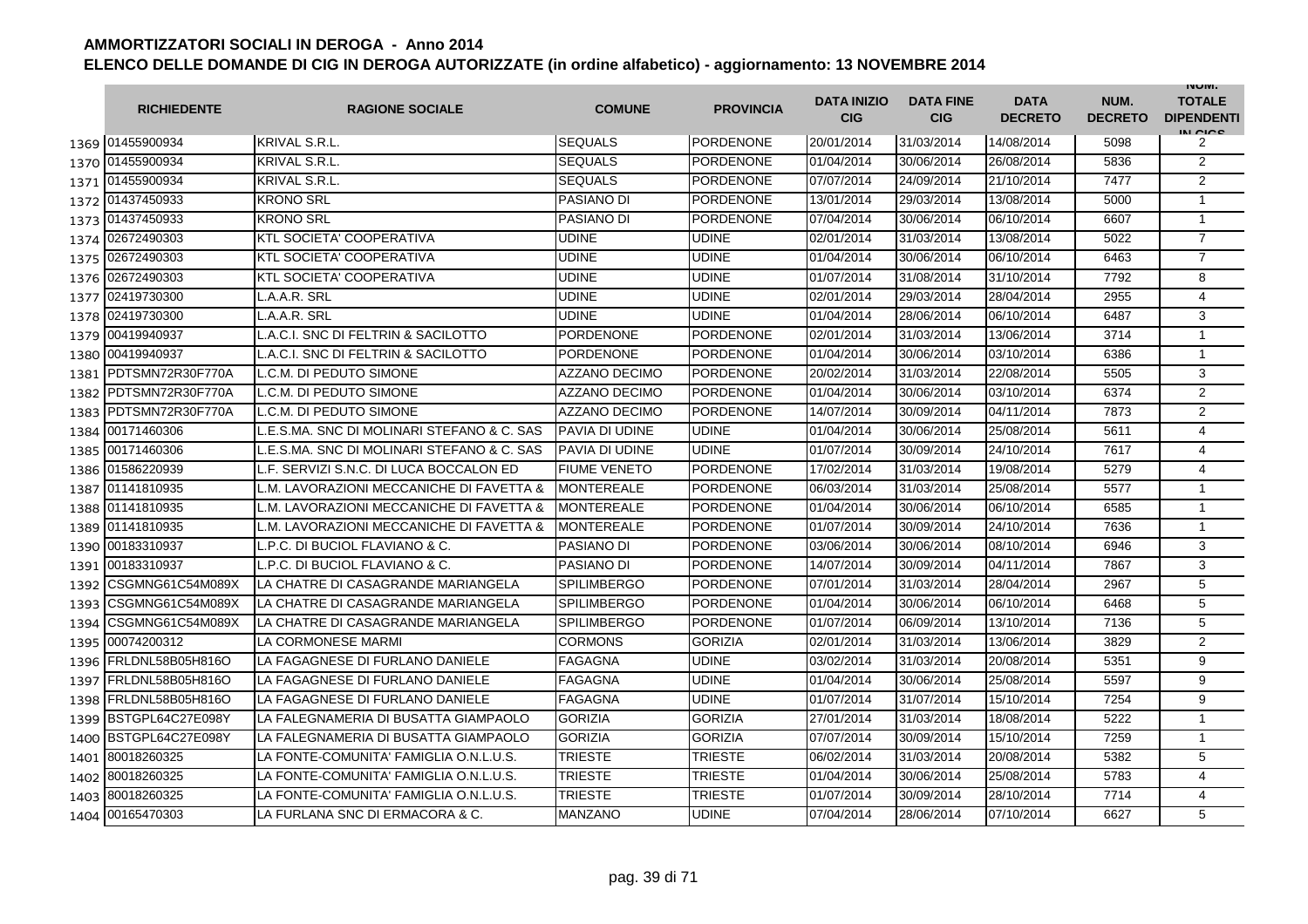# AMMORTIZZATORI SOCIALI IN DEROGA - Anno 2014

## ELENCO DELLE DOMANDE DI CIG IN DEROGA AUTORIZZATE (in ordine alfabetico) - aggiornamento: 13 NOVEMBRE 2014

| | RICHIEDENTE | RAGIONE SOCIALE | COMUNE | PROVINCIA | DATA INIZIO CIG | DATA FINE CIG | DATA DECRETO | NUM. DECRETO | NUM. TOTALE DIPENDENTI IN CIGS |
|---|---|---|---|---|---|---|---|---|---|
| 1369 | 01455900934 | KRIVAL S.R.L. | SEQUALS | PORDENONE | 20/01/2014 | 31/03/2014 | 14/08/2014 | 5098 | 2 |
| 1370 | 01455900934 | KRIVAL S.R.L. | SEQUALS | PORDENONE | 01/04/2014 | 30/06/2014 | 26/08/2014 | 5836 | 2 |
| 1371 | 01455900934 | KRIVAL S.R.L. | SEQUALS | PORDENONE | 07/07/2014 | 24/09/2014 | 21/10/2014 | 7477 | 2 |
| 1372 | 01437450933 | KRONO SRL | PASIANO DI | PORDENONE | 13/01/2014 | 29/03/2014 | 13/08/2014 | 5000 | 1 |
| 1373 | 01437450933 | KRONO SRL | PASIANO DI | PORDENONE | 07/04/2014 | 30/06/2014 | 06/10/2014 | 6607 | 1 |
| 1374 | 02672490303 | KTL SOCIETA' COOPERATIVA | UDINE | UDINE | 02/01/2014 | 31/03/2014 | 13/08/2014 | 5022 | 7 |
| 1375 | 02672490303 | KTL SOCIETA' COOPERATIVA | UDINE | UDINE | 01/04/2014 | 30/06/2014 | 06/10/2014 | 6463 | 7 |
| 1376 | 02672490303 | KTL SOCIETA' COOPERATIVA | UDINE | UDINE | 01/07/2014 | 31/08/2014 | 31/10/2014 | 7792 | 8 |
| 1377 | 02419730300 | L.A.A.R. SRL | UDINE | UDINE | 02/01/2014 | 29/03/2014 | 28/04/2014 | 2955 | 4 |
| 1378 | 02419730300 | L.A.A.R. SRL | UDINE | UDINE | 01/04/2014 | 28/06/2014 | 06/10/2014 | 6487 | 3 |
| 1379 | 00419940937 | L.A.C.I. SNC DI FELTRIN & SACILOTTO | PORDENONE | PORDENONE | 02/01/2014 | 31/03/2014 | 13/06/2014 | 3714 | 1 |
| 1380 | 00419940937 | L.A.C.I. SNC DI FELTRIN & SACILOTTO | PORDENONE | PORDENONE | 01/04/2014 | 30/06/2014 | 03/10/2014 | 6386 | 1 |
| 1381 | PDTSMN72R30F770A | L.C.M. DI PEDUTO SIMONE | AZZANO DECIMO | PORDENONE | 20/02/2014 | 31/03/2014 | 22/08/2014 | 5505 | 3 |
| 1382 | PDTSMN72R30F770A | L.C.M. DI PEDUTO SIMONE | AZZANO DECIMO | PORDENONE | 01/04/2014 | 30/06/2014 | 03/10/2014 | 6374 | 2 |
| 1383 | PDTSMN72R30F770A | L.C.M. DI PEDUTO SIMONE | AZZANO DECIMO | PORDENONE | 14/07/2014 | 30/09/2014 | 04/11/2014 | 7873 | 2 |
| 1384 | 00171460306 | L.E.S.MA. SNC DI MOLINARI STEFANO & C. SAS | PAVIA DI UDINE | UDINE | 01/04/2014 | 30/06/2014 | 25/08/2014 | 5611 | 4 |
| 1385 | 00171460306 | L.E.S.MA. SNC DI MOLINARI STEFANO & C. SAS | PAVIA DI UDINE | UDINE | 01/07/2014 | 30/09/2014 | 24/10/2014 | 7617 | 4 |
| 1386 | 01586220939 | L.F. SERVIZI S.N.C. DI LUCA BOCCALON ED | FIUME VENETO | PORDENONE | 17/02/2014 | 31/03/2014 | 19/08/2014 | 5279 | 4 |
| 1387 | 01141810935 | L.M. LAVORAZIONI MECCANICHE DI FAVETTA & | MONTEREALE | PORDENONE | 06/03/2014 | 31/03/2014 | 25/08/2014 | 5577 | 1 |
| 1388 | 01141810935 | L.M. LAVORAZIONI MECCANICHE DI FAVETTA & | MONTEREALE | PORDENONE | 01/04/2014 | 30/06/2014 | 06/10/2014 | 6585 | 1 |
| 1389 | 01141810935 | L.M. LAVORAZIONI MECCANICHE DI FAVETTA & | MONTEREALE | PORDENONE | 01/07/2014 | 30/09/2014 | 24/10/2014 | 7636 | 1 |
| 1390 | 00183310937 | L.P.C. DI BUCIOL FLAVIANO & C. | PASIANO DI | PORDENONE | 03/06/2014 | 30/06/2014 | 08/10/2014 | 6946 | 3 |
| 1391 | 00183310937 | L.P.C. DI BUCIOL FLAVIANO & C. | PASIANO DI | PORDENONE | 14/07/2014 | 30/09/2014 | 04/11/2014 | 7867 | 3 |
| 1392 | CSGMNG61C54M089X | LA CHATRE DI CASAGRANDE MARIANGELA | SPILIMBERGO | PORDENONE | 07/01/2014 | 31/03/2014 | 28/04/2014 | 2967 | 5 |
| 1393 | CSGMNG61C54M089X | LA CHATRE DI CASAGRANDE MARIANGELA | SPILIMBERGO | PORDENONE | 01/04/2014 | 30/06/2014 | 06/10/2014 | 6468 | 5 |
| 1394 | CSGMNG61C54M089X | LA CHATRE DI CASAGRANDE MARIANGELA | SPILIMBERGO | PORDENONE | 01/07/2014 | 06/09/2014 | 13/10/2014 | 7136 | 5 |
| 1395 | 00074200312 | LA CORMONESE MARMI | CORMONS | GORIZIA | 02/01/2014 | 31/03/2014 | 13/06/2014 | 3829 | 2 |
| 1396 | FRLDNL58B05H816O | LA FAGAGNESE DI FURLANO DANIELE | FAGAGNA | UDINE | 03/02/2014 | 31/03/2014 | 20/08/2014 | 5351 | 9 |
| 1397 | FRLDNL58B05H816O | LA FAGAGNESE DI FURLANO DANIELE | FAGAGNA | UDINE | 01/04/2014 | 30/06/2014 | 25/08/2014 | 5597 | 9 |
| 1398 | FRLDNL58B05H816O | LA FAGAGNESE DI FURLANO DANIELE | FAGAGNA | UDINE | 01/07/2014 | 31/07/2014 | 15/10/2014 | 7254 | 9 |
| 1399 | BSTGPL64C27E098Y | LA FALEGNAMERIA DI BUSATTA GIAMPAOLO | GORIZIA | GORIZIA | 27/01/2014 | 31/03/2014 | 18/08/2014 | 5222 | 1 |
| 1400 | BSTGPL64C27E098Y | LA FALEGNAMERIA DI BUSATTA GIAMPAOLO | GORIZIA | GORIZIA | 07/07/2014 | 30/09/2014 | 15/10/2014 | 7259 | 1 |
| 1401 | 80018260325 | LA FONTE-COMUNITA' FAMIGLIA O.N.L.U.S. | TRIESTE | TRIESTE | 06/02/2014 | 31/03/2014 | 20/08/2014 | 5382 | 5 |
| 1402 | 80018260325 | LA FONTE-COMUNITA' FAMIGLIA O.N.L.U.S. | TRIESTE | TRIESTE | 01/04/2014 | 30/06/2014 | 25/08/2014 | 5783 | 4 |
| 1403 | 80018260325 | LA FONTE-COMUNITA' FAMIGLIA O.N.L.U.S. | TRIESTE | TRIESTE | 01/07/2014 | 30/09/2014 | 28/10/2014 | 7714 | 4 |
| 1404 | 00165470303 | LA FURLANA SNC DI ERMACORA & C. | MANZANO | UDINE | 07/04/2014 | 28/06/2014 | 07/10/2014 | 6627 | 5 |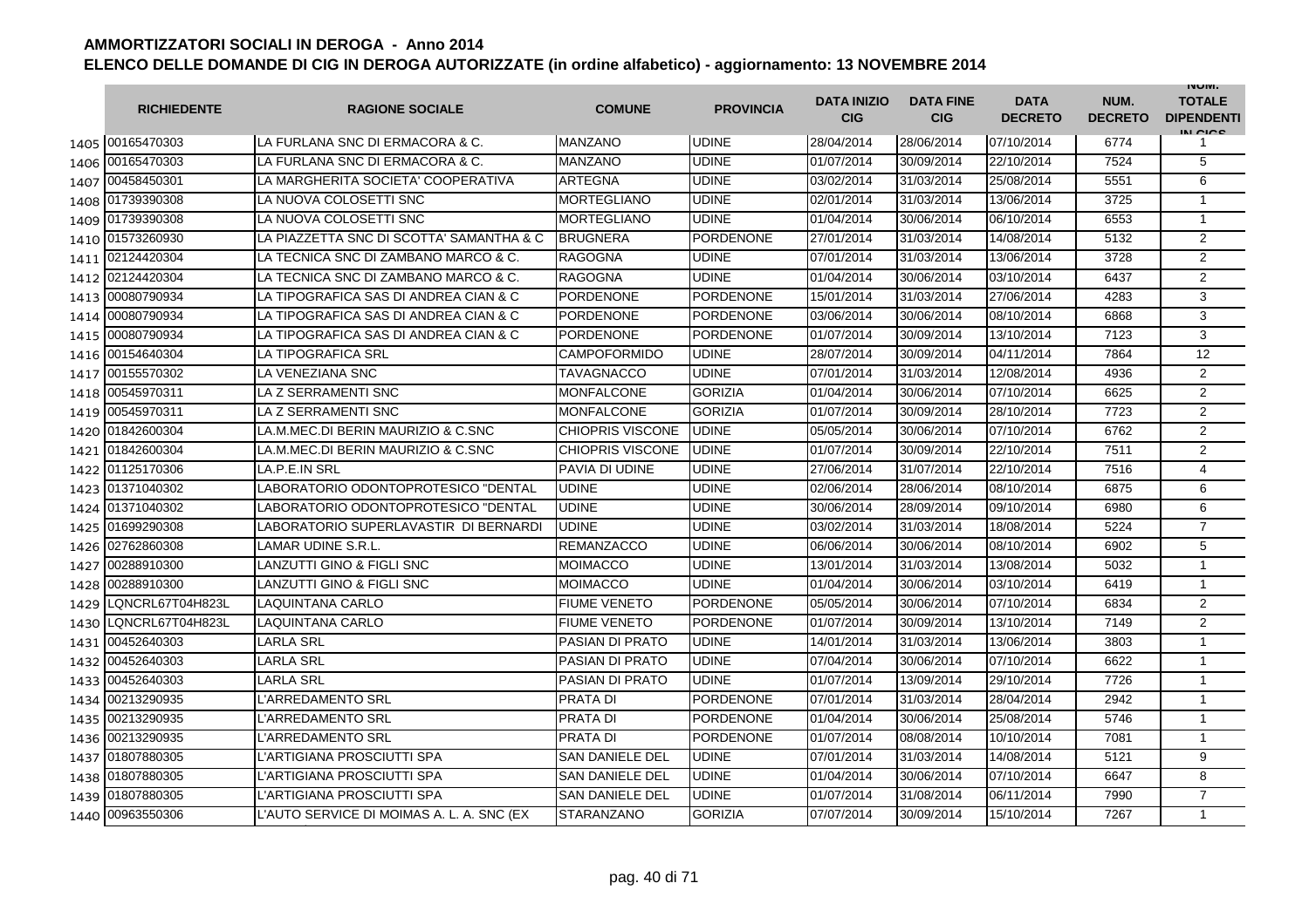# AMMORTIZZATORI SOCIALI IN DEROGA - Anno 2014

## ELENCO DELLE DOMANDE DI CIG IN DEROGA AUTORIZZATE (in ordine alfabetico) - aggiornamento: 13 NOVEMBRE 2014

| | RICHIEDENTE | RAGIONE SOCIALE | COMUNE | PROVINCIA | DATA INIZIO CIG | DATA FINE CIG | DATA DECRETO | NUM. DECRETO | NUM. TOTALE DIPENDENTI IN CIGS |
|---|---|---|---|---|---|---|---|---|---|
| 1405 | 00165470303 | LA FURLANA SNC DI ERMACORA & C. | MANZANO | UDINE | 28/04/2014 | 28/06/2014 | 07/10/2014 | 6774 | 1 |
| 1406 | 00165470303 | LA FURLANA SNC DI ERMACORA & C. | MANZANO | UDINE | 01/07/2014 | 30/09/2014 | 22/10/2014 | 7524 | 5 |
| 1407 | 00458450301 | LA MARGHERITA SOCIETA' COOPERATIVA | ARTEGNA | UDINE | 03/02/2014 | 31/03/2014 | 25/08/2014 | 5551 | 6 |
| 1408 | 01739390308 | LA NUOVA COLOSETTI SNC | MORTEGLIANO | UDINE | 02/01/2014 | 31/03/2014 | 13/06/2014 | 3725 | 1 |
| 1409 | 01739390308 | LA NUOVA COLOSETTI SNC | MORTEGLIANO | UDINE | 01/04/2014 | 30/06/2014 | 06/10/2014 | 6553 | 1 |
| 1410 | 01573260930 | LA PIAZZETTA SNC DI SCOTTA' SAMANTHA & C | BRUGNERA | PORDENONE | 27/01/2014 | 31/03/2014 | 14/08/2014 | 5132 | 2 |
| 1411 | 02124420304 | LA TECNICA SNC DI ZAMBANO MARCO & C. | RAGOGNA | UDINE | 07/01/2014 | 31/03/2014 | 13/06/2014 | 3728 | 2 |
| 1412 | 02124420304 | LA TECNICA SNC DI ZAMBANO MARCO & C. | RAGOGNA | UDINE | 01/04/2014 | 30/06/2014 | 03/10/2014 | 6437 | 2 |
| 1413 | 00080790934 | LA TIPOGRAFICA SAS DI ANDREA CIAN & C | PORDENONE | PORDENONE | 15/01/2014 | 31/03/2014 | 27/06/2014 | 4283 | 3 |
| 1414 | 00080790934 | LA TIPOGRAFICA SAS DI ANDREA CIAN & C | PORDENONE | PORDENONE | 03/06/2014 | 30/06/2014 | 08/10/2014 | 6868 | 3 |
| 1415 | 00080790934 | LA TIPOGRAFICA SAS DI ANDREA CIAN & C | PORDENONE | PORDENONE | 01/07/2014 | 30/09/2014 | 13/10/2014 | 7123 | 3 |
| 1416 | 00154640304 | LA TIPOGRAFICA SRL | CAMPOFORMIDO | UDINE | 28/07/2014 | 30/09/2014 | 04/11/2014 | 7864 | 12 |
| 1417 | 00155570302 | LA VENEZIANA SNC | TAVAGNACCO | UDINE | 07/01/2014 | 31/03/2014 | 12/08/2014 | 4936 | 2 |
| 1418 | 00545970311 | LA Z SERRAMENTI SNC | MONFALCONE | GORIZIA | 01/04/2014 | 30/06/2014 | 07/10/2014 | 6625 | 2 |
| 1419 | 00545970311 | LA Z SERRAMENTI SNC | MONFALCONE | GORIZIA | 01/07/2014 | 30/09/2014 | 28/10/2014 | 7723 | 2 |
| 1420 | 01842600304 | LA.M.MEC.DI BERIN MAURIZIO & C.SNC | CHIOPRIS VISCONE | UDINE | 05/05/2014 | 30/06/2014 | 07/10/2014 | 6762 | 2 |
| 1421 | 01842600304 | LA.M.MEC.DI BERIN MAURIZIO & C.SNC | CHIOPRIS VISCONE | UDINE | 01/07/2014 | 30/09/2014 | 22/10/2014 | 7511 | 2 |
| 1422 | 01125170306 | LA.P.E.IN SRL | PAVIA DI UDINE | UDINE | 27/06/2014 | 31/07/2014 | 22/10/2014 | 7516 | 4 |
| 1423 | 01371040302 | LABORATORIO ODONTOPROTESICO "DENTAL | UDINE | UDINE | 02/06/2014 | 28/06/2014 | 08/10/2014 | 6875 | 6 |
| 1424 | 01371040302 | LABORATORIO ODONTOPROTESICO "DENTAL | UDINE | UDINE | 30/06/2014 | 28/09/2014 | 09/10/2014 | 6980 | 6 |
| 1425 | 01699290308 | LABORATORIO SUPERLAVASTIR DI BERNARDI | UDINE | UDINE | 03/02/2014 | 31/03/2014 | 18/08/2014 | 5224 | 7 |
| 1426 | 02762860308 | LAMAR UDINE S.R.L. | REMANZACCO | UDINE | 06/06/2014 | 30/06/2014 | 08/10/2014 | 6902 | 5 |
| 1427 | 00288910300 | LANZUTTI GINO & FIGLI SNC | MOIMACCO | UDINE | 13/01/2014 | 31/03/2014 | 13/08/2014 | 5032 | 1 |
| 1428 | 00288910300 | LANZUTTI GINO & FIGLI SNC | MOIMACCO | UDINE | 01/04/2014 | 30/06/2014 | 03/10/2014 | 6419 | 1 |
| 1429 | LQNCRL67T04H823L | LAQUINTANA CARLO | FIUME VENETO | PORDENONE | 05/05/2014 | 30/06/2014 | 07/10/2014 | 6834 | 2 |
| 1430 | LQNCRL67T04H823L | LAQUINTANA CARLO | FIUME VENETO | PORDENONE | 01/07/2014 | 30/09/2014 | 13/10/2014 | 7149 | 2 |
| 1431 | 00452640303 | LARLA SRL | PASIAN DI PRATO | UDINE | 14/01/2014 | 31/03/2014 | 13/06/2014 | 3803 | 1 |
| 1432 | 00452640303 | LARLA SRL | PASIAN DI PRATO | UDINE | 07/04/2014 | 30/06/2014 | 07/10/2014 | 6622 | 1 |
| 1433 | 00452640303 | LARLA SRL | PASIAN DI PRATO | UDINE | 01/07/2014 | 13/09/2014 | 29/10/2014 | 7726 | 1 |
| 1434 | 00213290935 | L'ARREDAMENTO SRL | PRATA DI | PORDENONE | 07/01/2014 | 31/03/2014 | 28/04/2014 | 2942 | 1 |
| 1435 | 00213290935 | L'ARREDAMENTO SRL | PRATA DI | PORDENONE | 01/04/2014 | 30/06/2014 | 25/08/2014 | 5746 | 1 |
| 1436 | 00213290935 | L'ARREDAMENTO SRL | PRATA DI | PORDENONE | 01/07/2014 | 08/08/2014 | 10/10/2014 | 7081 | 1 |
| 1437 | 01807880305 | L'ARTIGIANA PROSCIUTTI SPA | SAN DANIELE DEL | UDINE | 07/01/2014 | 31/03/2014 | 14/08/2014 | 5121 | 9 |
| 1438 | 01807880305 | L'ARTIGIANA PROSCIUTTI SPA | SAN DANIELE DEL | UDINE | 01/04/2014 | 30/06/2014 | 07/10/2014 | 6647 | 8 |
| 1439 | 01807880305 | L'ARTIGIANA PROSCIUTTI SPA | SAN DANIELE DEL | UDINE | 01/07/2014 | 31/08/2014 | 06/11/2014 | 7990 | 7 |
| 1440 | 00963550306 | L'AUTO SERVICE DI MOIMAS A. L. A. SNC (EX | STARANZANO | GORIZIA | 07/07/2014 | 30/09/2014 | 15/10/2014 | 7267 | 1 |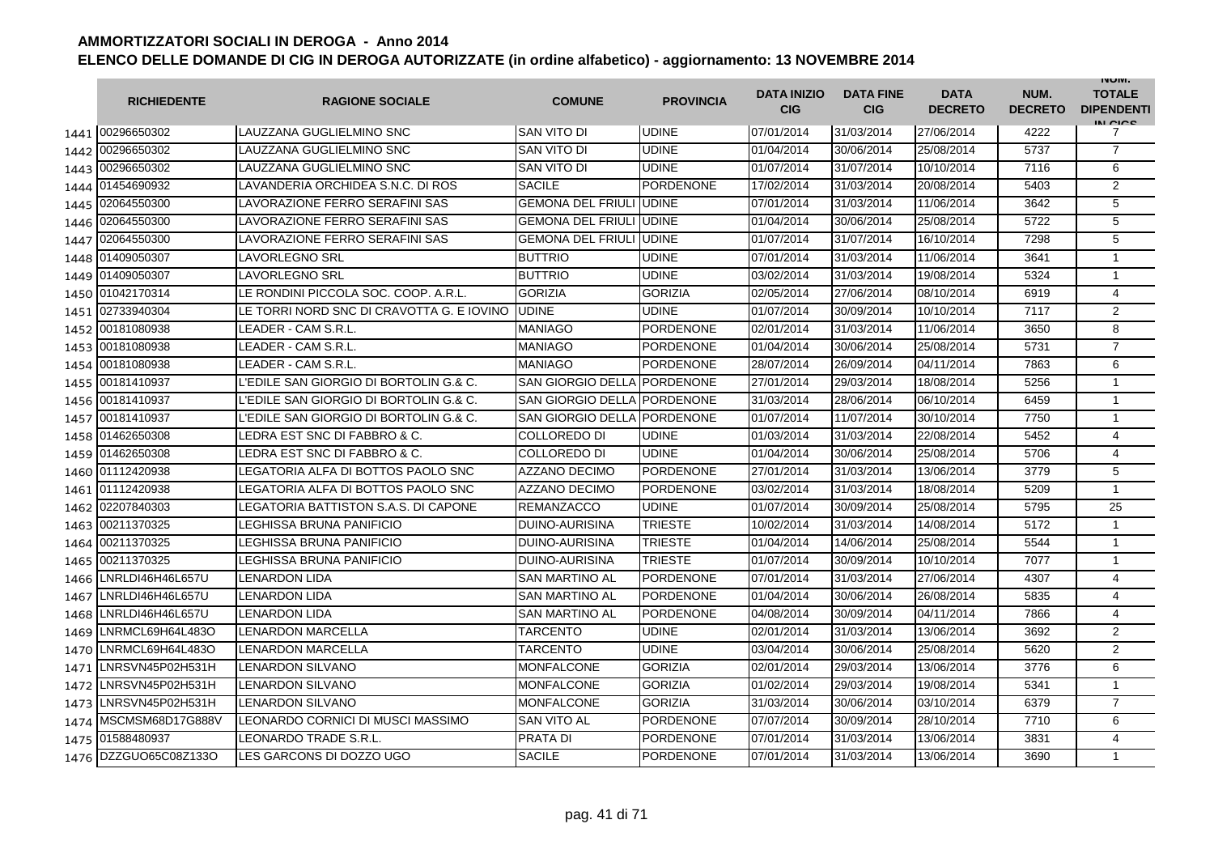**AMMORTIZZATORI SOCIALI IN DEROGA - Anno 2014**

**ELENCO DELLE DOMANDE DI CIG IN DEROGA AUTORIZZATE (in ordine alfabetico) - aggiornamento: 13 NOVEMBRE 2014**

| | RICHIEDENTE | RAGIONE SOCIALE | COMUNE | PROVINCIA | DATA INIZIO CIG | DATA FINE CIG | DATA DECRETO | NUM. DECRETO | NUM. TOTALE DIPENDENTI IN CIGS |
|---|---|---|---|---|---|---|---|---|---|
| 1441 | 00296650302 | LAUZZANA GUGLIELMINO SNC | SAN VITO DI | UDINE | 07/01/2014 | 31/03/2014 | 27/06/2014 | 4222 | 7 |
| 1442 | 00296650302 | LAUZZANA GUGLIELMINO SNC | SAN VITO DI | UDINE | 01/04/2014 | 30/06/2014 | 25/08/2014 | 5737 | 7 |
| 1443 | 00296650302 | LAUZZANA GUGLIELMINO SNC | SAN VITO DI | UDINE | 01/07/2014 | 31/07/2014 | 10/10/2014 | 7116 | 6 |
| 1444 | 01454690932 | LAVANDERIA ORCHIDEA S.N.C. DI ROS | SACILE | PORDENONE | 17/02/2014 | 31/03/2014 | 20/08/2014 | 5403 | 2 |
| 1445 | 02064550300 | LAVORAZIONE FERRO SERAFINI SAS | GEMONA DEL FRIULI | UDINE | 07/01/2014 | 31/03/2014 | 11/06/2014 | 3642 | 5 |
| 1446 | 02064550300 | LAVORAZIONE FERRO SERAFINI SAS | GEMONA DEL FRIULI | UDINE | 01/04/2014 | 30/06/2014 | 25/08/2014 | 5722 | 5 |
| 1447 | 02064550300 | LAVORAZIONE FERRO SERAFINI SAS | GEMONA DEL FRIULI | UDINE | 01/07/2014 | 31/07/2014 | 16/10/2014 | 7298 | 5 |
| 1448 | 01409050307 | LAVORLEGNO SRL | BUTTRIO | UDINE | 07/01/2014 | 31/03/2014 | 11/06/2014 | 3641 | 1 |
| 1449 | 01409050307 | LAVORLEGNO SRL | BUTTRIO | UDINE | 03/02/2014 | 31/03/2014 | 19/08/2014 | 5324 | 1 |
| 1450 | 01042170314 | LE RONDINI PICCOLA SOC. COOP. A.R.L. | GORIZIA | GORIZIA | 02/05/2014 | 27/06/2014 | 08/10/2014 | 6919 | 4 |
| 1451 | 02733940304 | LE TORRI NORD SNC DI CRAVOTTA G. E IOVINO | UDINE | UDINE | 01/07/2014 | 30/09/2014 | 10/10/2014 | 7117 | 2 |
| 1452 | 00181080938 | LEADER - CAM S.R.L. | MANIAGO | PORDENONE | 02/01/2014 | 31/03/2014 | 11/06/2014 | 3650 | 8 |
| 1453 | 00181080938 | LEADER - CAM S.R.L. | MANIAGO | PORDENONE | 01/04/2014 | 30/06/2014 | 25/08/2014 | 5731 | 7 |
| 1454 | 00181080938 | LEADER - CAM S.R.L. | MANIAGO | PORDENONE | 28/07/2014 | 26/09/2014 | 04/11/2014 | 7863 | 6 |
| 1455 | 00181410937 | L'EDILE SAN GIORGIO DI BORTOLIN G.& C. | SAN GIORGIO DELLA | PORDENONE | 27/01/2014 | 29/03/2014 | 18/08/2014 | 5256 | 1 |
| 1456 | 00181410937 | L'EDILE SAN GIORGIO DI BORTOLIN G.& C. | SAN GIORGIO DELLA | PORDENONE | 31/03/2014 | 28/06/2014 | 06/10/2014 | 6459 | 1 |
| 1457 | 00181410937 | L'EDILE SAN GIORGIO DI BORTOLIN G.& C. | SAN GIORGIO DELLA | PORDENONE | 01/07/2014 | 11/07/2014 | 30/10/2014 | 7750 | 1 |
| 1458 | 01462650308 | LEDRA EST SNC DI FABBRO & C. | COLLOREDO DI | UDINE | 01/03/2014 | 31/03/2014 | 22/08/2014 | 5452 | 4 |
| 1459 | 01462650308 | LEDRA EST SNC DI FABBRO & C. | COLLOREDO DI | UDINE | 01/04/2014 | 30/06/2014 | 25/08/2014 | 5706 | 4 |
| 1460 | 01112420938 | LEGATORIA ALFA DI BOTTOS PAOLO SNC | AZZANO DECIMO | PORDENONE | 27/01/2014 | 31/03/2014 | 13/06/2014 | 3779 | 5 |
| 1461 | 01112420938 | LEGATORIA ALFA DI BOTTOS PAOLO SNC | AZZANO DECIMO | PORDENONE | 03/02/2014 | 31/03/2014 | 18/08/2014 | 5209 | 1 |
| 1462 | 02207840303 | LEGATORIA BATTISTON S.A.S. DI CAPONE | REMANZACCO | UDINE | 01/07/2014 | 30/09/2014 | 25/08/2014 | 5795 | 25 |
| 1463 | 00211370325 | LEGHISSA BRUNA PANIFICIO | DUINO-AURISINA | TRIESTE | 10/02/2014 | 31/03/2014 | 14/08/2014 | 5172 | 1 |
| 1464 | 00211370325 | LEGHISSA BRUNA PANIFICIO | DUINO-AURISINA | TRIESTE | 01/04/2014 | 14/06/2014 | 25/08/2014 | 5544 | 1 |
| 1465 | 00211370325 | LEGHISSA BRUNA PANIFICIO | DUINO-AURISINA | TRIESTE | 01/07/2014 | 30/09/2014 | 10/10/2014 | 7077 | 1 |
| 1466 | LNRLDI46H46L657U | LENARDON LIDA | SAN MARTINO AL | PORDENONE | 07/01/2014 | 31/03/2014 | 27/06/2014 | 4307 | 4 |
| 1467 | LNRLDI46H46L657U | LENARDON LIDA | SAN MARTINO AL | PORDENONE | 01/04/2014 | 30/06/2014 | 26/08/2014 | 5835 | 4 |
| 1468 | LNRLDI46H46L657U | LENARDON LIDA | SAN MARTINO AL | PORDENONE | 04/08/2014 | 30/09/2014 | 04/11/2014 | 7866 | 4 |
| 1469 | LNRMCL69H64L483O | LENARDON MARCELLA | TARCENTO | UDINE | 02/01/2014 | 31/03/2014 | 13/06/2014 | 3692 | 2 |
| 1470 | LNRMCL69H64L483O | LENARDON MARCELLA | TARCENTO | UDINE | 03/04/2014 | 30/06/2014 | 25/08/2014 | 5620 | 2 |
| 1471 | LNRSVN45P02H531H | LENARDON SILVANO | MONFALCONE | GORIZIA | 02/01/2014 | 29/03/2014 | 13/06/2014 | 3776 | 6 |
| 1472 | LNRSVN45P02H531H | LENARDON SILVANO | MONFALCONE | GORIZIA | 01/02/2014 | 29/03/2014 | 19/08/2014 | 5341 | 1 |
| 1473 | LNRSVN45P02H531H | LENARDON SILVANO | MONFALCONE | GORIZIA | 31/03/2014 | 30/06/2014 | 03/10/2014 | 6379 | 7 |
| 1474 | MSCMSM68D17G888V | LEONARDO CORNICI DI MUSCI MASSIMO | SAN VITO AL | PORDENONE | 07/07/2014 | 30/09/2014 | 28/10/2014 | 7710 | 6 |
| 1475 | 01588480937 | LEONARDO TRADE S.R.L. | PRATA DI | PORDENONE | 07/01/2014 | 31/03/2014 | 13/06/2014 | 3831 | 4 |
| 1476 | DZZGUO65C08Z133O | LES GARCONS DI DOZZO UGO | SACILE | PORDENONE | 07/01/2014 | 31/03/2014 | 13/06/2014 | 3690 | 1 |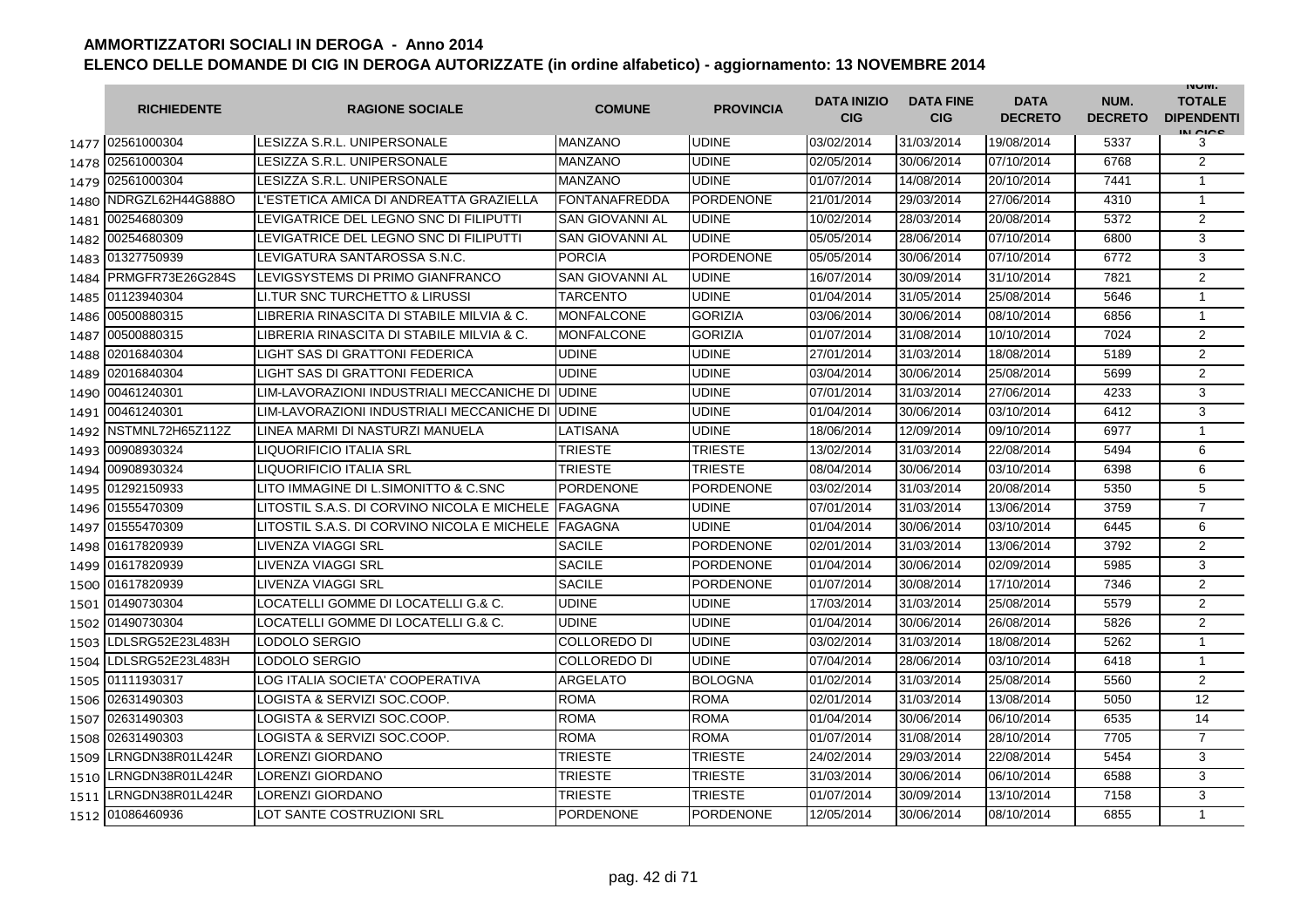# AMMORTIZZATORI SOCIALI IN DEROGA - Anno 2014

## ELENCO DELLE DOMANDE DI CIG IN DEROGA AUTORIZZATE (in ordine alfabetico) - aggiornamento: 13 NOVEMBRE 2014

| | RICHIEDENTE | RAGIONE SOCIALE | COMUNE | PROVINCIA | DATA INIZIO CIG | DATA FINE CIG | DATA DECRETO | NUM. DECRETO | NUM. TOTALE DIPENDENTI IN CIGS |
|---|---|---|---|---|---|---|---|---|---|
| 1477 | 02561000304 | LESIZZA S.R.L. UNIPERSONALE | MANZANO | UDINE | 03/02/2014 | 31/03/2014 | 19/08/2014 | 5337 | 3 |
| 1478 | 02561000304 | LESIZZA S.R.L. UNIPERSONALE | MANZANO | UDINE | 02/05/2014 | 30/06/2014 | 07/10/2014 | 6768 | 2 |
| 1479 | 02561000304 | LESIZZA S.R.L. UNIPERSONALE | MANZANO | UDINE | 01/07/2014 | 14/08/2014 | 20/10/2014 | 7441 | 1 |
| 1480 | NDRGZL62H44G888O | L'ESTETICA AMICA DI ANDREATTA GRAZIELLA | FONTANAFREDDA | PORDENONE | 21/01/2014 | 29/03/2014 | 27/06/2014 | 4310 | 1 |
| 1481 | 00254680309 | LEVIGATRICE DEL LEGNO SNC DI FILIPUTTI | SAN GIOVANNI AL | UDINE | 10/02/2014 | 28/03/2014 | 20/08/2014 | 5372 | 2 |
| 1482 | 00254680309 | LEVIGATRICE DEL LEGNO SNC DI FILIPUTTI | SAN GIOVANNI AL | UDINE | 05/05/2014 | 28/06/2014 | 07/10/2014 | 6800 | 3 |
| 1483 | 01327750939 | LEVIGATURA SANTAROSSA S.N.C. | PORCIA | PORDENONE | 05/05/2014 | 30/06/2014 | 07/10/2014 | 6772 | 3 |
| 1484 | PRMGFR73E26G284S | LEVIGSYSTEMS DI PRIMO GIANFRANCO | SAN GIOVANNI AL | UDINE | 16/07/2014 | 30/09/2014 | 31/10/2014 | 7821 | 2 |
| 1485 | 01123940304 | LI.TUR SNC TURCHETTO & LIRUSSI | TARCENTO | UDINE | 01/04/2014 | 31/05/2014 | 25/08/2014 | 5646 | 1 |
| 1486 | 00500880315 | LIBRERIA RINASCITA DI STABILE MILVIA & C. | MONFALCONE | GORIZIA | 03/06/2014 | 30/06/2014 | 08/10/2014 | 6856 | 1 |
| 1487 | 00500880315 | LIBRERIA RINASCITA DI STABILE MILVIA & C. | MONFALCONE | GORIZIA | 01/07/2014 | 31/08/2014 | 10/10/2014 | 7024 | 2 |
| 1488 | 02016840304 | LIGHT SAS DI GRATTONI FEDERICA | UDINE | UDINE | 27/01/2014 | 31/03/2014 | 18/08/2014 | 5189 | 2 |
| 1489 | 02016840304 | LIGHT SAS DI GRATTONI FEDERICA | UDINE | UDINE | 03/04/2014 | 30/06/2014 | 25/08/2014 | 5699 | 2 |
| 1490 | 00461240301 | LIM-LAVORAZIONI INDUSTRIALI MECCANICHE DI | UDINE | UDINE | 07/01/2014 | 31/03/2014 | 27/06/2014 | 4233 | 3 |
| 1491 | 00461240301 | LIM-LAVORAZIONI INDUSTRIALI MECCANICHE DI | UDINE | UDINE | 01/04/2014 | 30/06/2014 | 03/10/2014 | 6412 | 3 |
| 1492 | NSTMNL72H65Z112Z | LINEA MARMI DI NASTURZI MANUELA | LATISANA | UDINE | 18/06/2014 | 12/09/2014 | 09/10/2014 | 6977 | 1 |
| 1493 | 00908930324 | LIQUORIFICIO ITALIA SRL | TRIESTE | TRIESTE | 13/02/2014 | 31/03/2014 | 22/08/2014 | 5494 | 6 |
| 1494 | 00908930324 | LIQUORIFICIO ITALIA SRL | TRIESTE | TRIESTE | 08/04/2014 | 30/06/2014 | 03/10/2014 | 6398 | 6 |
| 1495 | 01292150933 | LITO IMMAGINE DI L.SIMONITTO & C.SNC | PORDENONE | PORDENONE | 03/02/2014 | 31/03/2014 | 20/08/2014 | 5350 | 5 |
| 1496 | 01555470309 | LITOSTIL S.A.S. DI CORVINO NICOLA E MICHELE | FAGAGNA | UDINE | 07/01/2014 | 31/03/2014 | 13/06/2014 | 3759 | 7 |
| 1497 | 01555470309 | LITOSTIL S.A.S. DI CORVINO NICOLA E MICHELE | FAGAGNA | UDINE | 01/04/2014 | 30/06/2014 | 03/10/2014 | 6445 | 6 |
| 1498 | 01617820939 | LIVENZA VIAGGI SRL | SACILE | PORDENONE | 02/01/2014 | 31/03/2014 | 13/06/2014 | 3792 | 2 |
| 1499 | 01617820939 | LIVENZA VIAGGI SRL | SACILE | PORDENONE | 01/04/2014 | 30/06/2014 | 02/09/2014 | 5985 | 3 |
| 1500 | 01617820939 | LIVENZA VIAGGI SRL | SACILE | PORDENONE | 01/07/2014 | 30/08/2014 | 17/10/2014 | 7346 | 2 |
| 1501 | 01490730304 | LOCATELLI GOMME DI LOCATELLI G.& C. | UDINE | UDINE | 17/03/2014 | 31/03/2014 | 25/08/2014 | 5579 | 2 |
| 1502 | 01490730304 | LOCATELLI GOMME DI LOCATELLI G.& C. | UDINE | UDINE | 01/04/2014 | 30/06/2014 | 26/08/2014 | 5826 | 2 |
| 1503 | LDLSRG52E23L483H | LODOLO SERGIO | COLLOREDO DI | UDINE | 03/02/2014 | 31/03/2014 | 18/08/2014 | 5262 | 1 |
| 1504 | LDLSRG52E23L483H | LODOLO SERGIO | COLLOREDO DI | UDINE | 07/04/2014 | 28/06/2014 | 03/10/2014 | 6418 | 1 |
| 1505 | 01111930317 | LOG ITALIA SOCIETA' COOPERATIVA | ARGELATO | BOLOGNA | 01/02/2014 | 31/03/2014 | 25/08/2014 | 5560 | 2 |
| 1506 | 02631490303 | LOGISTA & SERVIZI SOC.COOP. | ROMA | ROMA | 02/01/2014 | 31/03/2014 | 13/08/2014 | 5050 | 12 |
| 1507 | 02631490303 | LOGISTA & SERVIZI SOC.COOP. | ROMA | ROMA | 01/04/2014 | 30/06/2014 | 06/10/2014 | 6535 | 14 |
| 1508 | 02631490303 | LOGISTA & SERVIZI SOC.COOP. | ROMA | ROMA | 01/07/2014 | 31/08/2014 | 28/10/2014 | 7705 | 7 |
| 1509 | LRNGDN38R01L424R | LORENZI GIORDANO | TRIESTE | TRIESTE | 24/02/2014 | 29/03/2014 | 22/08/2014 | 5454 | 3 |
| 1510 | LRNGDN38R01L424R | LORENZI GIORDANO | TRIESTE | TRIESTE | 31/03/2014 | 30/06/2014 | 06/10/2014 | 6588 | 3 |
| 1511 | LRNGDN38R01L424R | LORENZI GIORDANO | TRIESTE | TRIESTE | 01/07/2014 | 30/09/2014 | 13/10/2014 | 7158 | 3 |
| 1512 | 01086460936 | LOT SANTE COSTRUZIONI SRL | PORDENONE | PORDENONE | 12/05/2014 | 30/06/2014 | 08/10/2014 | 6855 | 1 |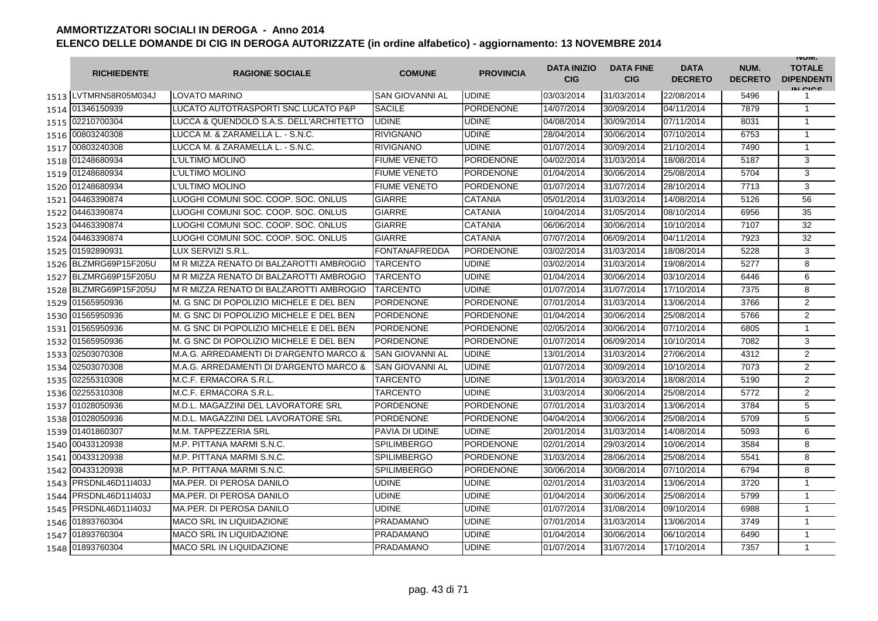# AMMORTIZZATORI SOCIALI IN DEROGA - Anno 2014

## ELENCO DELLE DOMANDE DI CIG IN DEROGA AUTORIZZATE (in ordine alfabetico) - aggiornamento: 13 NOVEMBRE 2014

| | RICHIEDENTE | RAGIONE SOCIALE | COMUNE | PROVINCIA | DATA INIZIO CIG | DATA FINE CIG | DATA DECRETO | NUM. DECRETO | NUM. TOTALE DIPENDENTI IN CIGS |
|---|---|---|---|---|---|---|---|---|---|
| 1513 | LVTMRN58R05M034J | LOVATO MARINO | SAN GIOVANNI AL | UDINE | 03/03/2014 | 31/03/2014 | 22/08/2014 | 5496 | 1 |
| 1514 | 01346150939 | LUCATO AUTOTRASPORTI SNC LUCATO P&P | SACILE | PORDENONE | 14/07/2014 | 30/09/2014 | 04/11/2014 | 7879 | 1 |
| 1515 | 02210700304 | LUCCA & QUENDOLO S.A.S. DELL'ARCHITETTO | UDINE | UDINE | 04/08/2014 | 30/09/2014 | 07/11/2014 | 8031 | 1 |
| 1516 | 00803240308 | LUCCA M. & ZARAMELLA L. - S.N.C. | RIVIGNANO | UDINE | 28/04/2014 | 30/06/2014 | 07/10/2014 | 6753 | 1 |
| 1517 | 00803240308 | LUCCA M. & ZARAMELLA L. - S.N.C. | RIVIGNANO | UDINE | 01/07/2014 | 30/09/2014 | 21/10/2014 | 7490 | 1 |
| 1518 | 01248680934 | L'ULTIMO MOLINO | FIUME VENETO | PORDENONE | 04/02/2014 | 31/03/2014 | 18/08/2014 | 5187 | 3 |
| 1519 | 01248680934 | L'ULTIMO MOLINO | FIUME VENETO | PORDENONE | 01/04/2014 | 30/06/2014 | 25/08/2014 | 5704 | 3 |
| 1520 | 01248680934 | L'ULTIMO MOLINO | FIUME VENETO | PORDENONE | 01/07/2014 | 31/07/2014 | 28/10/2014 | 7713 | 3 |
| 1521 | 04463390874 | LUOGHI COMUNI SOC. COOP. SOC. ONLUS | GIARRE | CATANIA | 05/01/2014 | 31/03/2014 | 14/08/2014 | 5126 | 56 |
| 1522 | 04463390874 | LUOGHI COMUNI SOC. COOP. SOC. ONLUS | GIARRE | CATANIA | 10/04/2014 | 31/05/2014 | 08/10/2014 | 6956 | 35 |
| 1523 | 04463390874 | LUOGHI COMUNI SOC. COOP. SOC. ONLUS | GIARRE | CATANIA | 06/06/2014 | 30/06/2014 | 10/10/2014 | 7107 | 32 |
| 1524 | 04463390874 | LUOGHI COMUNI SOC. COOP. SOC. ONLUS | GIARRE | CATANIA | 07/07/2014 | 06/09/2014 | 04/11/2014 | 7923 | 32 |
| 1525 | 01592890931 | LUX SERVIZI S.R.L. | FONTANAFREDDA | PORDENONE | 03/02/2014 | 31/03/2014 | 18/08/2014 | 5228 | 3 |
| 1526 | BLZMRG69P15F205U | M R MIZZA RENATO DI BALZAROTTI AMBROGIO | TARCENTO | UDINE | 03/02/2014 | 31/03/2014 | 19/08/2014 | 5277 | 8 |
| 1527 | BLZMRG69P15F205U | M R MIZZA RENATO DI BALZAROTTI AMBROGIO | TARCENTO | UDINE | 01/04/2014 | 30/06/2014 | 03/10/2014 | 6446 | 6 |
| 1528 | BLZMRG69P15F205U | M R MIZZA RENATO DI BALZAROTTI AMBROGIO | TARCENTO | UDINE | 01/07/2014 | 31/07/2014 | 17/10/2014 | 7375 | 8 |
| 1529 | 01565950936 | M. G SNC DI POPOLIZIO MICHELE E DEL BEN | PORDENONE | PORDENONE | 07/01/2014 | 31/03/2014 | 13/06/2014 | 3766 | 2 |
| 1530 | 01565950936 | M. G SNC DI POPOLIZIO MICHELE E DEL BEN | PORDENONE | PORDENONE | 01/04/2014 | 30/06/2014 | 25/08/2014 | 5766 | 2 |
| 1531 | 01565950936 | M. G SNC DI POPOLIZIO MICHELE E DEL BEN | PORDENONE | PORDENONE | 02/05/2014 | 30/06/2014 | 07/10/2014 | 6805 | 1 |
| 1532 | 01565950936 | M. G SNC DI POPOLIZIO MICHELE E DEL BEN | PORDENONE | PORDENONE | 01/07/2014 | 06/09/2014 | 10/10/2014 | 7082 | 3 |
| 1533 | 02503070308 | M.A.G. ARREDAMENTI DI D'ARGENTO MARCO & | SAN GIOVANNI AL | UDINE | 13/01/2014 | 31/03/2014 | 27/06/2014 | 4312 | 2 |
| 1534 | 02503070308 | M.A.G. ARREDAMENTI DI D'ARGENTO MARCO & | SAN GIOVANNI AL | UDINE | 01/07/2014 | 30/09/2014 | 10/10/2014 | 7073 | 2 |
| 1535 | 02255310308 | M.C.F. ERMACORA S.R.L. | TARCENTO | UDINE | 13/01/2014 | 30/03/2014 | 18/08/2014 | 5190 | 2 |
| 1536 | 02255310308 | M.C.F. ERMACORA S.R.L. | TARCENTO | UDINE | 31/03/2014 | 30/06/2014 | 25/08/2014 | 5772 | 2 |
| 1537 | 01028050936 | M.D.L. MAGAZZINI DEL LAVORATORE SRL | PORDENONE | PORDENONE | 07/01/2014 | 31/03/2014 | 13/06/2014 | 3784 | 5 |
| 1538 | 01028050936 | M.D.L. MAGAZZINI DEL LAVORATORE SRL | PORDENONE | PORDENONE | 04/04/2014 | 30/06/2014 | 25/08/2014 | 5709 | 5 |
| 1539 | 01401860307 | M.M. TAPPEZZERIA SRL | PAVIA DI UDINE | UDINE | 20/01/2014 | 31/03/2014 | 14/08/2014 | 5093 | 6 |
| 1540 | 00433120938 | M.P. PITTANA MARMI S.N.C. | SPILIMBERGO | PORDENONE | 02/01/2014 | 29/03/2014 | 10/06/2014 | 3584 | 8 |
| 1541 | 00433120938 | M.P. PITTANA MARMI S.N.C. | SPILIMBERGO | PORDENONE | 31/03/2014 | 28/06/2014 | 25/08/2014 | 5541 | 8 |
| 1542 | 00433120938 | M.P. PITTANA MARMI S.N.C. | SPILIMBERGO | PORDENONE | 30/06/2014 | 30/08/2014 | 07/10/2014 | 6794 | 8 |
| 1543 | PRSDNL46D11I403J | MA.PER. DI PEROSA DANILO | UDINE | UDINE | 02/01/2014 | 31/03/2014 | 13/06/2014 | 3720 | 1 |
| 1544 | PRSDNL46D11I403J | MA.PER. DI PEROSA DANILO | UDINE | UDINE | 01/04/2014 | 30/06/2014 | 25/08/2014 | 5799 | 1 |
| 1545 | PRSDNL46D11I403J | MA.PER. DI PEROSA DANILO | UDINE | UDINE | 01/07/2014 | 31/08/2014 | 09/10/2014 | 6988 | 1 |
| 1546 | 01893760304 | MACO SRL IN LIQUIDAZIONE | PRADAMANO | UDINE | 07/01/2014 | 31/03/2014 | 13/06/2014 | 3749 | 1 |
| 1547 | 01893760304 | MACO SRL IN LIQUIDAZIONE | PRADAMANO | UDINE | 01/04/2014 | 30/06/2014 | 06/10/2014 | 6490 | 1 |
| 1548 | 01893760304 | MACO SRL IN LIQUIDAZIONE | PRADAMANO | UDINE | 01/07/2014 | 31/07/2014 | 17/10/2014 | 7357 | 1 |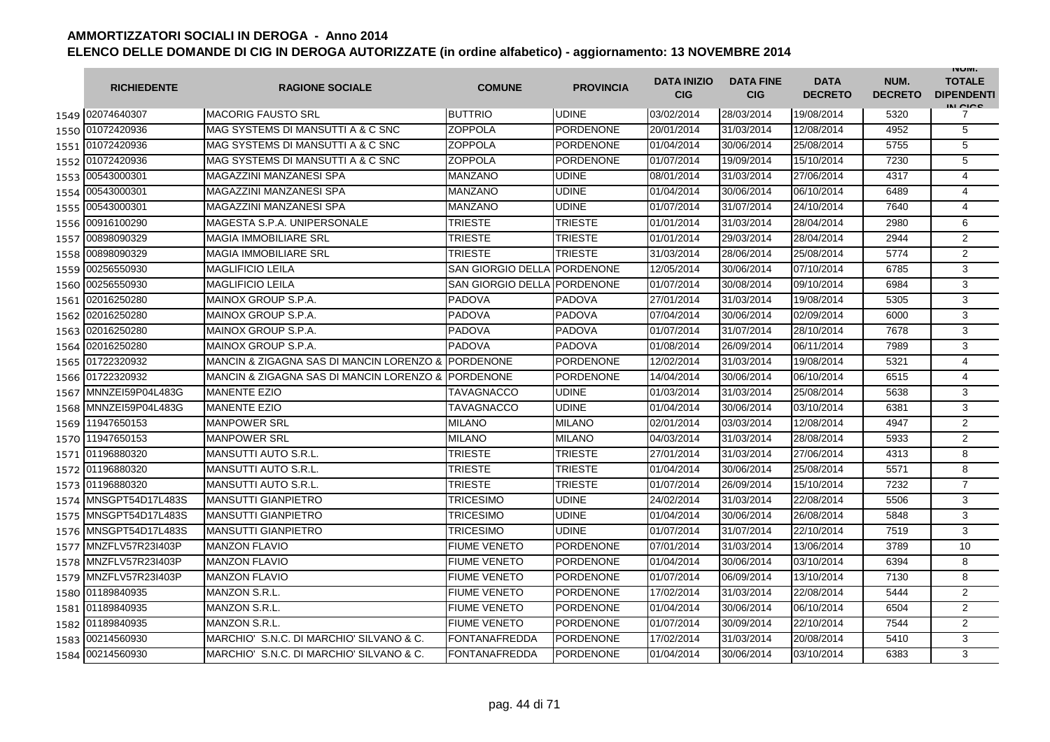# AMMORTIZZATORI SOCIALI IN DEROGA - Anno 2014

## ELENCO DELLE DOMANDE DI CIG IN DEROGA AUTORIZZATE (in ordine alfabetico) - aggiornamento: 13 NOVEMBRE 2014

| | RICHIEDENTE | RAGIONE SOCIALE | COMUNE | PROVINCIA | DATA INIZIO CIG | DATA FINE CIG | DATA DECRETO | NUM. DECRETO | NUM. TOTALE DIPENDENTI IN CIGS |
|---|---|---|---|---|---|---|---|---|---|
| 1549 | 02074640307 | MACORIG FAUSTO SRL | BUTTRIO | UDINE | 03/02/2014 | 28/03/2014 | 19/08/2014 | 5320 | 7 |
| 1550 | 01072420936 | MAG SYSTEMS DI MANSUTTI A & C SNC | ZOPPOLA | PORDENONE | 20/01/2014 | 31/03/2014 | 12/08/2014 | 4952 | 5 |
| 1551 | 01072420936 | MAG SYSTEMS DI MANSUTTI A & C SNC | ZOPPOLA | PORDENONE | 01/04/2014 | 30/06/2014 | 25/08/2014 | 5755 | 5 |
| 1552 | 01072420936 | MAG SYSTEMS DI MANSUTTI A & C SNC | ZOPPOLA | PORDENONE | 01/07/2014 | 19/09/2014 | 15/10/2014 | 7230 | 5 |
| 1553 | 00543000301 | MAGAZZINI MANZANESI SPA | MANZANO | UDINE | 08/01/2014 | 31/03/2014 | 27/06/2014 | 4317 | 4 |
| 1554 | 00543000301 | MAGAZZINI MANZANESI SPA | MANZANO | UDINE | 01/04/2014 | 30/06/2014 | 06/10/2014 | 6489 | 4 |
| 1555 | 00543000301 | MAGAZZINI MANZANESI SPA | MANZANO | UDINE | 01/07/2014 | 31/07/2014 | 24/10/2014 | 7640 | 4 |
| 1556 | 00916100290 | MAGESTA S.P.A. UNIPERSONALE | TRIESTE | TRIESTE | 01/01/2014 | 31/03/2014 | 28/04/2014 | 2980 | 6 |
| 1557 | 00898090329 | MAGIA IMMOBILIARE SRL | TRIESTE | TRIESTE | 01/01/2014 | 29/03/2014 | 28/04/2014 | 2944 | 2 |
| 1558 | 00898090329 | MAGIA IMMOBILIARE SRL | TRIESTE | TRIESTE | 31/03/2014 | 28/06/2014 | 25/08/2014 | 5774 | 2 |
| 1559 | 00256550930 | MAGLIFICIO LEILA | SAN GIORGIO DELLA | PORDENONE | 12/05/2014 | 30/06/2014 | 07/10/2014 | 6785 | 3 |
| 1560 | 00256550930 | MAGLIFICIO LEILA | SAN GIORGIO DELLA | PORDENONE | 01/07/2014 | 30/08/2014 | 09/10/2014 | 6984 | 3 |
| 1561 | 02016250280 | MAINOX GROUP S.P.A. | PADOVA | PADOVA | 27/01/2014 | 31/03/2014 | 19/08/2014 | 5305 | 3 |
| 1562 | 02016250280 | MAINOX GROUP S.P.A. | PADOVA | PADOVA | 07/04/2014 | 30/06/2014 | 02/09/2014 | 6000 | 3 |
| 1563 | 02016250280 | MAINOX GROUP S.P.A. | PADOVA | PADOVA | 01/07/2014 | 31/07/2014 | 28/10/2014 | 7678 | 3 |
| 1564 | 02016250280 | MAINOX GROUP S.P.A. | PADOVA | PADOVA | 01/08/2014 | 26/09/2014 | 06/11/2014 | 7989 | 3 |
| 1565 | 01722320932 | MANCIN & ZIGAGNA SAS DI MANCIN LORENZO & | PORDENONE | PORDENONE | 12/02/2014 | 31/03/2014 | 19/08/2014 | 5321 | 4 |
| 1566 | 01722320932 | MANCIN & ZIGAGNA SAS DI MANCIN LORENZO & | PORDENONE | PORDENONE | 14/04/2014 | 30/06/2014 | 06/10/2014 | 6515 | 4 |
| 1567 | MNNZEI59P04L483G | MANENTE EZIO | TAVAGNACCO | UDINE | 01/03/2014 | 31/03/2014 | 25/08/2014 | 5638 | 3 |
| 1568 | MNNZEI59P04L483G | MANENTE EZIO | TAVAGNACCO | UDINE | 01/04/2014 | 30/06/2014 | 03/10/2014 | 6381 | 3 |
| 1569 | 11947650153 | MANPOWER SRL | MILANO | MILANO | 02/01/2014 | 03/03/2014 | 12/08/2014 | 4947 | 2 |
| 1570 | 11947650153 | MANPOWER SRL | MILANO | MILANO | 04/03/2014 | 31/03/2014 | 28/08/2014 | 5933 | 2 |
| 1571 | 01196880320 | MANSUTTI AUTO S.R.L. | TRIESTE | TRIESTE | 27/01/2014 | 31/03/2014 | 27/06/2014 | 4313 | 8 |
| 1572 | 01196880320 | MANSUTTI AUTO S.R.L. | TRIESTE | TRIESTE | 01/04/2014 | 30/06/2014 | 25/08/2014 | 5571 | 8 |
| 1573 | 01196880320 | MANSUTTI AUTO S.R.L. | TRIESTE | TRIESTE | 01/07/2014 | 26/09/2014 | 15/10/2014 | 7232 | 7 |
| 1574 | MNSGPT54D17L483S | MANSUTTI GIANPIETRO | TRICESIMO | UDINE | 24/02/2014 | 31/03/2014 | 22/08/2014 | 5506 | 3 |
| 1575 | MNSGPT54D17L483S | MANSUTTI GIANPIETRO | TRICESIMO | UDINE | 01/04/2014 | 30/06/2014 | 26/08/2014 | 5848 | 3 |
| 1576 | MNSGPT54D17L483S | MANSUTTI GIANPIETRO | TRICESIMO | UDINE | 01/07/2014 | 31/07/2014 | 22/10/2014 | 7519 | 3 |
| 1577 | MNZFLV57R23I403P | MANZON FLAVIO | FIUME VENETO | PORDENONE | 07/01/2014 | 31/03/2014 | 13/06/2014 | 3789 | 10 |
| 1578 | MNZFLV57R23I403P | MANZON FLAVIO | FIUME VENETO | PORDENONE | 01/04/2014 | 30/06/2014 | 03/10/2014 | 6394 | 8 |
| 1579 | MNZFLV57R23I403P | MANZON FLAVIO | FIUME VENETO | PORDENONE | 01/07/2014 | 06/09/2014 | 13/10/2014 | 7130 | 8 |
| 1580 | 01189840935 | MANZON S.R.L. | FIUME VENETO | PORDENONE | 17/02/2014 | 31/03/2014 | 22/08/2014 | 5444 | 2 |
| 1581 | 01189840935 | MANZON S.R.L. | FIUME VENETO | PORDENONE | 01/04/2014 | 30/06/2014 | 06/10/2014 | 6504 | 2 |
| 1582 | 01189840935 | MANZON S.R.L. | FIUME VENETO | PORDENONE | 01/07/2014 | 30/09/2014 | 22/10/2014 | 7544 | 2 |
| 1583 | 00214560930 | MARCHIO' S.N.C. DI MARCHIO' SILVANO & C. | FONTANAFREDDA | PORDENONE | 17/02/2014 | 31/03/2014 | 20/08/2014 | 5410 | 3 |
| 1584 | 00214560930 | MARCHIO' S.N.C. DI MARCHIO' SILVANO & C. | FONTANAFREDDA | PORDENONE | 01/04/2014 | 30/06/2014 | 03/10/2014 | 6383 | 3 |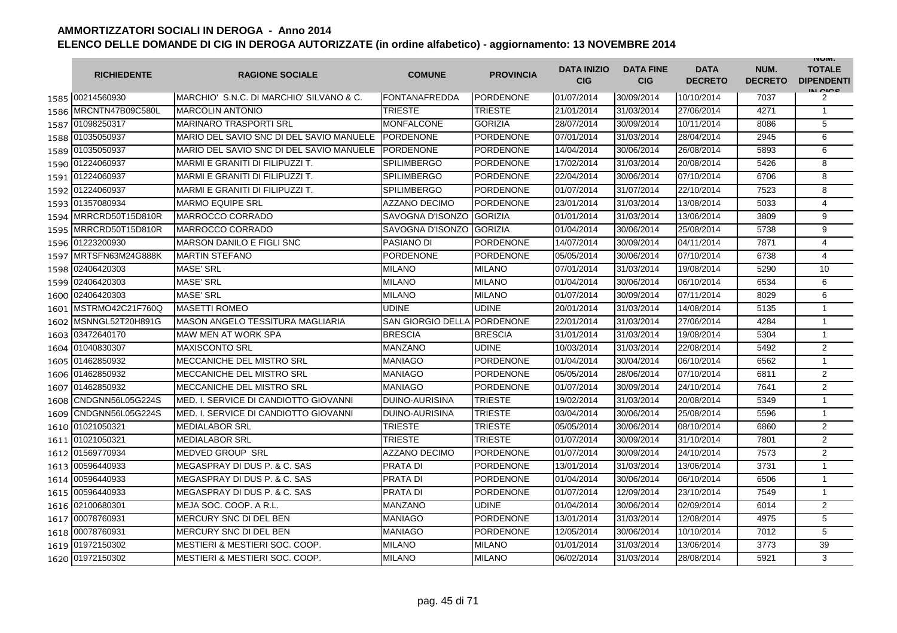# AMMORTIZZATORI SOCIALI IN DEROGA - Anno 2014

## ELENCO DELLE DOMANDE DI CIG IN DEROGA AUTORIZZATE (in ordine alfabetico) - aggiornamento: 13 NOVEMBRE 2014

| | RICHIEDENTE | RAGIONE SOCIALE | COMUNE | PROVINCIA | DATA INIZIO CIG | DATA FINE CIG | DATA DECRETO | NUM. DECRETO | NUM. TOTALE DIPENDENTI IN CIGS |
|---|---|---|---|---|---|---|---|---|---|
| 1585 | 00214560930 | MARCHIO' S.N.C. DI MARCHIO' SILVANO & C. | FONTANAFREDDA | PORDENONE | 01/07/2014 | 30/09/2014 | 10/10/2014 | 7037 | 2 |
| 1586 | MRCNTN47B09C580L | MARCOLIN ANTONIO | TRIESTE | TRIESTE | 21/01/2014 | 31/03/2014 | 27/06/2014 | 4271 | 1 |
| 1587 | 01098250317 | MARINARO TRASPORTI SRL | MONFALCONE | GORIZIA | 28/07/2014 | 30/09/2014 | 10/11/2014 | 8086 | 5 |
| 1588 | 01035050937 | MARIO DEL SAVIO SNC DI DEL SAVIO MANUELE | PORDENONE | PORDENONE | 07/01/2014 | 31/03/2014 | 28/04/2014 | 2945 | 6 |
| 1589 | 01035050937 | MARIO DEL SAVIO SNC DI DEL SAVIO MANUELE | PORDENONE | PORDENONE | 14/04/2014 | 30/06/2014 | 26/08/2014 | 5893 | 6 |
| 1590 | 01224060937 | MARMI E GRANITI DI FILIPUZZI T. | SPILIMBERGO | PORDENONE | 17/02/2014 | 31/03/2014 | 20/08/2014 | 5426 | 8 |
| 1591 | 01224060937 | MARMI E GRANITI DI FILIPUZZI T. | SPILIMBERGO | PORDENONE | 22/04/2014 | 30/06/2014 | 07/10/2014 | 6706 | 8 |
| 1592 | 01224060937 | MARMI E GRANITI DI FILIPUZZI T. | SPILIMBERGO | PORDENONE | 01/07/2014 | 31/07/2014 | 22/10/2014 | 7523 | 8 |
| 1593 | 01357080934 | MARMO EQUIPE SRL | AZZANO DECIMO | PORDENONE | 23/01/2014 | 31/03/2014 | 13/08/2014 | 5033 | 4 |
| 1594 | MRRCRD50T15D810R | MARROCCO CORRADO | SAVOGNA D'ISONZO | GORIZIA | 01/01/2014 | 31/03/2014 | 13/06/2014 | 3809 | 9 |
| 1595 | MRRCRD50T15D810R | MARROCCO CORRADO | SAVOGNA D'ISONZO | GORIZIA | 01/04/2014 | 30/06/2014 | 25/08/2014 | 5738 | 9 |
| 1596 | 01223200930 | MARSON DANILO E FIGLI SNC | PASIANO DI | PORDENONE | 14/07/2014 | 30/09/2014 | 04/11/2014 | 7871 | 4 |
| 1597 | MRTSFN63M24G888K | MARTIN STEFANO | PORDENONE | PORDENONE | 05/05/2014 | 30/06/2014 | 07/10/2014 | 6738 | 4 |
| 1598 | 02406420303 | MASE' SRL | MILANO | MILANO | 07/01/2014 | 31/03/2014 | 19/08/2014 | 5290 | 10 |
| 1599 | 02406420303 | MASE' SRL | MILANO | MILANO | 01/04/2014 | 30/06/2014 | 06/10/2014 | 6534 | 6 |
| 1600 | 02406420303 | MASE' SRL | MILANO | MILANO | 01/07/2014 | 30/09/2014 | 07/11/2014 | 8029 | 6 |
| 1601 | MSTRMO42C21F760Q | MASETTI ROMEO | UDINE | UDINE | 20/01/2014 | 31/03/2014 | 14/08/2014 | 5135 | 1 |
| 1602 | MSNNGL52T20H891G | MASON ANGELO TESSITURA MAGLIARIA | SAN GIORGIO DELLA | PORDENONE | 22/01/2014 | 31/03/2014 | 27/06/2014 | 4284 | 1 |
| 1603 | 03472640170 | MAW MEN AT WORK SPA | BRESCIA | BRESCIA | 31/01/2014 | 31/03/2014 | 19/08/2014 | 5304 | 1 |
| 1604 | 01040830307 | MAXISCONTO SRL | MANZANO | UDINE | 10/03/2014 | 31/03/2014 | 22/08/2014 | 5492 | 2 |
| 1605 | 01462850932 | MECCANICHE DEL MISTRO SRL | MANIAGO | PORDENONE | 01/04/2014 | 30/04/2014 | 06/10/2014 | 6562 | 1 |
| 1606 | 01462850932 | MECCANICHE DEL MISTRO SRL | MANIAGO | PORDENONE | 05/05/2014 | 28/06/2014 | 07/10/2014 | 6811 | 2 |
| 1607 | 01462850932 | MECCANICHE DEL MISTRO SRL | MANIAGO | PORDENONE | 01/07/2014 | 30/09/2014 | 24/10/2014 | 7641 | 2 |
| 1608 | CNDGNN56L05G224S | MED. I. SERVICE DI CANDIOTTO GIOVANNI | DUINO-AURISINA | TRIESTE | 19/02/2014 | 31/03/2014 | 20/08/2014 | 5349 | 1 |
| 1609 | CNDGNN56L05G224S | MED. I. SERVICE DI CANDIOTTO GIOVANNI | DUINO-AURISINA | TRIESTE | 03/04/2014 | 30/06/2014 | 25/08/2014 | 5596 | 1 |
| 1610 | 01021050321 | MEDIALABOR SRL | TRIESTE | TRIESTE | 05/05/2014 | 30/06/2014 | 08/10/2014 | 6860 | 2 |
| 1611 | 01021050321 | MEDIALABOR SRL | TRIESTE | TRIESTE | 01/07/2014 | 30/09/2014 | 31/10/2014 | 7801 | 2 |
| 1612 | 01569770934 | MEDVED GROUP SRL | AZZANO DECIMO | PORDENONE | 01/07/2014 | 30/09/2014 | 24/10/2014 | 7573 | 2 |
| 1613 | 00596440933 | MEGASPRAY DI DUS P. & C. SAS | PRATA DI | PORDENONE | 13/01/2014 | 31/03/2014 | 13/06/2014 | 3731 | 1 |
| 1614 | 00596440933 | MEGASPRAY DI DUS P. & C. SAS | PRATA DI | PORDENONE | 01/04/2014 | 30/06/2014 | 06/10/2014 | 6506 | 1 |
| 1615 | 00596440933 | MEGASPRAY DI DUS P. & C. SAS | PRATA DI | PORDENONE | 01/07/2014 | 12/09/2014 | 23/10/2014 | 7549 | 1 |
| 1616 | 02100680301 | MEJA SOC. COOP. A R.L. | MANZANO | UDINE | 01/04/2014 | 30/06/2014 | 02/09/2014 | 6014 | 2 |
| 1617 | 00078760931 | MERCURY SNC DI DEL BEN | MANIAGO | PORDENONE | 13/01/2014 | 31/03/2014 | 12/08/2014 | 4975 | 5 |
| 1618 | 00078760931 | MERCURY SNC DI DEL BEN | MANIAGO | PORDENONE | 12/05/2014 | 30/06/2014 | 10/10/2014 | 7012 | 5 |
| 1619 | 01972150302 | MESTIERI & MESTIERI SOC. COOP. | MILANO | MILANO | 01/01/2014 | 31/03/2014 | 13/06/2014 | 3773 | 39 |
| 1620 | 01972150302 | MESTIERI & MESTIERI SOC. COOP. | MILANO | MILANO | 06/02/2014 | 31/03/2014 | 28/08/2014 | 5921 | 3 |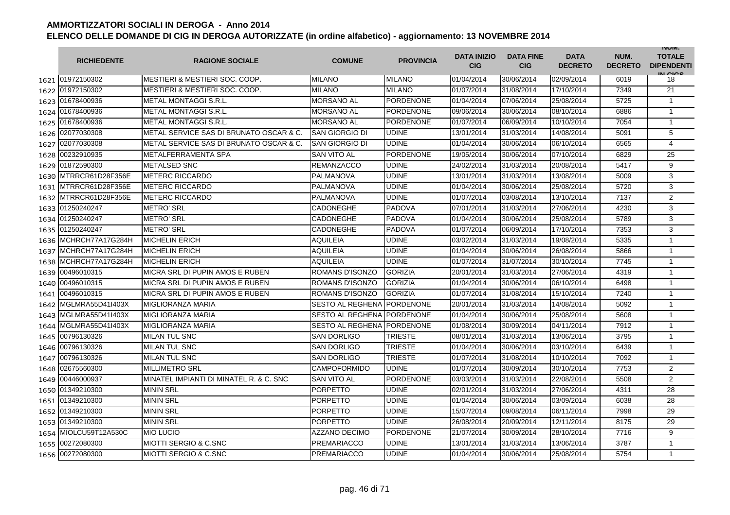# AMMORTIZZATORI SOCIALI IN DEROGA - Anno 2014

## ELENCO DELLE DOMANDE DI CIG IN DEROGA AUTORIZZATE (in ordine alfabetico) - aggiornamento: 13 NOVEMBRE 2014

| | RICHIEDENTE | RAGIONE SOCIALE | COMUNE | PROVINCIA | DATA INIZIO CIG | DATA FINE CIG | DATA DECRETO | NUM. DECRETO | NUM. TOTALE DIPENDENTI IN CIGS |
|---|---|---|---|---|---|---|---|---|---|
| 1621 | 01972150302 | MESTIERI & MESTIERI SOC. COOP. | MILANO | MILANO | 01/04/2014 | 30/06/2014 | 02/09/2014 | 6019 | 18 |
| 1622 | 01972150302 | MESTIERI & MESTIERI SOC. COOP. | MILANO | MILANO | 01/07/2014 | 31/08/2014 | 17/10/2014 | 7349 | 21 |
| 1623 | 01678400936 | METAL MONTAGGI S.R.L. | MORSANO AL | PORDENONE | 01/04/2014 | 07/06/2014 | 25/08/2014 | 5725 | 1 |
| 1624 | 01678400936 | METAL MONTAGGI S.R.L. | MORSANO AL | PORDENONE | 09/06/2014 | 30/06/2014 | 08/10/2014 | 6886 | 1 |
| 1625 | 01678400936 | METAL MONTAGGI S.R.L. | MORSANO AL | PORDENONE | 01/07/2014 | 06/09/2014 | 10/10/2014 | 7054 | 1 |
| 1626 | 02077030308 | METAL SERVICE SAS DI BRUNATO OSCAR & C. | SAN GIORGIO DI | UDINE | 13/01/2014 | 31/03/2014 | 14/08/2014 | 5091 | 5 |
| 1627 | 02077030308 | METAL SERVICE SAS DI BRUNATO OSCAR & C. | SAN GIORGIO DI | UDINE | 01/04/2014 | 30/06/2014 | 06/10/2014 | 6565 | 4 |
| 1628 | 00232910935 | METALFERRAMENTA SPA | SAN VITO AL | PORDENONE | 19/05/2014 | 30/06/2014 | 07/10/2014 | 6829 | 25 |
| 1629 | 01872590300 | METALSED SNC | REMANZACCO | UDINE | 24/02/2014 | 31/03/2014 | 20/08/2014 | 5417 | 9 |
| 1630 | MTRRCR61D28F356E | METERC RICCARDO | PALMANOVA | UDINE | 13/01/2014 | 31/03/2014 | 13/08/2014 | 5009 | 3 |
| 1631 | MTRRCR61D28F356E | METERC RICCARDO | PALMANOVA | UDINE | 01/04/2014 | 30/06/2014 | 25/08/2014 | 5720 | 3 |
| 1632 | MTRRCR61D28F356E | METERC RICCARDO | PALMANOVA | UDINE | 01/07/2014 | 03/08/2014 | 13/10/2014 | 7137 | 2 |
| 1633 | 01250240247 | METRO' SRL | CADONEGHE | PADOVA | 07/01/2014 | 31/03/2014 | 27/06/2014 | 4230 | 3 |
| 1634 | 01250240247 | METRO' SRL | CADONEGHE | PADOVA | 01/04/2014 | 30/06/2014 | 25/08/2014 | 5789 | 3 |
| 1635 | 01250240247 | METRO' SRL | CADONEGHE | PADOVA | 01/07/2014 | 06/09/2014 | 17/10/2014 | 7353 | 3 |
| 1636 | MCHRCH77A17G284H | MICHELIN ERICH | AQUILEIA | UDINE | 03/02/2014 | 31/03/2014 | 19/08/2014 | 5335 | 1 |
| 1637 | MCHRCH77A17G284H | MICHELIN ERICH | AQUILEIA | UDINE | 01/04/2014 | 30/06/2014 | 26/08/2014 | 5866 | 1 |
| 1638 | MCHRCH77A17G284H | MICHELIN ERICH | AQUILEIA | UDINE | 01/07/2014 | 31/07/2014 | 30/10/2014 | 7745 | 1 |
| 1639 | 00496010315 | MICRA SRL DI PUPIN AMOS E RUBEN | ROMANS D'ISONZO | GORIZIA | 20/01/2014 | 31/03/2014 | 27/06/2014 | 4319 | 1 |
| 1640 | 00496010315 | MICRA SRL DI PUPIN AMOS E RUBEN | ROMANS D'ISONZO | GORIZIA | 01/04/2014 | 30/06/2014 | 06/10/2014 | 6498 | 1 |
| 1641 | 00496010315 | MICRA SRL DI PUPIN AMOS E RUBEN | ROMANS D'ISONZO | GORIZIA | 01/07/2014 | 31/08/2014 | 15/10/2014 | 7240 | 1 |
| 1642 | MGLMRA55D41I403X | MIGLIORANZA MARIA | SESTO AL REGHENA | PORDENONE | 20/01/2014 | 31/03/2014 | 14/08/2014 | 5092 | 1 |
| 1643 | MGLMRA55D41I403X | MIGLIORANZA MARIA | SESTO AL REGHENA | PORDENONE | 01/04/2014 | 30/06/2014 | 25/08/2014 | 5608 | 1 |
| 1644 | MGLMRA55D41I403X | MIGLIORANZA MARIA | SESTO AL REGHENA | PORDENONE | 01/08/2014 | 30/09/2014 | 04/11/2014 | 7912 | 1 |
| 1645 | 00796130326 | MILAN TUL SNC | SAN DORLIGO | TRIESTE | 08/01/2014 | 31/03/2014 | 13/06/2014 | 3795 | 1 |
| 1646 | 00796130326 | MILAN TUL SNC | SAN DORLIGO | TRIESTE | 01/04/2014 | 30/06/2014 | 03/10/2014 | 6439 | 1 |
| 1647 | 00796130326 | MILAN TUL SNC | SAN DORLIGO | TRIESTE | 01/07/2014 | 31/08/2014 | 10/10/2014 | 7092 | 1 |
| 1648 | 02675560300 | MILLIMETRO SRL | CAMPOFORMIDO | UDINE | 01/07/2014 | 30/09/2014 | 30/10/2014 | 7753 | 2 |
| 1649 | 00446000937 | MINATEL IMPIANTI DI MINATEL R. & C. SNC | SAN VITO AL | PORDENONE | 03/03/2014 | 31/03/2014 | 22/08/2014 | 5508 | 2 |
| 1650 | 01349210300 | MININ SRL | PORPETTO | UDINE | 02/01/2014 | 31/03/2014 | 27/06/2014 | 4311 | 28 |
| 1651 | 01349210300 | MININ SRL | PORPETTO | UDINE | 01/04/2014 | 30/06/2014 | 03/09/2014 | 6038 | 28 |
| 1652 | 01349210300 | MININ SRL | PORPETTO | UDINE | 15/07/2014 | 09/08/2014 | 06/11/2014 | 7998 | 29 |
| 1653 | 01349210300 | MININ SRL | PORPETTO | UDINE | 26/08/2014 | 20/09/2014 | 12/11/2014 | 8175 | 29 |
| 1654 | MIOLCU59T12A530C | MIO LUCIO | AZZANO DECIMO | PORDENONE | 21/07/2014 | 30/09/2014 | 28/10/2014 | 7716 | 9 |
| 1655 | 00272080300 | MIOTTI SERGIO & C.SNC | PREMARIACCO | UDINE | 13/01/2014 | 31/03/2014 | 13/06/2014 | 3787 | 1 |
| 1656 | 00272080300 | MIOTTI SERGIO & C.SNC | PREMARIACCO | UDINE | 01/04/2014 | 30/06/2014 | 25/08/2014 | 5754 | 1 |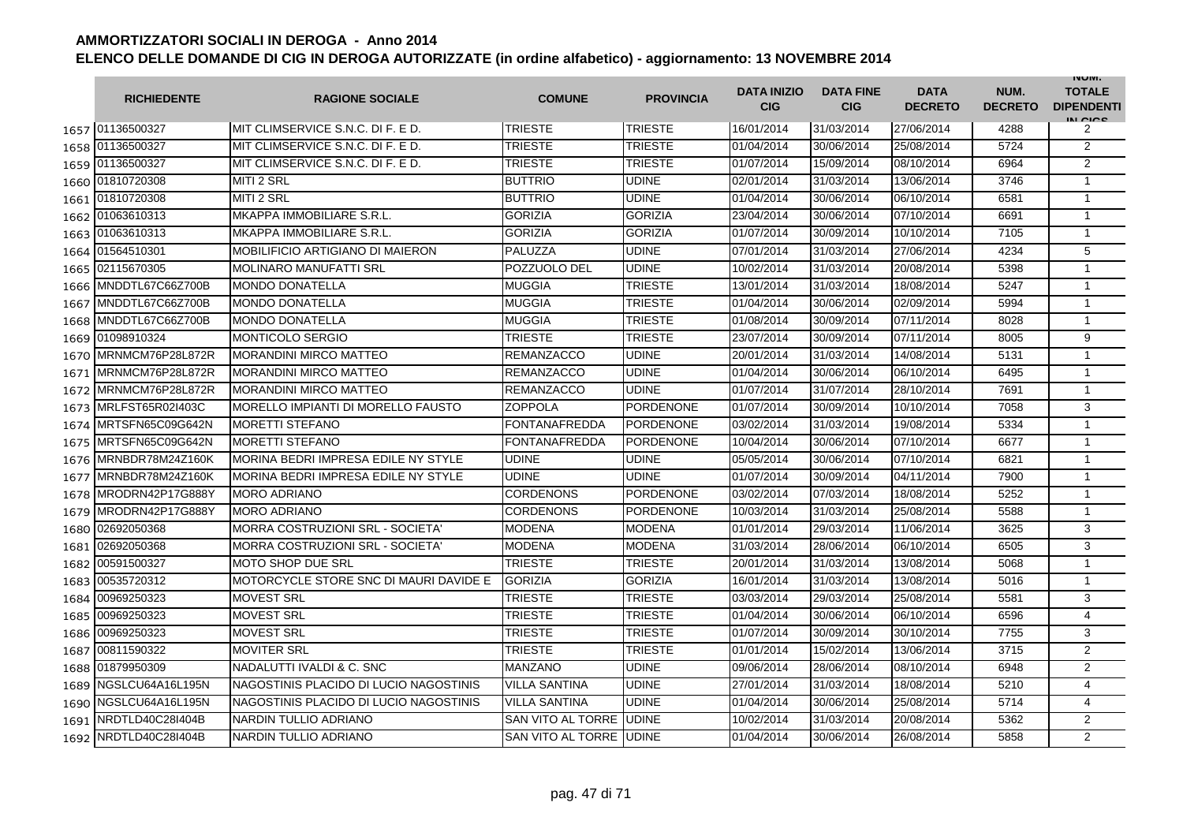# AMMORTIZZATORI SOCIALI IN DEROGA - Anno 2014

## ELENCO DELLE DOMANDE DI CIG IN DEROGA AUTORIZZATE (in ordine alfabetico) - aggiornamento: 13 NOVEMBRE 2014

| | RICHIEDENTE | RAGIONE SOCIALE | COMUNE | PROVINCIA | DATA INIZIO CIG | DATA FINE CIG | DATA DECRETO | NUM. DECRETO | NUM. TOTALE DIPENDENTI IN CIGS |
|---|---|---|---|---|---|---|---|---|---|
| 1657 | 01136500327 | MIT CLIMSERVICE S.N.C. DI F. E D. | TRIESTE | TRIESTE | 16/01/2014 | 31/03/2014 | 27/06/2014 | 4288 | 2 |
| 1658 | 01136500327 | MIT CLIMSERVICE S.N.C. DI F. E D. | TRIESTE | TRIESTE | 01/04/2014 | 30/06/2014 | 25/08/2014 | 5724 | 2 |
| 1659 | 01136500327 | MIT CLIMSERVICE S.N.C. DI F. E D. | TRIESTE | TRIESTE | 01/07/2014 | 15/09/2014 | 08/10/2014 | 6964 | 2 |
| 1660 | 01810720308 | MITI 2 SRL | BUTTRIO | UDINE | 02/01/2014 | 31/03/2014 | 13/06/2014 | 3746 | 1 |
| 1661 | 01810720308 | MITI 2 SRL | BUTTRIO | UDINE | 01/04/2014 | 30/06/2014 | 06/10/2014 | 6581 | 1 |
| 1662 | 01063610313 | MKAPPA IMMOBILIARE S.R.L. | GORIZIA | GORIZIA | 23/04/2014 | 30/06/2014 | 07/10/2014 | 6691 | 1 |
| 1663 | 01063610313 | MKAPPA IMMOBILIARE S.R.L. | GORIZIA | GORIZIA | 01/07/2014 | 30/09/2014 | 10/10/2014 | 7105 | 1 |
| 1664 | 01564510301 | MOBILIFICIO ARTIGIANO DI MAIERON | PALUZZA | UDINE | 07/01/2014 | 31/03/2014 | 27/06/2014 | 4234 | 5 |
| 1665 | 02115670305 | MOLINARO MANUFATTI SRL | POZZUOLO DEL | UDINE | 10/02/2014 | 31/03/2014 | 20/08/2014 | 5398 | 1 |
| 1666 | MNDDTL67C66Z700B | MONDO DONATELLA | MUGGIA | TRIESTE | 13/01/2014 | 31/03/2014 | 18/08/2014 | 5247 | 1 |
| 1667 | MNDDTL67C66Z700B | MONDO DONATELLA | MUGGIA | TRIESTE | 01/04/2014 | 30/06/2014 | 02/09/2014 | 5994 | 1 |
| 1668 | MNDDTL67C66Z700B | MONDO DONATELLA | MUGGIA | TRIESTE | 01/08/2014 | 30/09/2014 | 07/11/2014 | 8028 | 1 |
| 1669 | 01098910324 | MONTICOLO SERGIO | TRIESTE | TRIESTE | 23/07/2014 | 30/09/2014 | 07/11/2014 | 8005 | 9 |
| 1670 | MRNMCM76P28L872R | MORANDINI MIRCO MATTEO | REMANZACCO | UDINE | 20/01/2014 | 31/03/2014 | 14/08/2014 | 5131 | 1 |
| 1671 | MRNMCM76P28L872R | MORANDINI MIRCO MATTEO | REMANZACCO | UDINE | 01/04/2014 | 30/06/2014 | 06/10/2014 | 6495 | 1 |
| 1672 | MRNMCM76P28L872R | MORANDINI MIRCO MATTEO | REMANZACCO | UDINE | 01/07/2014 | 31/07/2014 | 28/10/2014 | 7691 | 1 |
| 1673 | MRLFST65R02I403C | MORELLO IMPIANTI DI MORELLO FAUSTO | ZOPPOLA | PORDENONE | 01/07/2014 | 30/09/2014 | 10/10/2014 | 7058 | 3 |
| 1674 | MRTSFN65C09G642N | MORETTI STEFANO | FONTANAFREDDA | PORDENONE | 03/02/2014 | 31/03/2014 | 19/08/2014 | 5334 | 1 |
| 1675 | MRTSFN65C09G642N | MORETTI STEFANO | FONTANAFREDDA | PORDENONE | 10/04/2014 | 30/06/2014 | 07/10/2014 | 6677 | 1 |
| 1676 | MRNBDR78M24Z160K | MORINA BEDRI IMPRESA EDILE NY STYLE | UDINE | UDINE | 05/05/2014 | 30/06/2014 | 07/10/2014 | 6821 | 1 |
| 1677 | MRNBDR78M24Z160K | MORINA BEDRI IMPRESA EDILE NY STYLE | UDINE | UDINE | 01/07/2014 | 30/09/2014 | 04/11/2014 | 7900 | 1 |
| 1678 | MRODRN42P17G888Y | MORO ADRIANO | CORDENONS | PORDENONE | 03/02/2014 | 07/03/2014 | 18/08/2014 | 5252 | 1 |
| 1679 | MRODRN42P17G888Y | MORO ADRIANO | CORDENONS | PORDENONE | 10/03/2014 | 31/03/2014 | 25/08/2014 | 5588 | 1 |
| 1680 | 02692050368 | MORRA COSTRUZIONI SRL - SOCIETA' | MODENA | MODENA | 01/01/2014 | 29/03/2014 | 11/06/2014 | 3625 | 3 |
| 1681 | 02692050368 | MORRA COSTRUZIONI SRL - SOCIETA' | MODENA | MODENA | 31/03/2014 | 28/06/2014 | 06/10/2014 | 6505 | 3 |
| 1682 | 00591500327 | MOTO SHOP DUE SRL | TRIESTE | TRIESTE | 20/01/2014 | 31/03/2014 | 13/08/2014 | 5068 | 1 |
| 1683 | 00535720312 | MOTORCYCLE STORE SNC DI MAURI DAVIDE E | GORIZIA | GORIZIA | 16/01/2014 | 31/03/2014 | 13/08/2014 | 5016 | 1 |
| 1684 | 00969250323 | MOVEST SRL | TRIESTE | TRIESTE | 03/03/2014 | 29/03/2014 | 25/08/2014 | 5581 | 3 |
| 1685 | 00969250323 | MOVEST SRL | TRIESTE | TRIESTE | 01/04/2014 | 30/06/2014 | 06/10/2014 | 6596 | 4 |
| 1686 | 00969250323 | MOVEST SRL | TRIESTE | TRIESTE | 01/07/2014 | 30/09/2014 | 30/10/2014 | 7755 | 3 |
| 1687 | 00811590322 | MOVITER SRL | TRIESTE | TRIESTE | 01/01/2014 | 15/02/2014 | 13/06/2014 | 3715 | 2 |
| 1688 | 01879950309 | NADALUTTI IVALDI & C. SNC | MANZANO | UDINE | 09/06/2014 | 28/06/2014 | 08/10/2014 | 6948 | 2 |
| 1689 | NGSLCU64A16L195N | NAGOSTINIS PLACIDO DI LUCIO NAGOSTINIS | VILLA SANTINA | UDINE | 27/01/2014 | 31/03/2014 | 18/08/2014 | 5210 | 4 |
| 1690 | NGSLCU64A16L195N | NAGOSTINIS PLACIDO DI LUCIO NAGOSTINIS | VILLA SANTINA | UDINE | 01/04/2014 | 30/06/2014 | 25/08/2014 | 5714 | 4 |
| 1691 | NRDTLD40C28I404B | NARDIN TULLIO ADRIANO | SAN VITO AL TORRE | UDINE | 10/02/2014 | 31/03/2014 | 20/08/2014 | 5362 | 2 |
| 1692 | NRDTLD40C28I404B | NARDIN TULLIO ADRIANO | SAN VITO AL TORRE | UDINE | 01/04/2014 | 30/06/2014 | 26/08/2014 | 5858 | 2 |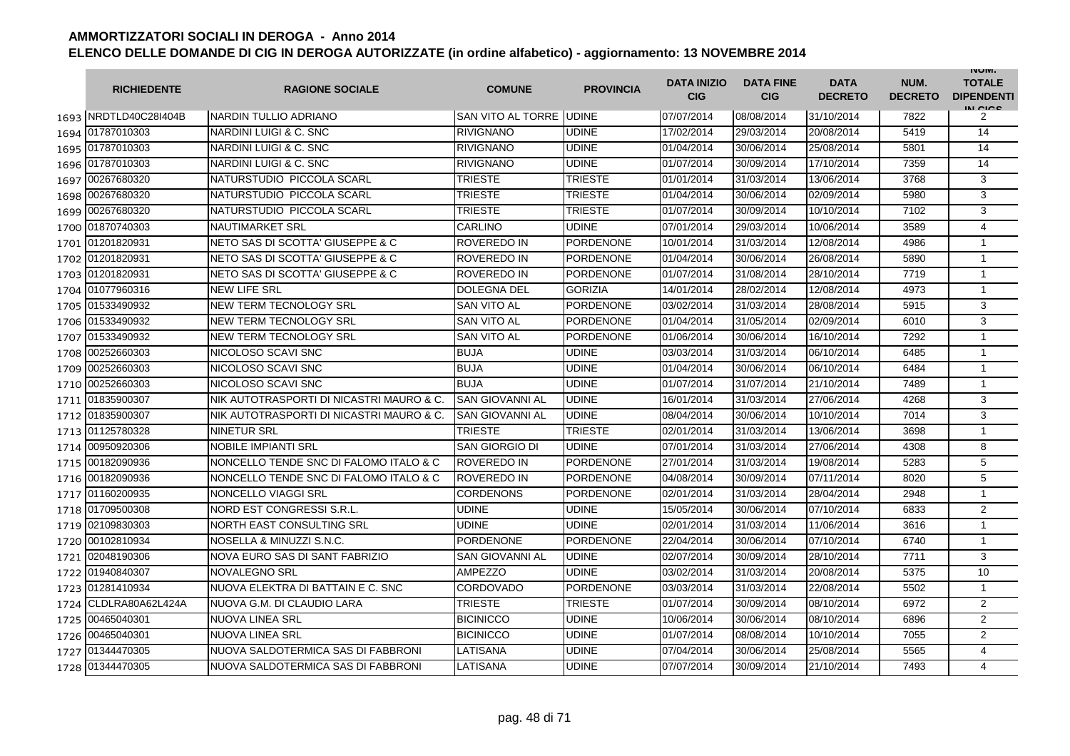# AMMORTIZZATORI SOCIALI IN DEROGA - Anno 2014

## ELENCO DELLE DOMANDE DI CIG IN DEROGA AUTORIZZATE (in ordine alfabetico) - aggiornamento: 13 NOVEMBRE 2014

| | RICHIEDENTE | RAGIONE SOCIALE | COMUNE | PROVINCIA | DATA INIZIO CIG | DATA FINE CIG | DATA DECRETO | NUM. DECRETO | NUM. TOTALE DIPENDENTI IN CIGS |
|---|---|---|---|---|---|---|---|---|---|
| 1693 | NRDTLD40C28I404B | NARDIN TULLIO ADRIANO | SAN VITO AL TORRE | UDINE | 07/07/2014 | 08/08/2014 | 31/10/2014 | 7822 | 2 |
| 1694 | 01787010303 | NARDINI LUIGI & C. SNC | RIVIGNANO | UDINE | 17/02/2014 | 29/03/2014 | 20/08/2014 | 5419 | 14 |
| 1695 | 01787010303 | NARDINI LUIGI & C. SNC | RIVIGNANO | UDINE | 01/04/2014 | 30/06/2014 | 25/08/2014 | 5801 | 14 |
| 1696 | 01787010303 | NARDINI LUIGI & C. SNC | RIVIGNANO | UDINE | 01/07/2014 | 30/09/2014 | 17/10/2014 | 7359 | 14 |
| 1697 | 00267680320 | NATURSTUDIO PICCOLA SCARL | TRIESTE | TRIESTE | 01/01/2014 | 31/03/2014 | 13/06/2014 | 3768 | 3 |
| 1698 | 00267680320 | NATURSTUDIO PICCOLA SCARL | TRIESTE | TRIESTE | 01/04/2014 | 30/06/2014 | 02/09/2014 | 5980 | 3 |
| 1699 | 00267680320 | NATURSTUDIO PICCOLA SCARL | TRIESTE | TRIESTE | 01/07/2014 | 30/09/2014 | 10/10/2014 | 7102 | 3 |
| 1700 | 01870740303 | NAUTIMARKET SRL | CARLINO | UDINE | 07/01/2014 | 29/03/2014 | 10/06/2014 | 3589 | 4 |
| 1701 | 01201820931 | NETO SAS DI SCOTTA' GIUSEPPE & C | ROVEREDO IN | PORDENONE | 10/01/2014 | 31/03/2014 | 12/08/2014 | 4986 | 1 |
| 1702 | 01201820931 | NETO SAS DI SCOTTA' GIUSEPPE & C | ROVEREDO IN | PORDENONE | 01/04/2014 | 30/06/2014 | 26/08/2014 | 5890 | 1 |
| 1703 | 01201820931 | NETO SAS DI SCOTTA' GIUSEPPE & C | ROVEREDO IN | PORDENONE | 01/07/2014 | 31/08/2014 | 28/10/2014 | 7719 | 1 |
| 1704 | 01077960316 | NEW LIFE SRL | DOLEGNA DEL | GORIZIA | 14/01/2014 | 28/02/2014 | 12/08/2014 | 4973 | 1 |
| 1705 | 01533490932 | NEW TERM TECNOLOGY SRL | SAN VITO AL | PORDENONE | 03/02/2014 | 31/03/2014 | 28/08/2014 | 5915 | 3 |
| 1706 | 01533490932 | NEW TERM TECNOLOGY SRL | SAN VITO AL | PORDENONE | 01/04/2014 | 31/05/2014 | 02/09/2014 | 6010 | 3 |
| 1707 | 01533490932 | NEW TERM TECNOLOGY SRL | SAN VITO AL | PORDENONE | 01/06/2014 | 30/06/2014 | 16/10/2014 | 7292 | 1 |
| 1708 | 00252660303 | NICOLOSO SCAVI SNC | BUJA | UDINE | 03/03/2014 | 31/03/2014 | 06/10/2014 | 6485 | 1 |
| 1709 | 00252660303 | NICOLOSO SCAVI SNC | BUJA | UDINE | 01/04/2014 | 30/06/2014 | 06/10/2014 | 6484 | 1 |
| 1710 | 00252660303 | NICOLOSO SCAVI SNC | BUJA | UDINE | 01/07/2014 | 31/07/2014 | 21/10/2014 | 7489 | 1 |
| 1711 | 01835900307 | NIK AUTOTRASPORTI DI NICASTRI MAURO & C. | SAN GIOVANNI AL | UDINE | 16/01/2014 | 31/03/2014 | 27/06/2014 | 4268 | 3 |
| 1712 | 01835900307 | NIK AUTOTRASPORTI DI NICASTRI MAURO & C. | SAN GIOVANNI AL | UDINE | 08/04/2014 | 30/06/2014 | 10/10/2014 | 7014 | 3 |
| 1713 | 01125780328 | NINETUR SRL | TRIESTE | TRIESTE | 02/01/2014 | 31/03/2014 | 13/06/2014 | 3698 | 1 |
| 1714 | 00950920306 | NOBILE IMPIANTI SRL | SAN GIORGIO DI | UDINE | 07/01/2014 | 31/03/2014 | 27/06/2014 | 4308 | 8 |
| 1715 | 00182090936 | NONCELLO TENDE SNC DI FALOMO ITALO & C | ROVEREDO IN | PORDENONE | 27/01/2014 | 31/03/2014 | 19/08/2014 | 5283 | 5 |
| 1716 | 00182090936 | NONCELLO TENDE SNC DI FALOMO ITALO & C | ROVEREDO IN | PORDENONE | 04/08/2014 | 30/09/2014 | 07/11/2014 | 8020 | 5 |
| 1717 | 01160200935 | NONCELLO VIAGGI SRL | CORDENONS | PORDENONE | 02/01/2014 | 31/03/2014 | 28/04/2014 | 2948 | 1 |
| 1718 | 01709500308 | NORD EST CONGRESSI S.R.L. | UDINE | UDINE | 15/05/2014 | 30/06/2014 | 07/10/2014 | 6833 | 2 |
| 1719 | 02109830303 | NORTH EAST CONSULTING SRL | UDINE | UDINE | 02/01/2014 | 31/03/2014 | 11/06/2014 | 3616 | 1 |
| 1720 | 00102810934 | NOSELLA & MINUZZI S.N.C. | PORDENONE | PORDENONE | 22/04/2014 | 30/06/2014 | 07/10/2014 | 6740 | 1 |
| 1721 | 02048190306 | NOVA EURO SAS DI SANT FABRIZIO | SAN GIOVANNI AL | UDINE | 02/07/2014 | 30/09/2014 | 28/10/2014 | 7711 | 3 |
| 1722 | 01940840307 | NOVALEGNO SRL | AMPEZZO | UDINE | 03/02/2014 | 31/03/2014 | 20/08/2014 | 5375 | 10 |
| 1723 | 01281410934 | NUOVA ELEKTRA DI BATTAIN E C. SNC | CORDOVADO | PORDENONE | 03/03/2014 | 31/03/2014 | 22/08/2014 | 5502 | 1 |
| 1724 | CLDLRA80A62L424A | NUOVA G.M. DI CLAUDIO LARA | TRIESTE | TRIESTE | 01/07/2014 | 30/09/2014 | 08/10/2014 | 6972 | 2 |
| 1725 | 00465040301 | NUOVA LINEA SRL | BICINICCO | UDINE | 10/06/2014 | 30/06/2014 | 08/10/2014 | 6896 | 2 |
| 1726 | 00465040301 | NUOVA LINEA SRL | BICINICCO | UDINE | 01/07/2014 | 08/08/2014 | 10/10/2014 | 7055 | 2 |
| 1727 | 01344470305 | NUOVA SALDOTERMICA SAS DI FABBRONI | LATISANA | UDINE | 07/04/2014 | 30/06/2014 | 25/08/2014 | 5565 | 4 |
| 1728 | 01344470305 | NUOVA SALDOTERMICA SAS DI FABBRONI | LATISANA | UDINE | 07/07/2014 | 30/09/2014 | 21/10/2014 | 7493 | 4 |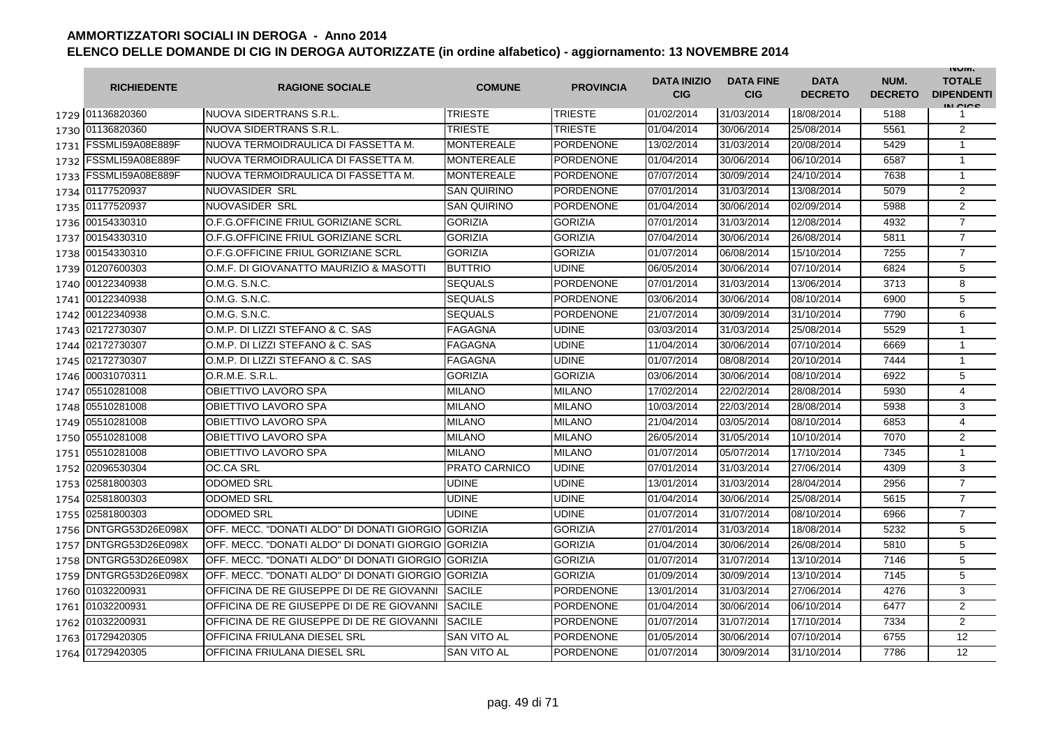# AMMORTIZZATORI SOCIALI IN DEROGA - Anno 2014

## ELENCO DELLE DOMANDE DI CIG IN DEROGA AUTORIZZATE (in ordine alfabetico) - aggiornamento: 13 NOVEMBRE 2014

| | RICHIEDENTE | RAGIONE SOCIALE | COMUNE | PROVINCIA | DATA INIZIO CIG | DATA FINE CIG | DATA DECRETO | NUM. DECRETO | NUM. TOTALE DIPENDENTI IN CIGS |
|---|---|---|---|---|---|---|---|---|---|
| 1729 | 01136820360 | NUOVA SIDERTRANS S.R.L. | TRIESTE | TRIESTE | 01/02/2014 | 31/03/2014 | 18/08/2014 | 5188 | 1 |
| 1730 | 01136820360 | NUOVA SIDERTRANS S.R.L. | TRIESTE | TRIESTE | 01/04/2014 | 30/06/2014 | 25/08/2014 | 5561 | 2 |
| 1731 | FSSMLI59A08E889F | NUOVA TERMOIDRAULICA DI FASSETTA M. | MONTEREALE | PORDENONE | 13/02/2014 | 31/03/2014 | 20/08/2014 | 5429 | 1 |
| 1732 | FSSMLI59A08E889F | NUOVA TERMOIDRAULICA DI FASSETTA M. | MONTEREALE | PORDENONE | 01/04/2014 | 30/06/2014 | 06/10/2014 | 6587 | 1 |
| 1733 | FSSMLI59A08E889F | NUOVA TERMOIDRAULICA DI FASSETTA M. | MONTEREALE | PORDENONE | 07/07/2014 | 30/09/2014 | 24/10/2014 | 7638 | 1 |
| 1734 | 01177520937 | NUOVASIDER SRL | SAN QUIRINO | PORDENONE | 07/01/2014 | 31/03/2014 | 13/08/2014 | 5079 | 2 |
| 1735 | 01177520937 | NUOVASIDER SRL | SAN QUIRINO | PORDENONE | 01/04/2014 | 30/06/2014 | 02/09/2014 | 5988 | 2 |
| 1736 | 00154330310 | O.F.G.OFFICINE FRIUL GORIZIANE SCRL | GORIZIA | GORIZIA | 07/01/2014 | 31/03/2014 | 12/08/2014 | 4932 | 7 |
| 1737 | 00154330310 | O.F.G.OFFICINE FRIUL GORIZIANE SCRL | GORIZIA | GORIZIA | 07/04/2014 | 30/06/2014 | 26/08/2014 | 5811 | 7 |
| 1738 | 00154330310 | O.F.G.OFFICINE FRIUL GORIZIANE SCRL | GORIZIA | GORIZIA | 01/07/2014 | 06/08/2014 | 15/10/2014 | 7255 | 7 |
| 1739 | 01207600303 | O.M.F. DI GIOVANATTO MAURIZIO & MASOTTI | BUTTRIO | UDINE | 06/05/2014 | 30/06/2014 | 07/10/2014 | 6824 | 5 |
| 1740 | 00122340938 | O.M.G. S.N.C. | SEQUALS | PORDENONE | 07/01/2014 | 31/03/2014 | 13/06/2014 | 3713 | 8 |
| 1741 | 00122340938 | O.M.G. S.N.C. | SEQUALS | PORDENONE | 03/06/2014 | 30/06/2014 | 08/10/2014 | 6900 | 5 |
| 1742 | 00122340938 | O.M.G. S.N.C. | SEQUALS | PORDENONE | 21/07/2014 | 30/09/2014 | 31/10/2014 | 7790 | 6 |
| 1743 | 02172730307 | O.M.P. DI LIZZI STEFANO & C. SAS | FAGAGNA | UDINE | 03/03/2014 | 31/03/2014 | 25/08/2014 | 5529 | 1 |
| 1744 | 02172730307 | O.M.P. DI LIZZI STEFANO & C. SAS | FAGAGNA | UDINE | 11/04/2014 | 30/06/2014 | 07/10/2014 | 6669 | 1 |
| 1745 | 02172730307 | O.M.P. DI LIZZI STEFANO & C. SAS | FAGAGNA | UDINE | 01/07/2014 | 08/08/2014 | 20/10/2014 | 7444 | 1 |
| 1746 | 00031070311 | O.R.M.E. S.R.L. | GORIZIA | GORIZIA | 03/06/2014 | 30/06/2014 | 08/10/2014 | 6922 | 5 |
| 1747 | 05510281008 | OBIETTIVO LAVORO SPA | MILANO | MILANO | 17/02/2014 | 22/02/2014 | 28/08/2014 | 5930 | 4 |
| 1748 | 05510281008 | OBIETTIVO LAVORO SPA | MILANO | MILANO | 10/03/2014 | 22/03/2014 | 28/08/2014 | 5938 | 3 |
| 1749 | 05510281008 | OBIETTIVO LAVORO SPA | MILANO | MILANO | 21/04/2014 | 03/05/2014 | 08/10/2014 | 6853 | 4 |
| 1750 | 05510281008 | OBIETTIVO LAVORO SPA | MILANO | MILANO | 26/05/2014 | 31/05/2014 | 10/10/2014 | 7070 | 2 |
| 1751 | 05510281008 | OBIETTIVO LAVORO SPA | MILANO | MILANO | 01/07/2014 | 05/07/2014 | 17/10/2014 | 7345 | 1 |
| 1752 | 02096530304 | OC.CA SRL | PRATO CARNICO | UDINE | 07/01/2014 | 31/03/2014 | 27/06/2014 | 4309 | 3 |
| 1753 | 02581800303 | ODOMED SRL | UDINE | UDINE | 13/01/2014 | 31/03/2014 | 28/04/2014 | 2956 | 7 |
| 1754 | 02581800303 | ODOMED SRL | UDINE | UDINE | 01/04/2014 | 30/06/2014 | 25/08/2014 | 5615 | 7 |
| 1755 | 02581800303 | ODOMED SRL | UDINE | UDINE | 01/07/2014 | 31/07/2014 | 08/10/2014 | 6966 | 7 |
| 1756 | DNTGRG53D26E098X | OFF. MECC. "DONATI ALDO" DI DONATI GIORGIO | GORIZIA | GORIZIA | 27/01/2014 | 31/03/2014 | 18/08/2014 | 5232 | 5 |
| 1757 | DNTGRG53D26E098X | OFF. MECC. "DONATI ALDO" DI DONATI GIORGIO | GORIZIA | GORIZIA | 01/04/2014 | 30/06/2014 | 26/08/2014 | 5810 | 5 |
| 1758 | DNTGRG53D26E098X | OFF. MECC. "DONATI ALDO" DI DONATI GIORGIO | GORIZIA | GORIZIA | 01/07/2014 | 31/07/2014 | 13/10/2014 | 7146 | 5 |
| 1759 | DNTGRG53D26E098X | OFF. MECC. "DONATI ALDO" DI DONATI GIORGIO | GORIZIA | GORIZIA | 01/09/2014 | 30/09/2014 | 13/10/2014 | 7145 | 5 |
| 1760 | 01032200931 | OFFICINA DE RE GIUSEPPE DI DE RE GIOVANNI | SACILE | PORDENONE | 13/01/2014 | 31/03/2014 | 27/06/2014 | 4276 | 3 |
| 1761 | 01032200931 | OFFICINA DE RE GIUSEPPE DI DE RE GIOVANNI | SACILE | PORDENONE | 01/04/2014 | 30/06/2014 | 06/10/2014 | 6477 | 2 |
| 1762 | 01032200931 | OFFICINA DE RE GIUSEPPE DI DE RE GIOVANNI | SACILE | PORDENONE | 01/07/2014 | 31/07/2014 | 17/10/2014 | 7334 | 2 |
| 1763 | 01729420305 | OFFICINA FRIULANA DIESEL SRL | SAN VITO AL | PORDENONE | 01/05/2014 | 30/06/2014 | 07/10/2014 | 6755 | 12 |
| 1764 | 01729420305 | OFFICINA FRIULANA DIESEL SRL | SAN VITO AL | PORDENONE | 01/07/2014 | 30/09/2014 | 31/10/2014 | 7786 | 12 |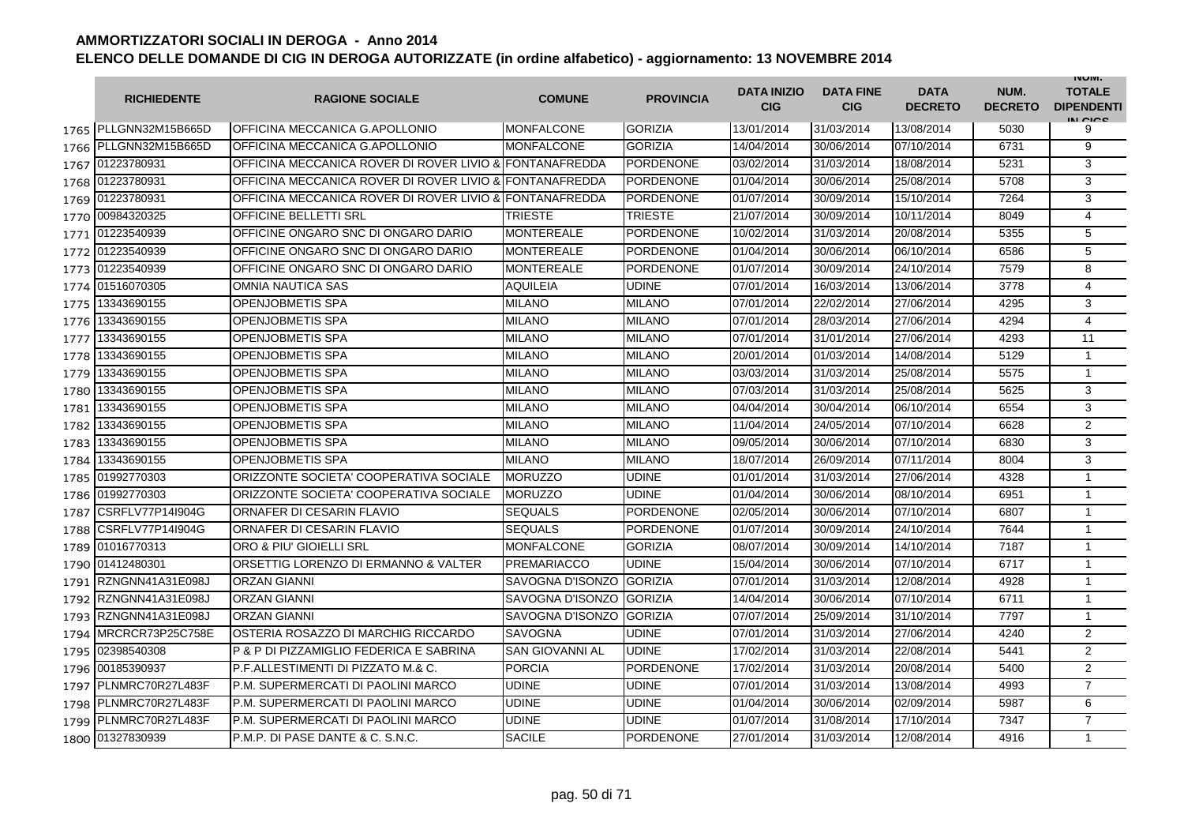# AMMORTIZZATORI SOCIALI IN DEROGA - Anno 2014

## ELENCO DELLE DOMANDE DI CIG IN DEROGA AUTORIZZATE (in ordine alfabetico) - aggiornamento: 13 NOVEMBRE 2014

| | RICHIEDENTE | RAGIONE SOCIALE | COMUNE | PROVINCIA | DATA INIZIO CIG | DATA FINE CIG | DATA DECRETO | NUM. DECRETO | NUM. TOTALE DIPENDENTI IN CIGS |
|---|---|---|---|---|---|---|---|---|---|
| 1765 | PLLGNN32M15B665D | OFFICINA MECCANICA G.APOLLONIO | MONFALCONE | GORIZIA | 13/01/2014 | 31/03/2014 | 13/08/2014 | 5030 | 9 |
| 1766 | PLLGNN32M15B665D | OFFICINA MECCANICA G.APOLLONIO | MONFALCONE | GORIZIA | 14/04/2014 | 30/06/2014 | 07/10/2014 | 6731 | 9 |
| 1767 | 01223780931 | OFFICINA MECCANICA ROVER DI ROVER LIVIO & | FONTANAFREDDA | PORDENONE | 03/02/2014 | 31/03/2014 | 18/08/2014 | 5231 | 3 |
| 1768 | 01223780931 | OFFICINA MECCANICA ROVER DI ROVER LIVIO & | FONTANAFREDDA | PORDENONE | 01/04/2014 | 30/06/2014 | 25/08/2014 | 5708 | 3 |
| 1769 | 01223780931 | OFFICINA MECCANICA ROVER DI ROVER LIVIO & | FONTANAFREDDA | PORDENONE | 01/07/2014 | 30/09/2014 | 15/10/2014 | 7264 | 3 |
| 1770 | 00984320325 | OFFICINE BELLETTI SRL | TRIESTE | TRIESTE | 21/07/2014 | 30/09/2014 | 10/11/2014 | 8049 | 4 |
| 1771 | 01223540939 | OFFICINE ONGARO SNC DI ONGARO DARIO | MONTEREALE | PORDENONE | 10/02/2014 | 31/03/2014 | 20/08/2014 | 5355 | 5 |
| 1772 | 01223540939 | OFFICINE ONGARO SNC DI ONGARO DARIO | MONTEREALE | PORDENONE | 01/04/2014 | 30/06/2014 | 06/10/2014 | 6586 | 5 |
| 1773 | 01223540939 | OFFICINE ONGARO SNC DI ONGARO DARIO | MONTEREALE | PORDENONE | 01/07/2014 | 30/09/2014 | 24/10/2014 | 7579 | 8 |
| 1774 | 01516070305 | OMNIA NAUTICA SAS | AQUILEIA | UDINE | 07/01/2014 | 16/03/2014 | 13/06/2014 | 3778 | 4 |
| 1775 | 13343690155 | OPENJOBMETIS SPA | MILANO | MILANO | 07/01/2014 | 22/02/2014 | 27/06/2014 | 4295 | 3 |
| 1776 | 13343690155 | OPENJOBMETIS SPA | MILANO | MILANO | 07/01/2014 | 28/03/2014 | 27/06/2014 | 4294 | 4 |
| 1777 | 13343690155 | OPENJOBMETIS SPA | MILANO | MILANO | 07/01/2014 | 31/01/2014 | 27/06/2014 | 4293 | 11 |
| 1778 | 13343690155 | OPENJOBMETIS SPA | MILANO | MILANO | 20/01/2014 | 01/03/2014 | 14/08/2014 | 5129 | 1 |
| 1779 | 13343690155 | OPENJOBMETIS SPA | MILANO | MILANO | 03/03/2014 | 31/03/2014 | 25/08/2014 | 5575 | 1 |
| 1780 | 13343690155 | OPENJOBMETIS SPA | MILANO | MILANO | 07/03/2014 | 31/03/2014 | 25/08/2014 | 5625 | 3 |
| 1781 | 13343690155 | OPENJOBMETIS SPA | MILANO | MILANO | 04/04/2014 | 30/04/2014 | 06/10/2014 | 6554 | 3 |
| 1782 | 13343690155 | OPENJOBMETIS SPA | MILANO | MILANO | 11/04/2014 | 24/05/2014 | 07/10/2014 | 6628 | 2 |
| 1783 | 13343690155 | OPENJOBMETIS SPA | MILANO | MILANO | 09/05/2014 | 30/06/2014 | 07/10/2014 | 6830 | 3 |
| 1784 | 13343690155 | OPENJOBMETIS SPA | MILANO | MILANO | 18/07/2014 | 26/09/2014 | 07/11/2014 | 8004 | 3 |
| 1785 | 01992770303 | ORIZZONTE SOCIETA' COOPERATIVA SOCIALE | MORUZZO | UDINE | 01/01/2014 | 31/03/2014 | 27/06/2014 | 4328 | 1 |
| 1786 | 01992770303 | ORIZZONTE SOCIETA' COOPERATIVA SOCIALE | MORUZZO | UDINE | 01/04/2014 | 30/06/2014 | 08/10/2014 | 6951 | 1 |
| 1787 | CSRFLV77P14I904G | ORNAFER DI CESARIN FLAVIO | SEQUALS | PORDENONE | 02/05/2014 | 30/06/2014 | 07/10/2014 | 6807 | 1 |
| 1788 | CSRFLV77P14I904G | ORNAFER DI CESARIN FLAVIO | SEQUALS | PORDENONE | 01/07/2014 | 30/09/2014 | 24/10/2014 | 7644 | 1 |
| 1789 | 01016770313 | ORO & PIU' GIOIELLI SRL | MONFALCONE | GORIZIA | 08/07/2014 | 30/09/2014 | 14/10/2014 | 7187 | 1 |
| 1790 | 01412480301 | ORSETTIG LORENZO DI ERMANNO & VALTER | PREMARIACCO | UDINE | 15/04/2014 | 30/06/2014 | 07/10/2014 | 6717 | 1 |
| 1791 | RZNGNN41A31E098J | ORZAN GIANNI | SAVOGNA D'ISONZO | GORIZIA | 07/01/2014 | 31/03/2014 | 12/08/2014 | 4928 | 1 |
| 1792 | RZNGNN41A31E098J | ORZAN GIANNI | SAVOGNA D'ISONZO | GORIZIA | 14/04/2014 | 30/06/2014 | 07/10/2014 | 6711 | 1 |
| 1793 | RZNGNN41A31E098J | ORZAN GIANNI | SAVOGNA D'ISONZO | GORIZIA | 07/07/2014 | 25/09/2014 | 31/10/2014 | 7797 | 1 |
| 1794 | MRCRCR73P25C758E | OSTERIA ROSAZZO DI MARCHIG RICCARDO | SAVOGNA | UDINE | 07/01/2014 | 31/03/2014 | 27/06/2014 | 4240 | 2 |
| 1795 | 02398540308 | P & P DI PIZZAMIGLIO FEDERICA E SABRINA | SAN GIOVANNI AL | UDINE | 17/02/2014 | 31/03/2014 | 22/08/2014 | 5441 | 2 |
| 1796 | 00185390937 | P.F.ALLESTIMENTI DI PIZZATO M.& C. | PORCIA | PORDENONE | 17/02/2014 | 31/03/2014 | 20/08/2014 | 5400 | 2 |
| 1797 | PLNMRC70R27L483F | P.M. SUPERMERCATI DI PAOLINI MARCO | UDINE | UDINE | 07/01/2014 | 31/03/2014 | 13/08/2014 | 4993 | 7 |
| 1798 | PLNMRC70R27L483F | P.M. SUPERMERCATI DI PAOLINI MARCO | UDINE | UDINE | 01/04/2014 | 30/06/2014 | 02/09/2014 | 5987 | 6 |
| 1799 | PLNMRC70R27L483F | P.M. SUPERMERCATI DI PAOLINI MARCO | UDINE | UDINE | 01/07/2014 | 31/08/2014 | 17/10/2014 | 7347 | 7 |
| 1800 | 01327830939 | P.M.P. DI PASE DANTE & C. S.N.C. | SACILE | PORDENONE | 27/01/2014 | 31/03/2014 | 12/08/2014 | 4916 | 1 |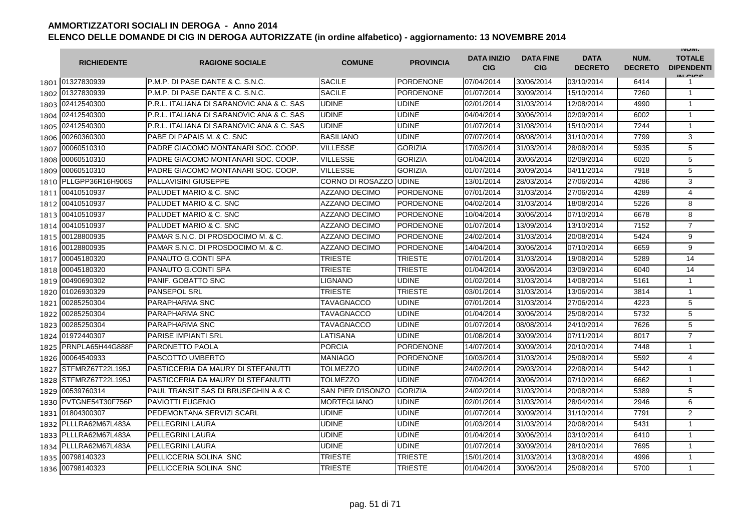# AMMORTIZZATORI SOCIALI IN DEROGA - Anno 2014

## ELENCO DELLE DOMANDE DI CIG IN DEROGA AUTORIZZATE (in ordine alfabetico) - aggiornamento: 13 NOVEMBRE 2014

| | RICHIEDENTE | RAGIONE SOCIALE | COMUNE | PROVINCIA | DATA INIZIO CIG | DATA FINE CIG | DATA DECRETO | NUM. DECRETO | NUM. TOTALE DIPENDENTI IN CIGS |
|---|---|---|---|---|---|---|---|---|---|
| 1801 | 01327830939 | P.M.P. DI PASE DANTE & C. S.N.C. | SACILE | PORDENONE | 07/04/2014 | 30/06/2014 | 03/10/2014 | 6414 | 1 |
| 1802 | 01327830939 | P.M.P. DI PASE DANTE & C. S.N.C. | SACILE | PORDENONE | 01/07/2014 | 30/09/2014 | 15/10/2014 | 7260 | 1 |
| 1803 | 02412540300 | P.R.L. ITALIANA DI SARANOVIC ANA & C. SAS | UDINE | UDINE | 02/01/2014 | 31/03/2014 | 12/08/2014 | 4990 | 1 |
| 1804 | 02412540300 | P.R.L. ITALIANA DI SARANOVIC ANA & C. SAS | UDINE | UDINE | 04/04/2014 | 30/06/2014 | 02/09/2014 | 6002 | 1 |
| 1805 | 02412540300 | P.R.L. ITALIANA DI SARANOVIC ANA & C. SAS | UDINE | UDINE | 01/07/2014 | 31/08/2014 | 15/10/2014 | 7244 | 1 |
| 1806 | 00260360300 | PABE DI PAPAIS M. & C. SNC | BASILIANO | UDINE | 07/07/2014 | 08/08/2014 | 31/10/2014 | 7799 | 3 |
| 1807 | 00060510310 | PADRE GIACOMO MONTANARI SOC. COOP. | VILLESSE | GORIZIA | 17/03/2014 | 31/03/2014 | 28/08/2014 | 5935 | 5 |
| 1808 | 00060510310 | PADRE GIACOMO MONTANARI SOC. COOP. | VILLESSE | GORIZIA | 01/04/2014 | 30/06/2014 | 02/09/2014 | 6020 | 5 |
| 1809 | 00060510310 | PADRE GIACOMO MONTANARI SOC. COOP. | VILLESSE | GORIZIA | 01/07/2014 | 30/09/2014 | 04/11/2014 | 7918 | 5 |
| 1810 | PLLGPP36R16H906S | PALLAVISINI GIUSEPPE | CORNO DI ROSAZZO | UDINE | 13/01/2014 | 28/03/2014 | 27/06/2014 | 4286 | 3 |
| 1811 | 00410510937 | PALUDET MARIO & C. SNC | AZZANO DECIMO | PORDENONE | 07/01/2014 | 31/03/2014 | 27/06/2014 | 4289 | 4 |
| 1812 | 00410510937 | PALUDET MARIO & C. SNC | AZZANO DECIMO | PORDENONE | 04/02/2014 | 31/03/2014 | 18/08/2014 | 5226 | 8 |
| 1813 | 00410510937 | PALUDET MARIO & C. SNC | AZZANO DECIMO | PORDENONE | 10/04/2014 | 30/06/2014 | 07/10/2014 | 6678 | 8 |
| 1814 | 00410510937 | PALUDET MARIO & C. SNC | AZZANO DECIMO | PORDENONE | 01/07/2014 | 13/09/2014 | 13/10/2014 | 7152 | 7 |
| 1815 | 00128800935 | PAMAR S.N.C. DI PROSDOCIMO M. & C. | AZZANO DECIMO | PORDENONE | 24/02/2014 | 31/03/2014 | 20/08/2014 | 5424 | 9 |
| 1816 | 00128800935 | PAMAR S.N.C. DI PROSDOCIMO M. & C. | AZZANO DECIMO | PORDENONE | 14/04/2014 | 30/06/2014 | 07/10/2014 | 6659 | 9 |
| 1817 | 00045180320 | PANAUTO G.CONTI SPA | TRIESTE | TRIESTE | 07/01/2014 | 31/03/2014 | 19/08/2014 | 5289 | 14 |
| 1818 | 00045180320 | PANAUTO G.CONTI SPA | TRIESTE | TRIESTE | 01/04/2014 | 30/06/2014 | 03/09/2014 | 6040 | 14 |
| 1819 | 00490690302 | PANIF. GOBATTO SNC | LIGNANO | UDINE | 01/02/2014 | 31/03/2014 | 14/08/2014 | 5161 | 1 |
| 1820 | 01026930329 | PANSEPOL SRL | TRIESTE | TRIESTE | 03/01/2014 | 31/03/2014 | 13/06/2014 | 3814 | 1 |
| 1821 | 00285250304 | PARAPHARMA SNC | TAVAGNACCO | UDINE | 07/01/2014 | 31/03/2014 | 27/06/2014 | 4223 | 5 |
| 1822 | 00285250304 | PARAPHARMA SNC | TAVAGNACCO | UDINE | 01/04/2014 | 30/06/2014 | 25/08/2014 | 5732 | 5 |
| 1823 | 00285250304 | PARAPHARMA SNC | TAVAGNACCO | UDINE | 01/07/2014 | 08/08/2014 | 24/10/2014 | 7626 | 5 |
| 1824 | 01972440307 | PARISE IMPIANTI SRL | LATISANA | UDINE | 01/08/2014 | 30/09/2014 | 07/11/2014 | 8017 | 7 |
| 1825 | PRNPLA65H44G888F | PARONETTO PAOLA | PORCIA | PORDENONE | 14/07/2014 | 30/09/2014 | 20/10/2014 | 7448 | 1 |
| 1826 | 00064540933 | PASCOTTO UMBERTO | MANIAGO | PORDENONE | 10/03/2014 | 31/03/2014 | 25/08/2014 | 5592 | 4 |
| 1827 | STFMRZ67T22L195J | PASTICCERIA DA MAURY DI STEFANUTTI | TOLMEZZO | UDINE | 24/02/2014 | 29/03/2014 | 22/08/2014 | 5442 | 1 |
| 1828 | STFMRZ67T22L195J | PASTICCERIA DA MAURY DI STEFANUTTI | TOLMEZZO | UDINE | 07/04/2014 | 30/06/2014 | 07/10/2014 | 6662 | 1 |
| 1829 | 00539760314 | PAUL TRANSIT SAS DI BRUSEGHIN A & C | SAN PIER D'ISONZO | GORIZIA | 24/02/2014 | 31/03/2014 | 20/08/2014 | 5389 | 5 |
| 1830 | PVTGNE54T30F756P | PAVIOTTI EUGENIO | MORTEGLIANO | UDINE | 02/01/2014 | 31/03/2014 | 28/04/2014 | 2946 | 6 |
| 1831 | 01804300307 | PEDEMONTANA SERVIZI SCARL | UDINE | UDINE | 01/07/2014 | 30/09/2014 | 31/10/2014 | 7791 | 2 |
| 1832 | PLLLRA62M67L483A | PELLEGRINI LAURA | UDINE | UDINE | 01/03/2014 | 31/03/2014 | 20/08/2014 | 5431 | 1 |
| 1833 | PLLLRA62M67L483A | PELLEGRINI LAURA | UDINE | UDINE | 01/04/2014 | 30/06/2014 | 03/10/2014 | 6410 | 1 |
| 1834 | PLLLRA62M67L483A | PELLEGRINI LAURA | UDINE | UDINE | 01/07/2014 | 30/09/2014 | 28/10/2014 | 7695 | 1 |
| 1835 | 00798140323 | PELLICCERIA SOLINA SNC | TRIESTE | TRIESTE | 15/01/2014 | 31/03/2014 | 13/08/2014 | 4996 | 1 |
| 1836 | 00798140323 | PELLICCERIA SOLINA SNC | TRIESTE | TRIESTE | 01/04/2014 | 30/06/2014 | 25/08/2014 | 5700 | 1 |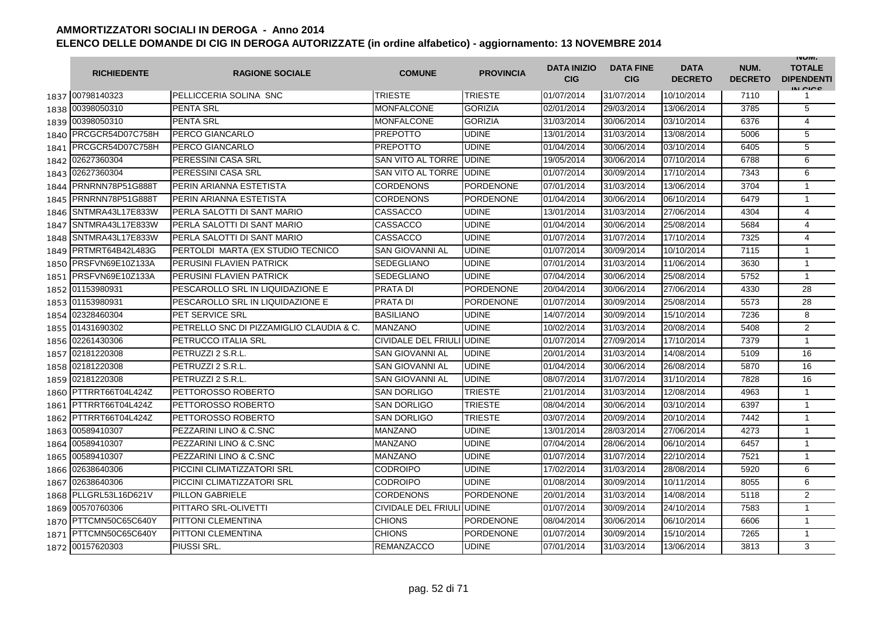# AMMORTIZZATORI SOCIALI IN DEROGA - Anno 2014

## ELENCO DELLE DOMANDE DI CIG IN DEROGA AUTORIZZATE (in ordine alfabetico) - aggiornamento: 13 NOVEMBRE 2014

| | RICHIEDENTE | RAGIONE SOCIALE | COMUNE | PROVINCIA | DATA INIZIO CIG | DATA FINE CIG | DATA DECRETO | NUM. DECRETO | NUM. TOTALE DIPENDENTI IN CIGS |
|---|---|---|---|---|---|---|---|---|---|
| 1837 | 00798140323 | PELLICCERIA SOLINA SNC | TRIESTE | TRIESTE | 01/07/2014 | 31/07/2014 | 10/10/2014 | 7110 | 1 |
| 1838 | 00398050310 | PENTA SRL | MONFALCONE | GORIZIA | 02/01/2014 | 29/03/2014 | 13/06/2014 | 3785 | 5 |
| 1839 | 00398050310 | PENTA SRL | MONFALCONE | GORIZIA | 31/03/2014 | 30/06/2014 | 03/10/2014 | 6376 | 4 |
| 1840 | PRCGCR54D07C758H | PERCO GIANCARLO | PREPOTTO | UDINE | 13/01/2014 | 31/03/2014 | 13/08/2014 | 5006 | 5 |
| 1841 | PRCGCR54D07C758H | PERCO GIANCARLO | PREPOTTO | UDINE | 01/04/2014 | 30/06/2014 | 03/10/2014 | 6405 | 5 |
| 1842 | 02627360304 | PERESSINI CASA SRL | SAN VITO AL TORRE | UDINE | 19/05/2014 | 30/06/2014 | 07/10/2014 | 6788 | 6 |
| 1843 | 02627360304 | PERESSINI CASA SRL | SAN VITO AL TORRE | UDINE | 01/07/2014 | 30/09/2014 | 17/10/2014 | 7343 | 6 |
| 1844 | PRNRNN78P51G888T | PERIN ARIANNA ESTETISTA | CORDENONS | PORDENONE | 07/01/2014 | 31/03/2014 | 13/06/2014 | 3704 | 1 |
| 1845 | PRNRNN78P51G888T | PERIN ARIANNA ESTETISTA | CORDENONS | PORDENONE | 01/04/2014 | 30/06/2014 | 06/10/2014 | 6479 | 1 |
| 1846 | SNTMRA43L17E833W | PERLA SALOTTI DI SANT MARIO | CASSACCO | UDINE | 13/01/2014 | 31/03/2014 | 27/06/2014 | 4304 | 4 |
| 1847 | SNTMRA43L17E833W | PERLA SALOTTI DI SANT MARIO | CASSACCO | UDINE | 01/04/2014 | 30/06/2014 | 25/08/2014 | 5684 | 4 |
| 1848 | SNTMRA43L17E833W | PERLA SALOTTI DI SANT MARIO | CASSACCO | UDINE | 01/07/2014 | 31/07/2014 | 17/10/2014 | 7325 | 4 |
| 1849 | PRTMRT64B42L483G | PERTOLDI MARTA (EX STUDIO TECNICO | SAN GIOVANNI AL | UDINE | 01/07/2014 | 30/09/2014 | 10/10/2014 | 7115 | 1 |
| 1850 | PRSFVN69E10Z133A | PERUSINI FLAVIEN PATRICK | SEDEGLIANO | UDINE | 07/01/2014 | 31/03/2014 | 11/06/2014 | 3630 | 1 |
| 1851 | PRSFVN69E10Z133A | PERUSINI FLAVIEN PATRICK | SEDEGLIANO | UDINE | 07/04/2014 | 30/06/2014 | 25/08/2014 | 5752 | 1 |
| 1852 | 01153980931 | PESCAROLLO SRL IN LIQUIDAZIONE E | PRATA DI | PORDENONE | 20/04/2014 | 30/06/2014 | 27/06/2014 | 4330 | 28 |
| 1853 | 01153980931 | PESCAROLLO SRL IN LIQUIDAZIONE E | PRATA DI | PORDENONE | 01/07/2014 | 30/09/2014 | 25/08/2014 | 5573 | 28 |
| 1854 | 02328460304 | PET SERVICE SRL | BASILIANO | UDINE | 14/07/2014 | 30/09/2014 | 15/10/2014 | 7236 | 8 |
| 1855 | 01431690302 | PETRELLO SNC DI PIZZAMIGLIO CLAUDIA & C. | MANZANO | UDINE | 10/02/2014 | 31/03/2014 | 20/08/2014 | 5408 | 2 |
| 1856 | 02261430306 | PETRUCCO ITALIA SRL | CIVIDALE DEL FRIULI | UDINE | 01/07/2014 | 27/09/2014 | 17/10/2014 | 7379 | 1 |
| 1857 | 02181220308 | PETRUZZI 2 S.R.L. | SAN GIOVANNI AL | UDINE | 20/01/2014 | 31/03/2014 | 14/08/2014 | 5109 | 16 |
| 1858 | 02181220308 | PETRUZZI 2 S.R.L. | SAN GIOVANNI AL | UDINE | 01/04/2014 | 30/06/2014 | 26/08/2014 | 5870 | 16 |
| 1859 | 02181220308 | PETRUZZI 2 S.R.L. | SAN GIOVANNI AL | UDINE | 08/07/2014 | 31/07/2014 | 31/10/2014 | 7828 | 16 |
| 1860 | PTTRRT66T04L424Z | PETTOROSSO ROBERTO | SAN DORLIGO | TRIESTE | 21/01/2014 | 31/03/2014 | 12/08/2014 | 4963 | 1 |
| 1861 | PTTRRT66T04L424Z | PETTOROSSO ROBERTO | SAN DORLIGO | TRIESTE | 08/04/2014 | 30/06/2014 | 03/10/2014 | 6397 | 1 |
| 1862 | PTTRRT66T04L424Z | PETTOROSSO ROBERTO | SAN DORLIGO | TRIESTE | 03/07/2014 | 20/09/2014 | 20/10/2014 | 7442 | 1 |
| 1863 | 00589410307 | PEZZARINI LINO & C.SNC | MANZANO | UDINE | 13/01/2014 | 28/03/2014 | 27/06/2014 | 4273 | 1 |
| 1864 | 00589410307 | PEZZARINI LINO & C.SNC | MANZANO | UDINE | 07/04/2014 | 28/06/2014 | 06/10/2014 | 6457 | 1 |
| 1865 | 00589410307 | PEZZARINI LINO & C.SNC | MANZANO | UDINE | 01/07/2014 | 31/07/2014 | 22/10/2014 | 7521 | 1 |
| 1866 | 02638640306 | PICCINI CLIMATIZZATORI SRL | CODROIPO | UDINE | 17/02/2014 | 31/03/2014 | 28/08/2014 | 5920 | 6 |
| 1867 | 02638640306 | PICCINI CLIMATIZZATORI SRL | CODROIPO | UDINE | 01/08/2014 | 30/09/2014 | 10/11/2014 | 8055 | 6 |
| 1868 | PLLGRL53L16D621V | PILLON GABRIELE | CORDENONS | PORDENONE | 20/01/2014 | 31/03/2014 | 14/08/2014 | 5118 | 2 |
| 1869 | 00570760306 | PITTARO SRL-OLIVETTI | CIVIDALE DEL FRIULI | UDINE | 01/07/2014 | 30/09/2014 | 24/10/2014 | 7583 | 1 |
| 1870 | PTTCMN50C65C640Y | PITTONI CLEMENTINA | CHIONS | PORDENONE | 08/04/2014 | 30/06/2014 | 06/10/2014 | 6606 | 1 |
| 1871 | PTTCMN50C65C640Y | PITTONI CLEMENTINA | CHIONS | PORDENONE | 01/07/2014 | 30/09/2014 | 15/10/2014 | 7265 | 1 |
| 1872 | 00157620303 | PIUSSI SRL. | REMANZACCO | UDINE | 07/01/2014 | 31/03/2014 | 13/06/2014 | 3813 | 3 |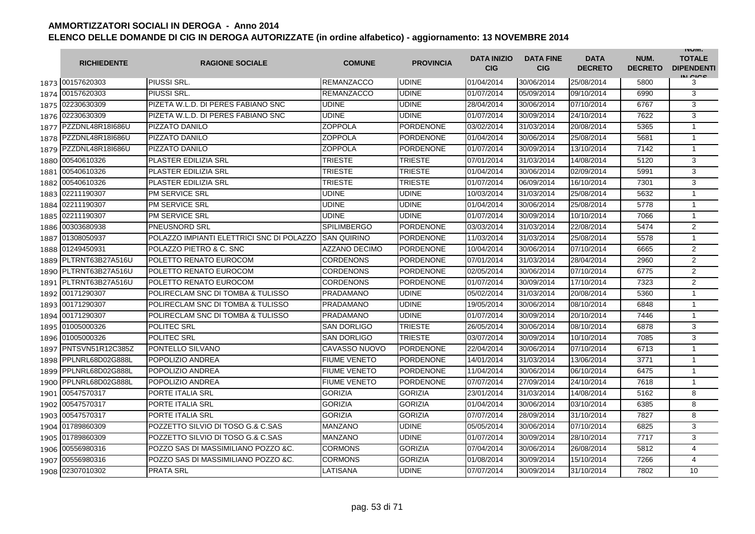# AMMORTIZZATORI SOCIALI IN DEROGA - Anno 2014

## ELENCO DELLE DOMANDE DI CIG IN DEROGA AUTORIZZATE (in ordine alfabetico) - aggiornamento: 13 NOVEMBRE 2014

| | RICHIEDENTE | RAGIONE SOCIALE | COMUNE | PROVINCIA | DATA INIZIO CIG | DATA FINE CIG | DATA DECRETO | NUM. DECRETO | NUM. TOTALE DIPENDENTI IN CIGS |
|---|---|---|---|---|---|---|---|---|---|
| 1873 | 00157620303 | PIUSSI SRL. | REMANZACCO | UDINE | 01/04/2014 | 30/06/2014 | 25/08/2014 | 5800 | 3 |
| 1874 | 00157620303 | PIUSSI SRL. | REMANZACCO | UDINE | 01/07/2014 | 05/09/2014 | 09/10/2014 | 6990 | 3 |
| 1875 | 02230630309 | PIZETA W.L.D. DI PERES FABIANO SNC | UDINE | UDINE | 28/04/2014 | 30/06/2014 | 07/10/2014 | 6767 | 3 |
| 1876 | 02230630309 | PIZETA W.L.D. DI PERES FABIANO SNC | UDINE | UDINE | 01/07/2014 | 30/09/2014 | 24/10/2014 | 7622 | 3 |
| 1877 | PZZDNL48R18I686U | PIZZATO DANILO | ZOPPOLA | PORDENONE | 03/02/2014 | 31/03/2014 | 20/08/2014 | 5365 | 1 |
| 1878 | PZZDNL48R18I686U | PIZZATO DANILO | ZOPPOLA | PORDENONE | 01/04/2014 | 30/06/2014 | 25/08/2014 | 5681 | 1 |
| 1879 | PZZDNL48R18I686U | PIZZATO DANILO | ZOPPOLA | PORDENONE | 01/07/2014 | 30/09/2014 | 13/10/2014 | 7142 | 1 |
| 1880 | 00540610326 | PLASTER EDILIZIA SRL | TRIESTE | TRIESTE | 07/01/2014 | 31/03/2014 | 14/08/2014 | 5120 | 3 |
| 1881 | 00540610326 | PLASTER EDILIZIA SRL | TRIESTE | TRIESTE | 01/04/2014 | 30/06/2014 | 02/09/2014 | 5991 | 3 |
| 1882 | 00540610326 | PLASTER EDILIZIA SRL | TRIESTE | TRIESTE | 01/07/2014 | 06/09/2014 | 16/10/2014 | 7301 | 3 |
| 1883 | 02211190307 | PM SERVICE SRL | UDINE | UDINE | 10/03/2014 | 31/03/2014 | 25/08/2014 | 5632 | 1 |
| 1884 | 02211190307 | PM SERVICE SRL | UDINE | UDINE | 01/04/2014 | 30/06/2014 | 25/08/2014 | 5778 | 1 |
| 1885 | 02211190307 | PM SERVICE SRL | UDINE | UDINE | 01/07/2014 | 30/09/2014 | 10/10/2014 | 7066 | 1 |
| 1886 | 00303680938 | PNEUSNORD SRL | SPILIMBERGO | PORDENONE | 03/03/2014 | 31/03/2014 | 22/08/2014 | 5474 | 2 |
| 1887 | 01308050937 | POLAZZO IMPIANTI ELETTRICI SNC DI POLAZZO | SAN QUIRINO | PORDENONE | 11/03/2014 | 31/03/2014 | 25/08/2014 | 5578 | 1 |
| 1888 | 01249450931 | POLAZZO PIETRO & C. SNC | AZZANO DECIMO | PORDENONE | 10/04/2014 | 30/06/2014 | 07/10/2014 | 6665 | 2 |
| 1889 | PLTRNT63B27A516U | POLETTO RENATO EUROCOM | CORDENONS | PORDENONE | 07/01/2014 | 31/03/2014 | 28/04/2014 | 2960 | 2 |
| 1890 | PLTRNT63B27A516U | POLETTO RENATO EUROCOM | CORDENONS | PORDENONE | 02/05/2014 | 30/06/2014 | 07/10/2014 | 6775 | 2 |
| 1891 | PLTRNT63B27A516U | POLETTO RENATO EUROCOM | CORDENONS | PORDENONE | 01/07/2014 | 30/09/2014 | 17/10/2014 | 7323 | 2 |
| 1892 | 00171290307 | POLIRECLAM SNC DI TOMBA & TULISSO | PRADAMANO | UDINE | 05/02/2014 | 31/03/2014 | 20/08/2014 | 5360 | 1 |
| 1893 | 00171290307 | POLIRECLAM SNC DI TOMBA & TULISSO | PRADAMANO | UDINE | 19/05/2014 | 30/06/2014 | 08/10/2014 | 6848 | 1 |
| 1894 | 00171290307 | POLIRECLAM SNC DI TOMBA & TULISSO | PRADAMANO | UDINE | 01/07/2014 | 30/09/2014 | 20/10/2014 | 7446 | 1 |
| 1895 | 01005000326 | POLITEC SRL | SAN DORLIGO | TRIESTE | 26/05/2014 | 30/06/2014 | 08/10/2014 | 6878 | 3 |
| 1896 | 01005000326 | POLITEC SRL | SAN DORLIGO | TRIESTE | 03/07/2014 | 30/09/2014 | 10/10/2014 | 7085 | 3 |
| 1897 | PNTSVN51R12C385Z | PONTELLO SILVANO | CAVASSO NUOVO | PORDENONE | 22/04/2014 | 30/06/2014 | 07/10/2014 | 6713 | 1 |
| 1898 | PPLNRL68D02G888L | POPOLIZIO ANDREA | FIUME VENETO | PORDENONE | 14/01/2014 | 31/03/2014 | 13/06/2014 | 3771 | 1 |
| 1899 | PPLNRL68D02G888L | POPOLIZIO ANDREA | FIUME VENETO | PORDENONE | 11/04/2014 | 30/06/2014 | 06/10/2014 | 6475 | 1 |
| 1900 | PPLNRL68D02G888L | POPOLIZIO ANDREA | FIUME VENETO | PORDENONE | 07/07/2014 | 27/09/2014 | 24/10/2014 | 7618 | 1 |
| 1901 | 00547570317 | PORTE ITALIA SRL | GORIZIA | GORIZIA | 23/01/2014 | 31/03/2014 | 14/08/2014 | 5162 | 8 |
| 1902 | 00547570317 | PORTE ITALIA SRL | GORIZIA | GORIZIA | 01/04/2014 | 30/06/2014 | 03/10/2014 | 6385 | 8 |
| 1903 | 00547570317 | PORTE ITALIA SRL | GORIZIA | GORIZIA | 07/07/2014 | 28/09/2014 | 31/10/2014 | 7827 | 8 |
| 1904 | 01789860309 | POZZETTO SILVIO DI TOSO G.& C.SAS | MANZANO | UDINE | 05/05/2014 | 30/06/2014 | 07/10/2014 | 6825 | 3 |
| 1905 | 01789860309 | POZZETTO SILVIO DI TOSO G.& C.SAS | MANZANO | UDINE | 01/07/2014 | 30/09/2014 | 28/10/2014 | 7717 | 3 |
| 1906 | 00556980316 | POZZO SAS DI MASSIMILIANO POZZO &C. | CORMONS | GORIZIA | 07/04/2014 | 30/06/2014 | 26/08/2014 | 5812 | 4 |
| 1907 | 00556980316 | POZZO SAS DI MASSIMILIANO POZZO &C. | CORMONS | GORIZIA | 01/08/2014 | 30/09/2014 | 15/10/2014 | 7266 | 4 |
| 1908 | 02307010302 | PRATA SRL | LATISANA | UDINE | 07/07/2014 | 30/09/2014 | 31/10/2014 | 7802 | 10 |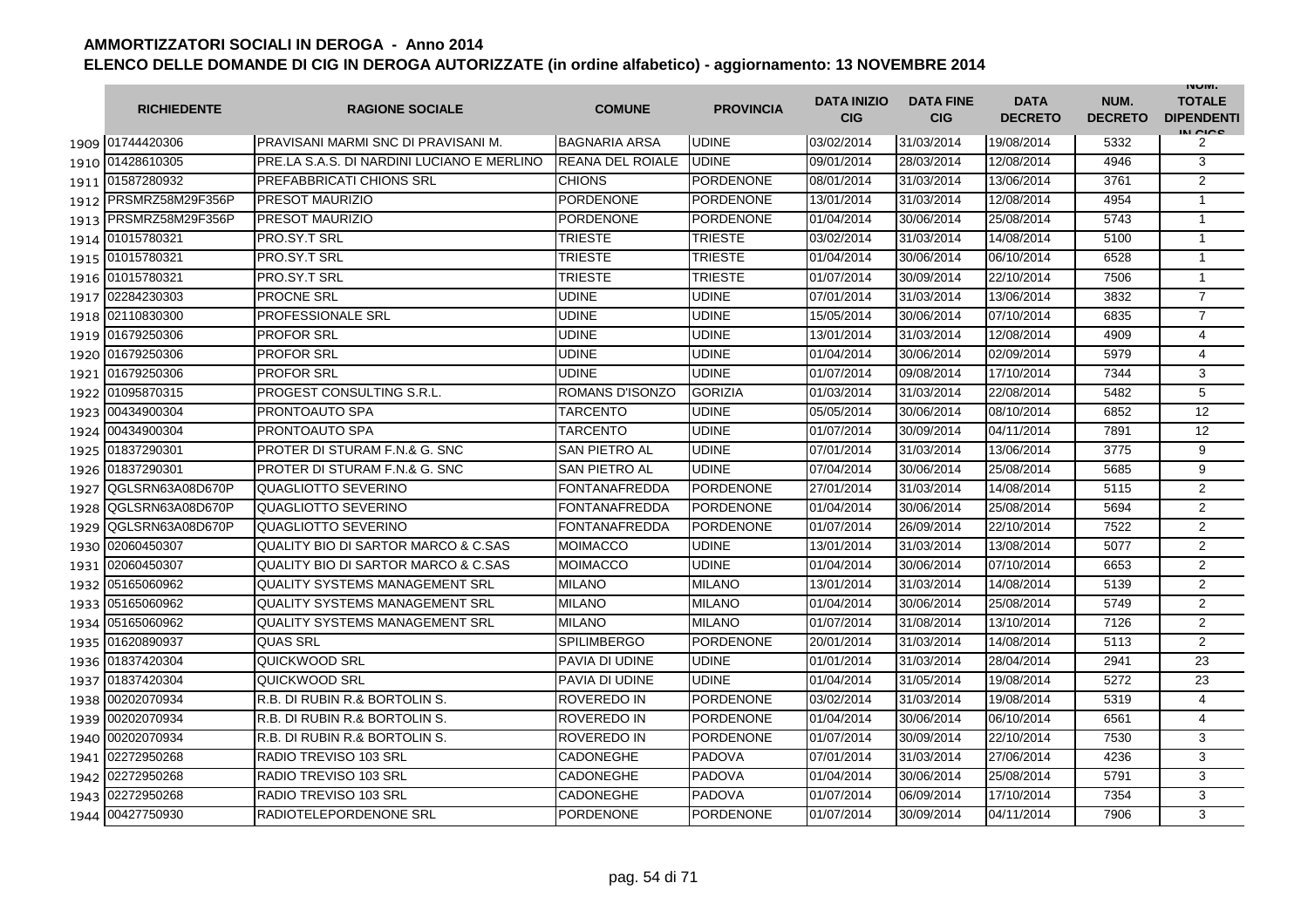# AMMORTIZZATORI SOCIALI IN DEROGA - Anno 2014

## ELENCO DELLE DOMANDE DI CIG IN DEROGA AUTORIZZATE (in ordine alfabetico) - aggiornamento: 13 NOVEMBRE 2014

| | RICHIEDENTE | RAGIONE SOCIALE | COMUNE | PROVINCIA | DATA INIZIO CIG | DATA FINE CIG | DATA DECRETO | NUM. DECRETO | NUM. TOTALE DIPENDENTI IN CIGS |
|---|---|---|---|---|---|---|---|---|---|
| 1909 | 01744420306 | PRAVISANI MARMI SNC DI PRAVISANI M. | BAGNARIA ARSA | UDINE | 03/02/2014 | 31/03/2014 | 19/08/2014 | 5332 | 2 |
| 1910 | 01428610305 | PRE.LA S.A.S. DI NARDINI LUCIANO E MERLINO | REANA DEL ROIALE | UDINE | 09/01/2014 | 28/03/2014 | 12/08/2014 | 4946 | 3 |
| 1911 | 01587280932 | PREFABBRICATI CHIONS SRL | CHIONS | PORDENONE | 08/01/2014 | 31/03/2014 | 13/06/2014 | 3761 | 2 |
| 1912 | PRSMRZ58M29F356P | PRESOT MAURIZIO | PORDENONE | PORDENONE | 13/01/2014 | 31/03/2014 | 12/08/2014 | 4954 | 1 |
| 1913 | PRSMRZ58M29F356P | PRESOT MAURIZIO | PORDENONE | PORDENONE | 01/04/2014 | 30/06/2014 | 25/08/2014 | 5743 | 1 |
| 1914 | 01015780321 | PRO.SY.T SRL | TRIESTE | TRIESTE | 03/02/2014 | 31/03/2014 | 14/08/2014 | 5100 | 1 |
| 1915 | 01015780321 | PRO.SY.T SRL | TRIESTE | TRIESTE | 01/04/2014 | 30/06/2014 | 06/10/2014 | 6528 | 1 |
| 1916 | 01015780321 | PRO.SY.T SRL | TRIESTE | TRIESTE | 01/07/2014 | 30/09/2014 | 22/10/2014 | 7506 | 1 |
| 1917 | 02284230303 | PROCNE SRL | UDINE | UDINE | 07/01/2014 | 31/03/2014 | 13/06/2014 | 3832 | 7 |
| 1918 | 02110830300 | PROFESSIONALE SRL | UDINE | UDINE | 15/05/2014 | 30/06/2014 | 07/10/2014 | 6835 | 7 |
| 1919 | 01679250306 | PROFOR SRL | UDINE | UDINE | 13/01/2014 | 31/03/2014 | 12/08/2014 | 4909 | 4 |
| 1920 | 01679250306 | PROFOR SRL | UDINE | UDINE | 01/04/2014 | 30/06/2014 | 02/09/2014 | 5979 | 4 |
| 1921 | 01679250306 | PROFOR SRL | UDINE | UDINE | 01/07/2014 | 09/08/2014 | 17/10/2014 | 7344 | 3 |
| 1922 | 01095870315 | PROGEST CONSULTING S.R.L. | ROMANS D'ISONZO | GORIZIA | 01/03/2014 | 31/03/2014 | 22/08/2014 | 5482 | 5 |
| 1923 | 00434900304 | PRONTOAUTO SPA | TARCENTO | UDINE | 05/05/2014 | 30/06/2014 | 08/10/2014 | 6852 | 12 |
| 1924 | 00434900304 | PRONTOAUTO SPA | TARCENTO | UDINE | 01/07/2014 | 30/09/2014 | 04/11/2014 | 7891 | 12 |
| 1925 | 01837290301 | PROTER DI STURAM F.N.& G. SNC | SAN PIETRO AL | UDINE | 07/01/2014 | 31/03/2014 | 13/06/2014 | 3775 | 9 |
| 1926 | 01837290301 | PROTER DI STURAM F.N.& G. SNC | SAN PIETRO AL | UDINE | 07/04/2014 | 30/06/2014 | 25/08/2014 | 5685 | 9 |
| 1927 | QGLSRN63A08D670P | QUAGLIOTTO SEVERINO | FONTANAFREDDA | PORDENONE | 27/01/2014 | 31/03/2014 | 14/08/2014 | 5115 | 2 |
| 1928 | QGLSRN63A08D670P | QUAGLIOTTO SEVERINO | FONTANAFREDDA | PORDENONE | 01/04/2014 | 30/06/2014 | 25/08/2014 | 5694 | 2 |
| 1929 | QGLSRN63A08D670P | QUAGLIOTTO SEVERINO | FONTANAFREDDA | PORDENONE | 01/07/2014 | 26/09/2014 | 22/10/2014 | 7522 | 2 |
| 1930 | 02060450307 | QUALITY BIO DI SARTOR MARCO & C.SAS | MOIMACCO | UDINE | 13/01/2014 | 31/03/2014 | 13/08/2014 | 5077 | 2 |
| 1931 | 02060450307 | QUALITY BIO DI SARTOR MARCO & C.SAS | MOIMACCO | UDINE | 01/04/2014 | 30/06/2014 | 07/10/2014 | 6653 | 2 |
| 1932 | 05165060962 | QUALITY SYSTEMS MANAGEMENT SRL | MILANO | MILANO | 13/01/2014 | 31/03/2014 | 14/08/2014 | 5139 | 2 |
| 1933 | 05165060962 | QUALITY SYSTEMS MANAGEMENT SRL | MILANO | MILANO | 01/04/2014 | 30/06/2014 | 25/08/2014 | 5749 | 2 |
| 1934 | 05165060962 | QUALITY SYSTEMS MANAGEMENT SRL | MILANO | MILANO | 01/07/2014 | 31/08/2014 | 13/10/2014 | 7126 | 2 |
| 1935 | 01620890937 | QUAS SRL | SPILIMBERGO | PORDENONE | 20/01/2014 | 31/03/2014 | 14/08/2014 | 5113 | 2 |
| 1936 | 01837420304 | QUICKWOOD SRL | PAVIA DI UDINE | UDINE | 01/01/2014 | 31/03/2014 | 28/04/2014 | 2941 | 23 |
| 1937 | 01837420304 | QUICKWOOD SRL | PAVIA DI UDINE | UDINE | 01/04/2014 | 31/05/2014 | 19/08/2014 | 5272 | 23 |
| 1938 | 00202070934 | R.B. DI RUBIN R.& BORTOLIN S. | ROVEREDO IN | PORDENONE | 03/02/2014 | 31/03/2014 | 19/08/2014 | 5319 | 4 |
| 1939 | 00202070934 | R.B. DI RUBIN R.& BORTOLIN S. | ROVEREDO IN | PORDENONE | 01/04/2014 | 30/06/2014 | 06/10/2014 | 6561 | 4 |
| 1940 | 00202070934 | R.B. DI RUBIN R.& BORTOLIN S. | ROVEREDO IN | PORDENONE | 01/07/2014 | 30/09/2014 | 22/10/2014 | 7530 | 3 |
| 1941 | 02272950268 | RADIO TREVISO 103 SRL | CADONEGHE | PADOVA | 07/01/2014 | 31/03/2014 | 27/06/2014 | 4236 | 3 |
| 1942 | 02272950268 | RADIO TREVISO 103 SRL | CADONEGHE | PADOVA | 01/04/2014 | 30/06/2014 | 25/08/2014 | 5791 | 3 |
| 1943 | 02272950268 | RADIO TREVISO 103 SRL | CADONEGHE | PADOVA | 01/07/2014 | 06/09/2014 | 17/10/2014 | 7354 | 3 |
| 1944 | 00427750930 | RADIOTELEPORDENONE SRL | PORDENONE | PORDENONE | 01/07/2014 | 30/09/2014 | 04/11/2014 | 7906 | 3 |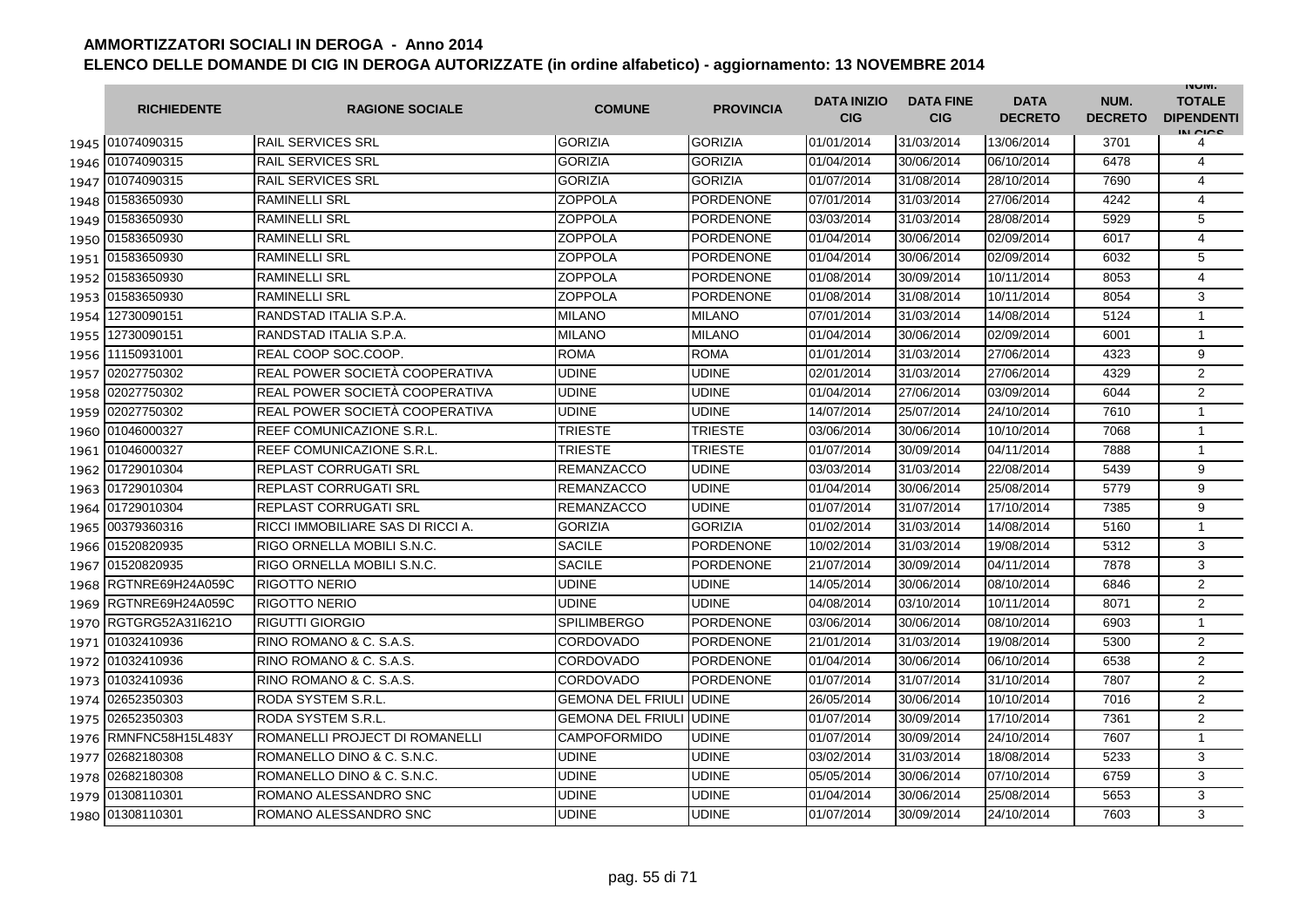# AMMORTIZZATORI SOCIALI IN DEROGA - Anno 2014

## ELENCO DELLE DOMANDE DI CIG IN DEROGA AUTORIZZATE (in ordine alfabetico) - aggiornamento: 13 NOVEMBRE 2014

| | RICHIEDENTE | RAGIONE SOCIALE | COMUNE | PROVINCIA | DATA INIZIO CIG | DATA FINE CIG | DATA DECRETO | NUM. DECRETO | NUM. TOTALE DIPENDENTI IN CIGS |
|---|---|---|---|---|---|---|---|---|---|
| 1945 | 01074090315 | RAIL SERVICES SRL | GORIZIA | GORIZIA | 01/01/2014 | 31/03/2014 | 13/06/2014 | 3701 | 4 |
| 1946 | 01074090315 | RAIL SERVICES SRL | GORIZIA | GORIZIA | 01/04/2014 | 30/06/2014 | 06/10/2014 | 6478 | 4 |
| 1947 | 01074090315 | RAIL SERVICES SRL | GORIZIA | GORIZIA | 01/07/2014 | 31/08/2014 | 28/10/2014 | 7690 | 4 |
| 1948 | 01583650930 | RAMINELLI SRL | ZOPPOLA | PORDENONE | 07/01/2014 | 31/03/2014 | 27/06/2014 | 4242 | 4 |
| 1949 | 01583650930 | RAMINELLI SRL | ZOPPOLA | PORDENONE | 03/03/2014 | 31/03/2014 | 28/08/2014 | 5929 | 5 |
| 1950 | 01583650930 | RAMINELLI SRL | ZOPPOLA | PORDENONE | 01/04/2014 | 30/06/2014 | 02/09/2014 | 6017 | 4 |
| 1951 | 01583650930 | RAMINELLI SRL | ZOPPOLA | PORDENONE | 01/04/2014 | 30/06/2014 | 02/09/2014 | 6032 | 5 |
| 1952 | 01583650930 | RAMINELLI SRL | ZOPPOLA | PORDENONE | 01/08/2014 | 30/09/2014 | 10/11/2014 | 8053 | 4 |
| 1953 | 01583650930 | RAMINELLI SRL | ZOPPOLA | PORDENONE | 01/08/2014 | 31/08/2014 | 10/11/2014 | 8054 | 3 |
| 1954 | 12730090151 | RANDSTAD ITALIA S.P.A. | MILANO | MILANO | 07/01/2014 | 31/03/2014 | 14/08/2014 | 5124 | 1 |
| 1955 | 12730090151 | RANDSTAD ITALIA S.P.A. | MILANO | MILANO | 01/04/2014 | 30/06/2014 | 02/09/2014 | 6001 | 1 |
| 1956 | 11150931001 | REAL COOP SOC.COOP. | ROMA | ROMA | 01/01/2014 | 31/03/2014 | 27/06/2014 | 4323 | 9 |
| 1957 | 02027750302 | REAL POWER SOCIETÀ COOPERATIVA | UDINE | UDINE | 02/01/2014 | 31/03/2014 | 27/06/2014 | 4329 | 2 |
| 1958 | 02027750302 | REAL POWER SOCIETÀ COOPERATIVA | UDINE | UDINE | 01/04/2014 | 27/06/2014 | 03/09/2014 | 6044 | 2 |
| 1959 | 02027750302 | REAL POWER SOCIETÀ COOPERATIVA | UDINE | UDINE | 14/07/2014 | 25/07/2014 | 24/10/2014 | 7610 | 1 |
| 1960 | 01046000327 | REEF COMUNICAZIONE S.R.L. | TRIESTE | TRIESTE | 03/06/2014 | 30/06/2014 | 10/10/2014 | 7068 | 1 |
| 1961 | 01046000327 | REEF COMUNICAZIONE S.R.L. | TRIESTE | TRIESTE | 01/07/2014 | 30/09/2014 | 04/11/2014 | 7888 | 1 |
| 1962 | 01729010304 | REPLAST CORRUGATI SRL | REMANZACCO | UDINE | 03/03/2014 | 31/03/2014 | 22/08/2014 | 5439 | 9 |
| 1963 | 01729010304 | REPLAST CORRUGATI SRL | REMANZACCO | UDINE | 01/04/2014 | 30/06/2014 | 25/08/2014 | 5779 | 9 |
| 1964 | 01729010304 | REPLAST CORRUGATI SRL | REMANZACCO | UDINE | 01/07/2014 | 31/07/2014 | 17/10/2014 | 7385 | 9 |
| 1965 | 00379360316 | RICCI IMMOBILIARE SAS DI RICCI A. | GORIZIA | GORIZIA | 01/02/2014 | 31/03/2014 | 14/08/2014 | 5160 | 1 |
| 1966 | 01520820935 | RIGO ORNELLA MOBILI S.N.C. | SACILE | PORDENONE | 10/02/2014 | 31/03/2014 | 19/08/2014 | 5312 | 3 |
| 1967 | 01520820935 | RIGO ORNELLA MOBILI S.N.C. | SACILE | PORDENONE | 21/07/2014 | 30/09/2014 | 04/11/2014 | 7878 | 3 |
| 1968 | RGTNRE69H24A059C | RIGOTTO NERIO | UDINE | UDINE | 14/05/2014 | 30/06/2014 | 08/10/2014 | 6846 | 2 |
| 1969 | RGTNRE69H24A059C | RIGOTTO NERIO | UDINE | UDINE | 04/08/2014 | 03/10/2014 | 10/11/2014 | 8071 | 2 |
| 1970 | RGTGRG52A31I621O | RIGUTTI GIORGIO | SPILIMBERGO | PORDENONE | 03/06/2014 | 30/06/2014 | 08/10/2014 | 6903 | 1 |
| 1971 | 01032410936 | RINO ROMANO & C. S.A.S. | CORDOVADO | PORDENONE | 21/01/2014 | 31/03/2014 | 19/08/2014 | 5300 | 2 |
| 1972 | 01032410936 | RINO ROMANO & C. S.A.S. | CORDOVADO | PORDENONE | 01/04/2014 | 30/06/2014 | 06/10/2014 | 6538 | 2 |
| 1973 | 01032410936 | RINO ROMANO & C. S.A.S. | CORDOVADO | PORDENONE | 01/07/2014 | 31/07/2014 | 31/10/2014 | 7807 | 2 |
| 1974 | 02652350303 | RODA SYSTEM S.R.L. | GEMONA DEL FRIULI | UDINE | 26/05/2014 | 30/06/2014 | 10/10/2014 | 7016 | 2 |
| 1975 | 02652350303 | RODA SYSTEM S.R.L. | GEMONA DEL FRIULI | UDINE | 01/07/2014 | 30/09/2014 | 17/10/2014 | 7361 | 2 |
| 1976 | RMNFNC58H15L483Y | ROMANELLI PROJECT DI ROMANELLI | CAMPOFORMIDO | UDINE | 01/07/2014 | 30/09/2014 | 24/10/2014 | 7607 | 1 |
| 1977 | 02682180308 | ROMANELLO DINO & C. S.N.C. | UDINE | UDINE | 03/02/2014 | 31/03/2014 | 18/08/2014 | 5233 | 3 |
| 1978 | 02682180308 | ROMANELLO DINO & C. S.N.C. | UDINE | UDINE | 05/05/2014 | 30/06/2014 | 07/10/2014 | 6759 | 3 |
| 1979 | 01308110301 | ROMANO ALESSANDRO SNC | UDINE | UDINE | 01/04/2014 | 30/06/2014 | 25/08/2014 | 5653 | 3 |
| 1980 | 01308110301 | ROMANO ALESSANDRO SNC | UDINE | UDINE | 01/07/2014 | 30/09/2014 | 24/10/2014 | 7603 | 3 |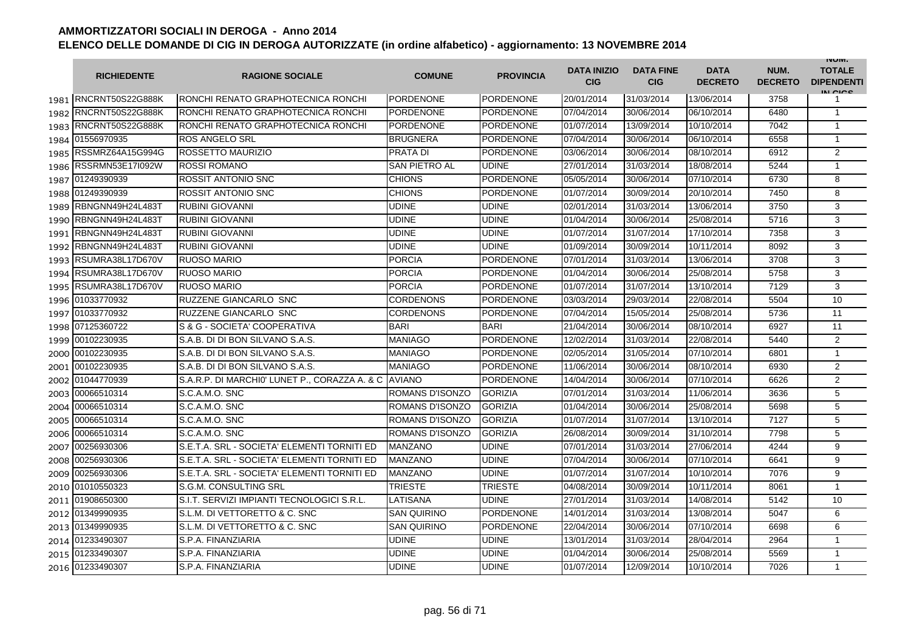# AMMORTIZZATORI SOCIALI IN DEROGA - Anno 2014

## ELENCO DELLE DOMANDE DI CIG IN DEROGA AUTORIZZATE (in ordine alfabetico) - aggiornamento: 13 NOVEMBRE 2014

| | RICHIEDENTE | RAGIONE SOCIALE | COMUNE | PROVINCIA | DATA INIZIO CIG | DATA FINE CIG | DATA DECRETO | NUM. DECRETO | NUM. TOTALE DIPENDENTI IN CIGS |
|---|---|---|---|---|---|---|---|---|---|
| 1981 | RNCRNT50S22G888K | RONCHI RENATO GRAPHOTECNICA RONCHI | PORDENONE | PORDENONE | 20/01/2014 | 31/03/2014 | 13/06/2014 | 3758 | 1 |
| 1982 | RNCRNT50S22G888K | RONCHI RENATO GRAPHOTECNICA RONCHI | PORDENONE | PORDENONE | 07/04/2014 | 30/06/2014 | 06/10/2014 | 6480 | 1 |
| 1983 | RNCRNT50S22G888K | RONCHI RENATO GRAPHOTECNICA RONCHI | PORDENONE | PORDENONE | 01/07/2014 | 13/09/2014 | 10/10/2014 | 7042 | 1 |
| 1984 | 01556970935 | ROS ANGELO SRL | BRUGNERA | PORDENONE | 07/04/2014 | 30/06/2014 | 06/10/2014 | 6558 | 1 |
| 1985 | RSSMRZ64A15G994G | ROSSETTO MAURIZIO | PRATA DI | PORDENONE | 03/06/2014 | 30/06/2014 | 08/10/2014 | 6912 | 2 |
| 1986 | RSSRMN53E17I092W | ROSSI ROMANO | SAN PIETRO AL | UDINE | 27/01/2014 | 31/03/2014 | 18/08/2014 | 5244 | 1 |
| 1987 | 01249390939 | ROSSIT ANTONIO SNC | CHIONS | PORDENONE | 05/05/2014 | 30/06/2014 | 07/10/2014 | 6730 | 8 |
| 1988 | 01249390939 | ROSSIT ANTONIO SNC | CHIONS | PORDENONE | 01/07/2014 | 30/09/2014 | 20/10/2014 | 7450 | 8 |
| 1989 | RBNGNN49H24L483T | RUBINI GIOVANNI | UDINE | UDINE | 02/01/2014 | 31/03/2014 | 13/06/2014 | 3750 | 3 |
| 1990 | RBNGNN49H24L483T | RUBINI GIOVANNI | UDINE | UDINE | 01/04/2014 | 30/06/2014 | 25/08/2014 | 5716 | 3 |
| 1991 | RBNGNN49H24L483T | RUBINI GIOVANNI | UDINE | UDINE | 01/07/2014 | 31/07/2014 | 17/10/2014 | 7358 | 3 |
| 1992 | RBNGNN49H24L483T | RUBINI GIOVANNI | UDINE | UDINE | 01/09/2014 | 30/09/2014 | 10/11/2014 | 8092 | 3 |
| 1993 | RSUMRA38L17D670V | RUOSO MARIO | PORCIA | PORDENONE | 07/01/2014 | 31/03/2014 | 13/06/2014 | 3708 | 3 |
| 1994 | RSUMRA38L17D670V | RUOSO MARIO | PORCIA | PORDENONE | 01/04/2014 | 30/06/2014 | 25/08/2014 | 5758 | 3 |
| 1995 | RSUMRA38L17D670V | RUOSO MARIO | PORCIA | PORDENONE | 01/07/2014 | 31/07/2014 | 13/10/2014 | 7129 | 3 |
| 1996 | 01033770932 | RUZZENE GIANCARLO SNC | CORDENONS | PORDENONE | 03/03/2014 | 29/03/2014 | 22/08/2014 | 5504 | 10 |
| 1997 | 01033770932 | RUZZENE GIANCARLO SNC | CORDENONS | PORDENONE | 07/04/2014 | 15/05/2014 | 25/08/2014 | 5736 | 11 |
| 1998 | 07125360722 | S & G - SOCIETA' COOPERATIVA | BARI | BARI | 21/04/2014 | 30/06/2014 | 08/10/2014 | 6927 | 11 |
| 1999 | 00102230935 | S.A.B. DI DI BON SILVANO S.A.S. | MANIAGO | PORDENONE | 12/02/2014 | 31/03/2014 | 22/08/2014 | 5440 | 2 |
| 2000 | 00102230935 | S.A.B. DI DI BON SILVANO S.A.S. | MANIAGO | PORDENONE | 02/05/2014 | 31/05/2014 | 07/10/2014 | 6801 | 1 |
| 2001 | 00102230935 | S.A.B. DI DI BON SILVANO S.A.S. | MANIAGO | PORDENONE | 11/06/2014 | 30/06/2014 | 08/10/2014 | 6930 | 2 |
| 2002 | 01044770939 | S.A.R.P. DI MARCHI0' LUNET P., CORAZZA A. & C | AVIANO | PORDENONE | 14/04/2014 | 30/06/2014 | 07/10/2014 | 6626 | 2 |
| 2003 | 00066510314 | S.C.A.M.O. SNC | ROMANS D'ISONZO | GORIZIA | 07/01/2014 | 31/03/2014 | 11/06/2014 | 3636 | 5 |
| 2004 | 00066510314 | S.C.A.M.O. SNC | ROMANS D'ISONZO | GORIZIA | 01/04/2014 | 30/06/2014 | 25/08/2014 | 5698 | 5 |
| 2005 | 00066510314 | S.C.A.M.O. SNC | ROMANS D'ISONZO | GORIZIA | 01/07/2014 | 31/07/2014 | 13/10/2014 | 7127 | 5 |
| 2006 | 00066510314 | S.C.A.M.O. SNC | ROMANS D'ISONZO | GORIZIA | 26/08/2014 | 30/09/2014 | 31/10/2014 | 7798 | 5 |
| 2007 | 00256930306 | S.E.T.A. SRL - SOCIETA' ELEMENTI TORNITI ED | MANZANO | UDINE | 07/01/2014 | 31/03/2014 | 27/06/2014 | 4244 | 9 |
| 2008 | 00256930306 | S.E.T.A. SRL - SOCIETA' ELEMENTI TORNITI ED | MANZANO | UDINE | 07/04/2014 | 30/06/2014 | 07/10/2014 | 6641 | 9 |
| 2009 | 00256930306 | S.E.T.A. SRL - SOCIETA' ELEMENTI TORNITI ED | MANZANO | UDINE | 01/07/2014 | 31/07/2014 | 10/10/2014 | 7076 | 9 |
| 2010 | 01010550323 | S.G.M. CONSULTING SRL | TRIESTE | TRIESTE | 04/08/2014 | 30/09/2014 | 10/11/2014 | 8061 | 1 |
| 2011 | 01908650300 | S.I.T. SERVIZI IMPIANTI TECNOLOGICI S.R.L. | LATISANA | UDINE | 27/01/2014 | 31/03/2014 | 14/08/2014 | 5142 | 10 |
| 2012 | 01349990935 | S.L.M. DI VETTORETTO & C. SNC | SAN QUIRINO | PORDENONE | 14/01/2014 | 31/03/2014 | 13/08/2014 | 5047 | 6 |
| 2013 | 01349990935 | S.L.M. DI VETTORETTO & C. SNC | SAN QUIRINO | PORDENONE | 22/04/2014 | 30/06/2014 | 07/10/2014 | 6698 | 6 |
| 2014 | 01233490307 | S.P.A. FINANZIARIA | UDINE | UDINE | 13/01/2014 | 31/03/2014 | 28/04/2014 | 2964 | 1 |
| 2015 | 01233490307 | S.P.A. FINANZIARIA | UDINE | UDINE | 01/04/2014 | 30/06/2014 | 25/08/2014 | 5569 | 1 |
| 2016 | 01233490307 | S.P.A. FINANZIARIA | UDINE | UDINE | 01/07/2014 | 12/09/2014 | 10/10/2014 | 7026 | 1 |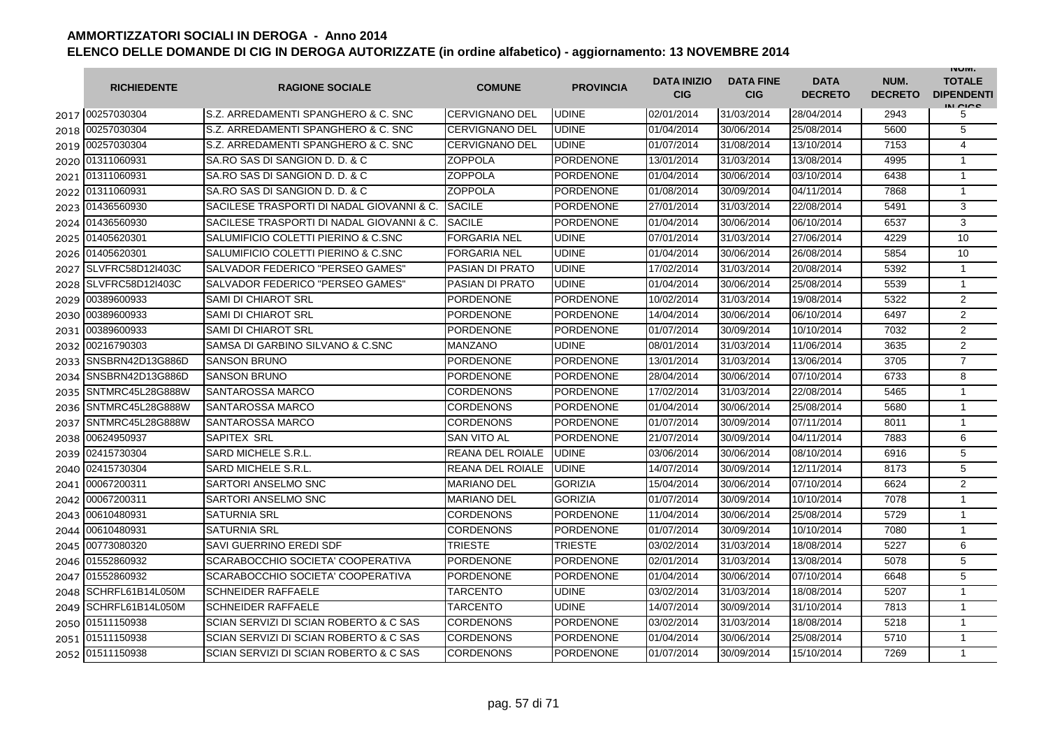# AMMORTIZZATORI SOCIALI IN DEROGA - Anno 2014

## ELENCO DELLE DOMANDE DI CIG IN DEROGA AUTORIZZATE (in ordine alfabetico) - aggiornamento: 13 NOVEMBRE 2014

| | RICHIEDENTE | RAGIONE SOCIALE | COMUNE | PROVINCIA | DATA INIZIO CIG | DATA FINE CIG | DATA DECRETO | NUM. DECRETO | NUM. TOTALE DIPENDENTI IN CIGS |
|---|---|---|---|---|---|---|---|---|---|
| 2017 | 00257030304 | S.Z. ARREDAMENTI SPANGHERO & C. SNC | CERVIGNANO DEL | UDINE | 02/01/2014 | 31/03/2014 | 28/04/2014 | 2943 | 5 |
| 2018 | 00257030304 | S.Z. ARREDAMENTI SPANGHERO & C. SNC | CERVIGNANO DEL | UDINE | 01/04/2014 | 30/06/2014 | 25/08/2014 | 5600 | 5 |
| 2019 | 00257030304 | S.Z. ARREDAMENTI SPANGHERO & C. SNC | CERVIGNANO DEL | UDINE | 01/07/2014 | 31/08/2014 | 13/10/2014 | 7153 | 4 |
| 2020 | 01311060931 | SA.RO SAS DI SANGION D. D. & C | ZOPPOLA | PORDENONE | 13/01/2014 | 31/03/2014 | 13/08/2014 | 4995 | 1 |
| 2021 | 01311060931 | SA.RO SAS DI SANGION D. D. & C | ZOPPOLA | PORDENONE | 01/04/2014 | 30/06/2014 | 03/10/2014 | 6438 | 1 |
| 2022 | 01311060931 | SA.RO SAS DI SANGION D. D. & C | ZOPPOLA | PORDENONE | 01/08/2014 | 30/09/2014 | 04/11/2014 | 7868 | 1 |
| 2023 | 01436560930 | SACILESE TRASPORTI DI NADAL GIOVANNI & C. | SACILE | PORDENONE | 27/01/2014 | 31/03/2014 | 22/08/2014 | 5491 | 3 |
| 2024 | 01436560930 | SACILESE TRASPORTI DI NADAL GIOVANNI & C. | SACILE | PORDENONE | 01/04/2014 | 30/06/2014 | 06/10/2014 | 6537 | 3 |
| 2025 | 01405620301 | SALUMIFICIO COLETTI PIERINO & C.SNC | FORGARIA NEL | UDINE | 07/01/2014 | 31/03/2014 | 27/06/2014 | 4229 | 10 |
| 2026 | 01405620301 | SALUMIFICIO COLETTI PIERINO & C.SNC | FORGARIA NEL | UDINE | 01/04/2014 | 30/06/2014 | 26/08/2014 | 5854 | 10 |
| 2027 | SLVFRC58D12I403C | SALVADOR FEDERICO "PERSEO GAMES" | PASIAN DI PRATO | UDINE | 17/02/2014 | 31/03/2014 | 20/08/2014 | 5392 | 1 |
| 2028 | SLVFRC58D12I403C | SALVADOR FEDERICO "PERSEO GAMES" | PASIAN DI PRATO | UDINE | 01/04/2014 | 30/06/2014 | 25/08/2014 | 5539 | 1 |
| 2029 | 00389600933 | SAMI DI CHIAROT SRL | PORDENONE | PORDENONE | 10/02/2014 | 31/03/2014 | 19/08/2014 | 5322 | 2 |
| 2030 | 00389600933 | SAMI DI CHIAROT SRL | PORDENONE | PORDENONE | 14/04/2014 | 30/06/2014 | 06/10/2014 | 6497 | 2 |
| 2031 | 00389600933 | SAMI DI CHIAROT SRL | PORDENONE | PORDENONE | 01/07/2014 | 30/09/2014 | 10/10/2014 | 7032 | 2 |
| 2032 | 00216790303 | SAMSA DI GARBINO SILVANO & C.SNC | MANZANO | UDINE | 08/01/2014 | 31/03/2014 | 11/06/2014 | 3635 | 2 |
| 2033 | SNSBRN42D13G886D | SANSON BRUNO | PORDENONE | PORDENONE | 13/01/2014 | 31/03/2014 | 13/06/2014 | 3705 | 7 |
| 2034 | SNSBRN42D13G886D | SANSON BRUNO | PORDENONE | PORDENONE | 28/04/2014 | 30/06/2014 | 07/10/2014 | 6733 | 8 |
| 2035 | SNTMRC45L28G888W | SANTAROSSA MARCO | CORDENONS | PORDENONE | 17/02/2014 | 31/03/2014 | 22/08/2014 | 5465 | 1 |
| 2036 | SNTMRC45L28G888W | SANTAROSSA MARCO | CORDENONS | PORDENONE | 01/04/2014 | 30/06/2014 | 25/08/2014 | 5680 | 1 |
| 2037 | SNTMRC45L28G888W | SANTAROSSA MARCO | CORDENONS | PORDENONE | 01/07/2014 | 30/09/2014 | 07/11/2014 | 8011 | 1 |
| 2038 | 00624950937 | SAPITEX SRL | SAN VITO AL | PORDENONE | 21/07/2014 | 30/09/2014 | 04/11/2014 | 7883 | 6 |
| 2039 | 02415730304 | SARD MICHELE S.R.L. | REANA DEL ROIALE | UDINE | 03/06/2014 | 30/06/2014 | 08/10/2014 | 6916 | 5 |
| 2040 | 02415730304 | SARD MICHELE S.R.L. | REANA DEL ROIALE | UDINE | 14/07/2014 | 30/09/2014 | 12/11/2014 | 8173 | 5 |
| 2041 | 00067200311 | SARTORI ANSELMO SNC | MARIANO DEL | GORIZIA | 15/04/2014 | 30/06/2014 | 07/10/2014 | 6624 | 2 |
| 2042 | 00067200311 | SARTORI ANSELMO SNC | MARIANO DEL | GORIZIA | 01/07/2014 | 30/09/2014 | 10/10/2014 | 7078 | 1 |
| 2043 | 00610480931 | SATURNIA SRL | CORDENONS | PORDENONE | 11/04/2014 | 30/06/2014 | 25/08/2014 | 5729 | 1 |
| 2044 | 00610480931 | SATURNIA SRL | CORDENONS | PORDENONE | 01/07/2014 | 30/09/2014 | 10/10/2014 | 7080 | 1 |
| 2045 | 00773080320 | SAVI GUERRINO EREDI SDF | TRIESTE | TRIESTE | 03/02/2014 | 31/03/2014 | 18/08/2014 | 5227 | 6 |
| 2046 | 01552860932 | SCARABOCCHIO SOCIETA' COOPERATIVA | PORDENONE | PORDENONE | 02/01/2014 | 31/03/2014 | 13/08/2014 | 5078 | 5 |
| 2047 | 01552860932 | SCARABOCCHIO SOCIETA' COOPERATIVA | PORDENONE | PORDENONE | 01/04/2014 | 30/06/2014 | 07/10/2014 | 6648 | 5 |
| 2048 | SCHRFL61B14L050M | SCHNEIDER RAFFAELE | TARCENTO | UDINE | 03/02/2014 | 31/03/2014 | 18/08/2014 | 5207 | 1 |
| 2049 | SCHRFL61B14L050M | SCHNEIDER RAFFAELE | TARCENTO | UDINE | 14/07/2014 | 30/09/2014 | 31/10/2014 | 7813 | 1 |
| 2050 | 01511150938 | SCIAN SERVIZI DI SCIAN ROBERTO & C SAS | CORDENONS | PORDENONE | 03/02/2014 | 31/03/2014 | 18/08/2014 | 5218 | 1 |
| 2051 | 01511150938 | SCIAN SERVIZI DI SCIAN ROBERTO & C SAS | CORDENONS | PORDENONE | 01/04/2014 | 30/06/2014 | 25/08/2014 | 5710 | 1 |
| 2052 | 01511150938 | SCIAN SERVIZI DI SCIAN ROBERTO & C SAS | CORDENONS | PORDENONE | 01/07/2014 | 30/09/2014 | 15/10/2014 | 7269 | 1 |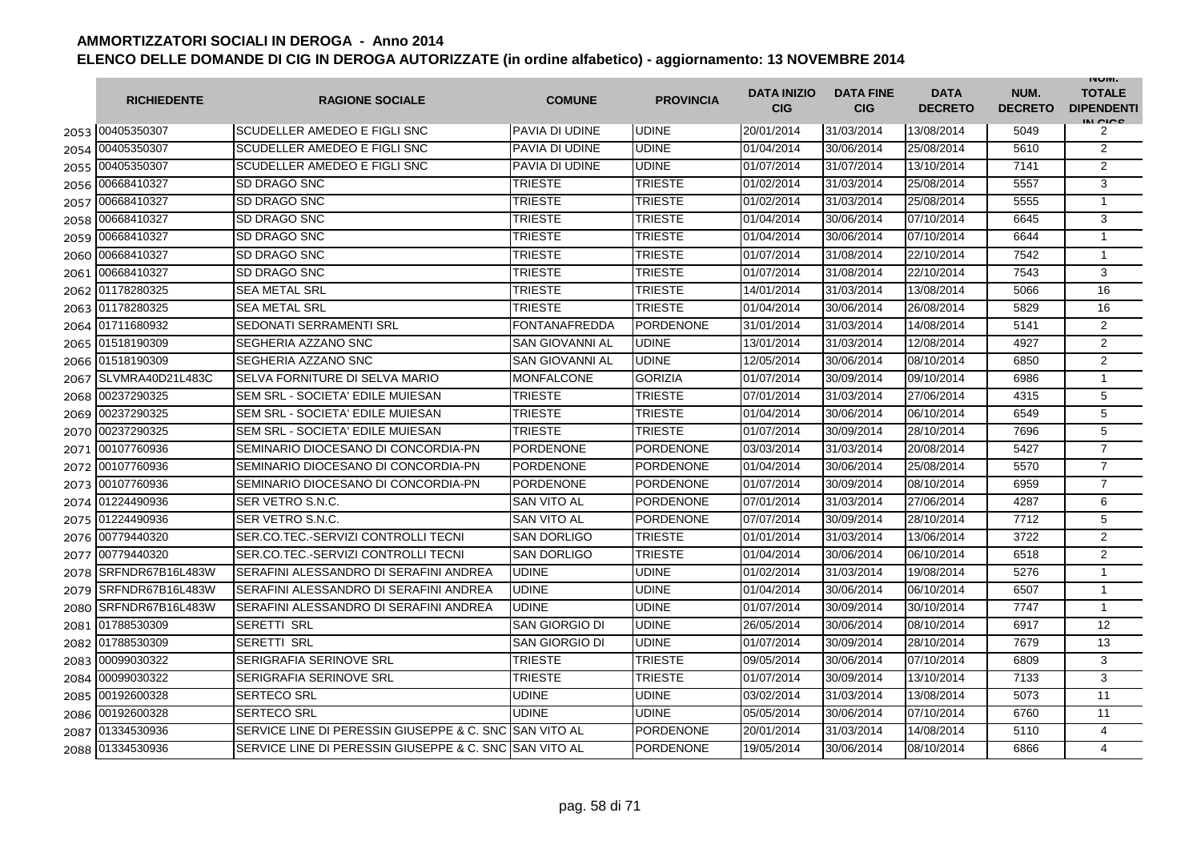# AMMORTIZZATORI SOCIALI IN DEROGA - Anno 2014

## ELENCO DELLE DOMANDE DI CIG IN DEROGA AUTORIZZATE (in ordine alfabetico) - aggiornamento: 13 NOVEMBRE 2014

| | RICHIEDENTE | RAGIONE SOCIALE | COMUNE | PROVINCIA | DATA INIZIO CIG | DATA FINE CIG | DATA DECRETO | NUM. DECRETO | NUM. TOTALE DIPENDENTI IN CIGS |
|---|---|---|---|---|---|---|---|---|---|
| 2053 | 00405350307 | SCUDELLER AMEDEO E FIGLI SNC | PAVIA DI UDINE | UDINE | 20/01/2014 | 31/03/2014 | 13/08/2014 | 5049 | 2 |
| 2054 | 00405350307 | SCUDELLER AMEDEO E FIGLI SNC | PAVIA DI UDINE | UDINE | 01/04/2014 | 30/06/2014 | 25/08/2014 | 5610 | 2 |
| 2055 | 00405350307 | SCUDELLER AMEDEO E FIGLI SNC | PAVIA DI UDINE | UDINE | 01/07/2014 | 31/07/2014 | 13/10/2014 | 7141 | 2 |
| 2056 | 00668410327 | SD DRAGO SNC | TRIESTE | TRIESTE | 01/02/2014 | 31/03/2014 | 25/08/2014 | 5557 | 3 |
| 2057 | 00668410327 | SD DRAGO SNC | TRIESTE | TRIESTE | 01/02/2014 | 31/03/2014 | 25/08/2014 | 5555 | 1 |
| 2058 | 00668410327 | SD DRAGO SNC | TRIESTE | TRIESTE | 01/04/2014 | 30/06/2014 | 07/10/2014 | 6645 | 3 |
| 2059 | 00668410327 | SD DRAGO SNC | TRIESTE | TRIESTE | 01/04/2014 | 30/06/2014 | 07/10/2014 | 6644 | 1 |
| 2060 | 00668410327 | SD DRAGO SNC | TRIESTE | TRIESTE | 01/07/2014 | 31/08/2014 | 22/10/2014 | 7542 | 1 |
| 2061 | 00668410327 | SD DRAGO SNC | TRIESTE | TRIESTE | 01/07/2014 | 31/08/2014 | 22/10/2014 | 7543 | 3 |
| 2062 | 01178280325 | SEA METAL SRL | TRIESTE | TRIESTE | 14/01/2014 | 31/03/2014 | 13/08/2014 | 5066 | 16 |
| 2063 | 01178280325 | SEA METAL SRL | TRIESTE | TRIESTE | 01/04/2014 | 30/06/2014 | 26/08/2014 | 5829 | 16 |
| 2064 | 01711680932 | SEDONATI SERRAMENTI SRL | FONTANAFREDDA | PORDENONE | 31/01/2014 | 31/03/2014 | 14/08/2014 | 5141 | 2 |
| 2065 | 01518190309 | SEGHERIA AZZANO SNC | SAN GIOVANNI AL | UDINE | 13/01/2014 | 31/03/2014 | 12/08/2014 | 4927 | 2 |
| 2066 | 01518190309 | SEGHERIA AZZANO SNC | SAN GIOVANNI AL | UDINE | 12/05/2014 | 30/06/2014 | 08/10/2014 | 6850 | 2 |
| 2067 | SLVMRA40D21L483C | SELVA FORNITURE DI SELVA MARIO | MONFALCONE | GORIZIA | 01/07/2014 | 30/09/2014 | 09/10/2014 | 6986 | 1 |
| 2068 | 00237290325 | SEM SRL - SOCIETA' EDILE MUIESAN | TRIESTE | TRIESTE | 07/01/2014 | 31/03/2014 | 27/06/2014 | 4315 | 5 |
| 2069 | 00237290325 | SEM SRL - SOCIETA' EDILE MUIESAN | TRIESTE | TRIESTE | 01/04/2014 | 30/06/2014 | 06/10/2014 | 6549 | 5 |
| 2070 | 00237290325 | SEM SRL - SOCIETA' EDILE MUIESAN | TRIESTE | TRIESTE | 01/07/2014 | 30/09/2014 | 28/10/2014 | 7696 | 5 |
| 2071 | 00107760936 | SEMINARIO DIOCESANO DI CONCORDIA-PN | PORDENONE | PORDENONE | 03/03/2014 | 31/03/2014 | 20/08/2014 | 5427 | 7 |
| 2072 | 00107760936 | SEMINARIO DIOCESANO DI CONCORDIA-PN | PORDENONE | PORDENONE | 01/04/2014 | 30/06/2014 | 25/08/2014 | 5570 | 7 |
| 2073 | 00107760936 | SEMINARIO DIOCESANO DI CONCORDIA-PN | PORDENONE | PORDENONE | 01/07/2014 | 30/09/2014 | 08/10/2014 | 6959 | 7 |
| 2074 | 01224490936 | SER VETRO S.N.C. | SAN VITO AL | PORDENONE | 07/01/2014 | 31/03/2014 | 27/06/2014 | 4287 | 6 |
| 2075 | 01224490936 | SER VETRO S.N.C. | SAN VITO AL | PORDENONE | 07/07/2014 | 30/09/2014 | 28/10/2014 | 7712 | 5 |
| 2076 | 00779440320 | SER.CO.TEC.-SERVIZI CONTROLLI TECNI | SAN DORLIGO | TRIESTE | 01/01/2014 | 31/03/2014 | 13/06/2014 | 3722 | 2 |
| 2077 | 00779440320 | SER.CO.TEC.-SERVIZI CONTROLLI TECNI | SAN DORLIGO | TRIESTE | 01/04/2014 | 30/06/2014 | 06/10/2014 | 6518 | 2 |
| 2078 | SRFNDR67B16L483W | SERAFINI ALESSANDRO DI SERAFINI ANDREA | UDINE | UDINE | 01/02/2014 | 31/03/2014 | 19/08/2014 | 5276 | 1 |
| 2079 | SRFNDR67B16L483W | SERAFINI ALESSANDRO DI SERAFINI ANDREA | UDINE | UDINE | 01/04/2014 | 30/06/2014 | 06/10/2014 | 6507 | 1 |
| 2080 | SRFNDR67B16L483W | SERAFINI ALESSANDRO DI SERAFINI ANDREA | UDINE | UDINE | 01/07/2014 | 30/09/2014 | 30/10/2014 | 7747 | 1 |
| 2081 | 01788530309 | SERETTI SRL | SAN GIORGIO DI | UDINE | 26/05/2014 | 30/06/2014 | 08/10/2014 | 6917 | 12 |
| 2082 | 01788530309 | SERETTI SRL | SAN GIORGIO DI | UDINE | 01/07/2014 | 30/09/2014 | 28/10/2014 | 7679 | 13 |
| 2083 | 00099030322 | SERIGRAFIA SERINOVE SRL | TRIESTE | TRIESTE | 09/05/2014 | 30/06/2014 | 07/10/2014 | 6809 | 3 |
| 2084 | 00099030322 | SERIGRAFIA SERINOVE SRL | TRIESTE | TRIESTE | 01/07/2014 | 30/09/2014 | 13/10/2014 | 7133 | 3 |
| 2085 | 00192600328 | SERTECO SRL | UDINE | UDINE | 03/02/2014 | 31/03/2014 | 13/08/2014 | 5073 | 11 |
| 2086 | 00192600328 | SERTECO SRL | UDINE | UDINE | 05/05/2014 | 30/06/2014 | 07/10/2014 | 6760 | 11 |
| 2087 | 01334530936 | SERVICE LINE DI PERESSIN GIUSEPPE & C. SNC | SAN VITO AL | PORDENONE | 20/01/2014 | 31/03/2014 | 14/08/2014 | 5110 | 4 |
| 2088 | 01334530936 | SERVICE LINE DI PERESSIN GIUSEPPE & C. SNC | SAN VITO AL | PORDENONE | 19/05/2014 | 30/06/2014 | 08/10/2014 | 6866 | 4 |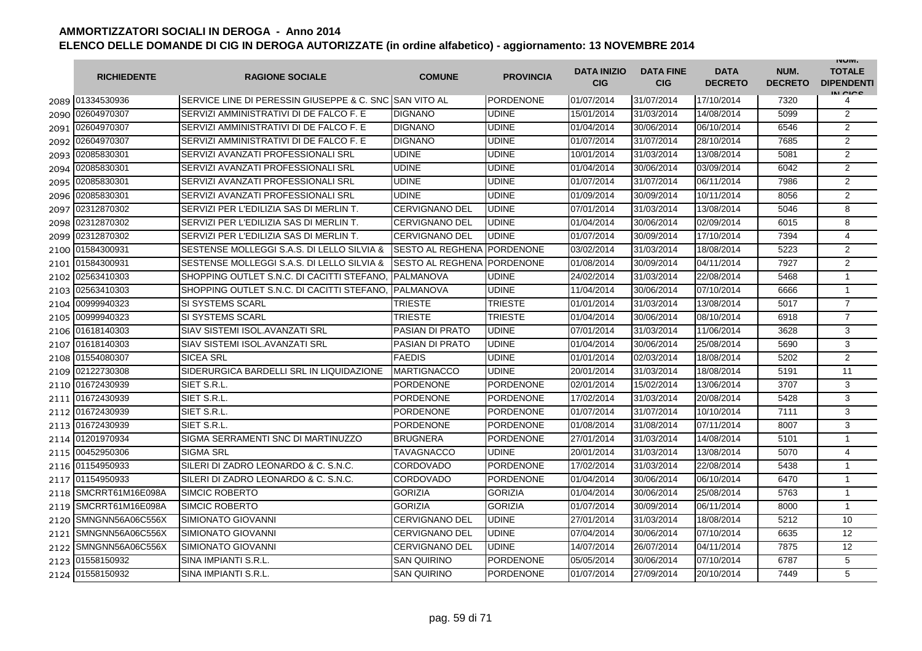# AMMORTIZZATORI SOCIALI IN DEROGA - Anno 2014

## ELENCO DELLE DOMANDE DI CIG IN DEROGA AUTORIZZATE (in ordine alfabetico) - aggiornamento: 13 NOVEMBRE 2014

| | RICHIEDENTE | RAGIONE SOCIALE | COMUNE | PROVINCIA | DATA INIZIO CIG | DATA FINE CIG | DATA DECRETO | NUM. DECRETO | NUM. TOTALE DIPENDENTI IN CIGS |
|---|---|---|---|---|---|---|---|---|---|
| 2089 | 01334530936 | SERVICE LINE DI PERESSIN GIUSEPPE & C. SNC | SAN VITO AL | PORDENONE | 01/07/2014 | 31/07/2014 | 17/10/2014 | 7320 | 4 |
| 2090 | 02604970307 | SERVIZI AMMINISTRATIVI DI DE FALCO F. E | DIGNANO | UDINE | 15/01/2014 | 31/03/2014 | 14/08/2014 | 5099 | 2 |
| 2091 | 02604970307 | SERVIZI AMMINISTRATIVI DI DE FALCO F. E | DIGNANO | UDINE | 01/04/2014 | 30/06/2014 | 06/10/2014 | 6546 | 2 |
| 2092 | 02604970307 | SERVIZI AMMINISTRATIVI DI DE FALCO F. E | DIGNANO | UDINE | 01/07/2014 | 31/07/2014 | 28/10/2014 | 7685 | 2 |
| 2093 | 02085830301 | SERVIZI AVANZATI PROFESSIONALI SRL | UDINE | UDINE | 10/01/2014 | 31/03/2014 | 13/08/2014 | 5081 | 2 |
| 2094 | 02085830301 | SERVIZI AVANZATI PROFESSIONALI SRL | UDINE | UDINE | 01/04/2014 | 30/06/2014 | 03/09/2014 | 6042 | 2 |
| 2095 | 02085830301 | SERVIZI AVANZATI PROFESSIONALI SRL | UDINE | UDINE | 01/07/2014 | 31/07/2014 | 06/11/2014 | 7986 | 2 |
| 2096 | 02085830301 | SERVIZI AVANZATI PROFESSIONALI SRL | UDINE | UDINE | 01/09/2014 | 30/09/2014 | 10/11/2014 | 8056 | 2 |
| 2097 | 02312870302 | SERVIZI PER L'EDILIZIA SAS DI MERLIN T. | CERVIGNANO DEL | UDINE | 07/01/2014 | 31/03/2014 | 13/08/2014 | 5046 | 8 |
| 2098 | 02312870302 | SERVIZI PER L'EDILIZIA SAS DI MERLIN T. | CERVIGNANO DEL | UDINE | 01/04/2014 | 30/06/2014 | 02/09/2014 | 6015 | 8 |
| 2099 | 02312870302 | SERVIZI PER L'EDILIZIA SAS DI MERLIN T. | CERVIGNANO DEL | UDINE | 01/07/2014 | 30/09/2014 | 17/10/2014 | 7394 | 4 |
| 2100 | 01584300931 | SESTENSE MOLLEGGI S.A.S. DI LELLO SILVIA & | SESTO AL REGHENA | PORDENONE | 03/02/2014 | 31/03/2014 | 18/08/2014 | 5223 | 2 |
| 2101 | 01584300931 | SESTENSE MOLLEGGI S.A.S. DI LELLO SILVIA & | SESTO AL REGHENA | PORDENONE | 01/08/2014 | 30/09/2014 | 04/11/2014 | 7927 | 2 |
| 2102 | 02563410303 | SHOPPING OUTLET S.N.C. DI CACITTI STEFANO, | PALMANOVA | UDINE | 24/02/2014 | 31/03/2014 | 22/08/2014 | 5468 | 1 |
| 2103 | 02563410303 | SHOPPING OUTLET S.N.C. DI CACITTI STEFANO, | PALMANOVA | UDINE | 11/04/2014 | 30/06/2014 | 07/10/2014 | 6666 | 1 |
| 2104 | 00999940323 | SI SYSTEMS SCARL | TRIESTE | TRIESTE | 01/01/2014 | 31/03/2014 | 13/08/2014 | 5017 | 7 |
| 2105 | 00999940323 | SI SYSTEMS SCARL | TRIESTE | TRIESTE | 01/04/2014 | 30/06/2014 | 08/10/2014 | 6918 | 7 |
| 2106 | 01618140303 | SIAV SISTEMI ISOL.AVANZATI SRL | PASIAN DI PRATO | UDINE | 07/01/2014 | 31/03/2014 | 11/06/2014 | 3628 | 3 |
| 2107 | 01618140303 | SIAV SISTEMI ISOL.AVANZATI SRL | PASIAN DI PRATO | UDINE | 01/04/2014 | 30/06/2014 | 25/08/2014 | 5690 | 3 |
| 2108 | 01554080307 | SICEA SRL | FAEDIS | UDINE | 01/01/2014 | 02/03/2014 | 18/08/2014 | 5202 | 2 |
| 2109 | 02122730308 | SIDERURGICA BARDELLI SRL IN LIQUIDAZIONE | MARTIGNACCO | UDINE | 20/01/2014 | 31/03/2014 | 18/08/2014 | 5191 | 11 |
| 2110 | 01672430939 | SIET S.R.L. | PORDENONE | PORDENONE | 02/01/2014 | 15/02/2014 | 13/06/2014 | 3707 | 3 |
| 2111 | 01672430939 | SIET S.R.L. | PORDENONE | PORDENONE | 17/02/2014 | 31/03/2014 | 20/08/2014 | 5428 | 3 |
| 2112 | 01672430939 | SIET S.R.L. | PORDENONE | PORDENONE | 01/07/2014 | 31/07/2014 | 10/10/2014 | 7111 | 3 |
| 2113 | 01672430939 | SIET S.R.L. | PORDENONE | PORDENONE | 01/08/2014 | 31/08/2014 | 07/11/2014 | 8007 | 3 |
| 2114 | 01201970934 | SIGMA SERRAMENTI SNC DI MARTINUZZO | BRUGNERA | PORDENONE | 27/01/2014 | 31/03/2014 | 14/08/2014 | 5101 | 1 |
| 2115 | 00452950306 | SIGMA SRL | TAVAGNACCO | UDINE | 20/01/2014 | 31/03/2014 | 13/08/2014 | 5070 | 4 |
| 2116 | 01154950933 | SILERI DI ZADRO LEONARDO & C. S.N.C. | CORDOVADO | PORDENONE | 17/02/2014 | 31/03/2014 | 22/08/2014 | 5438 | 1 |
| 2117 | 01154950933 | SILERI DI ZADRO LEONARDO & C. S.N.C. | CORDOVADO | PORDENONE | 01/04/2014 | 30/06/2014 | 06/10/2014 | 6470 | 1 |
| 2118 | SMCRRT61M16E098A | SIMCIC ROBERTO | GORIZIA | GORIZIA | 01/04/2014 | 30/06/2014 | 25/08/2014 | 5763 | 1 |
| 2119 | SMCRRT61M16E098A | SIMCIC ROBERTO | GORIZIA | GORIZIA | 01/07/2014 | 30/09/2014 | 06/11/2014 | 8000 | 1 |
| 2120 | SMNGNN56A06C556X | SIMIONATO GIOVANNI | CERVIGNANO DEL | UDINE | 27/01/2014 | 31/03/2014 | 18/08/2014 | 5212 | 10 |
| 2121 | SMNGNN56A06C556X | SIMIONATO GIOVANNI | CERVIGNANO DEL | UDINE | 07/04/2014 | 30/06/2014 | 07/10/2014 | 6635 | 12 |
| 2122 | SMNGNN56A06C556X | SIMIONATO GIOVANNI | CERVIGNANO DEL | UDINE | 14/07/2014 | 26/07/2014 | 04/11/2014 | 7875 | 12 |
| 2123 | 01558150932 | SINA IMPIANTI S.R.L. | SAN QUIRINO | PORDENONE | 05/05/2014 | 30/06/2014 | 07/10/2014 | 6787 | 5 |
| 2124 | 01558150932 | SINA IMPIANTI S.R.L. | SAN QUIRINO | PORDENONE | 01/07/2014 | 27/09/2014 | 20/10/2014 | 7449 | 5 |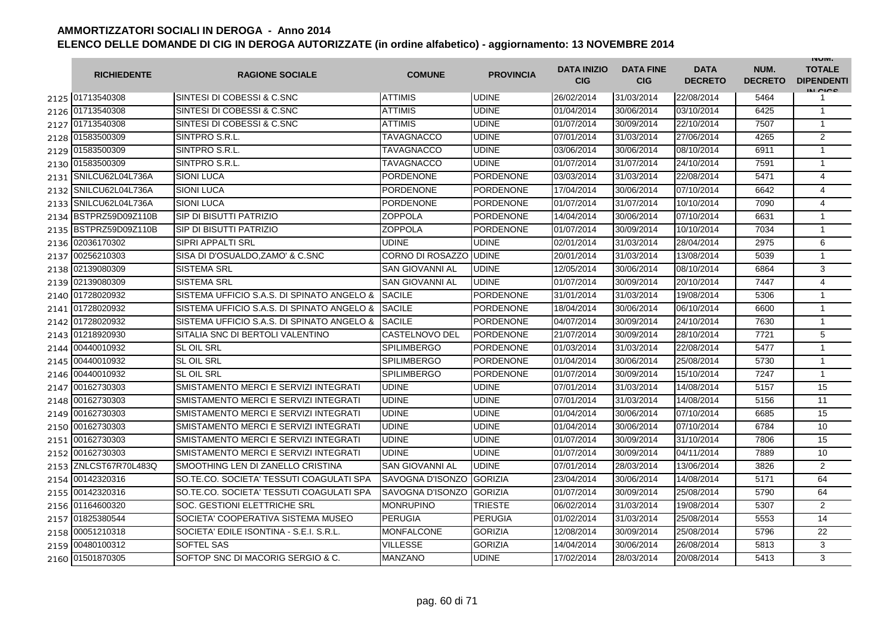# AMMORTIZZATORI SOCIALI IN DEROGA - Anno 2014

## ELENCO DELLE DOMANDE DI CIG IN DEROGA AUTORIZZATE (in ordine alfabetico) - aggiornamento: 13 NOVEMBRE 2014

| | RICHIEDENTE | RAGIONE SOCIALE | COMUNE | PROVINCIA | DATA INIZIO CIG | DATA FINE CIG | DATA DECRETO | NUM. DECRETO | NUM. TOTALE DIPENDENTI IN CIGS |
|---|---|---|---|---|---|---|---|---|---|
| 2125 | 01713540308 | SINTESI DI COBESSI & C.SNC | ATTIMIS | UDINE | 26/02/2014 | 31/03/2014 | 22/08/2014 | 5464 | 1 |
| 2126 | 01713540308 | SINTESI DI COBESSI & C.SNC | ATTIMIS | UDINE | 01/04/2014 | 30/06/2014 | 03/10/2014 | 6425 | 1 |
| 2127 | 01713540308 | SINTESI DI COBESSI & C.SNC | ATTIMIS | UDINE | 01/07/2014 | 30/09/2014 | 22/10/2014 | 7507 | 1 |
| 2128 | 01583500309 | SINTPRO S.R.L. | TAVAGNACCO | UDINE | 07/01/2014 | 31/03/2014 | 27/06/2014 | 4265 | 2 |
| 2129 | 01583500309 | SINTPRO S.R.L. | TAVAGNACCO | UDINE | 03/06/2014 | 30/06/2014 | 08/10/2014 | 6911 | 1 |
| 2130 | 01583500309 | SINTPRO S.R.L. | TAVAGNACCO | UDINE | 01/07/2014 | 31/07/2014 | 24/10/2014 | 7591 | 1 |
| 2131 | SNILCU62L04L736A | SIONI LUCA | PORDENONE | PORDENONE | 03/03/2014 | 31/03/2014 | 22/08/2014 | 5471 | 4 |
| 2132 | SNILCU62L04L736A | SIONI LUCA | PORDENONE | PORDENONE | 17/04/2014 | 30/06/2014 | 07/10/2014 | 6642 | 4 |
| 2133 | SNILCU62L04L736A | SIONI LUCA | PORDENONE | PORDENONE | 01/07/2014 | 31/07/2014 | 10/10/2014 | 7090 | 4 |
| 2134 | BSTPRZ59D09Z110B | SIP DI BISUTTI PATRIZIO | ZOPPOLA | PORDENONE | 14/04/2014 | 30/06/2014 | 07/10/2014 | 6631 | 1 |
| 2135 | BSTPRZ59D09Z110B | SIP DI BISUTTI PATRIZIO | ZOPPOLA | PORDENONE | 01/07/2014 | 30/09/2014 | 10/10/2014 | 7034 | 1 |
| 2136 | 02036170302 | SIPRI APPALTI SRL | UDINE | UDINE | 02/01/2014 | 31/03/2014 | 28/04/2014 | 2975 | 6 |
| 2137 | 00256210303 | SISA DI D'OSUALDO,ZAMO' & C.SNC | CORNO DI ROSAZZO | UDINE | 20/01/2014 | 31/03/2014 | 13/08/2014 | 5039 | 1 |
| 2138 | 02139080309 | SISTEMA SRL | SAN GIOVANNI AL | UDINE | 12/05/2014 | 30/06/2014 | 08/10/2014 | 6864 | 3 |
| 2139 | 02139080309 | SISTEMA SRL | SAN GIOVANNI AL | UDINE | 01/07/2014 | 30/09/2014 | 20/10/2014 | 7447 | 4 |
| 2140 | 01728020932 | SISTEMA UFFICIO S.A.S. DI SPINATO ANGELO & | SACILE | PORDENONE | 31/01/2014 | 31/03/2014 | 19/08/2014 | 5306 | 1 |
| 2141 | 01728020932 | SISTEMA UFFICIO S.A.S. DI SPINATO ANGELO & | SACILE | PORDENONE | 18/04/2014 | 30/06/2014 | 06/10/2014 | 6600 | 1 |
| 2142 | 01728020932 | SISTEMA UFFICIO S.A.S. DI SPINATO ANGELO & | SACILE | PORDENONE | 04/07/2014 | 30/09/2014 | 24/10/2014 | 7630 | 1 |
| 2143 | 01218920930 | SITALIA SNC DI BERTOLI VALENTINO | CASTELNOVO DEL | PORDENONE | 21/07/2014 | 30/09/2014 | 28/10/2014 | 7721 | 5 |
| 2144 | 00440010932 | SL OIL SRL | SPILIMBERGO | PORDENONE | 01/03/2014 | 31/03/2014 | 22/08/2014 | 5477 | 1 |
| 2145 | 00440010932 | SL OIL SRL | SPILIMBERGO | PORDENONE | 01/04/2014 | 30/06/2014 | 25/08/2014 | 5730 | 1 |
| 2146 | 00440010932 | SL OIL SRL | SPILIMBERGO | PORDENONE | 01/07/2014 | 30/09/2014 | 15/10/2014 | 7247 | 1 |
| 2147 | 00162730303 | SMISTAMENTO MERCI E SERVIZI INTEGRATI | UDINE | UDINE | 07/01/2014 | 31/03/2014 | 14/08/2014 | 5157 | 15 |
| 2148 | 00162730303 | SMISTAMENTO MERCI E SERVIZI INTEGRATI | UDINE | UDINE | 07/01/2014 | 31/03/2014 | 14/08/2014 | 5156 | 11 |
| 2149 | 00162730303 | SMISTAMENTO MERCI E SERVIZI INTEGRATI | UDINE | UDINE | 01/04/2014 | 30/06/2014 | 07/10/2014 | 6685 | 15 |
| 2150 | 00162730303 | SMISTAMENTO MERCI E SERVIZI INTEGRATI | UDINE | UDINE | 01/04/2014 | 30/06/2014 | 07/10/2014 | 6784 | 10 |
| 2151 | 00162730303 | SMISTAMENTO MERCI E SERVIZI INTEGRATI | UDINE | UDINE | 01/07/2014 | 30/09/2014 | 31/10/2014 | 7806 | 15 |
| 2152 | 00162730303 | SMISTAMENTO MERCI E SERVIZI INTEGRATI | UDINE | UDINE | 01/07/2014 | 30/09/2014 | 04/11/2014 | 7889 | 10 |
| 2153 | ZNLCST67R70L483Q | SMOOTHING LEN DI ZANELLO CRISTINA | SAN GIOVANNI AL | UDINE | 07/01/2014 | 28/03/2014 | 13/06/2014 | 3826 | 2 |
| 2154 | 00142320316 | SO.TE.CO. SOCIETA' TESSUTI COAGULATI SPA | SAVOGNA D'ISONZO | GORIZIA | 23/04/2014 | 30/06/2014 | 14/08/2014 | 5171 | 64 |
| 2155 | 00142320316 | SO.TE.CO. SOCIETA' TESSUTI COAGULATI SPA | SAVOGNA D'ISONZO | GORIZIA | 01/07/2014 | 30/09/2014 | 25/08/2014 | 5790 | 64 |
| 2156 | 01164600320 | SOC. GESTIONI ELETTRICHE SRL | MONRUPINO | TRIESTE | 06/02/2014 | 31/03/2014 | 19/08/2014 | 5307 | 2 |
| 2157 | 01825380544 | SOCIETA' COOPERATIVA SISTEMA MUSEO | PERUGIA | PERUGIA | 01/02/2014 | 31/03/2014 | 25/08/2014 | 5553 | 14 |
| 2158 | 00051210318 | SOCIETA' EDILE ISONTINA - S.E.I. S.R.L. | MONFALCONE | GORIZIA | 12/08/2014 | 30/09/2014 | 25/08/2014 | 5796 | 22 |
| 2159 | 00480100312 | SOFTEL SAS | VILLESSE | GORIZIA | 14/04/2014 | 30/06/2014 | 26/08/2014 | 5813 | 3 |
| 2160 | 01501870305 | SOFTOP SNC DI MACORIG SERGIO & C. | MANZANO | UDINE | 17/02/2014 | 28/03/2014 | 20/08/2014 | 5413 | 3 |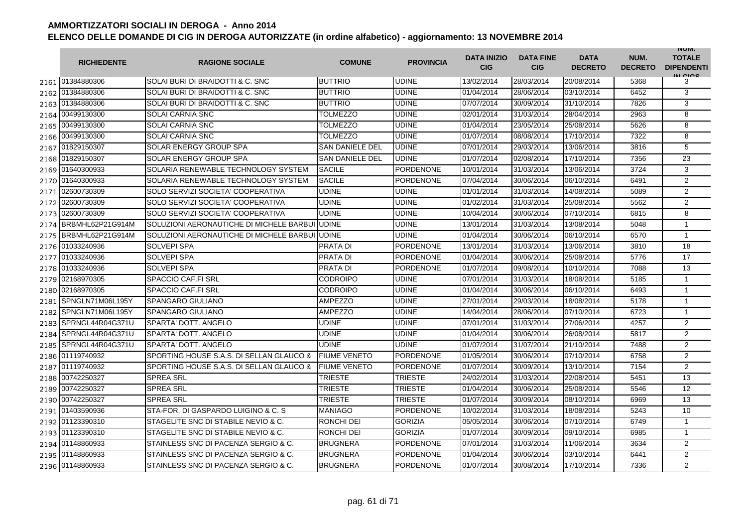# AMMORTIZZATORI SOCIALI IN DEROGA - Anno 2014

## ELENCO DELLE DOMANDE DI CIG IN DEROGA AUTORIZZATE (in ordine alfabetico) - aggiornamento: 13 NOVEMBRE 2014

| | RICHIEDENTE | RAGIONE SOCIALE | COMUNE | PROVINCIA | DATA INIZIO CIG | DATA FINE CIG | DATA DECRETO | NUM. DECRETO | NUM. TOTALE DIPENDENTI IN CIGS |
|---|---|---|---|---|---|---|---|---|---|
| 2161 | 01384880306 | SOLAI BURI DI BRAIDOTTI & C. SNC | BUTTRIO | UDINE | 13/02/2014 | 28/03/2014 | 20/08/2014 | 5368 | 3 |
| 2162 | 01384880306 | SOLAI BURI DI BRAIDOTTI & C. SNC | BUTTRIO | UDINE | 01/04/2014 | 28/06/2014 | 03/10/2014 | 6452 | 3 |
| 2163 | 01384880306 | SOLAI BURI DI BRAIDOTTI & C. SNC | BUTTRIO | UDINE | 07/07/2014 | 30/09/2014 | 31/10/2014 | 7826 | 3 |
| 2164 | 00499130300 | SOLAI CARNIA SNC | TOLMEZZO | UDINE | 02/01/2014 | 31/03/2014 | 28/04/2014 | 2963 | 8 |
| 2165 | 00499130300 | SOLAI CARNIA SNC | TOLMEZZO | UDINE | 01/04/2014 | 23/05/2014 | 25/08/2014 | 5626 | 8 |
| 2166 | 00499130300 | SOLAI CARNIA SNC | TOLMEZZO | UDINE | 01/07/2014 | 08/08/2014 | 17/10/2014 | 7322 | 8 |
| 2167 | 01829150307 | SOLAR ENERGY GROUP SPA | SAN DANIELE DEL | UDINE | 07/01/2014 | 29/03/2014 | 13/06/2014 | 3816 | 5 |
| 2168 | 01829150307 | SOLAR ENERGY GROUP SPA | SAN DANIELE DEL | UDINE | 01/07/2014 | 02/08/2014 | 17/10/2014 | 7356 | 23 |
| 2169 | 01640300933 | SOLARIA RENEWABLE TECHNOLOGY SYSTEM | SACILE | PORDENONE | 10/01/2014 | 31/03/2014 | 13/06/2014 | 3724 | 3 |
| 2170 | 01640300933 | SOLARIA RENEWABLE TECHNOLOGY SYSTEM | SACILE | PORDENONE | 07/04/2014 | 30/06/2014 | 06/10/2014 | 6491 | 2 |
| 2171 | 02600730309 | SOLO SERVIZI SOCIETA' COOPERATIVA | UDINE | UDINE | 01/01/2014 | 31/03/2014 | 14/08/2014 | 5089 | 2 |
| 2172 | 02600730309 | SOLO SERVIZI SOCIETA' COOPERATIVA | UDINE | UDINE | 01/02/2014 | 31/03/2014 | 25/08/2014 | 5562 | 2 |
| 2173 | 02600730309 | SOLO SERVIZI SOCIETA' COOPERATIVA | UDINE | UDINE | 10/04/2014 | 30/06/2014 | 07/10/2014 | 6815 | 8 |
| 2174 | BRBMHL62P21G914M | SOLUZIONI AERONAUTICHE DI MICHELE BARBUI | UDINE | UDINE | 13/01/2014 | 31/03/2014 | 13/08/2014 | 5048 | 1 |
| 2175 | BRBMHL62P21G914M | SOLUZIONI AERONAUTICHE DI MICHELE BARBUI | UDINE | UDINE | 01/04/2014 | 30/06/2014 | 06/10/2014 | 6570 | 1 |
| 2176 | 01033240936 | SOLVEPI SPA | PRATA DI | PORDENONE | 13/01/2014 | 31/03/2014 | 13/06/2014 | 3810 | 18 |
| 2177 | 01033240936 | SOLVEPI SPA | PRATA DI | PORDENONE | 01/04/2014 | 30/06/2014 | 25/08/2014 | 5776 | 17 |
| 2178 | 01033240936 | SOLVEPI SPA | PRATA DI | PORDENONE | 01/07/2014 | 09/08/2014 | 10/10/2014 | 7088 | 13 |
| 2179 | 02168970305 | SPACCIO CAF.FI SRL | CODROIPO | UDINE | 07/01/2014 | 31/03/2014 | 18/08/2014 | 5185 | 1 |
| 2180 | 02168970305 | SPACCIO CAF.FI SRL | CODROIPO | UDINE | 01/04/2014 | 30/06/2014 | 06/10/2014 | 6493 | 1 |
| 2181 | SPNGLN71M06L195Y | SPANGARO GIULIANO | AMPEZZO | UDINE | 27/01/2014 | 29/03/2014 | 18/08/2014 | 5178 | 1 |
| 2182 | SPNGLN71M06L195Y | SPANGARO GIULIANO | AMPEZZO | UDINE | 14/04/2014 | 28/06/2014 | 07/10/2014 | 6723 | 1 |
| 2183 | SPRNGL44R04G371U | SPARTA' DOTT. ANGELO | UDINE | UDINE | 07/01/2014 | 31/03/2014 | 27/06/2014 | 4257 | 2 |
| 2184 | SPRNGL44R04G371U | SPARTA' DOTT. ANGELO | UDINE | UDINE | 01/04/2014 | 30/06/2014 | 26/08/2014 | 5817 | 2 |
| 2185 | SPRNGL44R04G371U | SPARTA' DOTT. ANGELO | UDINE | UDINE | 01/07/2014 | 31/07/2014 | 21/10/2014 | 7488 | 2 |
| 2186 | 01119740932 | SPORTING HOUSE S.A.S. DI SELLAN GLAUCO & | FIUME VENETO | PORDENONE | 01/05/2014 | 30/06/2014 | 07/10/2014 | 6758 | 2 |
| 2187 | 01119740932 | SPORTING HOUSE S.A.S. DI SELLAN GLAUCO & | FIUME VENETO | PORDENONE | 01/07/2014 | 30/09/2014 | 13/10/2014 | 7154 | 2 |
| 2188 | 00742250327 | SPREA SRL | TRIESTE | TRIESTE | 24/02/2014 | 31/03/2014 | 22/08/2014 | 5451 | 13 |
| 2189 | 00742250327 | SPREA SRL | TRIESTE | TRIESTE | 01/04/2014 | 30/06/2014 | 25/08/2014 | 5546 | 12 |
| 2190 | 00742250327 | SPREA SRL | TRIESTE | TRIESTE | 01/07/2014 | 30/09/2014 | 08/10/2014 | 6969 | 13 |
| 2191 | 01403590936 | STA-FOR. DI GASPARDO LUIGINO & C. S | MANIAGO | PORDENONE | 10/02/2014 | 31/03/2014 | 18/08/2014 | 5243 | 10 |
| 2192 | 01123390310 | STAGELITE SNC DI STABILE NEVIO & C. | RONCHI DEI | GORIZIA | 05/05/2014 | 30/06/2014 | 07/10/2014 | 6749 | 1 |
| 2193 | 01123390310 | STAGELITE SNC DI STABILE NEVIO & C. | RONCHI DEI | GORIZIA | 01/07/2014 | 30/09/2014 | 09/10/2014 | 6985 | 1 |
| 2194 | 01148860933 | STAINLESS SNC DI PACENZA SERGIO & C. | BRUGNERA | PORDENONE | 07/01/2014 | 31/03/2014 | 11/06/2014 | 3634 | 2 |
| 2195 | 01148860933 | STAINLESS SNC DI PACENZA SERGIO & C. | BRUGNERA | PORDENONE | 01/04/2014 | 30/06/2014 | 03/10/2014 | 6441 | 2 |
| 2196 | 01148860933 | STAINLESS SNC DI PACENZA SERGIO & C. | BRUGNERA | PORDENONE | 01/07/2014 | 30/08/2014 | 17/10/2014 | 7336 | 2 |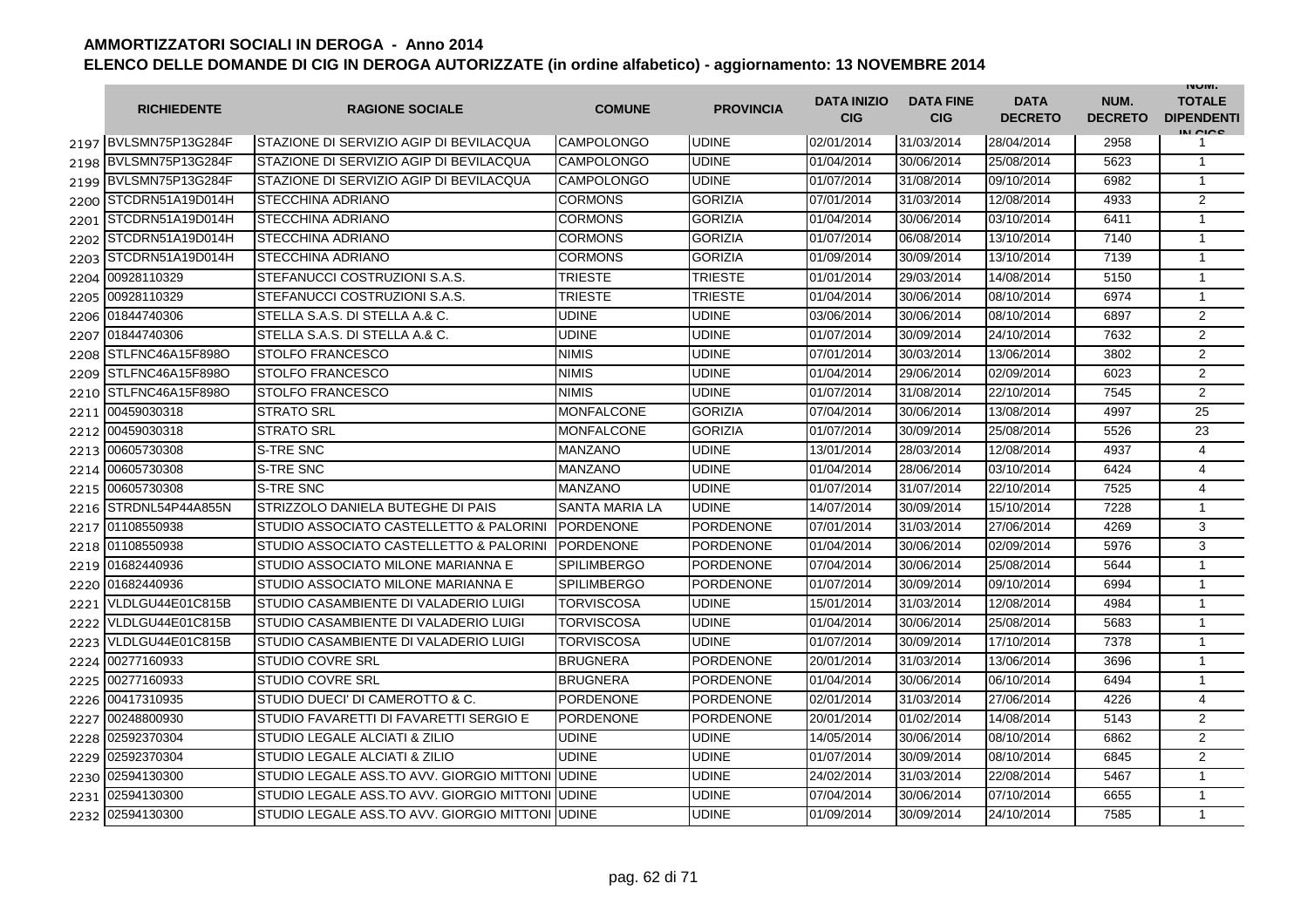# AMMORTIZZATORI SOCIALI IN DEROGA - Anno 2014

## ELENCO DELLE DOMANDE DI CIG IN DEROGA AUTORIZZATE (in ordine alfabetico) - aggiornamento: 13 NOVEMBRE 2014

| | RICHIEDENTE | RAGIONE SOCIALE | COMUNE | PROVINCIA | DATA INIZIO CIG | DATA FINE CIG | DATA DECRETO | NUM. DECRETO | NUM. TOTALE DIPENDENTI IN CIGS |
|---|---|---|---|---|---|---|---|---|---|
| 2197 | BVLSMN75P13G284F | STAZIONE DI SERVIZIO AGIP DI BEVILACQUA | CAMPOLONGO | UDINE | 02/01/2014 | 31/03/2014 | 28/04/2014 | 2958 | 1 |
| 2198 | BVLSMN75P13G284F | STAZIONE DI SERVIZIO AGIP DI BEVILACQUA | CAMPOLONGO | UDINE | 01/04/2014 | 30/06/2014 | 25/08/2014 | 5623 | 1 |
| 2199 | BVLSMN75P13G284F | STAZIONE DI SERVIZIO AGIP DI BEVILACQUA | CAMPOLONGO | UDINE | 01/07/2014 | 31/08/2014 | 09/10/2014 | 6982 | 1 |
| 2200 | STCDRN51A19D014H | STECCHINA ADRIANO | CORMONS | GORIZIA | 07/01/2014 | 31/03/2014 | 12/08/2014 | 4933 | 2 |
| 2201 | STCDRN51A19D014H | STECCHINA ADRIANO | CORMONS | GORIZIA | 01/04/2014 | 30/06/2014 | 03/10/2014 | 6411 | 1 |
| 2202 | STCDRN51A19D014H | STECCHINA ADRIANO | CORMONS | GORIZIA | 01/07/2014 | 06/08/2014 | 13/10/2014 | 7140 | 1 |
| 2203 | STCDRN51A19D014H | STECCHINA ADRIANO | CORMONS | GORIZIA | 01/09/2014 | 30/09/2014 | 13/10/2014 | 7139 | 1 |
| 2204 | 00928110329 | STEFANUCCI COSTRUZIONI S.A.S. | TRIESTE | TRIESTE | 01/01/2014 | 29/03/2014 | 14/08/2014 | 5150 | 1 |
| 2205 | 00928110329 | STEFANUCCI COSTRUZIONI S.A.S. | TRIESTE | TRIESTE | 01/04/2014 | 30/06/2014 | 08/10/2014 | 6974 | 1 |
| 2206 | 01844740306 | STELLA S.A.S. DI STELLA A.& C. | UDINE | UDINE | 03/06/2014 | 30/06/2014 | 08/10/2014 | 6897 | 2 |
| 2207 | 01844740306 | STELLA S.A.S. DI STELLA A.& C. | UDINE | UDINE | 01/07/2014 | 30/09/2014 | 24/10/2014 | 7632 | 2 |
| 2208 | STLFNC46A15F898O | STOLFO FRANCESCO | NIMIS | UDINE | 07/01/2014 | 30/03/2014 | 13/06/2014 | 3802 | 2 |
| 2209 | STLFNC46A15F898O | STOLFO FRANCESCO | NIMIS | UDINE | 01/04/2014 | 29/06/2014 | 02/09/2014 | 6023 | 2 |
| 2210 | STLFNC46A15F898O | STOLFO FRANCESCO | NIMIS | UDINE | 01/07/2014 | 31/08/2014 | 22/10/2014 | 7545 | 2 |
| 2211 | 00459030318 | STRATO SRL | MONFALCONE | GORIZIA | 07/04/2014 | 30/06/2014 | 13/08/2014 | 4997 | 25 |
| 2212 | 00459030318 | STRATO SRL | MONFALCONE | GORIZIA | 01/07/2014 | 30/09/2014 | 25/08/2014 | 5526 | 23 |
| 2213 | 00605730308 | S-TRE SNC | MANZANO | UDINE | 13/01/2014 | 28/03/2014 | 12/08/2014 | 4937 | 4 |
| 2214 | 00605730308 | S-TRE SNC | MANZANO | UDINE | 01/04/2014 | 28/06/2014 | 03/10/2014 | 6424 | 4 |
| 2215 | 00605730308 | S-TRE SNC | MANZANO | UDINE | 01/07/2014 | 31/07/2014 | 22/10/2014 | 7525 | 4 |
| 2216 | STRDNL54P44A855N | STRIZZOLO DANIELA BUTEGHE DI PAIS | SANTA MARIA LA | UDINE | 14/07/2014 | 30/09/2014 | 15/10/2014 | 7228 | 1 |
| 2217 | 01108550938 | STUDIO ASSOCIATO CASTELLETTO & PALORINI | PORDENONE | PORDENONE | 07/01/2014 | 31/03/2014 | 27/06/2014 | 4269 | 3 |
| 2218 | 01108550938 | STUDIO ASSOCIATO CASTELLETTO & PALORINI | PORDENONE | PORDENONE | 01/04/2014 | 30/06/2014 | 02/09/2014 | 5976 | 3 |
| 2219 | 01682440936 | STUDIO ASSOCIATO MILONE MARIANNA E | SPILIMBERGO | PORDENONE | 07/04/2014 | 30/06/2014 | 25/08/2014 | 5644 | 1 |
| 2220 | 01682440936 | STUDIO ASSOCIATO MILONE MARIANNA E | SPILIMBERGO | PORDENONE | 01/07/2014 | 30/09/2014 | 09/10/2014 | 6994 | 1 |
| 2221 | VLDLGU44E01C815B | STUDIO CASAMBIENTE DI VALADERIO LUIGI | TORVISCOSA | UDINE | 15/01/2014 | 31/03/2014 | 12/08/2014 | 4984 | 1 |
| 2222 | VLDLGU44E01C815B | STUDIO CASAMBIENTE DI VALADERIO LUIGI | TORVISCOSA | UDINE | 01/04/2014 | 30/06/2014 | 25/08/2014 | 5683 | 1 |
| 2223 | VLDLGU44E01C815B | STUDIO CASAMBIENTE DI VALADERIO LUIGI | TORVISCOSA | UDINE | 01/07/2014 | 30/09/2014 | 17/10/2014 | 7378 | 1 |
| 2224 | 00277160933 | STUDIO COVRE SRL | BRUGNERA | PORDENONE | 20/01/2014 | 31/03/2014 | 13/06/2014 | 3696 | 1 |
| 2225 | 00277160933 | STUDIO COVRE SRL | BRUGNERA | PORDENONE | 01/04/2014 | 30/06/2014 | 06/10/2014 | 6494 | 1 |
| 2226 | 00417310935 | STUDIO DUECI' DI CAMEROTTO & C. | PORDENONE | PORDENONE | 02/01/2014 | 31/03/2014 | 27/06/2014 | 4226 | 4 |
| 2227 | 00248800930 | STUDIO FAVARETTI DI FAVARETTI SERGIO E | PORDENONE | PORDENONE | 20/01/2014 | 01/02/2014 | 14/08/2014 | 5143 | 2 |
| 2228 | 02592370304 | STUDIO LEGALE ALCIATI & ZILIO | UDINE | UDINE | 14/05/2014 | 30/06/2014 | 08/10/2014 | 6862 | 2 |
| 2229 | 02592370304 | STUDIO LEGALE ALCIATI & ZILIO | UDINE | UDINE | 01/07/2014 | 30/09/2014 | 08/10/2014 | 6845 | 2 |
| 2230 | 02594130300 | STUDIO LEGALE ASS.TO AVV. GIORGIO MITTONI | UDINE | UDINE | 24/02/2014 | 31/03/2014 | 22/08/2014 | 5467 | 1 |
| 2231 | 02594130300 | STUDIO LEGALE ASS.TO AVV. GIORGIO MITTONI | UDINE | UDINE | 07/04/2014 | 30/06/2014 | 07/10/2014 | 6655 | 1 |
| 2232 | 02594130300 | STUDIO LEGALE ASS.TO AVV. GIORGIO MITTONI | UDINE | UDINE | 01/09/2014 | 30/09/2014 | 24/10/2014 | 7585 | 1 |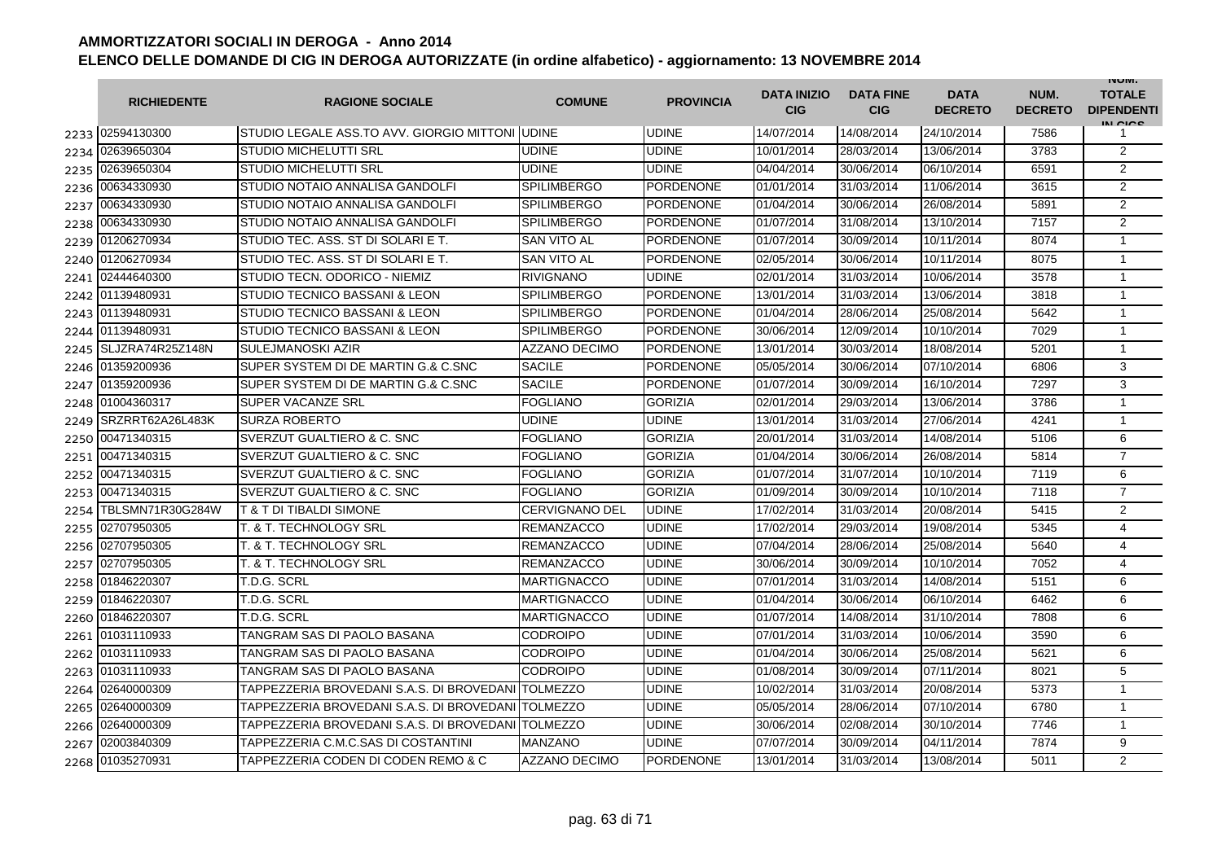# AMMORTIZZATORI SOCIALI IN DEROGA - Anno 2014

## ELENCO DELLE DOMANDE DI CIG IN DEROGA AUTORIZZATE (in ordine alfabetico) - aggiornamento: 13 NOVEMBRE 2014

| | RICHIEDENTE | RAGIONE SOCIALE | COMUNE | PROVINCIA | DATA INIZIO CIG | DATA FINE CIG | DATA DECRETO | NUM. DECRETO | NUM. TOTALE DIPENDENTI IN CIGS |
|---|---|---|---|---|---|---|---|---|---|
| 2233 | 02594130300 | STUDIO LEGALE ASS.TO AVV. GIORGIO MITTONI | UDINE | UDINE | 14/07/2014 | 14/08/2014 | 24/10/2014 | 7586 | 1 |
| 2234 | 02639650304 | STUDIO MICHELUTTI SRL | UDINE | UDINE | 10/01/2014 | 28/03/2014 | 13/06/2014 | 3783 | 2 |
| 2235 | 02639650304 | STUDIO MICHELUTTI SRL | UDINE | UDINE | 04/04/2014 | 30/06/2014 | 06/10/2014 | 6591 | 2 |
| 2236 | 00634330930 | STUDIO NOTAIO ANNALISA GANDOLFI | SPILIMBERGO | PORDENONE | 01/01/2014 | 31/03/2014 | 11/06/2014 | 3615 | 2 |
| 2237 | 00634330930 | STUDIO NOTAIO ANNALISA GANDOLFI | SPILIMBERGO | PORDENONE | 01/04/2014 | 30/06/2014 | 26/08/2014 | 5891 | 2 |
| 2238 | 00634330930 | STUDIO NOTAIO ANNALISA GANDOLFI | SPILIMBERGO | PORDENONE | 01/07/2014 | 31/08/2014 | 13/10/2014 | 7157 | 2 |
| 2239 | 01206270934 | STUDIO TEC. ASS. ST DI SOLARI E T. | SAN VITO AL | PORDENONE | 01/07/2014 | 30/09/2014 | 10/11/2014 | 8074 | 1 |
| 2240 | 01206270934 | STUDIO TEC. ASS. ST DI SOLARI E T. | SAN VITO AL | PORDENONE | 02/05/2014 | 30/06/2014 | 10/11/2014 | 8075 | 1 |
| 2241 | 02444640300 | STUDIO TECN. ODORICO - NIEMIZ | RIVIGNANO | UDINE | 02/01/2014 | 31/03/2014 | 10/06/2014 | 3578 | 1 |
| 2242 | 01139480931 | STUDIO TECNICO BASSANI & LEON | SPILIMBERGO | PORDENONE | 13/01/2014 | 31/03/2014 | 13/06/2014 | 3818 | 1 |
| 2243 | 01139480931 | STUDIO TECNICO BASSANI & LEON | SPILIMBERGO | PORDENONE | 01/04/2014 | 28/06/2014 | 25/08/2014 | 5642 | 1 |
| 2244 | 01139480931 | STUDIO TECNICO BASSANI & LEON | SPILIMBERGO | PORDENONE | 30/06/2014 | 12/09/2014 | 10/10/2014 | 7029 | 1 |
| 2245 | SLJZRA74R25Z148N | SULEJMANOSKI AZIR | AZZANO DECIMO | PORDENONE | 13/01/2014 | 30/03/2014 | 18/08/2014 | 5201 | 1 |
| 2246 | 01359200936 | SUPER SYSTEM DI DE MARTIN G.& C.SNC | SACILE | PORDENONE | 05/05/2014 | 30/06/2014 | 07/10/2014 | 6806 | 3 |
| 2247 | 01359200936 | SUPER SYSTEM DI DE MARTIN G.& C.SNC | SACILE | PORDENONE | 01/07/2014 | 30/09/2014 | 16/10/2014 | 7297 | 3 |
| 2248 | 01004360317 | SUPER VACANZE SRL | FOGLIANO | GORIZIA | 02/01/2014 | 29/03/2014 | 13/06/2014 | 3786 | 1 |
| 2249 | SRZRRT62A26L483K | SURZA ROBERTO | UDINE | UDINE | 13/01/2014 | 31/03/2014 | 27/06/2014 | 4241 | 1 |
| 2250 | 00471340315 | SVERZUT GUALTIERO & C. SNC | FOGLIANO | GORIZIA | 20/01/2014 | 31/03/2014 | 14/08/2014 | 5106 | 6 |
| 2251 | 00471340315 | SVERZUT GUALTIERO & C. SNC | FOGLIANO | GORIZIA | 01/04/2014 | 30/06/2014 | 26/08/2014 | 5814 | 7 |
| 2252 | 00471340315 | SVERZUT GUALTIERO & C. SNC | FOGLIANO | GORIZIA | 01/07/2014 | 31/07/2014 | 10/10/2014 | 7119 | 6 |
| 2253 | 00471340315 | SVERZUT GUALTIERO & C. SNC | FOGLIANO | GORIZIA | 01/09/2014 | 30/09/2014 | 10/10/2014 | 7118 | 7 |
| 2254 | TBLSMN71R30G284W | T & T DI TIBALDI SIMONE | CERVIGNANO DEL | UDINE | 17/02/2014 | 31/03/2014 | 20/08/2014 | 5415 | 2 |
| 2255 | 02707950305 | T. & T. TECHNOLOGY SRL | REMANZACCO | UDINE | 17/02/2014 | 29/03/2014 | 19/08/2014 | 5345 | 4 |
| 2256 | 02707950305 | T. & T. TECHNOLOGY SRL | REMANZACCO | UDINE | 07/04/2014 | 28/06/2014 | 25/08/2014 | 5640 | 4 |
| 2257 | 02707950305 | T. & T. TECHNOLOGY SRL | REMANZACCO | UDINE | 30/06/2014 | 30/09/2014 | 10/10/2014 | 7052 | 4 |
| 2258 | 01846220307 | T.D.G. SCRL | MARTIGNACCO | UDINE | 07/01/2014 | 31/03/2014 | 14/08/2014 | 5151 | 6 |
| 2259 | 01846220307 | T.D.G. SCRL | MARTIGNACCO | UDINE | 01/04/2014 | 30/06/2014 | 06/10/2014 | 6462 | 6 |
| 2260 | 01846220307 | T.D.G. SCRL | MARTIGNACCO | UDINE | 01/07/2014 | 14/08/2014 | 31/10/2014 | 7808 | 6 |
| 2261 | 01031110933 | TANGRAM SAS DI PAOLO BASANA | CODROIPO | UDINE | 07/01/2014 | 31/03/2014 | 10/06/2014 | 3590 | 6 |
| 2262 | 01031110933 | TANGRAM SAS DI PAOLO BASANA | CODROIPO | UDINE | 01/04/2014 | 30/06/2014 | 25/08/2014 | 5621 | 6 |
| 2263 | 01031110933 | TANGRAM SAS DI PAOLO BASANA | CODROIPO | UDINE | 01/08/2014 | 30/09/2014 | 07/11/2014 | 8021 | 5 |
| 2264 | 02640000309 | TAPPEZZERIA BROVEDANI S.A.S. DI BROVEDANI | TOLMEZZO | UDINE | 10/02/2014 | 31/03/2014 | 20/08/2014 | 5373 | 1 |
| 2265 | 02640000309 | TAPPEZZERIA BROVEDANI S.A.S. DI BROVEDANI | TOLMEZZO | UDINE | 05/05/2014 | 28/06/2014 | 07/10/2014 | 6780 | 1 |
| 2266 | 02640000309 | TAPPEZZERIA BROVEDANI S.A.S. DI BROVEDANI | TOLMEZZO | UDINE | 30/06/2014 | 02/08/2014 | 30/10/2014 | 7746 | 1 |
| 2267 | 02003840309 | TAPPEZZERIA C.M.C.SAS DI COSTANTINI | MANZANO | UDINE | 07/07/2014 | 30/09/2014 | 04/11/2014 | 7874 | 9 |
| 2268 | 01035270931 | TAPPEZZERIA CODEN DI CODEN REMO & C | AZZANO DECIMO | PORDENONE | 13/01/2014 | 31/03/2014 | 13/08/2014 | 5011 | 2 |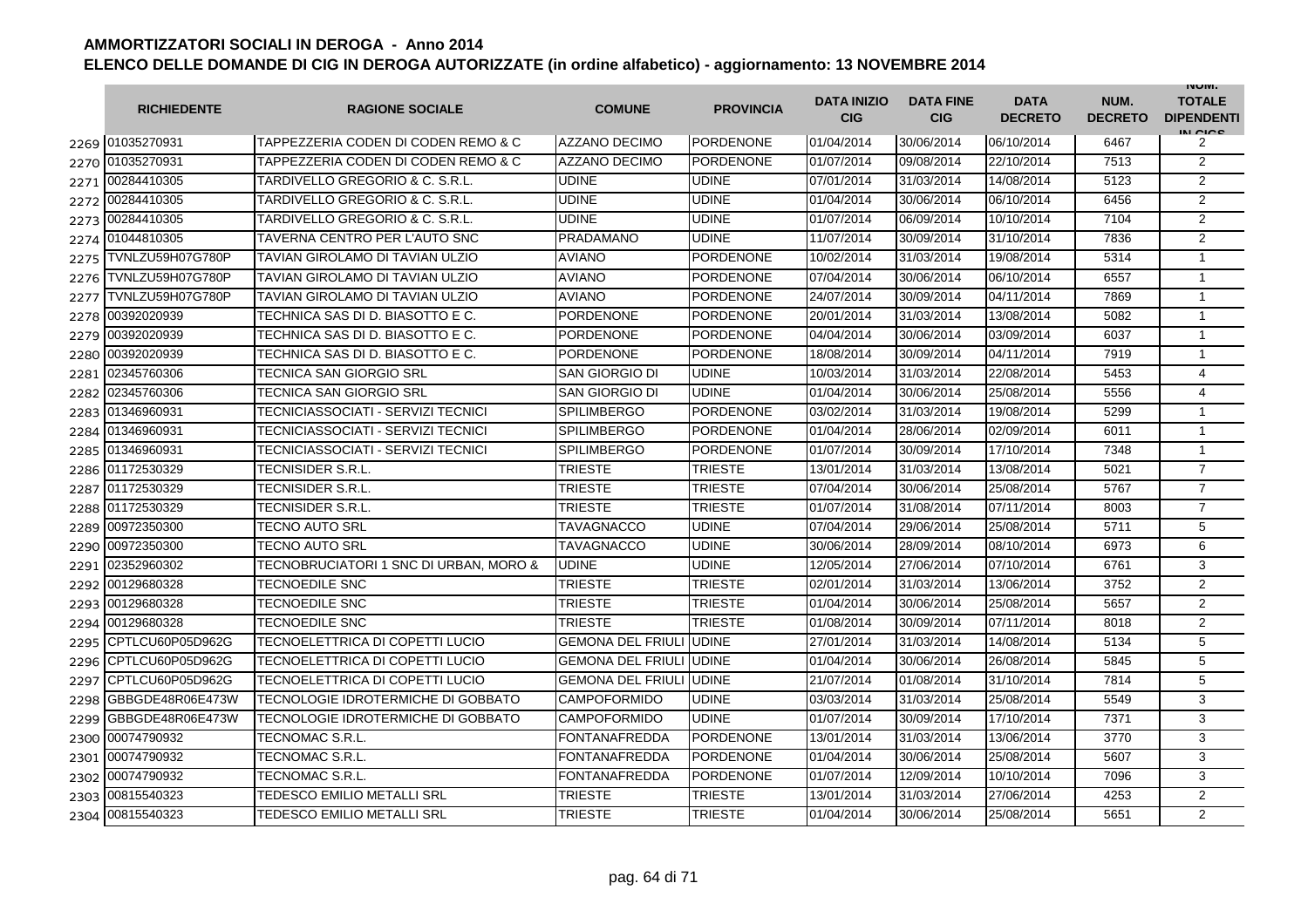## AMMORTIZZATORI SOCIALI IN DEROGA - Anno 2014

## ELENCO DELLE DOMANDE DI CIG IN DEROGA AUTORIZZATE (in ordine alfabetico) - aggiornamento: 13 NOVEMBRE 2014

| | RICHIEDENTE | RAGIONE SOCIALE | COMUNE | PROVINCIA | DATA INIZIO CIG | DATA FINE CIG | DATA DECRETO | NUM. DECRETO | NUM. TOTALE DIPENDENTI IN CIGS |
|---|---|---|---|---|---|---|---|---|---|
| 2269 | 01035270931 | TAPPEZZERIA CODEN DI CODEN REMO & C | AZZANO DECIMO | PORDENONE | 01/04/2014 | 30/06/2014 | 06/10/2014 | 6467 | 2 |
| 2270 | 01035270931 | TAPPEZZERIA CODEN DI CODEN REMO & C | AZZANO DECIMO | PORDENONE | 01/07/2014 | 09/08/2014 | 22/10/2014 | 7513 | 2 |
| 2271 | 00284410305 | TARDIVELLO GREGORIO & C. S.R.L. | UDINE | UDINE | 07/01/2014 | 31/03/2014 | 14/08/2014 | 5123 | 2 |
| 2272 | 00284410305 | TARDIVELLO GREGORIO & C. S.R.L. | UDINE | UDINE | 01/04/2014 | 30/06/2014 | 06/10/2014 | 6456 | 2 |
| 2273 | 00284410305 | TARDIVELLO GREGORIO & C. S.R.L. | UDINE | UDINE | 01/07/2014 | 06/09/2014 | 10/10/2014 | 7104 | 2 |
| 2274 | 01044810305 | TAVERNA CENTRO PER L'AUTO SNC | PRADAMANO | UDINE | 11/07/2014 | 30/09/2014 | 31/10/2014 | 7836 | 2 |
| 2275 | TVNLZU59H07G780P | TAVIAN GIROLAMO DI TAVIAN ULZIO | AVIANO | PORDENONE | 10/02/2014 | 31/03/2014 | 19/08/2014 | 5314 | 1 |
| 2276 | TVNLZU59H07G780P | TAVIAN GIROLAMO DI TAVIAN ULZIO | AVIANO | PORDENONE | 07/04/2014 | 30/06/2014 | 06/10/2014 | 6557 | 1 |
| 2277 | TVNLZU59H07G780P | TAVIAN GIROLAMO DI TAVIAN ULZIO | AVIANO | PORDENONE | 24/07/2014 | 30/09/2014 | 04/11/2014 | 7869 | 1 |
| 2278 | 00392020939 | TECHNICA SAS DI D. BIASOTTO E C. | PORDENONE | PORDENONE | 20/01/2014 | 31/03/2014 | 13/08/2014 | 5082 | 1 |
| 2279 | 00392020939 | TECHNICA SAS DI D. BIASOTTO E C. | PORDENONE | PORDENONE | 04/04/2014 | 30/06/2014 | 03/09/2014 | 6037 | 1 |
| 2280 | 00392020939 | TECHNICA SAS DI D. BIASOTTO E C. | PORDENONE | PORDENONE | 18/08/2014 | 30/09/2014 | 04/11/2014 | 7919 | 1 |
| 2281 | 02345760306 | TECNICA SAN GIORGIO SRL | SAN GIORGIO DI | UDINE | 10/03/2014 | 31/03/2014 | 22/08/2014 | 5453 | 4 |
| 2282 | 02345760306 | TECNICA SAN GIORGIO SRL | SAN GIORGIO DI | UDINE | 01/04/2014 | 30/06/2014 | 25/08/2014 | 5556 | 4 |
| 2283 | 01346960931 | TECNICIASSOCIATI - SERVIZI TECNICI | SPILIMBERGO | PORDENONE | 03/02/2014 | 31/03/2014 | 19/08/2014 | 5299 | 1 |
| 2284 | 01346960931 | TECNICIASSOCIATI - SERVIZI TECNICI | SPILIMBERGO | PORDENONE | 01/04/2014 | 28/06/2014 | 02/09/2014 | 6011 | 1 |
| 2285 | 01346960931 | TECNICIASSOCIATI - SERVIZI TECNICI | SPILIMBERGO | PORDENONE | 01/07/2014 | 30/09/2014 | 17/10/2014 | 7348 | 1 |
| 2286 | 01172530329 | TECNISIDER S.R.L. | TRIESTE | TRIESTE | 13/01/2014 | 31/03/2014 | 13/08/2014 | 5021 | 7 |
| 2287 | 01172530329 | TECNISIDER S.R.L. | TRIESTE | TRIESTE | 07/04/2014 | 30/06/2014 | 25/08/2014 | 5767 | 7 |
| 2288 | 01172530329 | TECNISIDER S.R.L. | TRIESTE | TRIESTE | 01/07/2014 | 31/08/2014 | 07/11/2014 | 8003 | 7 |
| 2289 | 00972350300 | TECNO AUTO SRL | TAVAGNACCO | UDINE | 07/04/2014 | 29/06/2014 | 25/08/2014 | 5711 | 5 |
| 2290 | 00972350300 | TECNO AUTO SRL | TAVAGNACCO | UDINE | 30/06/2014 | 28/09/2014 | 08/10/2014 | 6973 | 6 |
| 2291 | 02352960302 | TECNOBRUCIATORI 1 SNC DI URBAN, MORO & | UDINE | UDINE | 12/05/2014 | 27/06/2014 | 07/10/2014 | 6761 | 3 |
| 2292 | 00129680328 | TECNOEDILE SNC | TRIESTE | TRIESTE | 02/01/2014 | 31/03/2014 | 13/06/2014 | 3752 | 2 |
| 2293 | 00129680328 | TECNOEDILE SNC | TRIESTE | TRIESTE | 01/04/2014 | 30/06/2014 | 25/08/2014 | 5657 | 2 |
| 2294 | 00129680328 | TECNOEDILE SNC | TRIESTE | TRIESTE | 01/08/2014 | 30/09/2014 | 07/11/2014 | 8018 | 2 |
| 2295 | CPTLCU60P05D962G | TECNOELETTRICA DI COPETTI LUCIO | GEMONA DEL FRIULI | UDINE | 27/01/2014 | 31/03/2014 | 14/08/2014 | 5134 | 5 |
| 2296 | CPTLCU60P05D962G | TECNOELETTRICA DI COPETTI LUCIO | GEMONA DEL FRIULI | UDINE | 01/04/2014 | 30/06/2014 | 26/08/2014 | 5845 | 5 |
| 2297 | CPTLCU60P05D962G | TECNOELETTRICA DI COPETTI LUCIO | GEMONA DEL FRIULI | UDINE | 21/07/2014 | 01/08/2014 | 31/10/2014 | 7814 | 5 |
| 2298 | GBBGDE48R06E473W | TECNOLOGIE IDROTERMICHE DI GOBBATO | CAMPOFORMIDO | UDINE | 03/03/2014 | 31/03/2014 | 25/08/2014 | 5549 | 3 |
| 2299 | GBBGDE48R06E473W | TECNOLOGIE IDROTERMICHE DI GOBBATO | CAMPOFORMIDO | UDINE | 01/07/2014 | 30/09/2014 | 17/10/2014 | 7371 | 3 |
| 2300 | 00074790932 | TECNOMAC S.R.L. | FONTANAFREDDA | PORDENONE | 13/01/2014 | 31/03/2014 | 13/06/2014 | 3770 | 3 |
| 2301 | 00074790932 | TECNOMAC S.R.L. | FONTANAFREDDA | PORDENONE | 01/04/2014 | 30/06/2014 | 25/08/2014 | 5607 | 3 |
| 2302 | 00074790932 | TECNOMAC S.R.L. | FONTANAFREDDA | PORDENONE | 01/07/2014 | 12/09/2014 | 10/10/2014 | 7096 | 3 |
| 2303 | 00815540323 | TEDESCO EMILIO METALLI SRL | TRIESTE | TRIESTE | 13/01/2014 | 31/03/2014 | 27/06/2014 | 4253 | 2 |
| 2304 | 00815540323 | TEDESCO EMILIO METALLI SRL | TRIESTE | TRIESTE | 01/04/2014 | 30/06/2014 | 25/08/2014 | 5651 | 2 |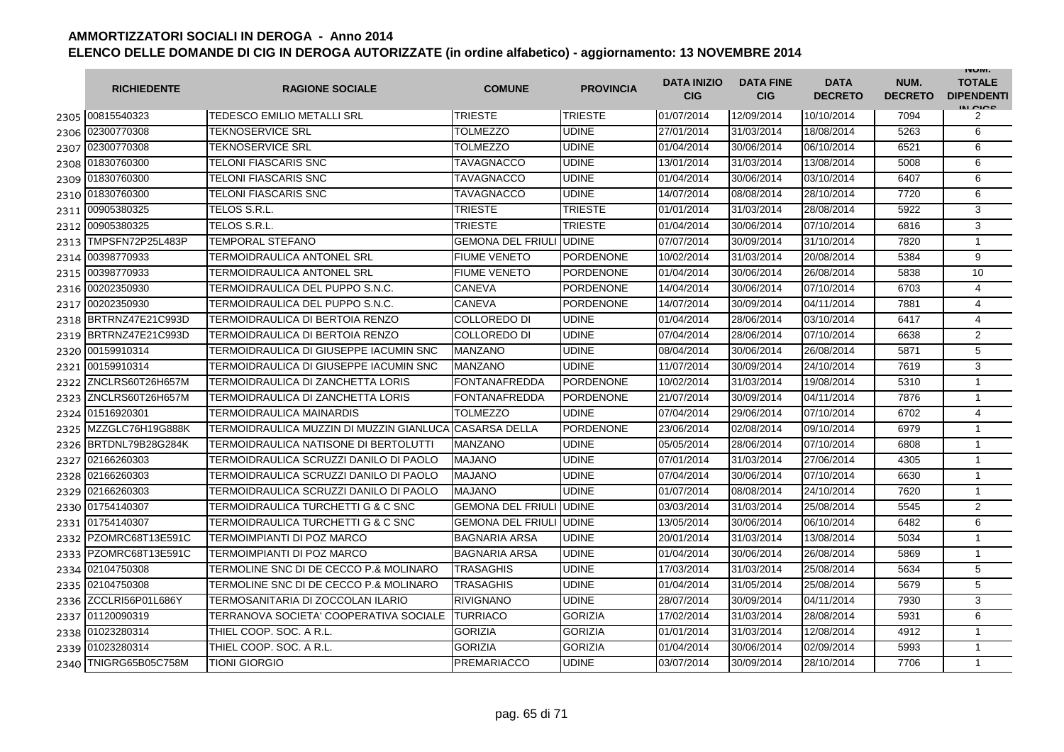# AMMORTIZZATORI SOCIALI IN DEROGA - Anno 2014

## ELENCO DELLE DOMANDE DI CIG IN DEROGA AUTORIZZATE (in ordine alfabetico) - aggiornamento: 13 NOVEMBRE 2014

| | RICHIEDENTE | RAGIONE SOCIALE | COMUNE | PROVINCIA | DATA INIZIO CIG | DATA FINE CIG | DATA DECRETO | NUM. DECRETO | NUM. TOTALE DIPENDENTI IN CIGS |
|---|---|---|---|---|---|---|---|---|---|
| 2305 | 00815540323 | TEDESCO EMILIO METALLI SRL | TRIESTE | TRIESTE | 01/07/2014 | 12/09/2014 | 10/10/2014 | 7094 | 2 |
| 2306 | 02300770308 | TEKNOSERVICE SRL | TOLMEZZO | UDINE | 27/01/2014 | 31/03/2014 | 18/08/2014 | 5263 | 6 |
| 2307 | 02300770308 | TEKNOSERVICE SRL | TOLMEZZO | UDINE | 01/04/2014 | 30/06/2014 | 06/10/2014 | 6521 | 6 |
| 2308 | 01830760300 | TELONI FIASCARIS SNC | TAVAGNACCO | UDINE | 13/01/2014 | 31/03/2014 | 13/08/2014 | 5008 | 6 |
| 2309 | 01830760300 | TELONI FIASCARIS SNC | TAVAGNACCO | UDINE | 01/04/2014 | 30/06/2014 | 03/10/2014 | 6407 | 6 |
| 2310 | 01830760300 | TELONI FIASCARIS SNC | TAVAGNACCO | UDINE | 14/07/2014 | 08/08/2014 | 28/10/2014 | 7720 | 6 |
| 2311 | 00905380325 | TELOS S.R.L. | TRIESTE | TRIESTE | 01/01/2014 | 31/03/2014 | 28/08/2014 | 5922 | 3 |
| 2312 | 00905380325 | TELOS S.R.L. | TRIESTE | TRIESTE | 01/04/2014 | 30/06/2014 | 07/10/2014 | 6816 | 3 |
| 2313 | TMPSFN72P25L483P | TEMPORAL STEFANO | GEMONA DEL FRIULI | UDINE | 07/07/2014 | 30/09/2014 | 31/10/2014 | 7820 | 1 |
| 2314 | 00398770933 | TERMOIDRAULICA ANTONEL SRL | FIUME VENETO | PORDENONE | 10/02/2014 | 31/03/2014 | 20/08/2014 | 5384 | 9 |
| 2315 | 00398770933 | TERMOIDRAULICA ANTONEL SRL | FIUME VENETO | PORDENONE | 01/04/2014 | 30/06/2014 | 26/08/2014 | 5838 | 10 |
| 2316 | 00202350930 | TERMOIDRAULICA DEL PUPPO S.N.C. | CANEVA | PORDENONE | 14/04/2014 | 30/06/2014 | 07/10/2014 | 6703 | 4 |
| 2317 | 00202350930 | TERMOIDRAULICA DEL PUPPO S.N.C. | CANEVA | PORDENONE | 14/07/2014 | 30/09/2014 | 04/11/2014 | 7881 | 4 |
| 2318 | BRTRNZ47E21C993D | TERMOIDRAULICA DI BERTOIA RENZO | COLLOREDO DI | UDINE | 01/04/2014 | 28/06/2014 | 03/10/2014 | 6417 | 4 |
| 2319 | BRTRNZ47E21C993D | TERMOIDRAULICA DI BERTOIA RENZO | COLLOREDO DI | UDINE | 07/04/2014 | 28/06/2014 | 07/10/2014 | 6638 | 2 |
| 2320 | 00159910314 | TERMOIDRAULICA DI GIUSEPPE IACUMIN SNC | MANZANO | UDINE | 08/04/2014 | 30/06/2014 | 26/08/2014 | 5871 | 5 |
| 2321 | 00159910314 | TERMOIDRAULICA DI GIUSEPPE IACUMIN SNC | MANZANO | UDINE | 11/07/2014 | 30/09/2014 | 24/10/2014 | 7619 | 3 |
| 2322 | ZNCLRS60T26H657M | TERMOIDRAULICA DI ZANCHETTA LORIS | FONTANAFREDDA | PORDENONE | 10/02/2014 | 31/03/2014 | 19/08/2014 | 5310 | 1 |
| 2323 | ZNCLRS60T26H657M | TERMOIDRAULICA DI ZANCHETTA LORIS | FONTANAFREDDA | PORDENONE | 21/07/2014 | 30/09/2014 | 04/11/2014 | 7876 | 1 |
| 2324 | 01516920301 | TERMOIDRAULICA MAINARDIS | TOLMEZZO | UDINE | 07/04/2014 | 29/06/2014 | 07/10/2014 | 6702 | 4 |
| 2325 | MZZGLC76H19G888K | TERMOIDRAULICA MUZZIN DI MUZZIN GIANLUCA | CASARSA DELLA | PORDENONE | 23/06/2014 | 02/08/2014 | 09/10/2014 | 6979 | 1 |
| 2326 | BRTDNL79B28G284K | TERMOIDRAULICA NATISONE DI BERTOLUTTI | MANZANO | UDINE | 05/05/2014 | 28/06/2014 | 07/10/2014 | 6808 | 1 |
| 2327 | 02166260303 | TERMOIDRAULICA SCRUZZI DANILO DI PAOLO | MAJANO | UDINE | 07/01/2014 | 31/03/2014 | 27/06/2014 | 4305 | 1 |
| 2328 | 02166260303 | TERMOIDRAULICA SCRUZZI DANILO DI PAOLO | MAJANO | UDINE | 07/04/2014 | 30/06/2014 | 07/10/2014 | 6630 | 1 |
| 2329 | 02166260303 | TERMOIDRAULICA SCRUZZI DANILO DI PAOLO | MAJANO | UDINE | 01/07/2014 | 08/08/2014 | 24/10/2014 | 7620 | 1 |
| 2330 | 01754140307 | TERMOIDRAULICA TURCHETTI G & C SNC | GEMONA DEL FRIULI | UDINE | 03/03/2014 | 31/03/2014 | 25/08/2014 | 5545 | 2 |
| 2331 | 01754140307 | TERMOIDRAULICA TURCHETTI G & C SNC | GEMONA DEL FRIULI | UDINE | 13/05/2014 | 30/06/2014 | 06/10/2014 | 6482 | 6 |
| 2332 | PZOMRC68T13E591C | TERMOIMPIANTI DI POZ MARCO | BAGNARIA ARSA | UDINE | 20/01/2014 | 31/03/2014 | 13/08/2014 | 5034 | 1 |
| 2333 | PZOMRC68T13E591C | TERMOIMPIANTI DI POZ MARCO | BAGNARIA ARSA | UDINE | 01/04/2014 | 30/06/2014 | 26/08/2014 | 5869 | 1 |
| 2334 | 02104750308 | TERMOLINE SNC DI DE CECCO P.& MOLINARO | TRASAGHIS | UDINE | 17/03/2014 | 31/03/2014 | 25/08/2014 | 5634 | 5 |
| 2335 | 02104750308 | TERMOLINE SNC DI DE CECCO P.& MOLINARO | TRASAGHIS | UDINE | 01/04/2014 | 31/05/2014 | 25/08/2014 | 5679 | 5 |
| 2336 | ZCCLRI56P01L686Y | TERMOSANITARIA DI ZOCCOLAN ILARIO | RIVIGNANO | UDINE | 28/07/2014 | 30/09/2014 | 04/11/2014 | 7930 | 3 |
| 2337 | 01120090319 | TERRANOVA SOCIETA' COOPERATIVA SOCIALE | TURRIACO | GORIZIA | 17/02/2014 | 31/03/2014 | 28/08/2014 | 5931 | 6 |
| 2338 | 01023280314 | THIEL COOP. SOC. A R.L. | GORIZIA | GORIZIA | 01/01/2014 | 31/03/2014 | 12/08/2014 | 4912 | 1 |
| 2339 | 01023280314 | THIEL COOP. SOC. A R.L. | GORIZIA | GORIZIA | 01/04/2014 | 30/06/2014 | 02/09/2014 | 5993 | 1 |
| 2340 | TNIGRG65B05C758M | TIONI GIORGIO | PREMARIACCO | UDINE | 03/07/2014 | 30/09/2014 | 28/10/2014 | 7706 | 1 |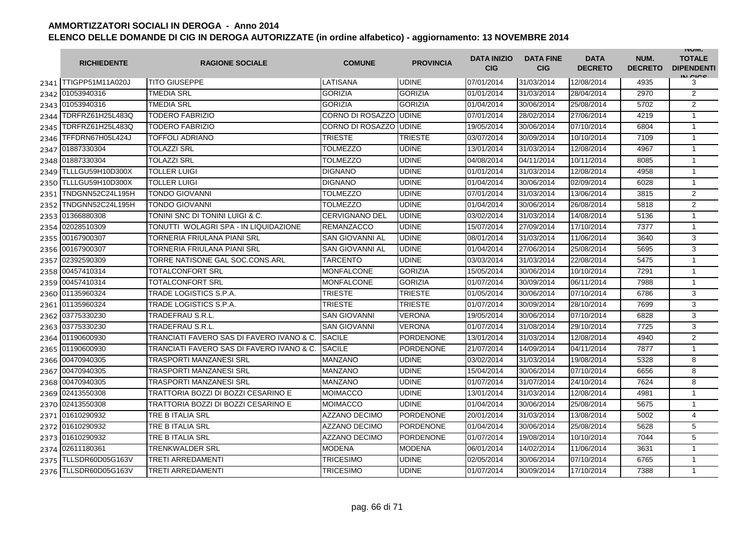# AMMORTIZZATORI SOCIALI IN DEROGA - Anno 2014

## ELENCO DELLE DOMANDE DI CIG IN DEROGA AUTORIZZATE (in ordine alfabetico) - aggiornamento: 13 NOVEMBRE 2014

| | RICHIEDENTE | RAGIONE SOCIALE | COMUNE | PROVINCIA | DATA INIZIO CIG | DATA FINE CIG | DATA DECRETO | NUM. DECRETO | NUM. TOTALE DIPENDENTI IN CIGS |
|---|---|---|---|---|---|---|---|---|---|
| 2341 | TTIGPP51M11A020J | TITO GIUSEPPE | LATISANA | UDINE | 07/01/2014 | 31/03/2014 | 12/08/2014 | 4935 | 3 |
| 2342 | 01053940316 | TMEDIA SRL | GORIZIA | GORIZIA | 01/01/2014 | 31/03/2014 | 28/04/2014 | 2970 | 2 |
| 2343 | 01053940316 | TMEDIA SRL | GORIZIA | GORIZIA | 01/04/2014 | 30/06/2014 | 25/08/2014 | 5702 | 2 |
| 2344 | TDRFRZ61H25L483Q | TODERO FABRIZIO | CORNO DI ROSAZZO | UDINE | 07/01/2014 | 28/02/2014 | 27/06/2014 | 4219 | 1 |
| 2345 | TDRFRZ61H25L483Q | TODERO FABRIZIO | CORNO DI ROSAZZO | UDINE | 19/05/2014 | 30/06/2014 | 07/10/2014 | 6804 | 1 |
| 2346 | TFFDRN67H05L424J | TOFFOLI ADRIANO | TRIESTE | TRIESTE | 03/07/2014 | 30/09/2014 | 10/10/2014 | 7109 | 1 |
| 2347 | 01887330304 | TOLAZZI SRL | TOLMEZZO | UDINE | 13/01/2014 | 31/03/2014 | 12/08/2014 | 4967 | 1 |
| 2348 | 01887330304 | TOLAZZI SRL | TOLMEZZO | UDINE | 04/08/2014 | 04/11/2014 | 10/11/2014 | 8085 | 1 |
| 2349 | TLLLGU59H10D300X | TOLLER LUIGI | DIGNANO | UDINE | 01/01/2014 | 31/03/2014 | 12/08/2014 | 4958 | 1 |
| 2350 | TLLLGU59H10D300X | TOLLER LUIGI | DIGNANO | UDINE | 01/04/2014 | 30/06/2014 | 02/09/2014 | 6028 | 1 |
| 2351 | TNDGNN52C24L195H | TONDO GIOVANNI | TOLMEZZO | UDINE | 07/01/2014 | 31/03/2014 | 13/06/2014 | 3815 | 2 |
| 2352 | TNDGNN52C24L195H | TONDO GIOVANNI | TOLMEZZO | UDINE | 01/04/2014 | 30/06/2014 | 26/08/2014 | 5818 | 2 |
| 2353 | 01366880308 | TONINI SNC DI TONINI LUIGI & C. | CERVIGNANO DEL | UDINE | 03/02/2014 | 31/03/2014 | 14/08/2014 | 5136 | 1 |
| 2354 | 02028510309 | TONUTTI WOLAGRI SPA - IN LIQUIDAZIONE | REMANZACCO | UDINE | 15/07/2014 | 27/09/2014 | 17/10/2014 | 7377 | 1 |
| 2355 | 00167900307 | TORNERIA FRIULANA PIANI SRL | SAN GIOVANNI AL | UDINE | 08/01/2014 | 31/03/2014 | 11/06/2014 | 3640 | 3 |
| 2356 | 00167900307 | TORNERIA FRIULANA PIANI SRL | SAN GIOVANNI AL | UDINE | 01/04/2014 | 27/06/2014 | 25/08/2014 | 5695 | 3 |
| 2357 | 02392590309 | TORRE NATISONE GAL SOC.CONS.ARL | TARCENTO | UDINE | 03/03/2014 | 31/03/2014 | 22/08/2014 | 5475 | 1 |
| 2358 | 00457410314 | TOTALCONFORT SRL | MONFALCONE | GORIZIA | 15/05/2014 | 30/06/2014 | 10/10/2014 | 7291 | 1 |
| 2359 | 00457410314 | TOTALCONFORT SRL | MONFALCONE | GORIZIA | 01/07/2014 | 30/09/2014 | 06/11/2014 | 7988 | 1 |
| 2360 | 01135960324 | TRADE LOGISTICS S.P.A. | TRIESTE | TRIESTE | 01/05/2014 | 30/06/2014 | 07/10/2014 | 6786 | 3 |
| 2361 | 01135960324 | TRADE LOGISTICS S.P.A. | TRIESTE | TRIESTE | 01/07/2014 | 30/09/2014 | 28/10/2014 | 7699 | 3 |
| 2362 | 03775330230 | TRADEFRAU S.R.L. | SAN GIOVANNI | VERONA | 19/05/2014 | 30/06/2014 | 07/10/2014 | 6828 | 3 |
| 2363 | 03775330230 | TRADEFRAU S.R.L. | SAN GIOVANNI | VERONA | 01/07/2014 | 31/08/2014 | 29/10/2014 | 7725 | 3 |
| 2364 | 01190600930 | TRANCIATI FAVERO SAS DI FAVERO IVANO & C. | SACILE | PORDENONE | 13/01/2014 | 31/03/2014 | 12/08/2014 | 4940 | 2 |
| 2365 | 01190600930 | TRANCIATI FAVERO SAS DI FAVERO IVANO & C. | SACILE | PORDENONE | 21/07/2014 | 14/09/2014 | 04/11/2014 | 7877 | 1 |
| 2366 | 00470940305 | TRASPORTI MANZANESI SRL | MANZANO | UDINE | 03/02/2014 | 31/03/2014 | 19/08/2014 | 5328 | 8 |
| 2367 | 00470940305 | TRASPORTI MANZANESI SRL | MANZANO | UDINE | 15/04/2014 | 30/06/2014 | 07/10/2014 | 6656 | 8 |
| 2368 | 00470940305 | TRASPORTI MANZANESI SRL | MANZANO | UDINE | 01/07/2014 | 31/07/2014 | 24/10/2014 | 7624 | 8 |
| 2369 | 02413550308 | TRATTORIA BOZZI DI BOZZI CESARINO E | MOIMACCO | UDINE | 13/01/2014 | 31/03/2014 | 12/08/2014 | 4981 | 1 |
| 2370 | 02413550308 | TRATTORIA BOZZI DI BOZZI CESARINO E | MOIMACCO | UDINE | 01/04/2014 | 30/06/2014 | 25/08/2014 | 5675 | 1 |
| 2371 | 01610290932 | TRE B ITALIA SRL | AZZANO DECIMO | PORDENONE | 20/01/2014 | 31/03/2014 | 13/08/2014 | 5002 | 4 |
| 2372 | 01610290932 | TRE B ITALIA SRL | AZZANO DECIMO | PORDENONE | 01/04/2014 | 30/06/2014 | 25/08/2014 | 5628 | 5 |
| 2373 | 01610290932 | TRE B ITALIA SRL | AZZANO DECIMO | PORDENONE | 01/07/2014 | 19/08/2014 | 10/10/2014 | 7044 | 5 |
| 2374 | 02611180361 | TRENKWALDER SRL | MODENA | MODENA | 06/01/2014 | 14/02/2014 | 11/06/2014 | 3631 | 1 |
| 2375 | TLLSDR60D05G163V | TRETI ARREDAMENTI | TRICESIMO | UDINE | 02/05/2014 | 30/06/2014 | 07/10/2014 | 6765 | 1 |
| 2376 | TLLSDR60D05G163V | TRETI ARREDAMENTI | TRICESIMO | UDINE | 01/07/2014 | 30/09/2014 | 17/10/2014 | 7388 | 1 |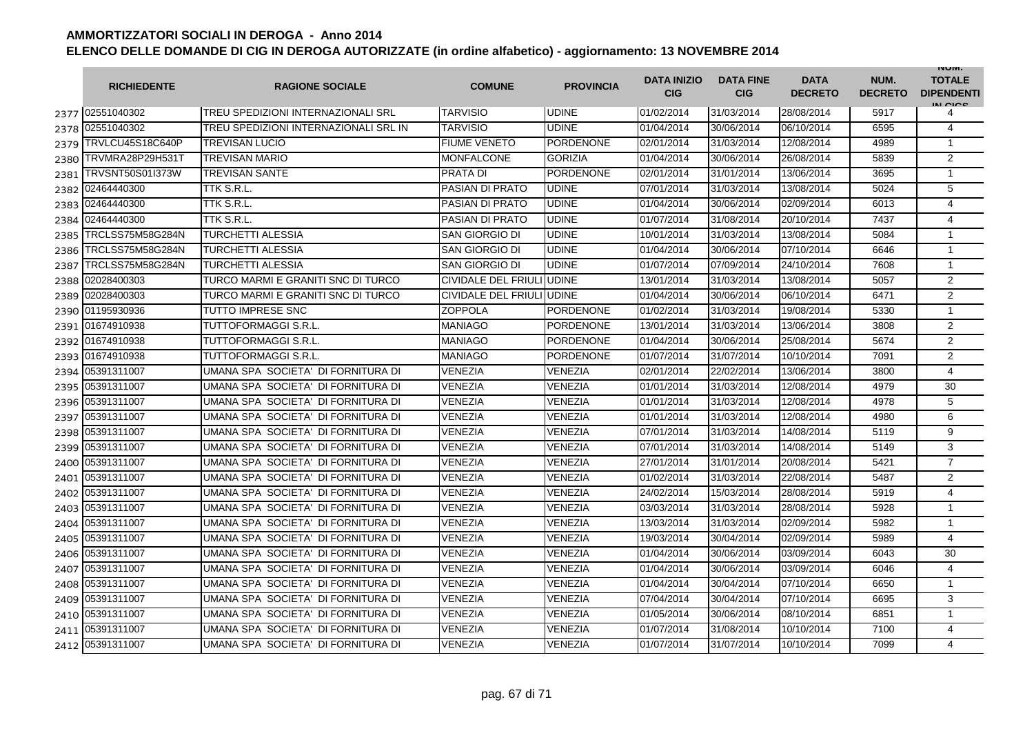# AMMORTIZZATORI SOCIALI IN DEROGA - Anno 2014

## ELENCO DELLE DOMANDE DI CIG IN DEROGA AUTORIZZATE (in ordine alfabetico) - aggiornamento: 13 NOVEMBRE 2014

| | RICHIEDENTE | RAGIONE SOCIALE | COMUNE | PROVINCIA | DATA INIZIO CIG | DATA FINE CIG | DATA DECRETO | NUM. DECRETO | NUM. TOTALE DIPENDENTI IN CIGS |
|---|---|---|---|---|---|---|---|---|---|
| 2377 | 02551040302 | TREU SPEDIZIONI INTERNAZIONALI SRL | TARVISIO | UDINE | 01/02/2014 | 31/03/2014 | 28/08/2014 | 5917 | 4 |
| 2378 | 02551040302 | TREU SPEDIZIONI INTERNAZIONALI SRL IN | TARVISIO | UDINE | 01/04/2014 | 30/06/2014 | 06/10/2014 | 6595 | 4 |
| 2379 | TRVLCU45S18C640P | TREVISAN LUCIO | FIUME VENETO | PORDENONE | 02/01/2014 | 31/03/2014 | 12/08/2014 | 4989 | 1 |
| 2380 | TRVMRA28P29H531T | TREVISAN MARIO | MONFALCONE | GORIZIA | 01/04/2014 | 30/06/2014 | 26/08/2014 | 5839 | 2 |
| 2381 | TRVSNT50S01I373W | TREVISAN SANTE | PRATA DI | PORDENONE | 02/01/2014 | 31/01/2014 | 13/06/2014 | 3695 | 1 |
| 2382 | 02464440300 | TTK S.R.L. | PASIAN DI PRATO | UDINE | 07/01/2014 | 31/03/2014 | 13/08/2014 | 5024 | 5 |
| 2383 | 02464440300 | TTK S.R.L. | PASIAN DI PRATO | UDINE | 01/04/2014 | 30/06/2014 | 02/09/2014 | 6013 | 4 |
| 2384 | 02464440300 | TTK S.R.L. | PASIAN DI PRATO | UDINE | 01/07/2014 | 31/08/2014 | 20/10/2014 | 7437 | 4 |
| 2385 | TRCLSS75M58G284N | TURCHETTI ALESSIA | SAN GIORGIO DI | UDINE | 10/01/2014 | 31/03/2014 | 13/08/2014 | 5084 | 1 |
| 2386 | TRCLSS75M58G284N | TURCHETTI ALESSIA | SAN GIORGIO DI | UDINE | 01/04/2014 | 30/06/2014 | 07/10/2014 | 6646 | 1 |
| 2387 | TRCLSS75M58G284N | TURCHETTI ALESSIA | SAN GIORGIO DI | UDINE | 01/07/2014 | 07/09/2014 | 24/10/2014 | 7608 | 1 |
| 2388 | 02028400303 | TURCO MARMI E GRANITI SNC DI TURCO | CIVIDALE DEL FRIULI | UDINE | 13/01/2014 | 31/03/2014 | 13/08/2014 | 5057 | 2 |
| 2389 | 02028400303 | TURCO MARMI E GRANITI SNC DI TURCO | CIVIDALE DEL FRIULI | UDINE | 01/04/2014 | 30/06/2014 | 06/10/2014 | 6471 | 2 |
| 2390 | 01195930936 | TUTTO IMPRESE SNC | ZOPPOLA | PORDENONE | 01/02/2014 | 31/03/2014 | 19/08/2014 | 5330 | 1 |
| 2391 | 01674910938 | TUTTOFORMAGGI S.R.L. | MANIAGO | PORDENONE | 13/01/2014 | 31/03/2014 | 13/06/2014 | 3808 | 2 |
| 2392 | 01674910938 | TUTTOFORMAGGI S.R.L. | MANIAGO | PORDENONE | 01/04/2014 | 30/06/2014 | 25/08/2014 | 5674 | 2 |
| 2393 | 01674910938 | TUTTOFORMAGGI S.R.L. | MANIAGO | PORDENONE | 01/07/2014 | 31/07/2014 | 10/10/2014 | 7091 | 2 |
| 2394 | 05391311007 | UMANA SPA SOCIETA' DI FORNITURA DI | VENEZIA | VENEZIA | 02/01/2014 | 22/02/2014 | 13/06/2014 | 3800 | 4 |
| 2395 | 05391311007 | UMANA SPA SOCIETA' DI FORNITURA DI | VENEZIA | VENEZIA | 01/01/2014 | 31/03/2014 | 12/08/2014 | 4979 | 30 |
| 2396 | 05391311007 | UMANA SPA SOCIETA' DI FORNITURA DI | VENEZIA | VENEZIA | 01/01/2014 | 31/03/2014 | 12/08/2014 | 4978 | 5 |
| 2397 | 05391311007 | UMANA SPA SOCIETA' DI FORNITURA DI | VENEZIA | VENEZIA | 01/01/2014 | 31/03/2014 | 12/08/2014 | 4980 | 6 |
| 2398 | 05391311007 | UMANA SPA SOCIETA' DI FORNITURA DI | VENEZIA | VENEZIA | 07/01/2014 | 31/03/2014 | 14/08/2014 | 5119 | 9 |
| 2399 | 05391311007 | UMANA SPA SOCIETA' DI FORNITURA DI | VENEZIA | VENEZIA | 07/01/2014 | 31/03/2014 | 14/08/2014 | 5149 | 3 |
| 2400 | 05391311007 | UMANA SPA SOCIETA' DI FORNITURA DI | VENEZIA | VENEZIA | 27/01/2014 | 31/01/2014 | 20/08/2014 | 5421 | 7 |
| 2401 | 05391311007 | UMANA SPA SOCIETA' DI FORNITURA DI | VENEZIA | VENEZIA | 01/02/2014 | 31/03/2014 | 22/08/2014 | 5487 | 2 |
| 2402 | 05391311007 | UMANA SPA SOCIETA' DI FORNITURA DI | VENEZIA | VENEZIA | 24/02/2014 | 15/03/2014 | 28/08/2014 | 5919 | 4 |
| 2403 | 05391311007 | UMANA SPA SOCIETA' DI FORNITURA DI | VENEZIA | VENEZIA | 03/03/2014 | 31/03/2014 | 28/08/2014 | 5928 | 1 |
| 2404 | 05391311007 | UMANA SPA SOCIETA' DI FORNITURA DI | VENEZIA | VENEZIA | 13/03/2014 | 31/03/2014 | 02/09/2014 | 5982 | 1 |
| 2405 | 05391311007 | UMANA SPA SOCIETA' DI FORNITURA DI | VENEZIA | VENEZIA | 19/03/2014 | 30/04/2014 | 02/09/2014 | 5989 | 4 |
| 2406 | 05391311007 | UMANA SPA SOCIETA' DI FORNITURA DI | VENEZIA | VENEZIA | 01/04/2014 | 30/06/2014 | 03/09/2014 | 6043 | 30 |
| 2407 | 05391311007 | UMANA SPA SOCIETA' DI FORNITURA DI | VENEZIA | VENEZIA | 01/04/2014 | 30/06/2014 | 03/09/2014 | 6046 | 4 |
| 2408 | 05391311007 | UMANA SPA SOCIETA' DI FORNITURA DI | VENEZIA | VENEZIA | 01/04/2014 | 30/04/2014 | 07/10/2014 | 6650 | 1 |
| 2409 | 05391311007 | UMANA SPA SOCIETA' DI FORNITURA DI | VENEZIA | VENEZIA | 07/04/2014 | 30/04/2014 | 07/10/2014 | 6695 | 3 |
| 2410 | 05391311007 | UMANA SPA SOCIETA' DI FORNITURA DI | VENEZIA | VENEZIA | 01/05/2014 | 30/06/2014 | 08/10/2014 | 6851 | 1 |
| 2411 | 05391311007 | UMANA SPA SOCIETA' DI FORNITURA DI | VENEZIA | VENEZIA | 01/07/2014 | 31/08/2014 | 10/10/2014 | 7100 | 4 |
| 2412 | 05391311007 | UMANA SPA SOCIETA' DI FORNITURA DI | VENEZIA | VENEZIA | 01/07/2014 | 31/07/2014 | 10/10/2014 | 7099 | 4 |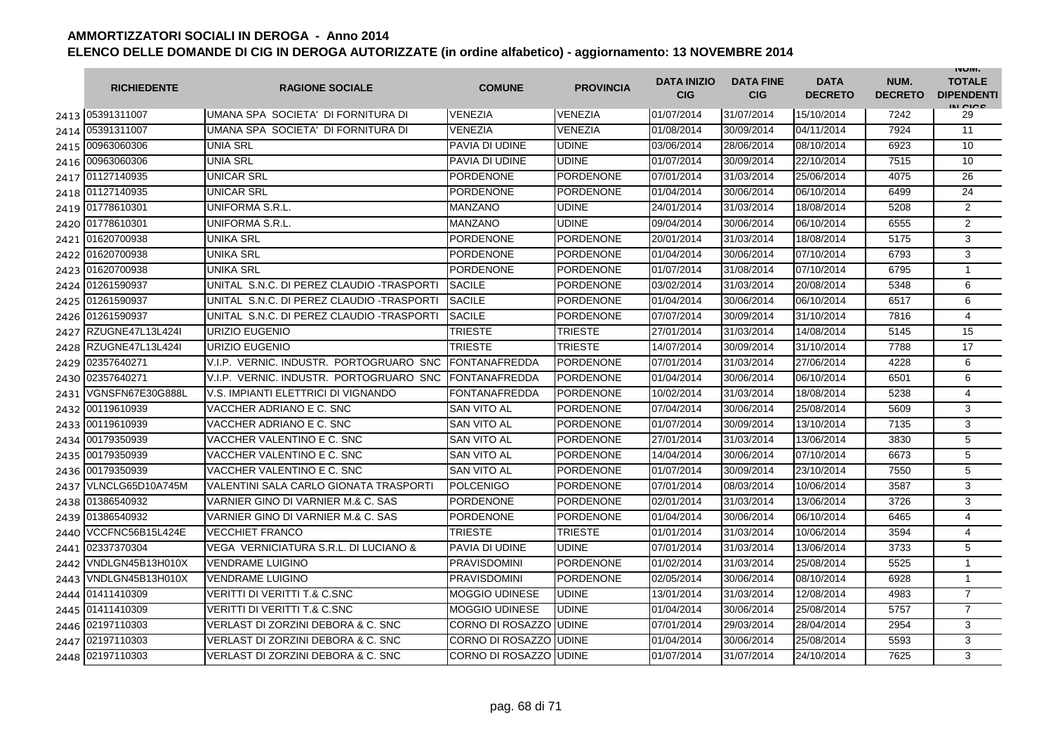# AMMORTIZZATORI SOCIALI IN DEROGA - Anno 2014

## ELENCO DELLE DOMANDE DI CIG IN DEROGA AUTORIZZATE (in ordine alfabetico) - aggiornamento: 13 NOVEMBRE 2014

| | RICHIEDENTE | RAGIONE SOCIALE | COMUNE | PROVINCIA | DATA INIZIO CIG | DATA FINE CIG | DATA DECRETO | NUM. DECRETO | NUM. TOTALE DIPENDENTI IN CIGS |
|---|---|---|---|---|---|---|---|---|---|
| 2413 | 05391311007 | UMANA SPA SOCIETA' DI FORNITURA DI | VENEZIA | VENEZIA | 01/07/2014 | 31/07/2014 | 15/10/2014 | 7242 | 29 |
| 2414 | 05391311007 | UMANA SPA SOCIETA' DI FORNITURA DI | VENEZIA | VENEZIA | 01/08/2014 | 30/09/2014 | 04/11/2014 | 7924 | 11 |
| 2415 | 00963060306 | UNIA SRL | PAVIA DI UDINE | UDINE | 03/06/2014 | 28/06/2014 | 08/10/2014 | 6923 | 10 |
| 2416 | 00963060306 | UNIA SRL | PAVIA DI UDINE | UDINE | 01/07/2014 | 30/09/2014 | 22/10/2014 | 7515 | 10 |
| 2417 | 01127140935 | UNICAR SRL | PORDENONE | PORDENONE | 07/01/2014 | 31/03/2014 | 25/06/2014 | 4075 | 26 |
| 2418 | 01127140935 | UNICAR SRL | PORDENONE | PORDENONE | 01/04/2014 | 30/06/2014 | 06/10/2014 | 6499 | 24 |
| 2419 | 01778610301 | UNIFORMA S.R.L. | MANZANO | UDINE | 24/01/2014 | 31/03/2014 | 18/08/2014 | 5208 | 2 |
| 2420 | 01778610301 | UNIFORMA S.R.L. | MANZANO | UDINE | 09/04/2014 | 30/06/2014 | 06/10/2014 | 6555 | 2 |
| 2421 | 01620700938 | UNIKA SRL | PORDENONE | PORDENONE | 20/01/2014 | 31/03/2014 | 18/08/2014 | 5175 | 3 |
| 2422 | 01620700938 | UNIKA SRL | PORDENONE | PORDENONE | 01/04/2014 | 30/06/2014 | 07/10/2014 | 6793 | 3 |
| 2423 | 01620700938 | UNIKA SRL | PORDENONE | PORDENONE | 01/07/2014 | 31/08/2014 | 07/10/2014 | 6795 | 1 |
| 2424 | 01261590937 | UNITAL S.N.C. DI PEREZ CLAUDIO -TRASPORTI | SACILE | PORDENONE | 03/02/2014 | 31/03/2014 | 20/08/2014 | 5348 | 6 |
| 2425 | 01261590937 | UNITAL S.N.C. DI PEREZ CLAUDIO -TRASPORTI | SACILE | PORDENONE | 01/04/2014 | 30/06/2014 | 06/10/2014 | 6517 | 6 |
| 2426 | 01261590937 | UNITAL S.N.C. DI PEREZ CLAUDIO -TRASPORTI | SACILE | PORDENONE | 07/07/2014 | 30/09/2014 | 31/10/2014 | 7816 | 4 |
| 2427 | RZUGNE47L13L424I | URIZIO EUGENIO | TRIESTE | TRIESTE | 27/01/2014 | 31/03/2014 | 14/08/2014 | 5145 | 15 |
| 2428 | RZUGNE47L13L424I | URIZIO EUGENIO | TRIESTE | TRIESTE | 14/07/2014 | 30/09/2014 | 31/10/2014 | 7788 | 17 |
| 2429 | 02357640271 | V.I.P. VERNIC. INDUSTR. PORTOGRUARO SNC | FONTANAFREDDA | PORDENONE | 07/01/2014 | 31/03/2014 | 27/06/2014 | 4228 | 6 |
| 2430 | 02357640271 | V.I.P. VERNIC. INDUSTR. PORTOGRUARO SNC | FONTANAFREDDA | PORDENONE | 01/04/2014 | 30/06/2014 | 06/10/2014 | 6501 | 6 |
| 2431 | VGNSFN67E30G888L | V.S. IMPIANTI ELETTRICI DI VIGNANDO | FONTANAFREDDA | PORDENONE | 10/02/2014 | 31/03/2014 | 18/08/2014 | 5238 | 4 |
| 2432 | 00119610939 | VACCHER ADRIANO E C. SNC | SAN VITO AL | PORDENONE | 07/04/2014 | 30/06/2014 | 25/08/2014 | 5609 | 3 |
| 2433 | 00119610939 | VACCHER ADRIANO E C. SNC | SAN VITO AL | PORDENONE | 01/07/2014 | 30/09/2014 | 13/10/2014 | 7135 | 3 |
| 2434 | 00179350939 | VACCHER VALENTINO E C. SNC | SAN VITO AL | PORDENONE | 27/01/2014 | 31/03/2014 | 13/06/2014 | 3830 | 5 |
| 2435 | 00179350939 | VACCHER VALENTINO E C. SNC | SAN VITO AL | PORDENONE | 14/04/2014 | 30/06/2014 | 07/10/2014 | 6673 | 5 |
| 2436 | 00179350939 | VACCHER VALENTINO E C. SNC | SAN VITO AL | PORDENONE | 01/07/2014 | 30/09/2014 | 23/10/2014 | 7550 | 5 |
| 2437 | VLNCLG65D10A745M | VALENTINI SALA CARLO GIONATA TRASPORTI | POLCENIGO | PORDENONE | 07/01/2014 | 08/03/2014 | 10/06/2014 | 3587 | 3 |
| 2438 | 01386540932 | VARNIER GINO DI VARNIER M.& C. SAS | PORDENONE | PORDENONE | 02/01/2014 | 31/03/2014 | 13/06/2014 | 3726 | 3 |
| 2439 | 01386540932 | VARNIER GINO DI VARNIER M.& C. SAS | PORDENONE | PORDENONE | 01/04/2014 | 30/06/2014 | 06/10/2014 | 6465 | 4 |
| 2440 | VCCFNC56B15L424E | VECCHIET FRANCO | TRIESTE | TRIESTE | 01/01/2014 | 31/03/2014 | 10/06/2014 | 3594 | 4 |
| 2441 | 02337370304 | VEGA VERNICIATURA S.R.L. DI LUCIANO & | PAVIA DI UDINE | UDINE | 07/01/2014 | 31/03/2014 | 13/06/2014 | 3733 | 5 |
| 2442 | VNDLGN45B13H010X | VENDRAME LUIGINO | PRAVISDOMINI | PORDENONE | 01/02/2014 | 31/03/2014 | 25/08/2014 | 5525 | 1 |
| 2443 | VNDLGN45B13H010X | VENDRAME LUIGINO | PRAVISDOMINI | PORDENONE | 02/05/2014 | 30/06/2014 | 08/10/2014 | 6928 | 1 |
| 2444 | 01411410309 | VERITTI DI VERITTI T.& C.SNC | MOGGIO UDINESE | UDINE | 13/01/2014 | 31/03/2014 | 12/08/2014 | 4983 | 7 |
| 2445 | 01411410309 | VERITTI DI VERITTI T.& C.SNC | MOGGIO UDINESE | UDINE | 01/04/2014 | 30/06/2014 | 25/08/2014 | 5757 | 7 |
| 2446 | 02197110303 | VERLAST DI ZORZINI DEBORA & C. SNC | CORNO DI ROSAZZO | UDINE | 07/01/2014 | 29/03/2014 | 28/04/2014 | 2954 | 3 |
| 2447 | 02197110303 | VERLAST DI ZORZINI DEBORA & C. SNC | CORNO DI ROSAZZO | UDINE | 01/04/2014 | 30/06/2014 | 25/08/2014 | 5593 | 3 |
| 2448 | 02197110303 | VERLAST DI ZORZINI DEBORA & C. SNC | CORNO DI ROSAZZO | UDINE | 01/07/2014 | 31/07/2014 | 24/10/2014 | 7625 | 3 |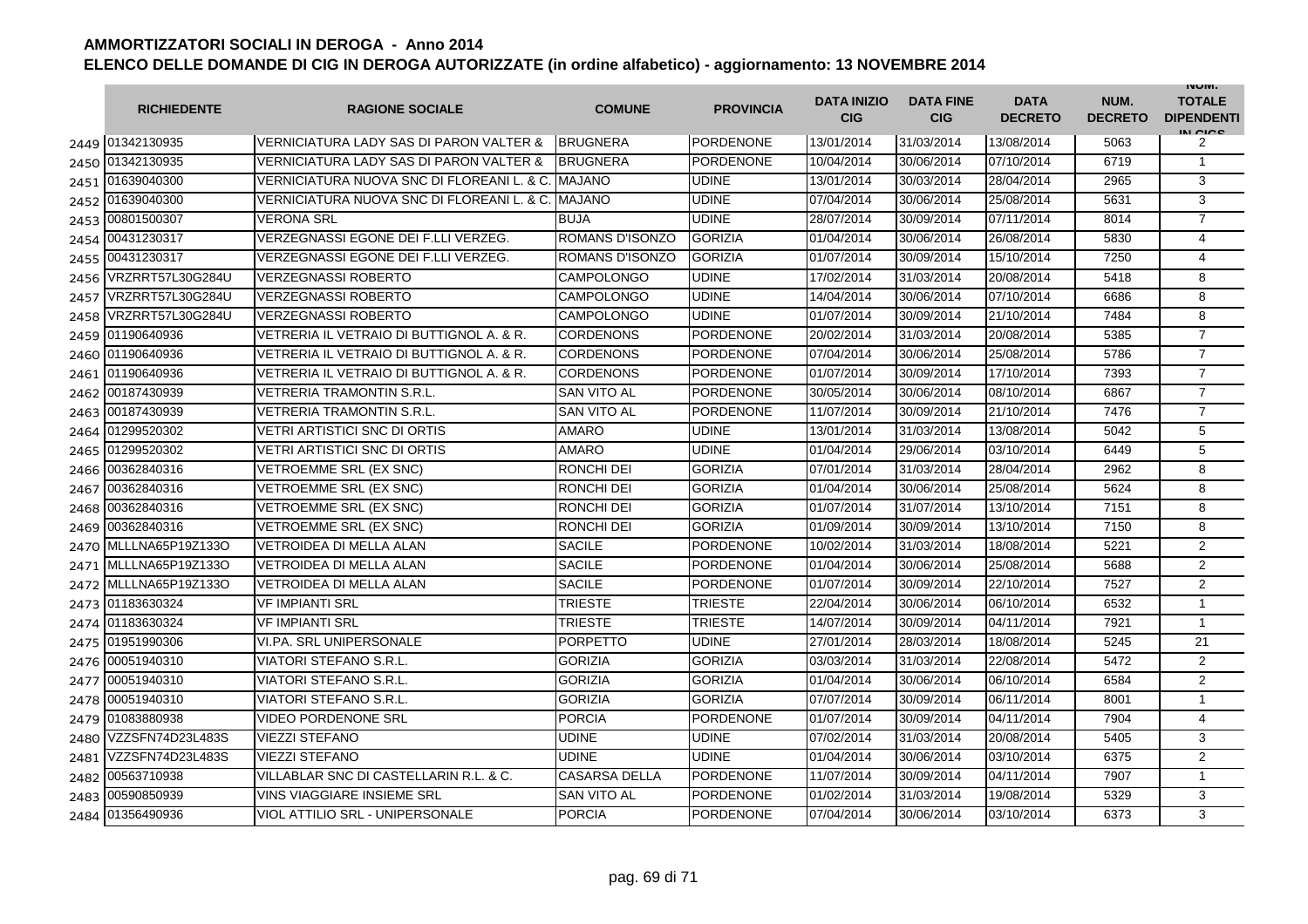**AMMORTIZZATORI SOCIALI IN DEROGA - Anno 2014**

**ELENCO DELLE DOMANDE DI CIG IN DEROGA AUTORIZZATE (in ordine alfabetico) - aggiornamento: 13 NOVEMBRE 2014**

| | RICHIEDENTE | RAGIONE SOCIALE | COMUNE | PROVINCIA | DATA INIZIO CIG | DATA FINE CIG | DATA DECRETO | NUM. DECRETO | NUM. TOTALE DIPENDENTI IN CIGS |
|---|---|---|---|---|---|---|---|---|---|
| 2449 | 01342130935 | VERNICIATURA LADY SAS DI PARON VALTER & | BRUGNERA | PORDENONE | 13/01/2014 | 31/03/2014 | 13/08/2014 | 5063 | 2 |
| 2450 | 01342130935 | VERNICIATURA LADY SAS DI PARON VALTER & | BRUGNERA | PORDENONE | 10/04/2014 | 30/06/2014 | 07/10/2014 | 6719 | 1 |
| 2451 | 01639040300 | VERNICIATURA NUOVA SNC DI FLOREANI L. & C. | MAJANO | UDINE | 13/01/2014 | 30/03/2014 | 28/04/2014 | 2965 | 3 |
| 2452 | 01639040300 | VERNICIATURA NUOVA SNC DI FLOREANI L. & C. | MAJANO | UDINE | 07/04/2014 | 30/06/2014 | 25/08/2014 | 5631 | 3 |
| 2453 | 00801500307 | VERONA SRL | BUJA | UDINE | 28/07/2014 | 30/09/2014 | 07/11/2014 | 8014 | 7 |
| 2454 | 00431230317 | VERZEGNASSI EGONE DEI F.LLI VERZEG. | ROMANS D'ISONZO | GORIZIA | 01/04/2014 | 30/06/2014 | 26/08/2014 | 5830 | 4 |
| 2455 | 00431230317 | VERZEGNASSI EGONE DEI F.LLI VERZEG. | ROMANS D'ISONZO | GORIZIA | 01/07/2014 | 30/09/2014 | 15/10/2014 | 7250 | 4 |
| 2456 | VRZRRT57L30G284U | VERZEGNASSI ROBERTO | CAMPOLONGO | UDINE | 17/02/2014 | 31/03/2014 | 20/08/2014 | 5418 | 8 |
| 2457 | VRZRRT57L30G284U | VERZEGNASSI ROBERTO | CAMPOLONGO | UDINE | 14/04/2014 | 30/06/2014 | 07/10/2014 | 6686 | 8 |
| 2458 | VRZRRT57L30G284U | VERZEGNASSI ROBERTO | CAMPOLONGO | UDINE | 01/07/2014 | 30/09/2014 | 21/10/2014 | 7484 | 8 |
| 2459 | 01190640936 | VETRERIA IL VETRAIO DI BUTTIGNOL A. & R. | CORDENONS | PORDENONE | 20/02/2014 | 31/03/2014 | 20/08/2014 | 5385 | 7 |
| 2460 | 01190640936 | VETRERIA IL VETRAIO DI BUTTIGNOL A. & R. | CORDENONS | PORDENONE | 07/04/2014 | 30/06/2014 | 25/08/2014 | 5786 | 7 |
| 2461 | 01190640936 | VETRERIA IL VETRAIO DI BUTTIGNOL A. & R. | CORDENONS | PORDENONE | 01/07/2014 | 30/09/2014 | 17/10/2014 | 7393 | 7 |
| 2462 | 00187430939 | VETRERIA TRAMONTIN S.R.L. | SAN VITO AL | PORDENONE | 30/05/2014 | 30/06/2014 | 08/10/2014 | 6867 | 7 |
| 2463 | 00187430939 | VETRERIA TRAMONTIN S.R.L. | SAN VITO AL | PORDENONE | 11/07/2014 | 30/09/2014 | 21/10/2014 | 7476 | 7 |
| 2464 | 01299520302 | VETRI ARTISTICI SNC DI ORTIS | AMARO | UDINE | 13/01/2014 | 31/03/2014 | 13/08/2014 | 5042 | 5 |
| 2465 | 01299520302 | VETRI ARTISTICI SNC DI ORTIS | AMARO | UDINE | 01/04/2014 | 29/06/2014 | 03/10/2014 | 6449 | 5 |
| 2466 | 00362840316 | VETROEMME SRL (EX SNC) | RONCHI DEI | GORIZIA | 07/01/2014 | 31/03/2014 | 28/04/2014 | 2962 | 8 |
| 2467 | 00362840316 | VETROEMME SRL (EX SNC) | RONCHI DEI | GORIZIA | 01/04/2014 | 30/06/2014 | 25/08/2014 | 5624 | 8 |
| 2468 | 00362840316 | VETROEMME SRL (EX SNC) | RONCHI DEI | GORIZIA | 01/07/2014 | 31/07/2014 | 13/10/2014 | 7151 | 8 |
| 2469 | 00362840316 | VETROEMME SRL (EX SNC) | RONCHI DEI | GORIZIA | 01/09/2014 | 30/09/2014 | 13/10/2014 | 7150 | 8 |
| 2470 | MLLLNA65P19Z133O | VETROIDEA DI MELLA ALAN | SACILE | PORDENONE | 10/02/2014 | 31/03/2014 | 18/08/2014 | 5221 | 2 |
| 2471 | MLLLNA65P19Z133O | VETROIDEA DI MELLA ALAN | SACILE | PORDENONE | 01/04/2014 | 30/06/2014 | 25/08/2014 | 5688 | 2 |
| 2472 | MLLLNA65P19Z133O | VETROIDEA DI MELLA ALAN | SACILE | PORDENONE | 01/07/2014 | 30/09/2014 | 22/10/2014 | 7527 | 2 |
| 2473 | 01183630324 | VF IMPIANTI SRL | TRIESTE | TRIESTE | 22/04/2014 | 30/06/2014 | 06/10/2014 | 6532 | 1 |
| 2474 | 01183630324 | VF IMPIANTI SRL | TRIESTE | TRIESTE | 14/07/2014 | 30/09/2014 | 04/11/2014 | 7921 | 1 |
| 2475 | 01951990306 | VI.PA. SRL UNIPERSONALE | PORPETTO | UDINE | 27/01/2014 | 28/03/2014 | 18/08/2014 | 5245 | 21 |
| 2476 | 00051940310 | VIATORI STEFANO S.R.L. | GORIZIA | GORIZIA | 03/03/2014 | 31/03/2014 | 22/08/2014 | 5472 | 2 |
| 2477 | 00051940310 | VIATORI STEFANO S.R.L. | GORIZIA | GORIZIA | 01/04/2014 | 30/06/2014 | 06/10/2014 | 6584 | 2 |
| 2478 | 00051940310 | VIATORI STEFANO S.R.L. | GORIZIA | GORIZIA | 07/07/2014 | 30/09/2014 | 06/11/2014 | 8001 | 1 |
| 2479 | 01083880938 | VIDEO PORDENONE SRL | PORCIA | PORDENONE | 01/07/2014 | 30/09/2014 | 04/11/2014 | 7904 | 4 |
| 2480 | VZZSFN74D23L483S | VIEZZI STEFANO | UDINE | UDINE | 07/02/2014 | 31/03/2014 | 20/08/2014 | 5405 | 3 |
| 2481 | VZZSFN74D23L483S | VIEZZI STEFANO | UDINE | UDINE | 01/04/2014 | 30/06/2014 | 03/10/2014 | 6375 | 2 |
| 2482 | 00563710938 | VILLABLAR SNC DI CASTELLARIN R.L. & C. | CASARSA DELLA | PORDENONE | 11/07/2014 | 30/09/2014 | 04/11/2014 | 7907 | 1 |
| 2483 | 00590850939 | VINS VIAGGIARE INSIEME SRL | SAN VITO AL | PORDENONE | 01/02/2014 | 31/03/2014 | 19/08/2014 | 5329 | 3 |
| 2484 | 01356490936 | VIOL ATTILIO SRL - UNIPERSONALE | PORCIA | PORDENONE | 07/04/2014 | 30/06/2014 | 03/10/2014 | 6373 | 3 |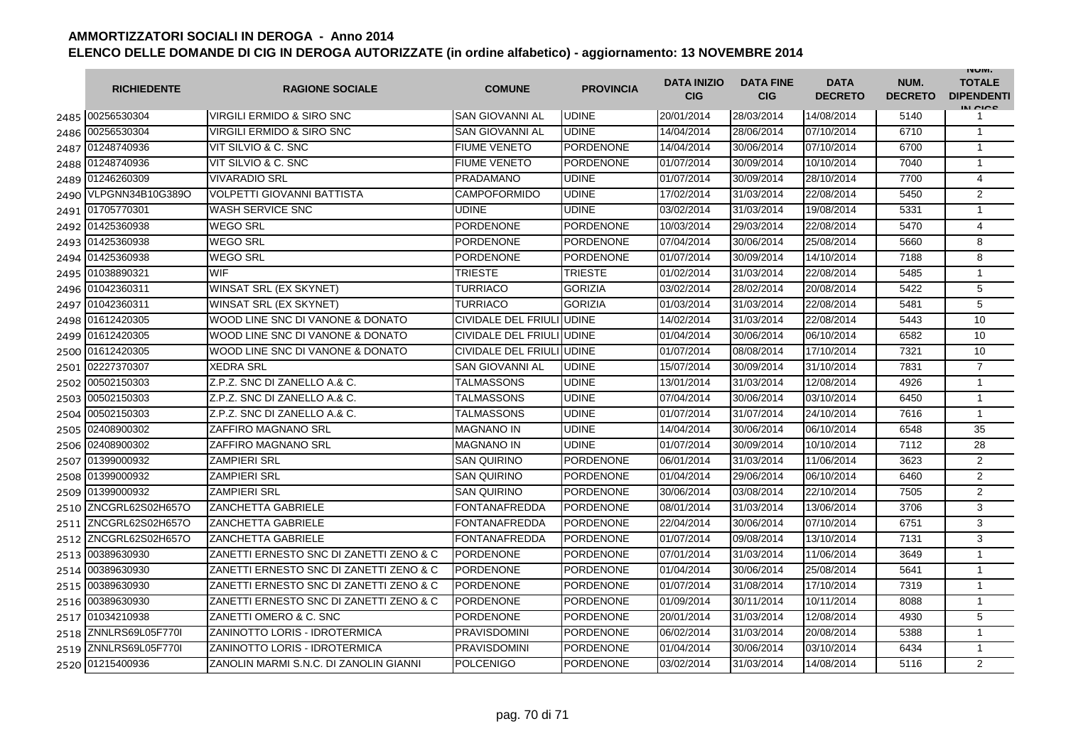# AMMORTIZZATORI SOCIALI IN DEROGA - Anno 2014

## ELENCO DELLE DOMANDE DI CIG IN DEROGA AUTORIZZATE (in ordine alfabetico) - aggiornamento: 13 NOVEMBRE 2014

| | RICHIEDENTE | RAGIONE SOCIALE | COMUNE | PROVINCIA | DATA INIZIO CIG | DATA FINE CIG | DATA DECRETO | NUM. DECRETO | NUM. TOTALE DIPENDENTI IN CIGS |
|---|---|---|---|---|---|---|---|---|---|
| 2485 | 00256530304 | VIRGILI ERMIDO & SIRO SNC | SAN GIOVANNI AL | UDINE | 20/01/2014 | 28/03/2014 | 14/08/2014 | 5140 | 1 |
| 2486 | 00256530304 | VIRGILI ERMIDO & SIRO SNC | SAN GIOVANNI AL | UDINE | 14/04/2014 | 28/06/2014 | 07/10/2014 | 6710 | 1 |
| 2487 | 01248740936 | VIT SILVIO & C. SNC | FIUME VENETO | PORDENONE | 14/04/2014 | 30/06/2014 | 07/10/2014 | 6700 | 1 |
| 2488 | 01248740936 | VIT SILVIO & C. SNC | FIUME VENETO | PORDENONE | 01/07/2014 | 30/09/2014 | 10/10/2014 | 7040 | 1 |
| 2489 | 01246260309 | VIVARADIO SRL | PRADAMANO | UDINE | 01/07/2014 | 30/09/2014 | 28/10/2014 | 7700 | 4 |
| 2490 | VLPGNN34B10G389O | VOLPETTI GIOVANNI BATTISTA | CAMPOFORMIDO | UDINE | 17/02/2014 | 31/03/2014 | 22/08/2014 | 5450 | 2 |
| 2491 | 01705770301 | WASH SERVICE SNC | UDINE | UDINE | 03/02/2014 | 31/03/2014 | 19/08/2014 | 5331 | 1 |
| 2492 | 01425360938 | WEGO SRL | PORDENONE | PORDENONE | 10/03/2014 | 29/03/2014 | 22/08/2014 | 5470 | 4 |
| 2493 | 01425360938 | WEGO SRL | PORDENONE | PORDENONE | 07/04/2014 | 30/06/2014 | 25/08/2014 | 5660 | 8 |
| 2494 | 01425360938 | WEGO SRL | PORDENONE | PORDENONE | 01/07/2014 | 30/09/2014 | 14/10/2014 | 7188 | 8 |
| 2495 | 01038890321 | WIF | TRIESTE | TRIESTE | 01/02/2014 | 31/03/2014 | 22/08/2014 | 5485 | 1 |
| 2496 | 01042360311 | WINSAT SRL (EX SKYNET) | TURRIACO | GORIZIA | 03/02/2014 | 28/02/2014 | 20/08/2014 | 5422 | 5 |
| 2497 | 01042360311 | WINSAT SRL (EX SKYNET) | TURRIACO | GORIZIA | 01/03/2014 | 31/03/2014 | 22/08/2014 | 5481 | 5 |
| 2498 | 01612420305 | WOOD LINE SNC DI VANONE & DONATO | CIVIDALE DEL FRIULI | UDINE | 14/02/2014 | 31/03/2014 | 22/08/2014 | 5443 | 10 |
| 2499 | 01612420305 | WOOD LINE SNC DI VANONE & DONATO | CIVIDALE DEL FRIULI | UDINE | 01/04/2014 | 30/06/2014 | 06/10/2014 | 6582 | 10 |
| 2500 | 01612420305 | WOOD LINE SNC DI VANONE & DONATO | CIVIDALE DEL FRIULI | UDINE | 01/07/2014 | 08/08/2014 | 17/10/2014 | 7321 | 10 |
| 2501 | 02227370307 | XEDRA SRL | SAN GIOVANNI AL | UDINE | 15/07/2014 | 30/09/2014 | 31/10/2014 | 7831 | 7 |
| 2502 | 00502150303 | Z.P.Z. SNC DI ZANELLO A.& C. | TALMASSONS | UDINE | 13/01/2014 | 31/03/2014 | 12/08/2014 | 4926 | 1 |
| 2503 | 00502150303 | Z.P.Z. SNC DI ZANELLO A.& C. | TALMASSONS | UDINE | 07/04/2014 | 30/06/2014 | 03/10/2014 | 6450 | 1 |
| 2504 | 00502150303 | Z.P.Z. SNC DI ZANELLO A.& C. | TALMASSONS | UDINE | 01/07/2014 | 31/07/2014 | 24/10/2014 | 7616 | 1 |
| 2505 | 02408900302 | ZAFFIRO MAGNANO SRL | MAGNANO IN | UDINE | 14/04/2014 | 30/06/2014 | 06/10/2014 | 6548 | 35 |
| 2506 | 02408900302 | ZAFFIRO MAGNANO SRL | MAGNANO IN | UDINE | 01/07/2014 | 30/09/2014 | 10/10/2014 | 7112 | 28 |
| 2507 | 01399000932 | ZAMPIERI SRL | SAN QUIRINO | PORDENONE | 06/01/2014 | 31/03/2014 | 11/06/2014 | 3623 | 2 |
| 2508 | 01399000932 | ZAMPIERI SRL | SAN QUIRINO | PORDENONE | 01/04/2014 | 29/06/2014 | 06/10/2014 | 6460 | 2 |
| 2509 | 01399000932 | ZAMPIERI SRL | SAN QUIRINO | PORDENONE | 30/06/2014 | 03/08/2014 | 22/10/2014 | 7505 | 2 |
| 2510 | ZNCGRL62S02H657O | ZANCHETTA GABRIELE | FONTANAFREDDA | PORDENONE | 08/01/2014 | 31/03/2014 | 13/06/2014 | 3706 | 3 |
| 2511 | ZNCGRL62S02H657O | ZANCHETTA GABRIELE | FONTANAFREDDA | PORDENONE | 22/04/2014 | 30/06/2014 | 07/10/2014 | 6751 | 3 |
| 2512 | ZNCGRL62S02H657O | ZANCHETTA GABRIELE | FONTANAFREDDA | PORDENONE | 01/07/2014 | 09/08/2014 | 13/10/2014 | 7131 | 3 |
| 2513 | 00389630930 | ZANETTI ERNESTO SNC DI ZANETTI ZENO & C | PORDENONE | PORDENONE | 07/01/2014 | 31/03/2014 | 11/06/2014 | 3649 | 1 |
| 2514 | 00389630930 | ZANETTI ERNESTO SNC DI ZANETTI ZENO & C | PORDENONE | PORDENONE | 01/04/2014 | 30/06/2014 | 25/08/2014 | 5641 | 1 |
| 2515 | 00389630930 | ZANETTI ERNESTO SNC DI ZANETTI ZENO & C | PORDENONE | PORDENONE | 01/07/2014 | 31/08/2014 | 17/10/2014 | 7319 | 1 |
| 2516 | 00389630930 | ZANETTI ERNESTO SNC DI ZANETTI ZENO & C | PORDENONE | PORDENONE | 01/09/2014 | 30/11/2014 | 10/11/2014 | 8088 | 1 |
| 2517 | 01034210938 | ZANETTI OMERO & C. SNC | PORDENONE | PORDENONE | 20/01/2014 | 31/03/2014 | 12/08/2014 | 4930 | 5 |
| 2518 | ZNNLRS69L05F770I | ZANINOTTO LORIS - IDROTERMICA | PRAVISDOMINI | PORDENONE | 06/02/2014 | 31/03/2014 | 20/08/2014 | 5388 | 1 |
| 2519 | ZNNLRS69L05F770I | ZANINOTTO LORIS - IDROTERMICA | PRAVISDOMINI | PORDENONE | 01/04/2014 | 30/06/2014 | 03/10/2014 | 6434 | 1 |
| 2520 | 01215400936 | ZANOLIN MARMI S.N.C. DI ZANOLIN GIANNI | POLCENIGO | PORDENONE | 03/02/2014 | 31/03/2014 | 14/08/2014 | 5116 | 2 |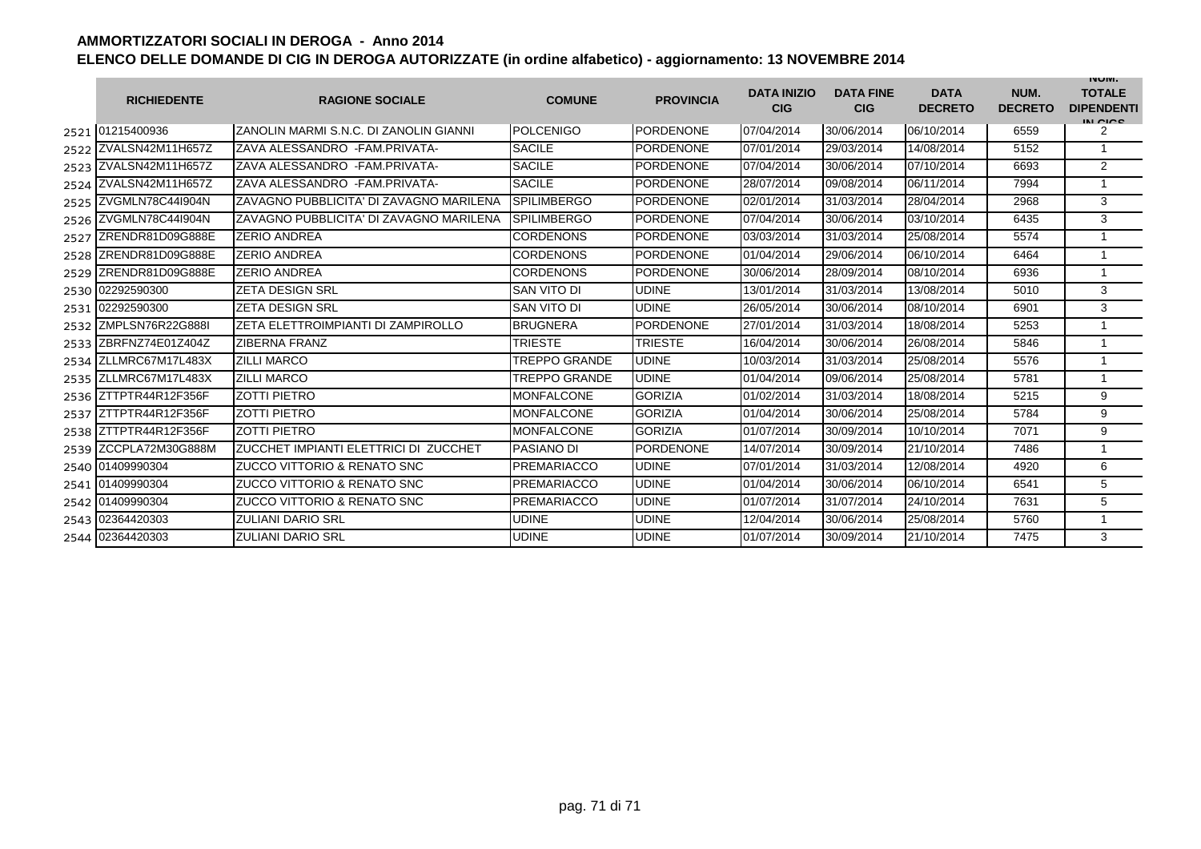# AMMORTIZZATORI SOCIALI IN DEROGA - Anno 2014

## ELENCO DELLE DOMANDE DI CIG IN DEROGA AUTORIZZATE (in ordine alfabetico) - aggiornamento: 13 NOVEMBRE 2014

| | RICHIEDENTE | RAGIONE SOCIALE | COMUNE | PROVINCIA | DATA INIZIO CIG | DATA FINE CIG | DATA DECRETO | NUM. DECRETO | NUM. TOTALE DIPENDENTI IN CIGS |
|---|---|---|---|---|---|---|---|---|---|
| 2521 | 01215400936 | ZANOLIN MARMI S.N.C. DI ZANOLIN GIANNI | POLCENIGO | PORDENONE | 07/04/2014 | 30/06/2014 | 06/10/2014 | 6559 | 2 |
| 2522 | ZVALSN42M11H657Z | ZAVA ALESSANDRO -FAM.PRIVATA- | SACILE | PORDENONE | 07/01/2014 | 29/03/2014 | 14/08/2014 | 5152 | 1 |
| 2523 | ZVALSN42M11H657Z | ZAVA ALESSANDRO -FAM.PRIVATA- | SACILE | PORDENONE | 07/04/2014 | 30/06/2014 | 07/10/2014 | 6693 | 2 |
| 2524 | ZVALSN42M11H657Z | ZAVA ALESSANDRO -FAM.PRIVATA- | SACILE | PORDENONE | 28/07/2014 | 09/08/2014 | 06/11/2014 | 7994 | 1 |
| 2525 | ZVGMLN78C44I904N | ZAVAGNO PUBBLICITA' DI ZAVAGNO MARILENA | SPILIMBERGO | PORDENONE | 02/01/2014 | 31/03/2014 | 28/04/2014 | 2968 | 3 |
| 2526 | ZVGMLN78C44I904N | ZAVAGNO PUBBLICITA' DI ZAVAGNO MARILENA | SPILIMBERGO | PORDENONE | 07/04/2014 | 30/06/2014 | 03/10/2014 | 6435 | 3 |
| 2527 | ZRENDR81D09G888E | ZERIO ANDREA | CORDENONS | PORDENONE | 03/03/2014 | 31/03/2014 | 25/08/2014 | 5574 | 1 |
| 2528 | ZRENDR81D09G888E | ZERIO ANDREA | CORDENONS | PORDENONE | 01/04/2014 | 29/06/2014 | 06/10/2014 | 6464 | 1 |
| 2529 | ZRENDR81D09G888E | ZERIO ANDREA | CORDENONS | PORDENONE | 30/06/2014 | 28/09/2014 | 08/10/2014 | 6936 | 1 |
| 2530 | 02292590300 | ZETA DESIGN SRL | SAN VITO DI | UDINE | 13/01/2014 | 31/03/2014 | 13/08/2014 | 5010 | 3 |
| 2531 | 02292590300 | ZETA DESIGN SRL | SAN VITO DI | UDINE | 26/05/2014 | 30/06/2014 | 08/10/2014 | 6901 | 3 |
| 2532 | ZMPLSN76R22G888I | ZETA ELETTROIMPIANTI DI ZAMPIROLLO | BRUGNERA | PORDENONE | 27/01/2014 | 31/03/2014 | 18/08/2014 | 5253 | 1 |
| 2533 | ZBRFNZ74E01Z404Z | ZIBERNA FRANZ | TRIESTE | TRIESTE | 16/04/2014 | 30/06/2014 | 26/08/2014 | 5846 | 1 |
| 2534 | ZLLMRC67M17L483X | ZILLI MARCO | TREPPO GRANDE | UDINE | 10/03/2014 | 31/03/2014 | 25/08/2014 | 5576 | 1 |
| 2535 | ZLLMRC67M17L483X | ZILLI MARCO | TREPPO GRANDE | UDINE | 01/04/2014 | 09/06/2014 | 25/08/2014 | 5781 | 1 |
| 2536 | ZTTPTR44R12F356F | ZOTTI PIETRO | MONFALCONE | GORIZIA | 01/02/2014 | 31/03/2014 | 18/08/2014 | 5215 | 9 |
| 2537 | ZTTPTR44R12F356F | ZOTTI PIETRO | MONFALCONE | GORIZIA | 01/04/2014 | 30/06/2014 | 25/08/2014 | 5784 | 9 |
| 2538 | ZTTPTR44R12F356F | ZOTTI PIETRO | MONFALCONE | GORIZIA | 01/07/2014 | 30/09/2014 | 10/10/2014 | 7071 | 9 |
| 2539 | ZCCPLA72M30G888M | ZUCCHET IMPIANTI ELETTRICI DI ZUCCHET | PASIANO DI | PORDENONE | 14/07/2014 | 30/09/2014 | 21/10/2014 | 7486 | 1 |
| 2540 | 01409990304 | ZUCCO VITTORIO & RENATO SNC | PREMARIACCO | UDINE | 07/01/2014 | 31/03/2014 | 12/08/2014 | 4920 | 6 |
| 2541 | 01409990304 | ZUCCO VITTORIO & RENATO SNC | PREMARIACCO | UDINE | 01/04/2014 | 30/06/2014 | 06/10/2014 | 6541 | 5 |
| 2542 | 01409990304 | ZUCCO VITTORIO & RENATO SNC | PREMARIACCO | UDINE | 01/07/2014 | 31/07/2014 | 24/10/2014 | 7631 | 5 |
| 2543 | 02364420303 | ZULIANI DARIO SRL | UDINE | UDINE | 12/04/2014 | 30/06/2014 | 25/08/2014 | 5760 | 1 |
| 2544 | 02364420303 | ZULIANI DARIO SRL | UDINE | UDINE | 01/07/2014 | 30/09/2014 | 21/10/2014 | 7475 | 3 |